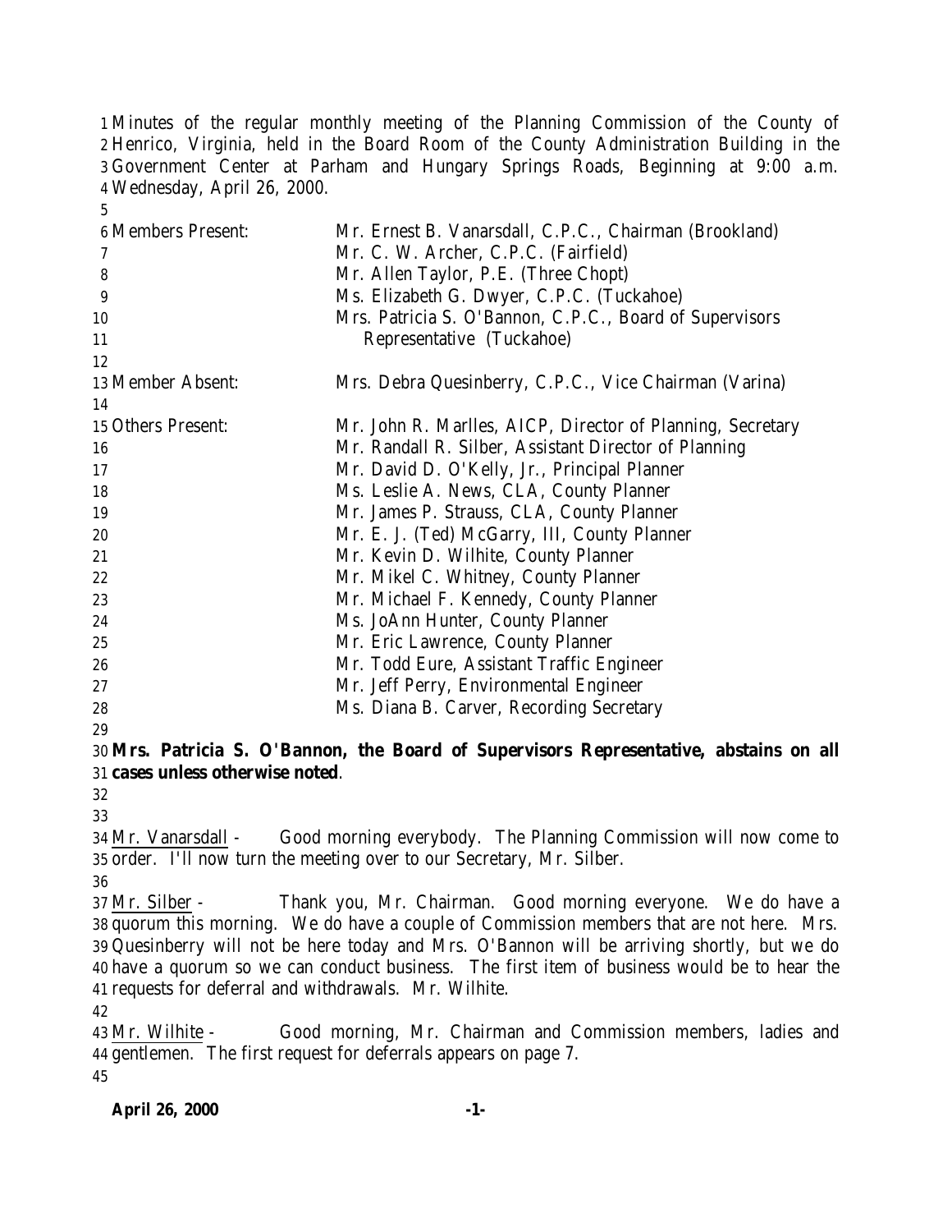Minutes of the regular monthly meeting of the Planning Commission of the County of Henrico, Virginia, held in the Board Room of the County Administration Building in the Government Center at Parham and Hungary Springs Roads, Beginning at 9:00 a.m. Wednesday, April 26, 2000.

| | |
|---|---|
| Members Present: | Mr. Ernest B. Vanarsdall, C.P.C., Chairman (Brookland) |
| | Mr. C. W. Archer, C.P.C. (Fairfield) |
| | Mr. Allen Taylor, P.E. (Three Chopt) |
| | Ms. Elizabeth G. Dwyer, C.P.C. (Tuckahoe) |
| | Mrs. Patricia S. O'Bannon, C.P.C., Board of Supervisors Representative (Tuckahoe) |
| Member Absent: | Mrs. Debra Quesinberry, C.P.C., Vice Chairman (Varina) |
| Others Present: | Mr. John R. Marlles, AICP, Director of Planning, Secretary |
| | Mr. Randall R. Silber, Assistant Director of Planning |
| | Mr. David D. O'Kelly, Jr., Principal Planner |
| | Ms. Leslie A. News, CLA, County Planner |
| | Mr. James P. Strauss, CLA, County Planner |
| | Mr. E. J. (Ted) McGarry, III, County Planner |
| | Mr. Kevin D. Wilhite, County Planner |
| | Mr. Mikel C. Whitney, County Planner |
| | Mr. Michael F. Kennedy, County Planner |
| | Ms. JoAnn Hunter, County Planner |
| | Mr. Eric Lawrence, County Planner |
| | Mr. Todd Eure, Assistant Traffic Engineer |
| | Mr. Jeff Perry, Environmental Engineer |
| | Ms. Diana B. Carver, Recording Secretary |

**Mrs. Patricia S. O'Bannon, the Board of Supervisors Representative, abstains on all cases unless otherwise noted**.

Mr. Vanarsdall - Good morning everybody. The Planning Commission will now come to order. I'll now turn the meeting over to our Secretary, Mr. Silber.

Mr. Silber - Thank you, Mr. Chairman. Good morning everyone. We do have a quorum this morning. We do have a couple of Commission members that are not here. Mrs. Quesinberry will not be here today and Mrs. O'Bannon will be arriving shortly, but we do have a quorum so we can conduct business. The first item of business would be to hear the requests for deferral and withdrawals. Mr. Wilhite.

Mr. Wilhite - Good morning, Mr. Chairman and Commission members, ladies and gentlemen. The first request for deferrals appears on page 7.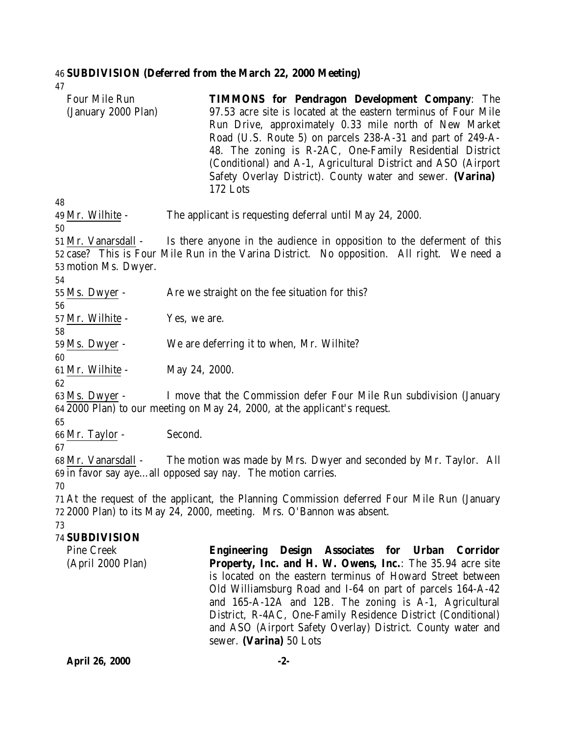**SUBDIVISION (Deferred from the March 22, 2000 Meeting)**

Four Mile Run (January 2000 Plan)

**TIMMONS for Pendragon Development Company**: The 97.53 acre site is located at the eastern terminus of Four Mile Run Drive, approximately 0.33 mile north of New Market Road (U.S. Route 5) on parcels 238-A-31 and part of 249-A-48. The zoning is R-2AC, One-Family Residential District (Conditional) and A-1, Agricultural District and ASO (Airport Safety Overlay District). County water and sewer. **(Varina)** 172 Lots

Mr. Wilhite - The applicant is requesting deferral until May 24, 2000.

Mr. Vanarsdall - Is there anyone in the audience in opposition to the deferment of this case? This is Four Mile Run in the Varina District. No opposition. All right. We need a motion Ms. Dwyer.

Ms. Dwyer - Are we straight on the fee situation for this?

Mr. Wilhite - Yes, we are.

Ms. Dwyer - We are deferring it to when, Mr. Wilhite?

Mr. Wilhite - May 24, 2000.

Ms. Dwyer - I move that the Commission defer Four Mile Run subdivision (January 2000 Plan) to our meeting on May 24, 2000, at the applicant's request.

Mr. Taylor - Second.

Mr. Vanarsdall - The motion was made by Mrs. Dwyer and seconded by Mr. Taylor. All in favor say aye…all opposed say nay. The motion carries.

At the request of the applicant, the Planning Commission deferred Four Mile Run (January 2000 Plan) to its May 24, 2000, meeting. Mrs. O'Bannon was absent.

**SUBDIVISION**

Pine Creek (April 2000 Plan)

**Engineering Design Associates for Urban Corridor Property, Inc. and H. W. Owens, Inc.**: The 35.94 acre site is located on the eastern terminus of Howard Street between Old Williamsburg Road and I-64 on part of parcels 164-A-42 and 165-A-12A and 12B. The zoning is A-1, Agricultural District, R-4AC, One-Family Residence District (Conditional) and ASO (Airport Safety Overlay) District. County water and sewer. **(Varina)** 50 Lots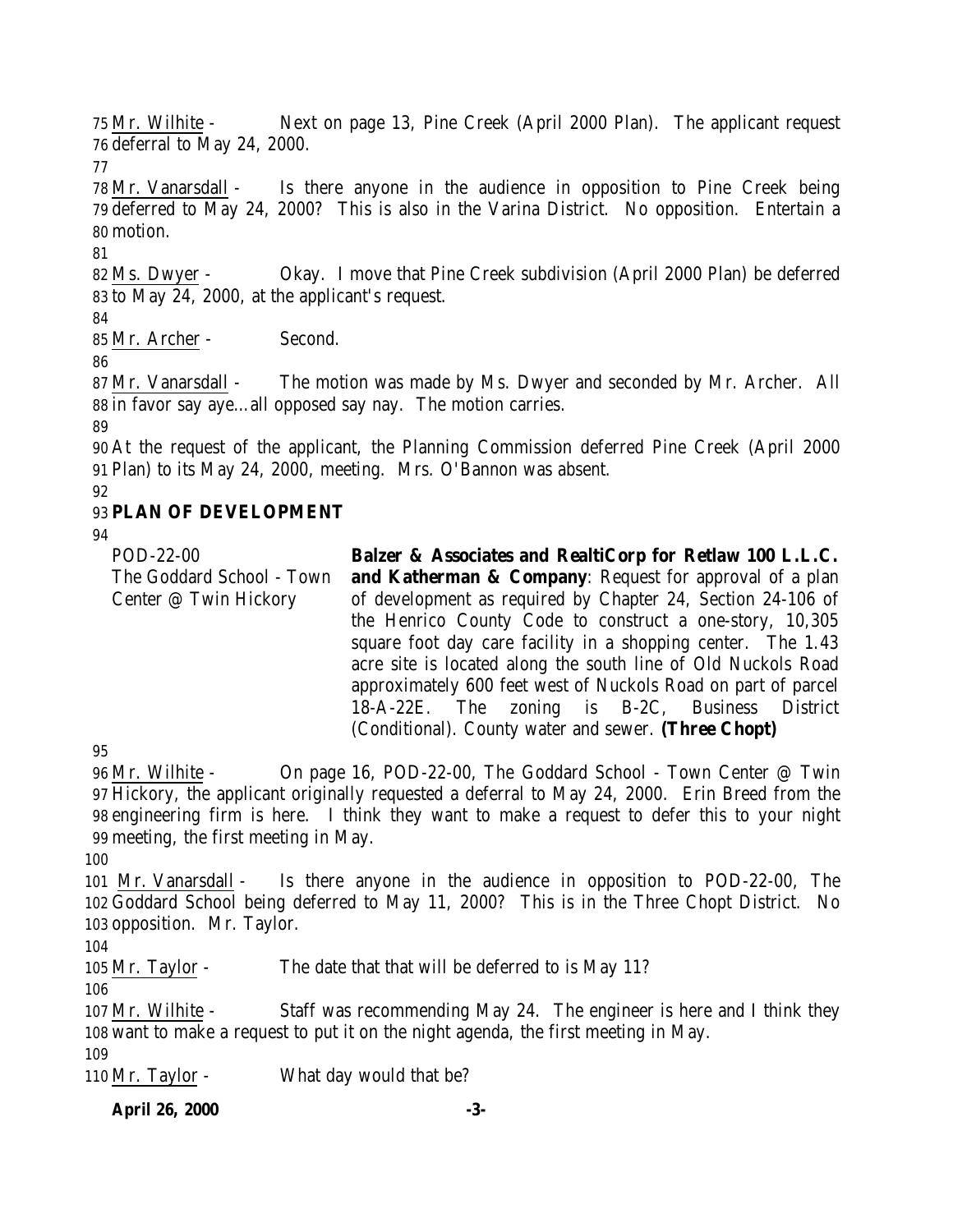Mr. Wilhite - Next on page 13, Pine Creek (April 2000 Plan). The applicant request deferral to May 24, 2000.

Mr. Vanarsdall - Is there anyone in the audience in opposition to Pine Creek being deferred to May 24, 2000? This is also in the Varina District. No opposition. Entertain a motion.

Ms. Dwyer - Okay. I move that Pine Creek subdivision (April 2000 Plan) be deferred to May 24, 2000, at the applicant's request.

Mr. Archer - Second.

Mr. Vanarsdall - The motion was made by Ms. Dwyer and seconded by Mr. Archer. All in favor say aye…all opposed say nay. The motion carries.

At the request of the applicant, the Planning Commission deferred Pine Creek (April 2000 Plan) to its May 24, 2000, meeting. Mrs. O'Bannon was absent.

**PLAN OF DEVELOPMENT**

POD-22-00
The Goddard School - Town Center @ Twin Hickory

**Balzer & Associates and RealtiCorp for Retlaw 100 L.L.C. and Katherman & Company**: Request for approval of a plan of development as required by Chapter 24, Section 24-106 of the Henrico County Code to construct a one-story, 10,305 square foot day care facility in a shopping center. The 1.43 acre site is located along the south line of Old Nuckols Road approximately 600 feet west of Nuckols Road on part of parcel 18-A-22E. The zoning is B-2C, Business District (Conditional). County water and sewer. **(Three Chopt)**

Mr. Wilhite - On page 16, POD-22-00, The Goddard School - Town Center @ Twin Hickory, the applicant originally requested a deferral to May 24, 2000. Erin Breed from the engineering firm is here. I think they want to make a request to defer this to your night meeting, the first meeting in May.

Mr. Vanarsdall - Is there anyone in the audience in opposition to POD-22-00, The Goddard School being deferred to May 11, 2000? This is in the Three Chopt District. No opposition. Mr. Taylor.

Mr. Taylor - The date that that will be deferred to is May 11?

Mr. Wilhite - Staff was recommending May 24. The engineer is here and I think they want to make a request to put it on the night agenda, the first meeting in May.

Mr. Taylor - What day would that be?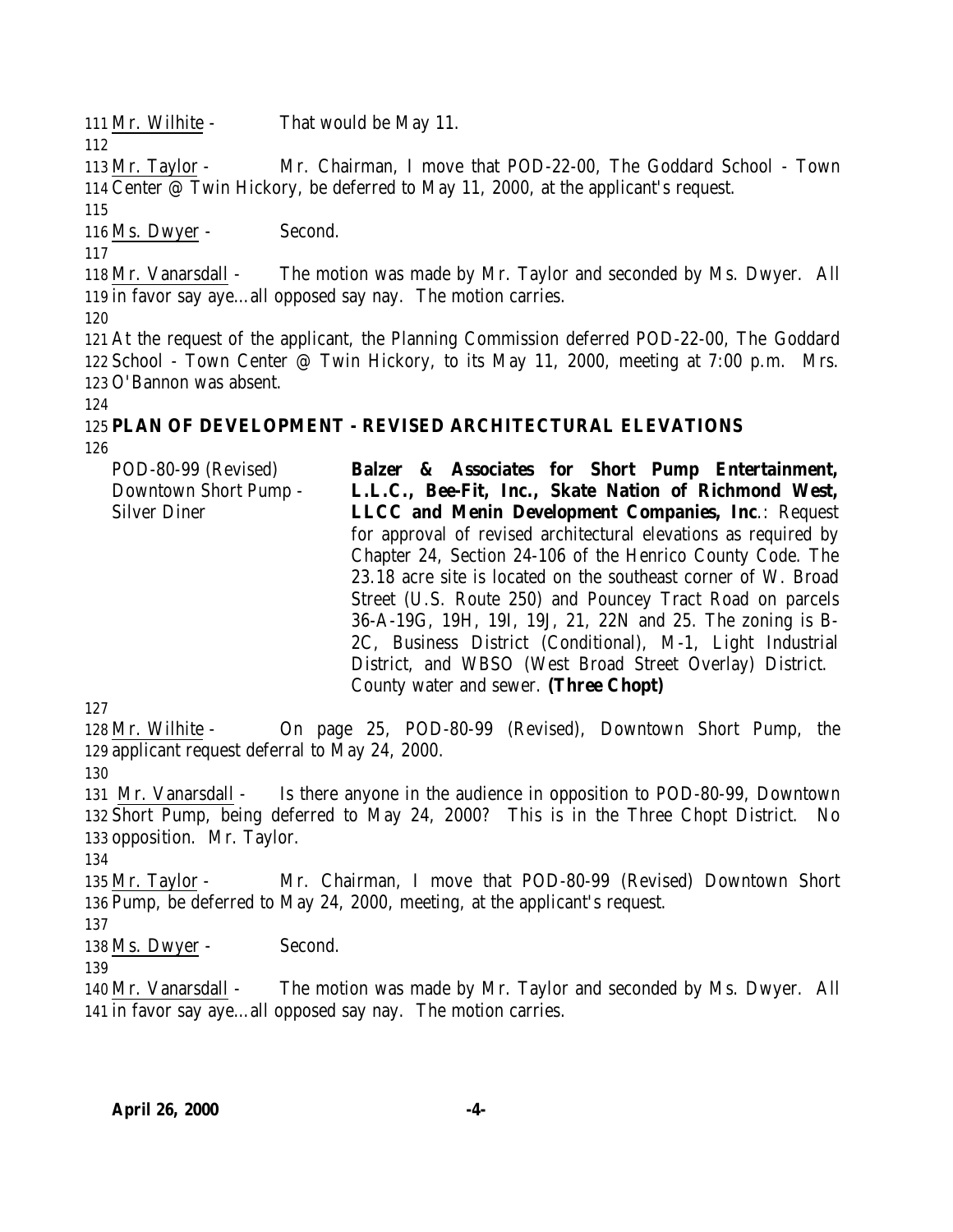Mr. Wilhite - That would be May 11.

Mr. Taylor - Mr. Chairman, I move that POD-22-00, The Goddard School - Town Center @ Twin Hickory, be deferred to May 11, 2000, at the applicant's request.

Ms. Dwyer - Second.

Mr. Vanarsdall - The motion was made by Mr. Taylor and seconded by Ms. Dwyer. All in favor say aye…all opposed say nay. The motion carries.

At the request of the applicant, the Planning Commission deferred POD-22-00, The Goddard School - Town Center @ Twin Hickory, to its May 11, 2000, meeting at 7:00 p.m. Mrs. O'Bannon was absent.

**PLAN OF DEVELOPMENT - REVISED ARCHITECTURAL ELEVATIONS**

| | |
|---|---|
| POD-80-99 (Revised) Downtown Short Pump - Silver Diner | **Balzer & Associates for Short Pump Entertainment, L.L.C., Bee-Fit, Inc., Skate Nation of Richmond West, LLCC and Menin Development Companies, Inc**.: Request for approval of revised architectural elevations as required by Chapter 24, Section 24-106 of the Henrico County Code. The 23.18 acre site is located on the southeast corner of W. Broad Street (U.S. Route 250) and Pouncey Tract Road on parcels 36-A-19G, 19H, 19I, 19J, 21, 22N and 25. The zoning is B-2C, Business District (Conditional), M-1, Light Industrial District, and WBSO (West Broad Street Overlay) District. County water and sewer. **(Three Chopt)** |

Mr. Wilhite - On page 25, POD-80-99 (Revised), Downtown Short Pump, the applicant request deferral to May 24, 2000.

Mr. Vanarsdall - Is there anyone in the audience in opposition to POD-80-99, Downtown Short Pump, being deferred to May 24, 2000? This is in the Three Chopt District. No opposition. Mr. Taylor.

Mr. Taylor - Mr. Chairman, I move that POD-80-99 (Revised) Downtown Short Pump, be deferred to May 24, 2000, meeting, at the applicant's request.

Ms. Dwyer - Second.

Mr. Vanarsdall - The motion was made by Mr. Taylor and seconded by Ms. Dwyer. All in favor say aye…all opposed say nay. The motion carries.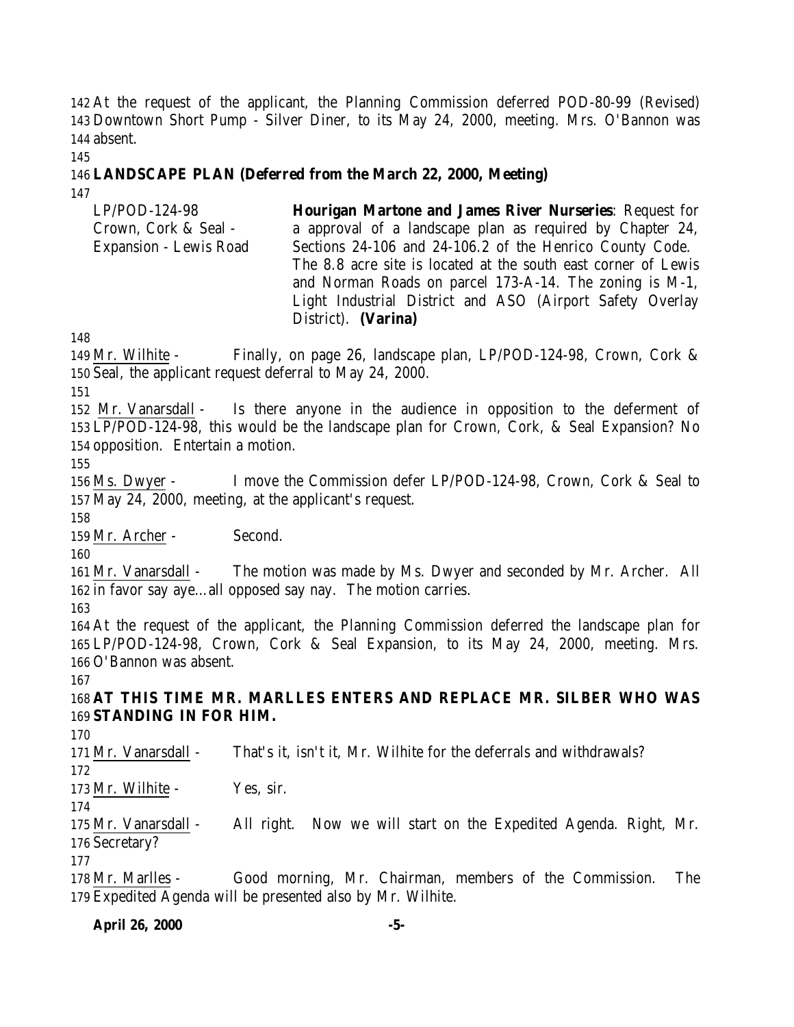At the request of the applicant, the Planning Commission deferred POD-80-99 (Revised) Downtown Short Pump - Silver Diner, to its May 24, 2000, meeting. Mrs. O'Bannon was absent.

**LANDSCAPE PLAN (Deferred from the March 22, 2000, Meeting)**

| | |
|---|---|
| LP/POD-124-98<br>Crown, Cork & Seal - Expansion - Lewis Road | **Hourigan Martone and James River Nurseries**: Request for a approval of a landscape plan as required by Chapter 24, Sections 24-106 and 24-106.2 of the Henrico County Code. The 8.8 acre site is located at the south east corner of Lewis and Norman Roads on parcel 173-A-14. The zoning is M-1, Light Industrial District and ASO (Airport Safety Overlay District). **(Varina)** |

Mr. Wilhite - Finally, on page 26, landscape plan, LP/POD-124-98, Crown, Cork & Seal, the applicant request deferral to May 24, 2000.

Mr. Vanarsdall - Is there anyone in the audience in opposition to the deferment of LP/POD-124-98, this would be the landscape plan for Crown, Cork, & Seal Expansion? No opposition. Entertain a motion.

Ms. Dwyer - I move the Commission defer LP/POD-124-98, Crown, Cork & Seal to May 24, 2000, meeting, at the applicant's request.

Mr. Archer - Second.

Mr. Vanarsdall - The motion was made by Ms. Dwyer and seconded by Mr. Archer. All in favor say aye…all opposed say nay. The motion carries.

At the request of the applicant, the Planning Commission deferred the landscape plan for LP/POD-124-98, Crown, Cork & Seal Expansion, to its May 24, 2000, meeting. Mrs. O'Bannon was absent.

**AT THIS TIME MR. MARLLES ENTERS AND REPLACE MR. SILBER WHO WAS STANDING IN FOR HIM.**

Mr. Vanarsdall - That's it, isn't it, Mr. Wilhite for the deferrals and withdrawals?

Mr. Wilhite - Yes, sir.

Mr. Vanarsdall - All right. Now we will start on the Expedited Agenda. Right, Mr. Secretary?

Mr. Marlles - Good morning, Mr. Chairman, members of the Commission. The Expedited Agenda will be presented also by Mr. Wilhite.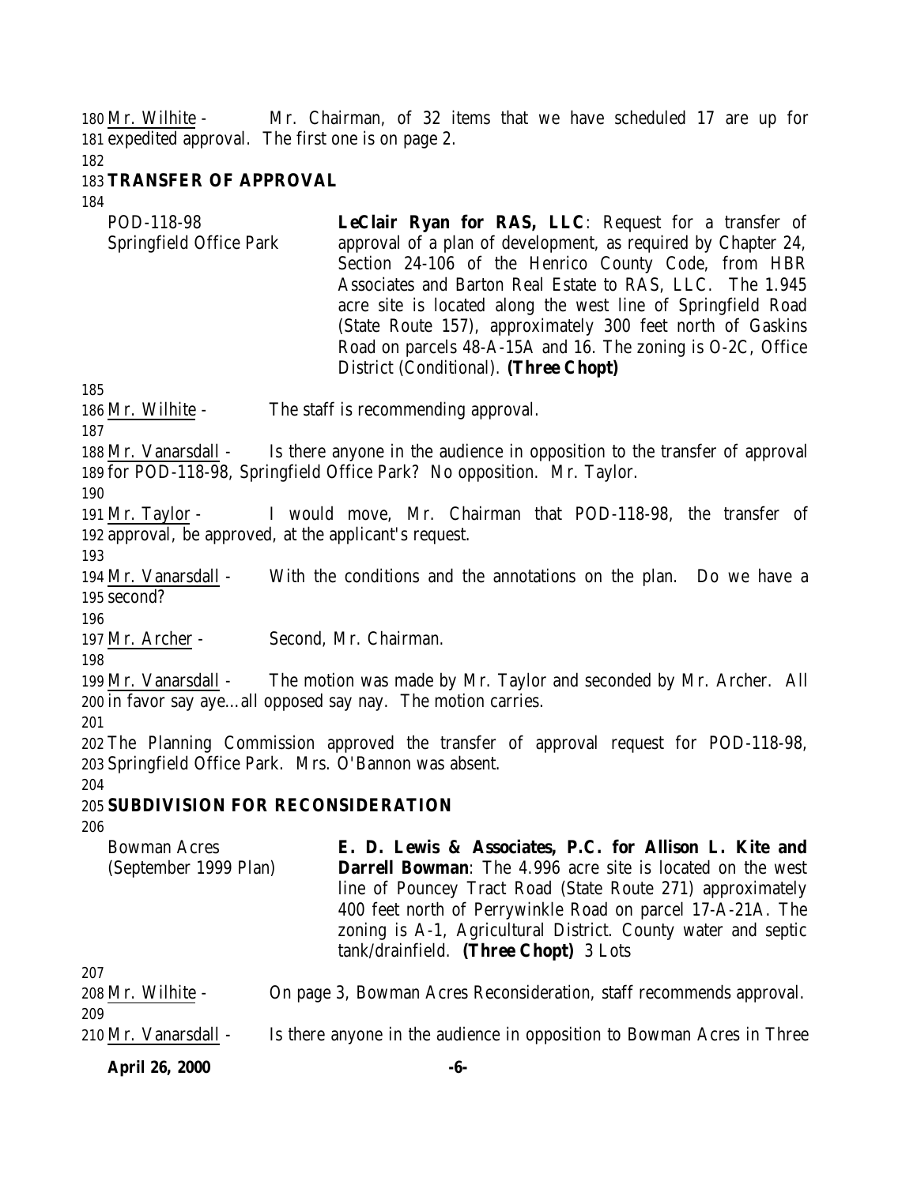Mr. Wilhite - Mr. Chairman, of 32 items that we have scheduled 17 are up for expedited approval. The first one is on page 2.

**TRANSFER OF APPROVAL**

POD-118-98
Springfield Office Park

**LeClair Ryan for RAS, LLC**: Request for a transfer of approval of a plan of development, as required by Chapter 24, Section 24-106 of the Henrico County Code, from HBR Associates and Barton Real Estate to RAS, LLC. The 1.945 acre site is located along the west line of Springfield Road (State Route 157), approximately 300 feet north of Gaskins Road on parcels 48-A-15A and 16. The zoning is O-2C, Office District (Conditional). **(Three Chopt)**

Mr. Wilhite - The staff is recommending approval.

Mr. Vanarsdall - Is there anyone in the audience in opposition to the transfer of approval for POD-118-98, Springfield Office Park? No opposition. Mr. Taylor.

Mr. Taylor - I would move, Mr. Chairman that POD-118-98, the transfer of approval, be approved, at the applicant's request.

Mr. Vanarsdall - With the conditions and the annotations on the plan. Do we have a second?

Mr. Archer - Second, Mr. Chairman.

Mr. Vanarsdall - The motion was made by Mr. Taylor and seconded by Mr. Archer. All in favor say aye…all opposed say nay. The motion carries.

The Planning Commission approved the transfer of approval request for POD-118-98, Springfield Office Park. Mrs. O'Bannon was absent.

**SUBDIVISION FOR RECONSIDERATION**

Bowman Acres
(September 1999 Plan)

**E. D. Lewis & Associates, P.C. for Allison L. Kite and Darrell Bowman**: The 4.996 acre site is located on the west line of Pouncey Tract Road (State Route 271) approximately 400 feet north of Perrywinkle Road on parcel 17-A-21A. The zoning is A-1, Agricultural District. County water and septic tank/drainfield. **(Three Chopt)** 3 Lots

Mr. Wilhite - On page 3, Bowman Acres Reconsideration, staff recommends approval.

Mr. Vanarsdall - Is there anyone in the audience in opposition to Bowman Acres in Three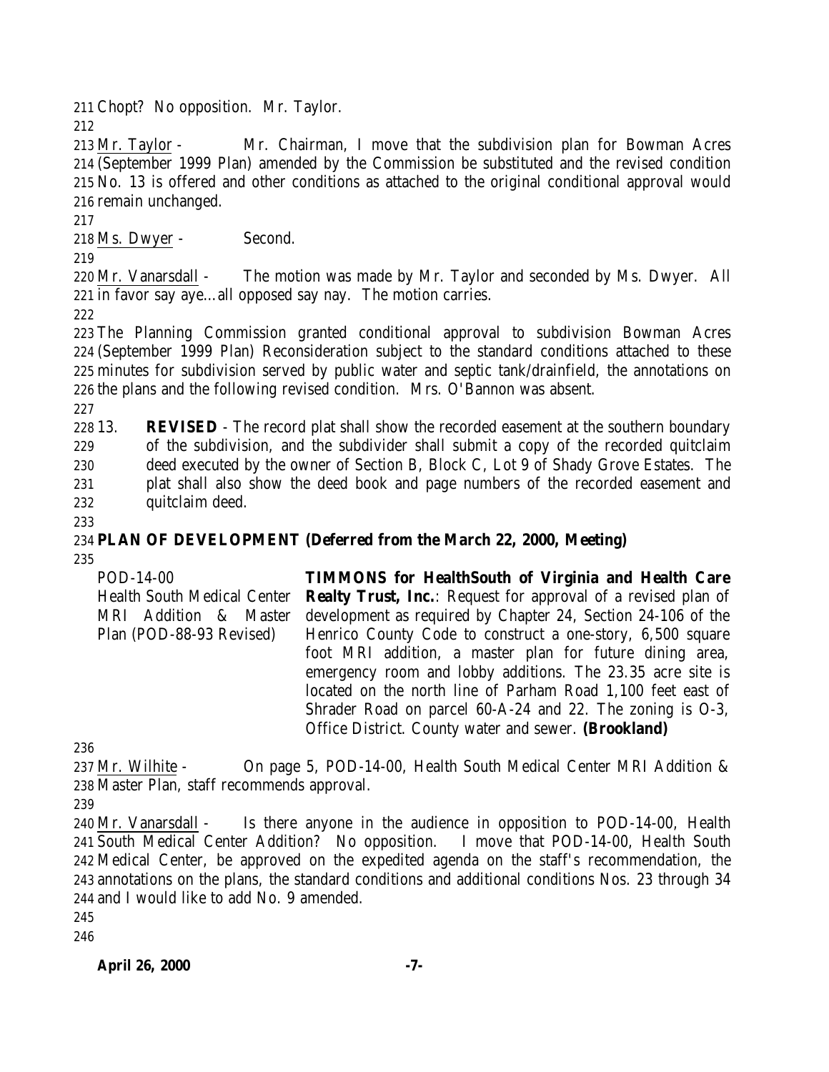Chopt? No opposition. Mr. Taylor.

Mr. Taylor - Mr. Chairman, I move that the subdivision plan for Bowman Acres (September 1999 Plan) amended by the Commission be substituted and the revised condition No. 13 is offered and other conditions as attached to the original conditional approval would remain unchanged.

Ms. Dwyer - Second.

Mr. Vanarsdall - The motion was made by Mr. Taylor and seconded by Ms. Dwyer. All in favor say aye…all opposed say nay. The motion carries.

The Planning Commission granted conditional approval to subdivision Bowman Acres (September 1999 Plan) Reconsideration subject to the standard conditions attached to these minutes for subdivision served by public water and septic tank/drainfield, the annotations on the plans and the following revised condition. Mrs. O'Bannon was absent.

13. **REVISED** - The record plat shall show the recorded easement at the southern boundary of the subdivision, and the subdivider shall submit a copy of the recorded quitclaim deed executed by the owner of Section B, Block C, Lot 9 of Shady Grove Estates. The plat shall also show the deed book and page numbers of the recorded easement and quitclaim deed.

**PLAN OF DEVELOPMENT (Deferred from the March 22, 2000, Meeting)**

| | |
|---|---|
| POD-14-00<br>Health South Medical Center MRI Addition & Master Plan (POD-88-93 Revised) | **TIMMONS for HealthSouth of Virginia and Health Care Realty Trust, Inc.**: Request for approval of a revised plan of development as required by Chapter 24, Section 24-106 of the Henrico County Code to construct a one-story, 6,500 square foot MRI addition, a master plan for future dining area, emergency room and lobby additions. The 23.35 acre site is located on the north line of Parham Road 1,100 feet east of Shrader Road on parcel 60-A-24 and 22. The zoning is O-3, Office District. County water and sewer. **(Brookland)** |

Mr. Wilhite - On page 5, POD-14-00, Health South Medical Center MRI Addition & Master Plan, staff recommends approval.

Mr. Vanarsdall - Is there anyone in the audience in opposition to POD-14-00, Health South Medical Center Addition? No opposition. I move that POD-14-00, Health South Medical Center, be approved on the expedited agenda on the staff's recommendation, the annotations on the plans, the standard conditions and additional conditions Nos. 23 through 34 and I would like to add No. 9 amended.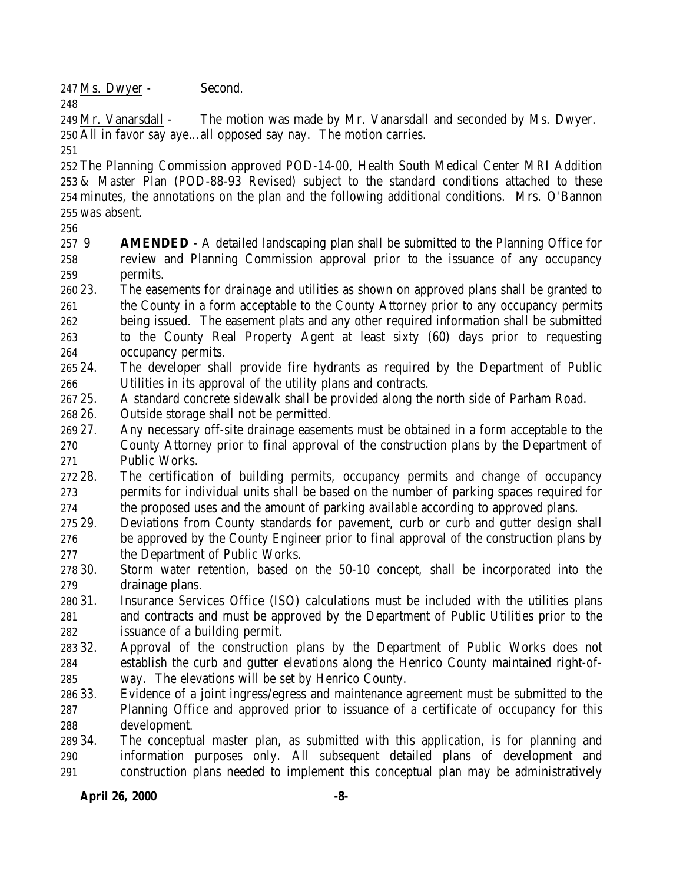Ms. Dwyer - Second.

Mr. Vanarsdall - The motion was made by Mr. Vanarsdall and seconded by Ms. Dwyer. All in favor say aye…all opposed say nay. The motion carries.

The Planning Commission approved POD-14-00, Health South Medical Center MRI Addition & Master Plan (POD-88-93 Revised) subject to the standard conditions attached to these minutes, the annotations on the plan and the following additional conditions. Mrs. O'Bannon was absent.

9 **AMENDED** - A detailed landscaping plan shall be submitted to the Planning Office for review and Planning Commission approval prior to the issuance of any occupancy permits.

23. The easements for drainage and utilities as shown on approved plans shall be granted to the County in a form acceptable to the County Attorney prior to any occupancy permits being issued. The easement plats and any other required information shall be submitted to the County Real Property Agent at least sixty (60) days prior to requesting occupancy permits.
24. The developer shall provide fire hydrants as required by the Department of Public Utilities in its approval of the utility plans and contracts.
25. A standard concrete sidewalk shall be provided along the north side of Parham Road.
26. Outside storage shall not be permitted.
27. Any necessary off-site drainage easements must be obtained in a form acceptable to the County Attorney prior to final approval of the construction plans by the Department of Public Works.
28. The certification of building permits, occupancy permits and change of occupancy permits for individual units shall be based on the number of parking spaces required for the proposed uses and the amount of parking available according to approved plans.
29. Deviations from County standards for pavement, curb or curb and gutter design shall be approved by the County Engineer prior to final approval of the construction plans by the Department of Public Works.
30. Storm water retention, based on the 50-10 concept, shall be incorporated into the drainage plans.
31. Insurance Services Office (ISO) calculations must be included with the utilities plans and contracts and must be approved by the Department of Public Utilities prior to the issuance of a building permit.
32. Approval of the construction plans by the Department of Public Works does not establish the curb and gutter elevations along the Henrico County maintained right-of-way. The elevations will be set by Henrico County.
33. Evidence of a joint ingress/egress and maintenance agreement must be submitted to the Planning Office and approved prior to issuance of a certificate of occupancy for this development.
34. The conceptual master plan, as submitted with this application, is for planning and information purposes only. All subsequent detailed plans of development and construction plans needed to implement this conceptual plan may be administratively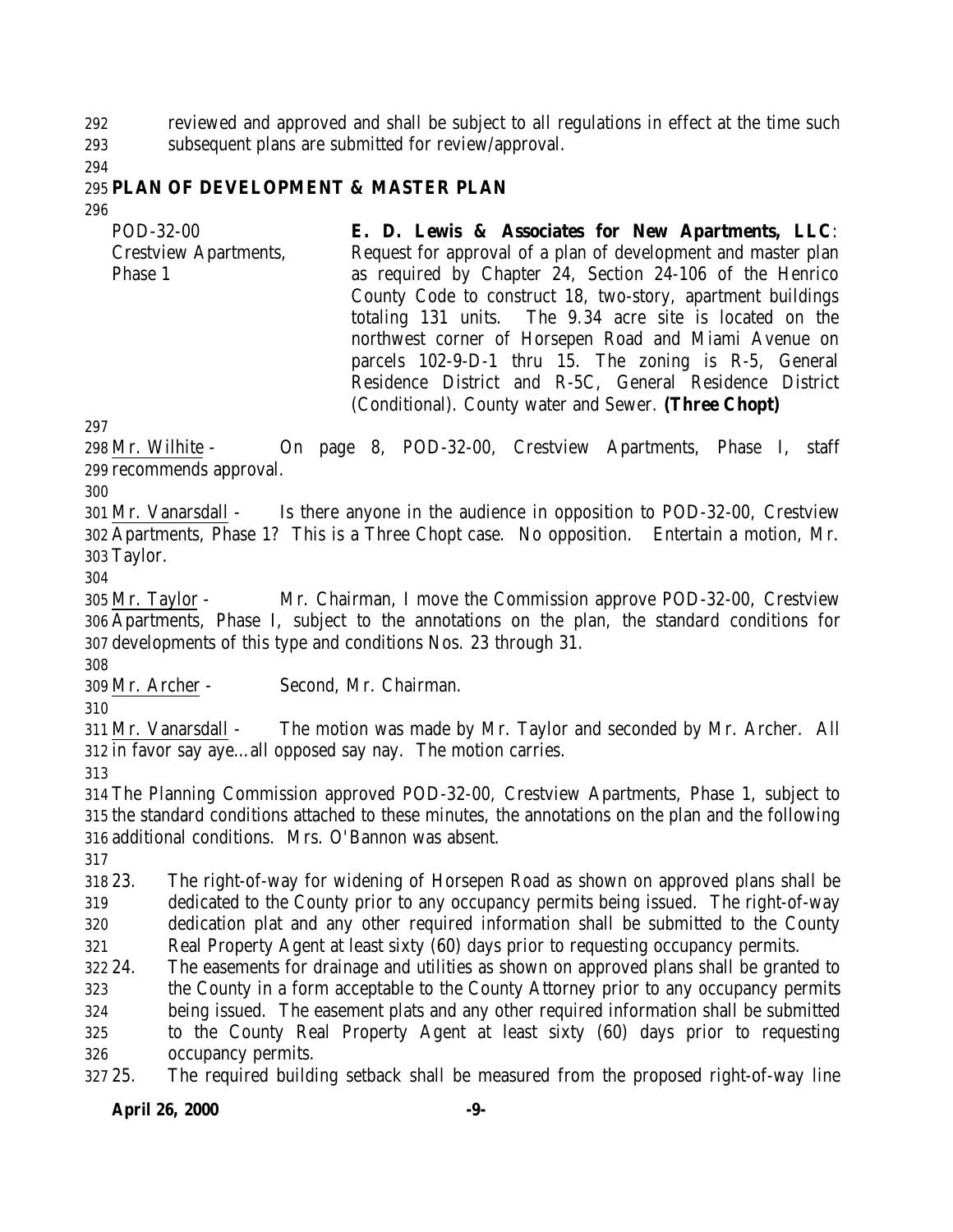reviewed and approved and shall be subject to all regulations in effect at the time such subsequent plans are submitted for review/approval.

**PLAN OF DEVELOPMENT & MASTER PLAN**

| | |
|---|---|
| POD-32-00<br>Crestview Apartments, Phase 1 | **E. D. Lewis & Associates for New Apartments, LLC**: Request for approval of a plan of development and master plan as required by Chapter 24, Section 24-106 of the Henrico County Code to construct 18, two-story, apartment buildings totaling 131 units. The 9.34 acre site is located on the northwest corner of Horsepen Road and Miami Avenue on parcels 102-9-D-1 thru 15. The zoning is R-5, General Residence District and R-5C, General Residence District (Conditional). County water and Sewer. **(Three Chopt)** |

Mr. Wilhite - On page 8, POD-32-00, Crestview Apartments, Phase I, staff recommends approval.

Mr. Vanarsdall - Is there anyone in the audience in opposition to POD-32-00, Crestview Apartments, Phase 1? This is a Three Chopt case. No opposition. Entertain a motion, Mr. Taylor.

Mr. Taylor - Mr. Chairman, I move the Commission approve POD-32-00, Crestview Apartments, Phase I, subject to the annotations on the plan, the standard conditions for developments of this type and conditions Nos. 23 through 31.

Mr. Archer - Second, Mr. Chairman.

Mr. Vanarsdall - The motion was made by Mr. Taylor and seconded by Mr. Archer. All in favor say aye…all opposed say nay. The motion carries.

The Planning Commission approved POD-32-00, Crestview Apartments, Phase 1, subject to the standard conditions attached to these minutes, the annotations on the plan and the following additional conditions. Mrs. O'Bannon was absent.

23. The right-of-way for widening of Horsepen Road as shown on approved plans shall be dedicated to the County prior to any occupancy permits being issued. The right-of-way dedication plat and any other required information shall be submitted to the County Real Property Agent at least sixty (60) days prior to requesting occupancy permits.
24. The easements for drainage and utilities as shown on approved plans shall be granted to the County in a form acceptable to the County Attorney prior to any occupancy permits being issued. The easement plats and any other required information shall be submitted to the County Real Property Agent at least sixty (60) days prior to requesting occupancy permits.
25. The required building setback shall be measured from the proposed right-of-way line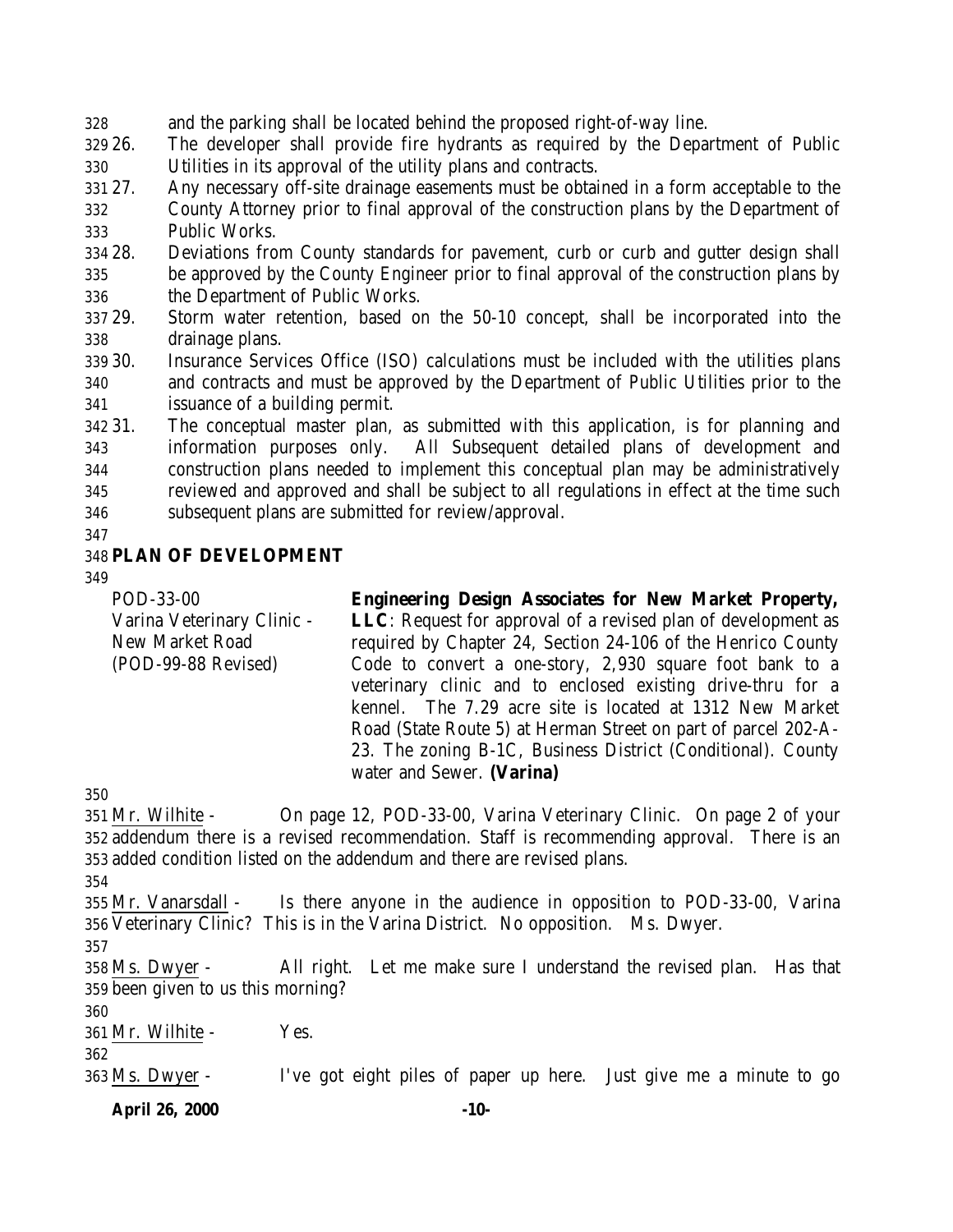and the parking shall be located behind the proposed right-of-way line.

26. The developer shall provide fire hydrants as required by the Department of Public Utilities in its approval of the utility plans and contracts.
27. Any necessary off-site drainage easements must be obtained in a form acceptable to the County Attorney prior to final approval of the construction plans by the Department of Public Works.
28. Deviations from County standards for pavement, curb or curb and gutter design shall be approved by the County Engineer prior to final approval of the construction plans by the Department of Public Works.
29. Storm water retention, based on the 50-10 concept, shall be incorporated into the drainage plans.
30. Insurance Services Office (ISO) calculations must be included with the utilities plans and contracts and must be approved by the Department of Public Utilities prior to the issuance of a building permit.
31. The conceptual master plan, as submitted with this application, is for planning and information purposes only. All Subsequent detailed plans of development and construction plans needed to implement this conceptual plan may be administratively reviewed and approved and shall be subject to all regulations in effect at the time such subsequent plans are submitted for review/approval.

**PLAN OF DEVELOPMENT**

POD-33-00
Varina Veterinary Clinic - New Market Road
(POD-99-88 Revised)

**Engineering Design Associates for New Market Property, LLC**: Request for approval of a revised plan of development as required by Chapter 24, Section 24-106 of the Henrico County Code to convert a one-story, 2,930 square foot bank to a veterinary clinic and to enclosed existing drive-thru for a kennel. The 7.29 acre site is located at 1312 New Market Road (State Route 5) at Herman Street on part of parcel 202-A-23. The zoning B-1C, Business District (Conditional). County water and Sewer. **(Varina)**

Mr. Wilhite - On page 12, POD-33-00, Varina Veterinary Clinic. On page 2 of your addendum there is a revised recommendation. Staff is recommending approval. There is an added condition listed on the addendum and there are revised plans.

Mr. Vanarsdall - Is there anyone in the audience in opposition to POD-33-00, Varina Veterinary Clinic? This is in the Varina District. No opposition. Ms. Dwyer.

Ms. Dwyer - All right. Let me make sure I understand the revised plan. Has that been given to us this morning?

Mr. Wilhite - Yes.

Ms. Dwyer - I've got eight piles of paper up here. Just give me a minute to go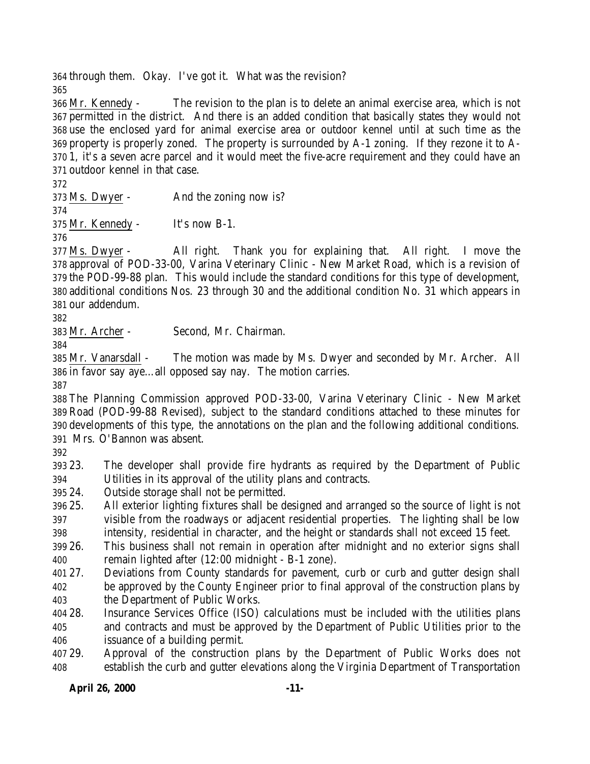through them. Okay. I've got it. What was the revision?

Mr. Kennedy - The revision to the plan is to delete an animal exercise area, which is not permitted in the district. And there is an added condition that basically states they would not use the enclosed yard for animal exercise area or outdoor kennel until at such time as the property is properly zoned. The property is surrounded by A-1 zoning. If they rezone it to A-1, it's a seven acre parcel and it would meet the five-acre requirement and they could have an outdoor kennel in that case.

Ms. Dwyer - And the zoning now is?

Mr. Kennedy - It's now B-1.

Ms. Dwyer - All right. Thank you for explaining that. All right. I move the approval of POD-33-00, Varina Veterinary Clinic - New Market Road, which is a revision of the POD-99-88 plan. This would include the standard conditions for this type of development, additional conditions Nos. 23 through 30 and the additional condition No. 31 which appears in our addendum.

Mr. Archer - Second, Mr. Chairman.

Mr. Vanarsdall - The motion was made by Ms. Dwyer and seconded by Mr. Archer. All in favor say aye…all opposed say nay. The motion carries.

The Planning Commission approved POD-33-00, Varina Veterinary Clinic - New Market Road (POD-99-88 Revised), subject to the standard conditions attached to these minutes for developments of this type, the annotations on the plan and the following additional conditions. Mrs. O'Bannon was absent.

23. The developer shall provide fire hydrants as required by the Department of Public Utilities in its approval of the utility plans and contracts.
24. Outside storage shall not be permitted.
25. All exterior lighting fixtures shall be designed and arranged so the source of light is not visible from the roadways or adjacent residential properties. The lighting shall be low intensity, residential in character, and the height or standards shall not exceed 15 feet.
26. This business shall not remain in operation after midnight and no exterior signs shall remain lighted after (12:00 midnight - B-1 zone).
27. Deviations from County standards for pavement, curb or curb and gutter design shall be approved by the County Engineer prior to final approval of the construction plans by the Department of Public Works.
28. Insurance Services Office (ISO) calculations must be included with the utilities plans and contracts and must be approved by the Department of Public Utilities prior to the issuance of a building permit.
29. Approval of the construction plans by the Department of Public Works does not establish the curb and gutter elevations along the Virginia Department of Transportation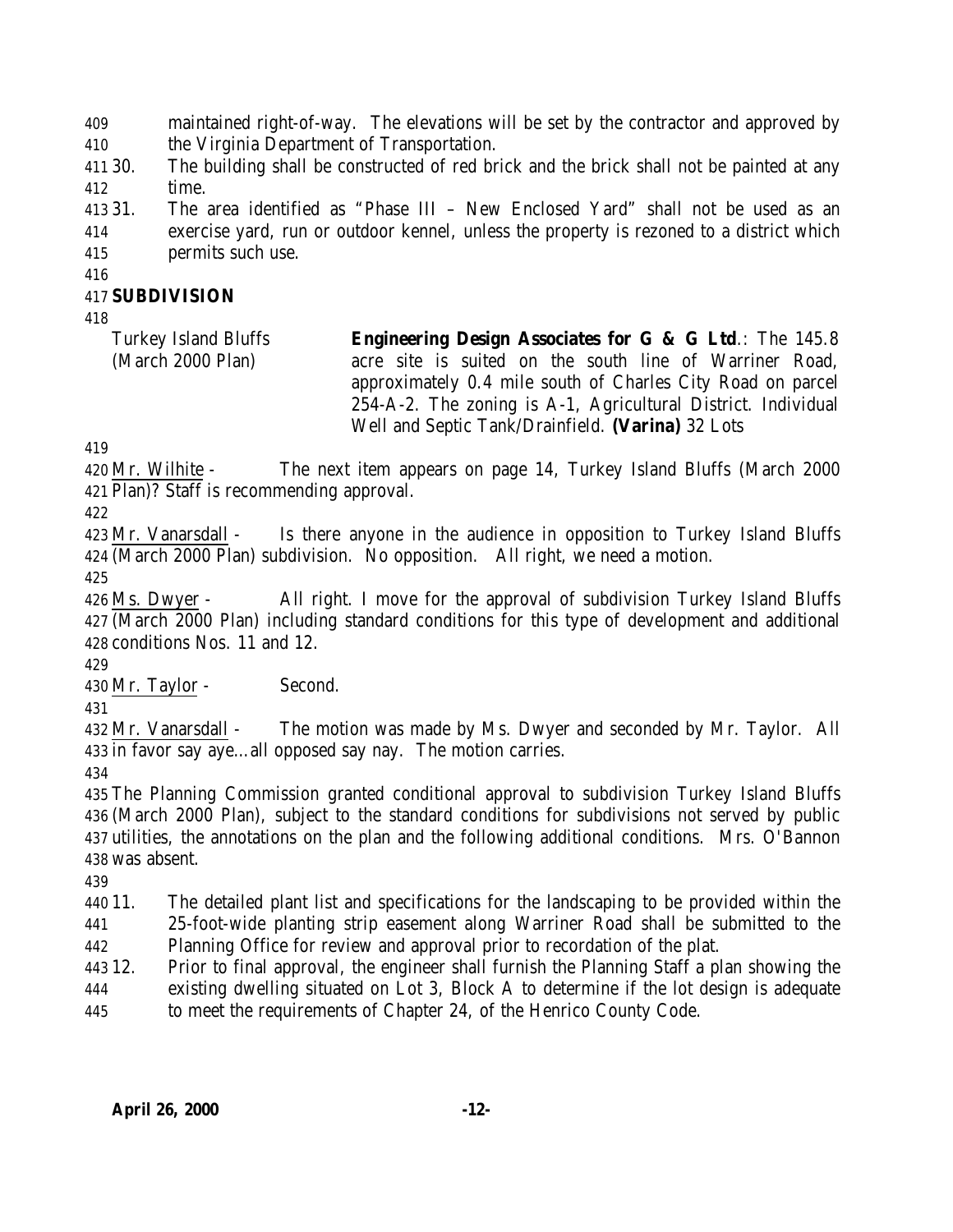maintained right-of-way. The elevations will be set by the contractor and approved by the Virginia Department of Transportation.

30. The building shall be constructed of red brick and the brick shall not be painted at any time.
31. The area identified as "Phase III – New Enclosed Yard" shall not be used as an exercise yard, run or outdoor kennel, unless the property is rezoned to a district which permits such use.

## SUBDIVISION

Turkey Island Bluffs (March 2000 Plan)

**Engineering Design Associates for G & G Ltd**.: The 145.8 acre site is suited on the south line of Warriner Road, approximately 0.4 mile south of Charles City Road on parcel 254-A-2. The zoning is A-1, Agricultural District. Individual Well and Septic Tank/Drainfield. **(Varina)** 32 Lots

Mr. Wilhite - The next item appears on page 14, Turkey Island Bluffs (March 2000 Plan)? Staff is recommending approval.

Mr. Vanarsdall - Is there anyone in the audience in opposition to Turkey Island Bluffs (March 2000 Plan) subdivision. No opposition. All right, we need a motion.

Ms. Dwyer - All right. I move for the approval of subdivision Turkey Island Bluffs (March 2000 Plan) including standard conditions for this type of development and additional conditions Nos. 11 and 12.

Mr. Taylor - Second.

Mr. Vanarsdall - The motion was made by Ms. Dwyer and seconded by Mr. Taylor. All in favor say aye…all opposed say nay. The motion carries.

The Planning Commission granted conditional approval to subdivision Turkey Island Bluffs (March 2000 Plan), subject to the standard conditions for subdivisions not served by public utilities, the annotations on the plan and the following additional conditions. Mrs. O'Bannon was absent.

11. The detailed plant list and specifications for the landscaping to be provided within the 25-foot-wide planting strip easement along Warriner Road shall be submitted to the Planning Office for review and approval prior to recordation of the plat.
12. Prior to final approval, the engineer shall furnish the Planning Staff a plan showing the existing dwelling situated on Lot 3, Block A to determine if the lot design is adequate to meet the requirements of Chapter 24, of the Henrico County Code.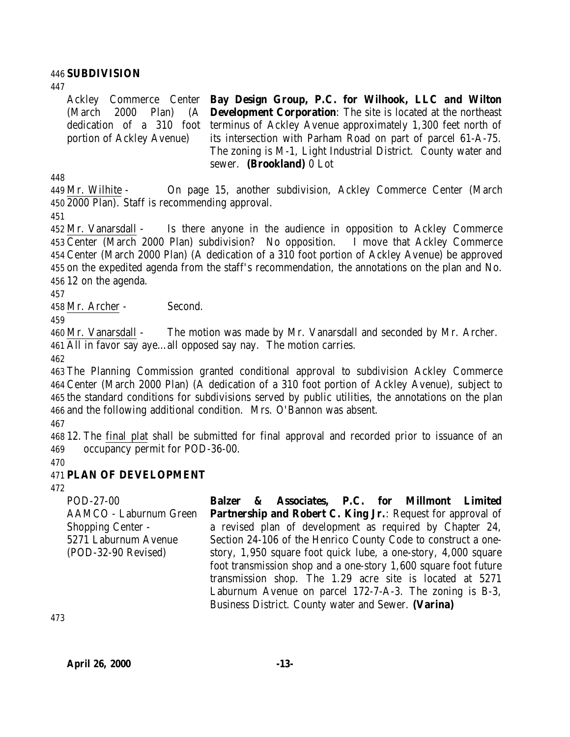**SUBDIVISION**

| | |
|---|---|
| Ackley Commerce Center (March 2000 Plan) (A dedication of a 310 foot portion of Ackley Avenue) | **Bay Design Group, P.C. for Wilhook, LLC and Wilton Development Corporation**: The site is located at the northeast terminus of Ackley Avenue approximately 1,300 feet north of its intersection with Parham Road on part of parcel 61-A-75. The zoning is M-1, Light Industrial District. County water and sewer. **(Brookland)** 0 Lot |

Mr. Wilhite - On page 15, another subdivision, Ackley Commerce Center (March 2000 Plan). Staff is recommending approval.

Mr. Vanarsdall - Is there anyone in the audience in opposition to Ackley Commerce Center (March 2000 Plan) subdivision? No opposition. I move that Ackley Commerce Center (March 2000 Plan) (A dedication of a 310 foot portion of Ackley Avenue) be approved on the expedited agenda from the staff's recommendation, the annotations on the plan and No. 12 on the agenda.

Mr. Archer - Second.

Mr. Vanarsdall - The motion was made by Mr. Vanarsdall and seconded by Mr. Archer. All in favor say aye…all opposed say nay. The motion carries.

The Planning Commission granted conditional approval to subdivision Ackley Commerce Center (March 2000 Plan) (A dedication of a 310 foot portion of Ackley Avenue), subject to the standard conditions for subdivisions served by public utilities, the annotations on the plan and the following additional condition. Mrs. O'Bannon was absent.

12. The final plat shall be submitted for final approval and recorded prior to issuance of an occupancy permit for POD-36-00.

**PLAN OF DEVELOPMENT**

| | |
|---|---|
| POD-27-00<br>AAMCO - Laburnum Green Shopping Center - 5271 Laburnum Avenue (POD-32-90 Revised) | **Balzer & Associates, P.C. for Millmont Limited Partnership and Robert C. King Jr.**: Request for approval of a revised plan of development as required by Chapter 24, Section 24-106 of the Henrico County Code to construct a one-story, 1,950 square foot quick lube, a one-story, 4,000 square foot transmission shop and a one-story 1,600 square foot future transmission shop. The 1.29 acre site is located at 5271 Laburnum Avenue on parcel 172-7-A-3. The zoning is B-3, Business District. County water and Sewer. **(Varina)** |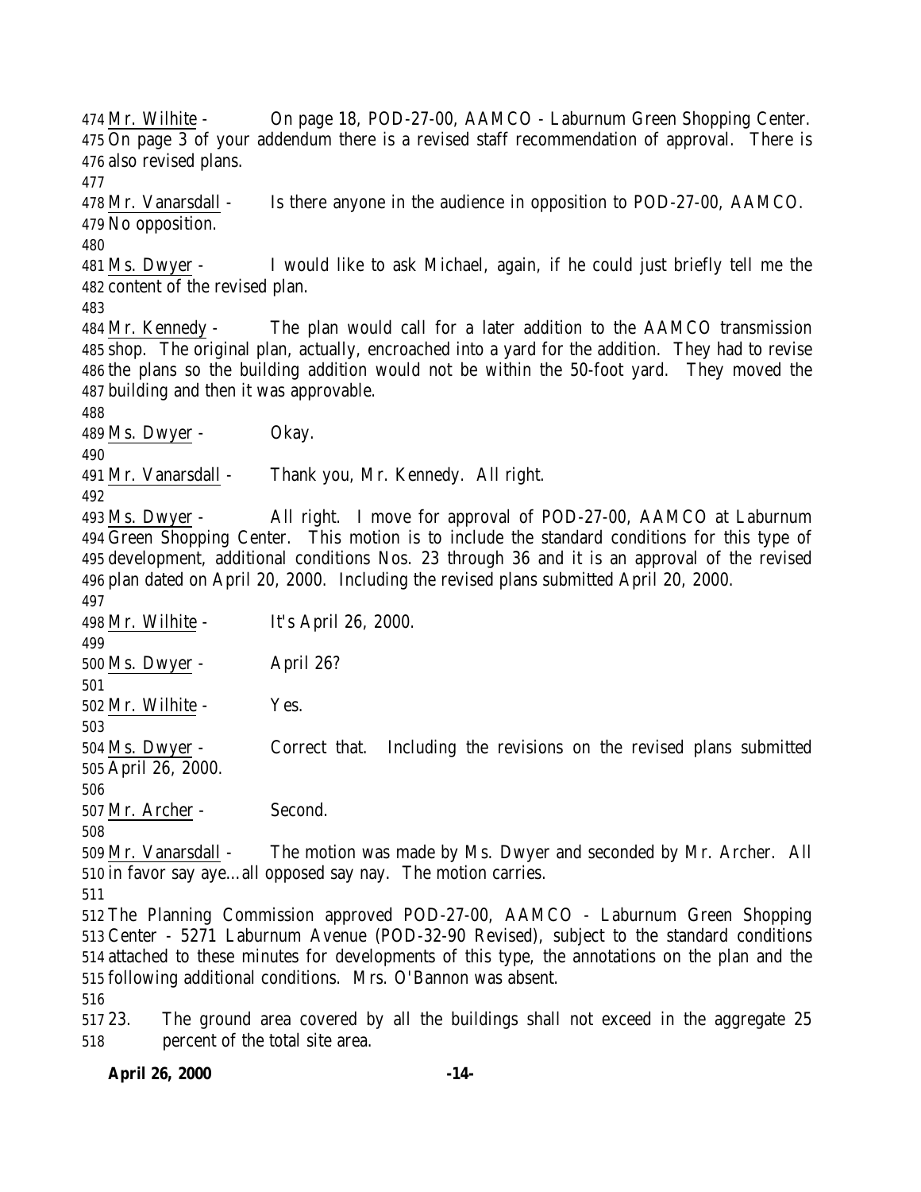Mr. Wilhite - On page 18, POD-27-00, AAMCO - Laburnum Green Shopping Center. On page 3 of your addendum there is a revised staff recommendation of approval. There is also revised plans.

Mr. Vanarsdall - Is there anyone in the audience in opposition to POD-27-00, AAMCO. No opposition.

Ms. Dwyer - I would like to ask Michael, again, if he could just briefly tell me the content of the revised plan.

Mr. Kennedy - The plan would call for a later addition to the AAMCO transmission shop. The original plan, actually, encroached into a yard for the addition. They had to revise the plans so the building addition would not be within the 50-foot yard. They moved the building and then it was approvable.

Ms. Dwyer - Okay.

Mr. Vanarsdall - Thank you, Mr. Kennedy. All right.

Ms. Dwyer - All right. I move for approval of POD-27-00, AAMCO at Laburnum Green Shopping Center. This motion is to include the standard conditions for this type of development, additional conditions Nos. 23 through 36 and it is an approval of the revised plan dated on April 20, 2000. Including the revised plans submitted April 20, 2000.

Mr. Wilhite - It's April 26, 2000.

Ms. Dwyer - April 26?

Mr. Wilhite - Yes.

Ms. Dwyer - Correct that. Including the revisions on the revised plans submitted April 26, 2000.

Mr. Archer - Second.

Mr. Vanarsdall - The motion was made by Ms. Dwyer and seconded by Mr. Archer. All in favor say aye…all opposed say nay. The motion carries.

The Planning Commission approved POD-27-00, AAMCO - Laburnum Green Shopping Center - 5271 Laburnum Avenue (POD-32-90 Revised), subject to the standard conditions attached to these minutes for developments of this type, the annotations on the plan and the following additional conditions. Mrs. O'Bannon was absent.

23. The ground area covered by all the buildings shall not exceed in the aggregate 25 percent of the total site area.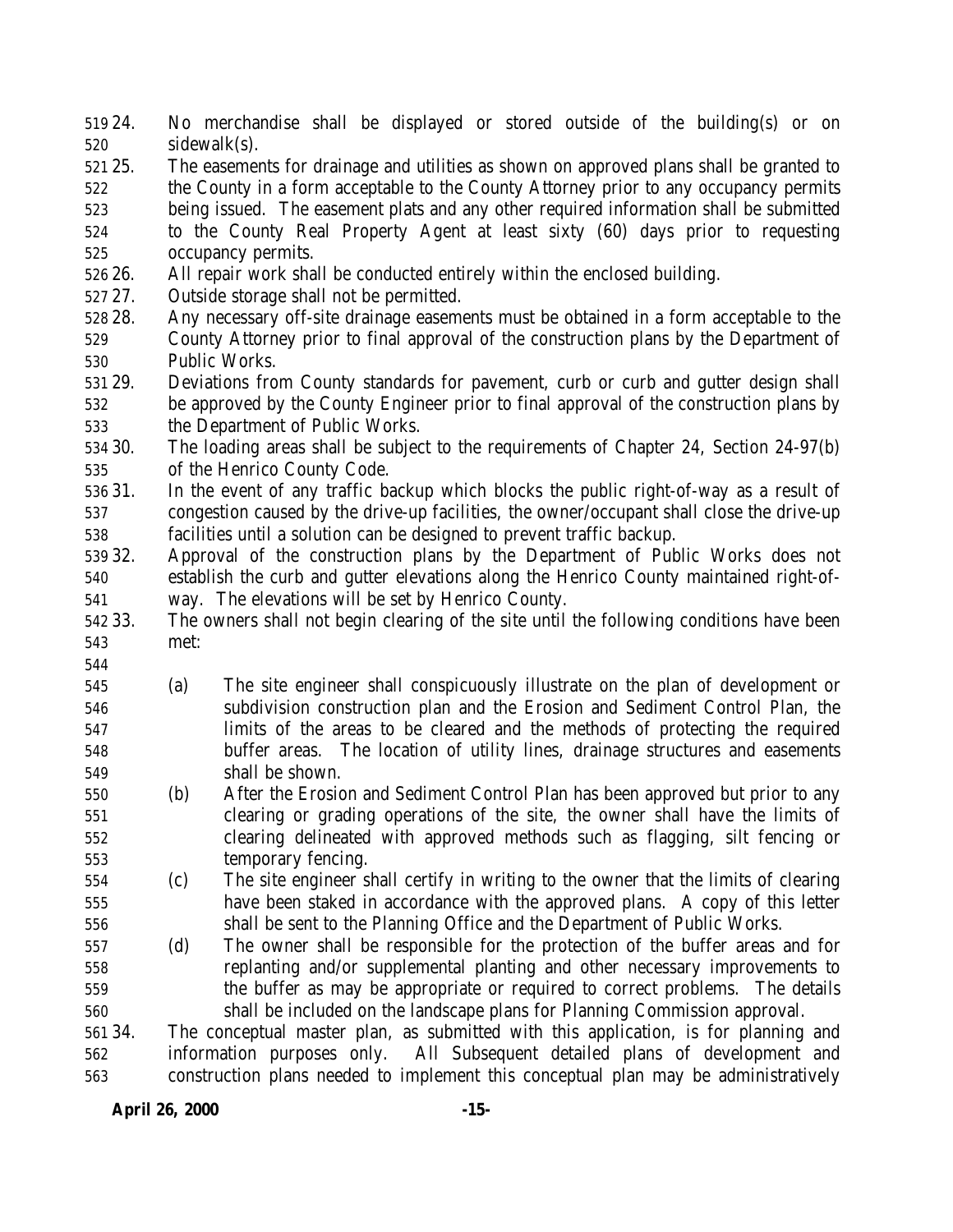24. No merchandise shall be displayed or stored outside of the building(s) or on sidewalk(s).
25. The easements for drainage and utilities as shown on approved plans shall be granted to the County in a form acceptable to the County Attorney prior to any occupancy permits being issued. The easement plats and any other required information shall be submitted to the County Real Property Agent at least sixty (60) days prior to requesting occupancy permits.
26. All repair work shall be conducted entirely within the enclosed building.
27. Outside storage shall not be permitted.
28. Any necessary off-site drainage easements must be obtained in a form acceptable to the County Attorney prior to final approval of the construction plans by the Department of Public Works.
29. Deviations from County standards for pavement, curb or curb and gutter design shall be approved by the County Engineer prior to final approval of the construction plans by the Department of Public Works.
30. The loading areas shall be subject to the requirements of Chapter 24, Section 24-97(b) of the Henrico County Code.
31. In the event of any traffic backup which blocks the public right-of-way as a result of congestion caused by the drive-up facilities, the owner/occupant shall close the drive-up facilities until a solution can be designed to prevent traffic backup.
32. Approval of the construction plans by the Department of Public Works does not establish the curb and gutter elevations along the Henrico County maintained right-of-way. The elevations will be set by Henrico County.
33. The owners shall not begin clearing of the site until the following conditions have been met:

    (a) The site engineer shall conspicuously illustrate on the plan of development or subdivision construction plan and the Erosion and Sediment Control Plan, the limits of the areas to be cleared and the methods of protecting the required buffer areas. The location of utility lines, drainage structures and easements shall be shown.
    (b) After the Erosion and Sediment Control Plan has been approved but prior to any clearing or grading operations of the site, the owner shall have the limits of clearing delineated with approved methods such as flagging, silt fencing or temporary fencing.
    (c) The site engineer shall certify in writing to the owner that the limits of clearing have been staked in accordance with the approved plans. A copy of this letter shall be sent to the Planning Office and the Department of Public Works.
    (d) The owner shall be responsible for the protection of the buffer areas and for replanting and/or supplemental planting and other necessary improvements to the buffer as may be appropriate or required to correct problems. The details shall be included on the landscape plans for Planning Commission approval.
34. The conceptual master plan, as submitted with this application, is for planning and information purposes only. All Subsequent detailed plans of development and construction plans needed to implement this conceptual plan may be administratively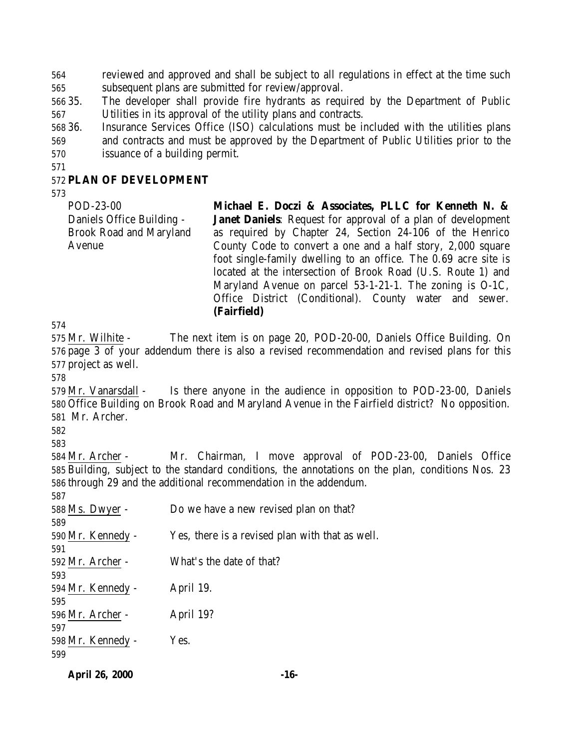reviewed and approved and shall be subject to all regulations in effect at the time such subsequent plans are submitted for review/approval.

35. The developer shall provide fire hydrants as required by the Department of Public Utilities in its approval of the utility plans and contracts.
36. Insurance Services Office (ISO) calculations must be included with the utilities plans and contracts and must be approved by the Department of Public Utilities prior to the issuance of a building permit.

## PLAN OF DEVELOPMENT

| | |
|---|---|
| POD-23-00<br>Daniels Office Building - Brook Road and Maryland Avenue | **Michael E. Doczi & Associates, PLLC for Kenneth N. & Janet Daniels**: Request for approval of a plan of development as required by Chapter 24, Section 24-106 of the Henrico County Code to convert a one and a half story, 2,000 square foot single-family dwelling to an office. The 0.69 acre site is located at the intersection of Brook Road (U.S. Route 1) and Maryland Avenue on parcel 53-1-21-1. The zoning is O-1C, Office District (Conditional). County water and sewer. **(Fairfield)** |

Mr. Wilhite - The next item is on page 20, POD-20-00, Daniels Office Building. On page 3 of your addendum there is also a revised recommendation and revised plans for this project as well.

Mr. Vanarsdall - Is there anyone in the audience in opposition to POD-23-00, Daniels Office Building on Brook Road and Maryland Avenue in the Fairfield district? No opposition. Mr. Archer.

Mr. Archer - Mr. Chairman, I move approval of POD-23-00, Daniels Office Building, subject to the standard conditions, the annotations on the plan, conditions Nos. 23 through 29 and the additional recommendation in the addendum.

Ms. Dwyer - Do we have a new revised plan on that?

Mr. Kennedy - Yes, there is a revised plan with that as well.

Mr. Archer - What's the date of that?

Mr. Kennedy - April 19.

Mr. Archer - April 19?

Mr. Kennedy - Yes.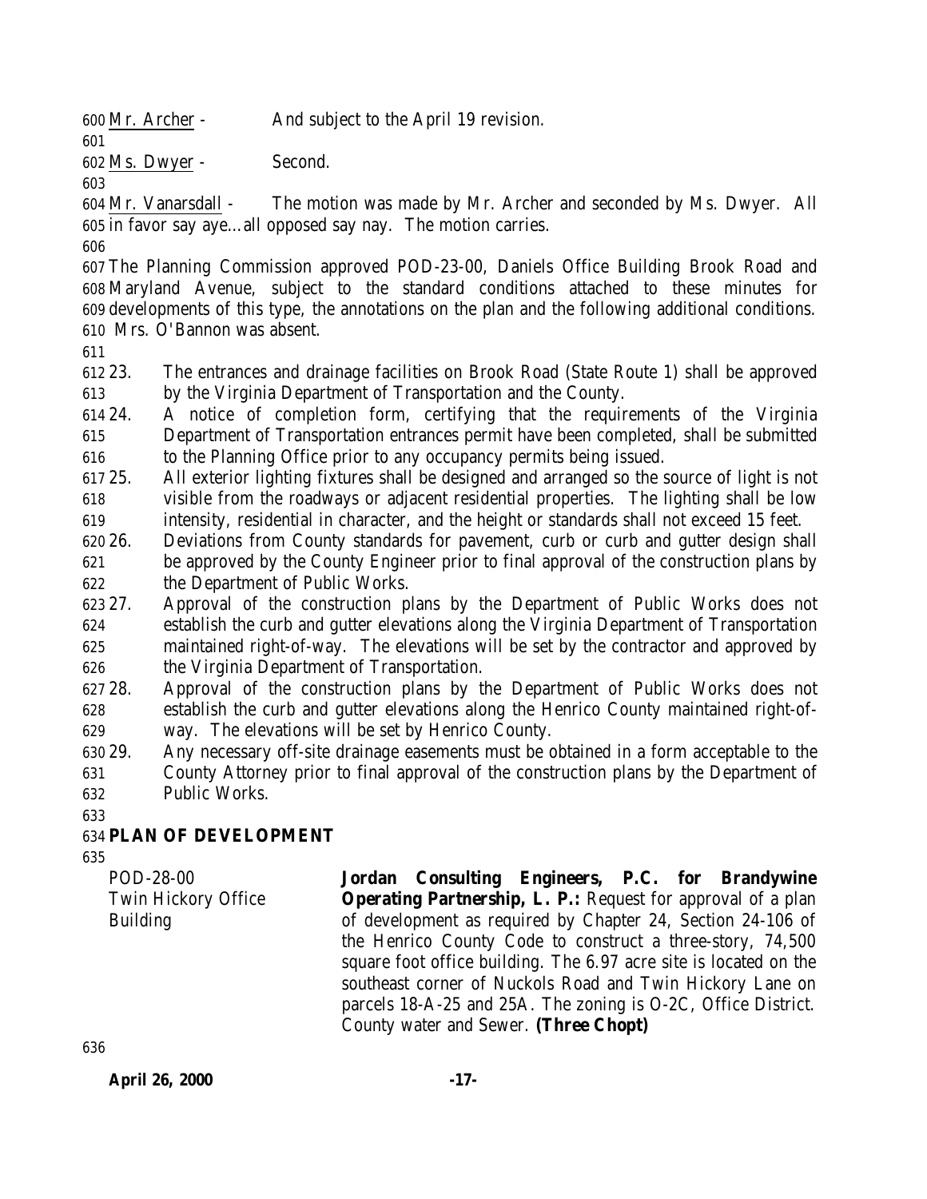Mr. Archer - And subject to the April 19 revision.

Ms. Dwyer - Second.

Mr. Vanarsdall - The motion was made by Mr. Archer and seconded by Ms. Dwyer. All in favor say aye…all opposed say nay. The motion carries.

The Planning Commission approved POD-23-00, Daniels Office Building Brook Road and Maryland Avenue, subject to the standard conditions attached to these minutes for developments of this type, the annotations on the plan and the following additional conditions. Mrs. O'Bannon was absent.

23. The entrances and drainage facilities on Brook Road (State Route 1) shall be approved by the Virginia Department of Transportation and the County.
24. A notice of completion form, certifying that the requirements of the Virginia Department of Transportation entrances permit have been completed, shall be submitted to the Planning Office prior to any occupancy permits being issued.
25. All exterior lighting fixtures shall be designed and arranged so the source of light is not visible from the roadways or adjacent residential properties. The lighting shall be low intensity, residential in character, and the height or standards shall not exceed 15 feet.
26. Deviations from County standards for pavement, curb or curb and gutter design shall be approved by the County Engineer prior to final approval of the construction plans by the Department of Public Works.
27. Approval of the construction plans by the Department of Public Works does not establish the curb and gutter elevations along the Virginia Department of Transportation maintained right-of-way. The elevations will be set by the contractor and approved by the Virginia Department of Transportation.
28. Approval of the construction plans by the Department of Public Works does not establish the curb and gutter elevations along the Henrico County maintained right-of-way. The elevations will be set by Henrico County.
29. Any necessary off-site drainage easements must be obtained in a form acceptable to the County Attorney prior to final approval of the construction plans by the Department of Public Works.

**PLAN OF DEVELOPMENT**

POD-28-00
Twin Hickory Office Building

**Jordan Consulting Engineers, P.C. for Brandywine Operating Partnership, L. P.:** Request for approval of a plan of development as required by Chapter 24, Section 24-106 of the Henrico County Code to construct a three-story, 74,500 square foot office building. The 6.97 acre site is located on the southeast corner of Nuckols Road and Twin Hickory Lane on parcels 18-A-25 and 25A. The zoning is O-2C, Office District. County water and Sewer. **(Three Chopt)**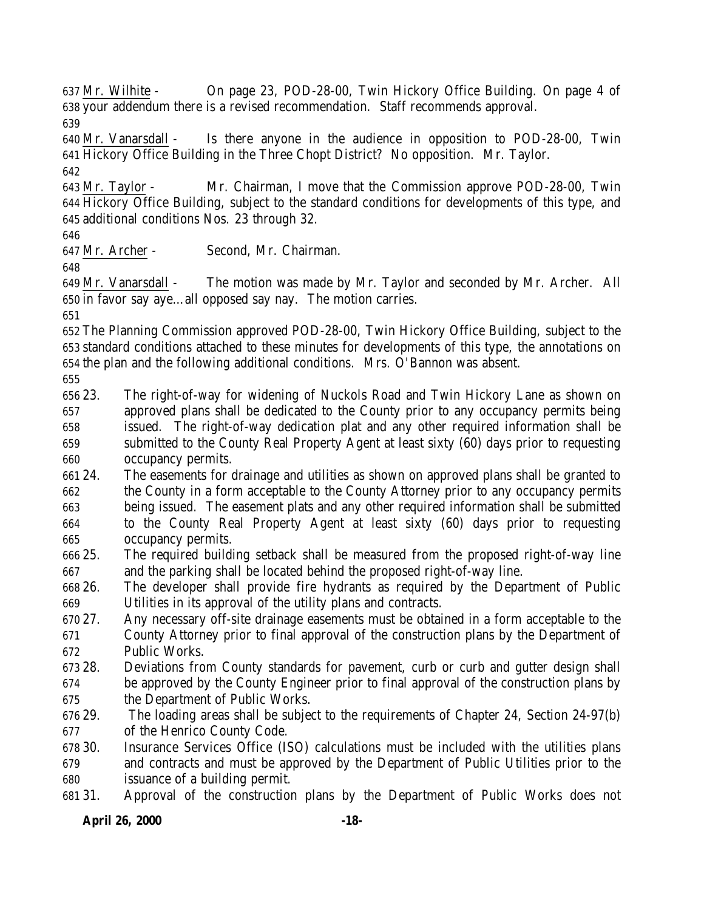Mr. Wilhite - On page 23, POD-28-00, Twin Hickory Office Building. On page 4 of your addendum there is a revised recommendation. Staff recommends approval.

Mr. Vanarsdall - Is there anyone in the audience in opposition to POD-28-00, Twin Hickory Office Building in the Three Chopt District? No opposition. Mr. Taylor.

Mr. Taylor - Mr. Chairman, I move that the Commission approve POD-28-00, Twin Hickory Office Building, subject to the standard conditions for developments of this type, and additional conditions Nos. 23 through 32.

Mr. Archer - Second, Mr. Chairman.

Mr. Vanarsdall - The motion was made by Mr. Taylor and seconded by Mr. Archer. All in favor say aye…all opposed say nay. The motion carries.

The Planning Commission approved POD-28-00, Twin Hickory Office Building, subject to the standard conditions attached to these minutes for developments of this type, the annotations on the plan and the following additional conditions. Mrs. O'Bannon was absent.

23. The right-of-way for widening of Nuckols Road and Twin Hickory Lane as shown on approved plans shall be dedicated to the County prior to any occupancy permits being issued. The right-of-way dedication plat and any other required information shall be submitted to the County Real Property Agent at least sixty (60) days prior to requesting occupancy permits.
24. The easements for drainage and utilities as shown on approved plans shall be granted to the County in a form acceptable to the County Attorney prior to any occupancy permits being issued. The easement plats and any other required information shall be submitted to the County Real Property Agent at least sixty (60) days prior to requesting occupancy permits.
25. The required building setback shall be measured from the proposed right-of-way line and the parking shall be located behind the proposed right-of-way line.
26. The developer shall provide fire hydrants as required by the Department of Public Utilities in its approval of the utility plans and contracts.
27. Any necessary off-site drainage easements must be obtained in a form acceptable to the County Attorney prior to final approval of the construction plans by the Department of Public Works.
28. Deviations from County standards for pavement, curb or curb and gutter design shall be approved by the County Engineer prior to final approval of the construction plans by the Department of Public Works.
29. The loading areas shall be subject to the requirements of Chapter 24, Section 24-97(b) of the Henrico County Code.
30. Insurance Services Office (ISO) calculations must be included with the utilities plans and contracts and must be approved by the Department of Public Utilities prior to the issuance of a building permit.
31. Approval of the construction plans by the Department of Public Works does not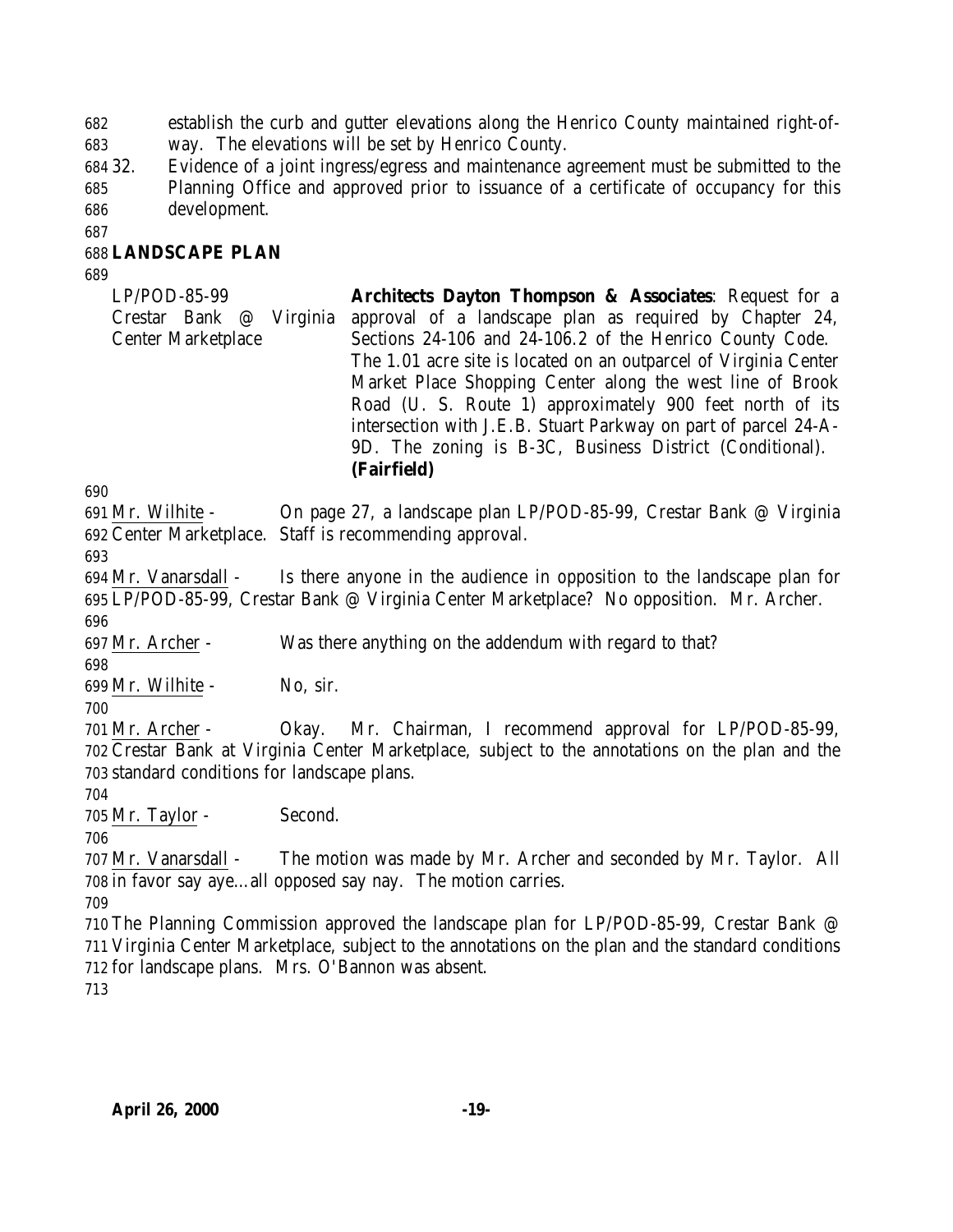establish the curb and gutter elevations along the Henrico County maintained right-of-way. The elevations will be set by Henrico County.

32. Evidence of a joint ingress/egress and maintenance agreement must be submitted to the Planning Office and approved prior to issuance of a certificate of occupancy for this development.

## LANDSCAPE PLAN

| | |
|---|---|
| LP/POD-85-99<br>Crestar Bank @ Virginia Center Marketplace | **Architects Dayton Thompson & Associates**: Request for a approval of a landscape plan as required by Chapter 24, Sections 24-106 and 24-106.2 of the Henrico County Code. The 1.01 acre site is located on an outparcel of Virginia Center Market Place Shopping Center along the west line of Brook Road (U. S. Route 1) approximately 900 feet north of its intersection with J.E.B. Stuart Parkway on part of parcel 24-A-9D. The zoning is B-3C, Business District (Conditional). **(Fairfield)** |

Mr. Wilhite - On page 27, a landscape plan LP/POD-85-99, Crestar Bank @ Virginia Center Marketplace. Staff is recommending approval.

Mr. Vanarsdall - Is there anyone in the audience in opposition to the landscape plan for LP/POD-85-99, Crestar Bank @ Virginia Center Marketplace? No opposition. Mr. Archer.

Mr. Archer - Was there anything on the addendum with regard to that?

Mr. Wilhite - No, sir.

Mr. Archer - Okay. Mr. Chairman, I recommend approval for LP/POD-85-99, Crestar Bank at Virginia Center Marketplace, subject to the annotations on the plan and the standard conditions for landscape plans.

Mr. Taylor - Second.

Mr. Vanarsdall - The motion was made by Mr. Archer and seconded by Mr. Taylor. All in favor say aye…all opposed say nay. The motion carries.

The Planning Commission approved the landscape plan for LP/POD-85-99, Crestar Bank @ Virginia Center Marketplace, subject to the annotations on the plan and the standard conditions for landscape plans. Mrs. O'Bannon was absent.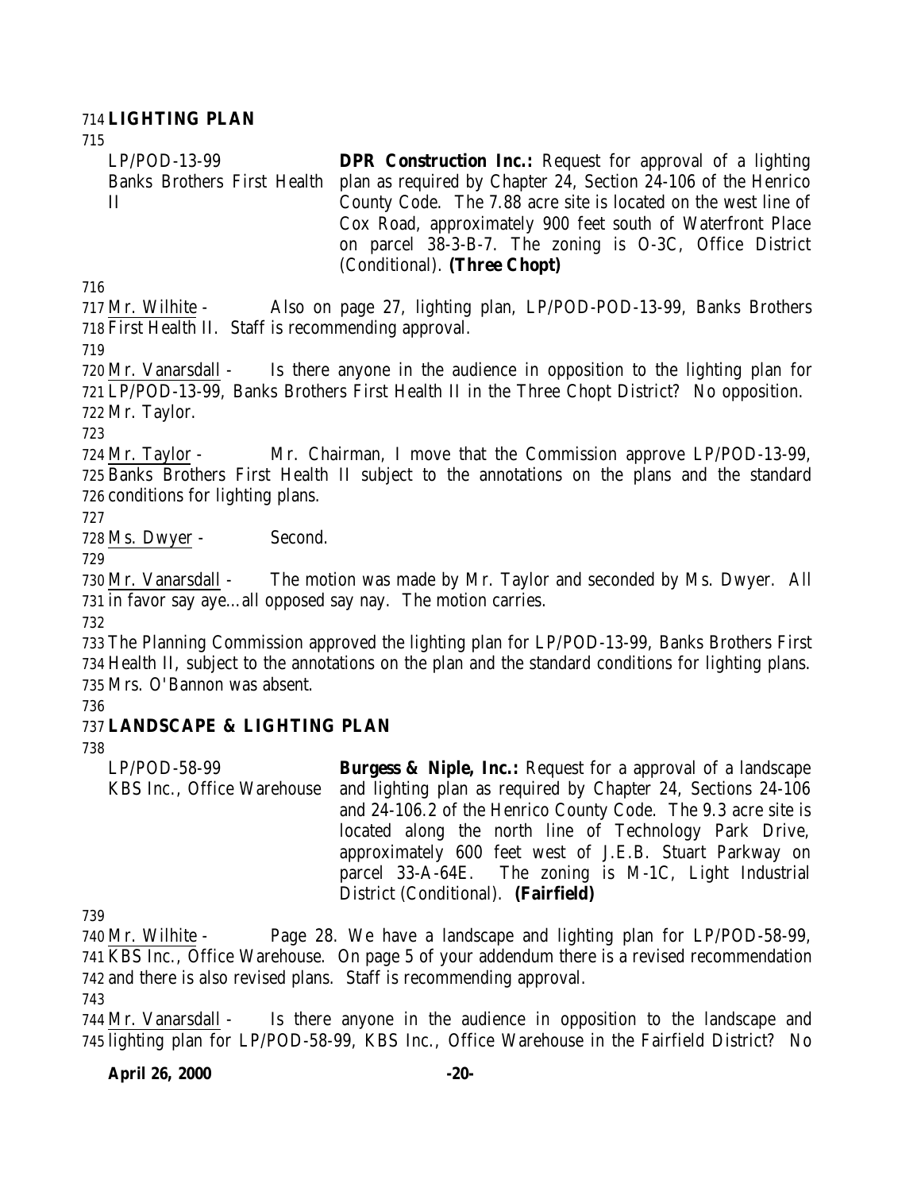**LIGHTING PLAN**

| | |
|---|---|
| LP/POD-13-99<br>Banks Brothers First Health II | **DPR Construction Inc.:** Request for approval of a lighting plan as required by Chapter 24, Section 24-106 of the Henrico County Code. The 7.88 acre site is located on the west line of Cox Road, approximately 900 feet south of Waterfront Place on parcel 38-3-B-7. The zoning is O-3C, Office District (Conditional). **(Three Chopt)** |

Mr. Wilhite - Also on page 27, lighting plan, LP/POD-POD-13-99, Banks Brothers First Health II. Staff is recommending approval.

Mr. Vanarsdall - Is there anyone in the audience in opposition to the lighting plan for LP/POD-13-99, Banks Brothers First Health II in the Three Chopt District? No opposition. Mr. Taylor.

Mr. Taylor - Mr. Chairman, I move that the Commission approve LP/POD-13-99, Banks Brothers First Health II subject to the annotations on the plans and the standard conditions for lighting plans.

Ms. Dwyer - Second.

Mr. Vanarsdall - The motion was made by Mr. Taylor and seconded by Ms. Dwyer. All in favor say aye…all opposed say nay. The motion carries.

The Planning Commission approved the lighting plan for LP/POD-13-99, Banks Brothers First Health II, subject to the annotations on the plan and the standard conditions for lighting plans. Mrs. O'Bannon was absent.

**LANDSCAPE & LIGHTING PLAN**

| | |
|---|---|
| LP/POD-58-99<br>KBS Inc., Office Warehouse | **Burgess & Niple, Inc.:** Request for a approval of a landscape and lighting plan as required by Chapter 24, Sections 24-106 and 24-106.2 of the Henrico County Code. The 9.3 acre site is located along the north line of Technology Park Drive, approximately 600 feet west of J.E.B. Stuart Parkway on parcel 33-A-64E. The zoning is M-1C, Light Industrial District (Conditional). **(Fairfield)** |

Mr. Wilhite - Page 28. We have a landscape and lighting plan for LP/POD-58-99, KBS Inc., Office Warehouse. On page 5 of your addendum there is a revised recommendation and there is also revised plans. Staff is recommending approval.

Mr. Vanarsdall - Is there anyone in the audience in opposition to the landscape and lighting plan for LP/POD-58-99, KBS Inc., Office Warehouse in the Fairfield District? No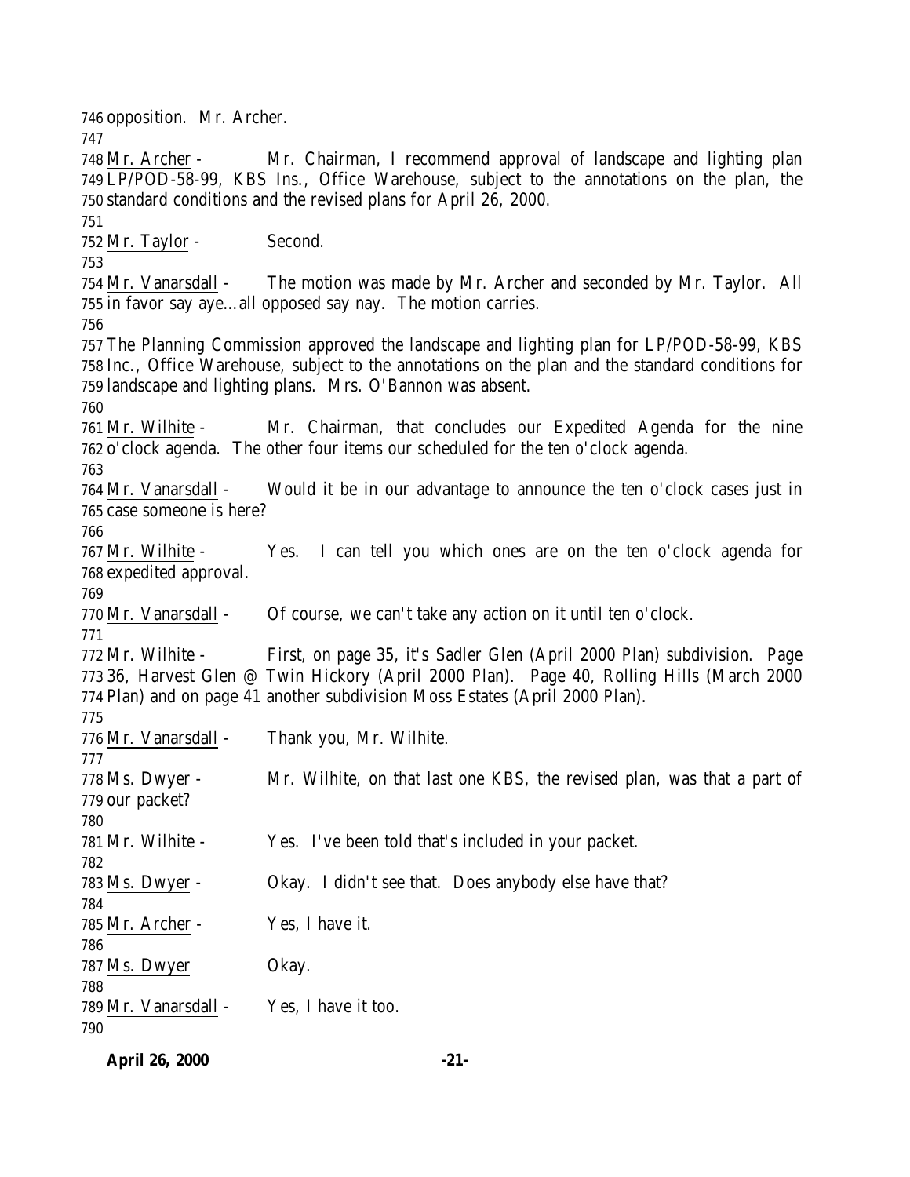opposition. Mr. Archer.

Mr. Archer - Mr. Chairman, I recommend approval of landscape and lighting plan LP/POD-58-99, KBS Ins., Office Warehouse, subject to the annotations on the plan, the standard conditions and the revised plans for April 26, 2000.

Mr. Taylor - Second.

Mr. Vanarsdall - The motion was made by Mr. Archer and seconded by Mr. Taylor. All in favor say aye…all opposed say nay. The motion carries.

The Planning Commission approved the landscape and lighting plan for LP/POD-58-99, KBS Inc., Office Warehouse, subject to the annotations on the plan and the standard conditions for landscape and lighting plans. Mrs. O'Bannon was absent.

Mr. Wilhite - Mr. Chairman, that concludes our Expedited Agenda for the nine o'clock agenda. The other four items our scheduled for the ten o'clock agenda.

Mr. Vanarsdall - Would it be in our advantage to announce the ten o'clock cases just in case someone is here?

Mr. Wilhite - Yes. I can tell you which ones are on the ten o'clock agenda for expedited approval.

Mr. Vanarsdall - Of course, we can't take any action on it until ten o'clock.

Mr. Wilhite - First, on page 35, it's Sadler Glen (April 2000 Plan) subdivision. Page 36, Harvest Glen @ Twin Hickory (April 2000 Plan). Page 40, Rolling Hills (March 2000 Plan) and on page 41 another subdivision Moss Estates (April 2000 Plan).

Mr. Vanarsdall - Thank you, Mr. Wilhite.

Ms. Dwyer - Mr. Wilhite, on that last one KBS, the revised plan, was that a part of our packet?

Mr. Wilhite - Yes. I've been told that's included in your packet.

Ms. Dwyer - Okay. I didn't see that. Does anybody else have that?

Mr. Archer - Yes, I have it.

Ms. Dwyer Okay.

Mr. Vanarsdall - Yes, I have it too.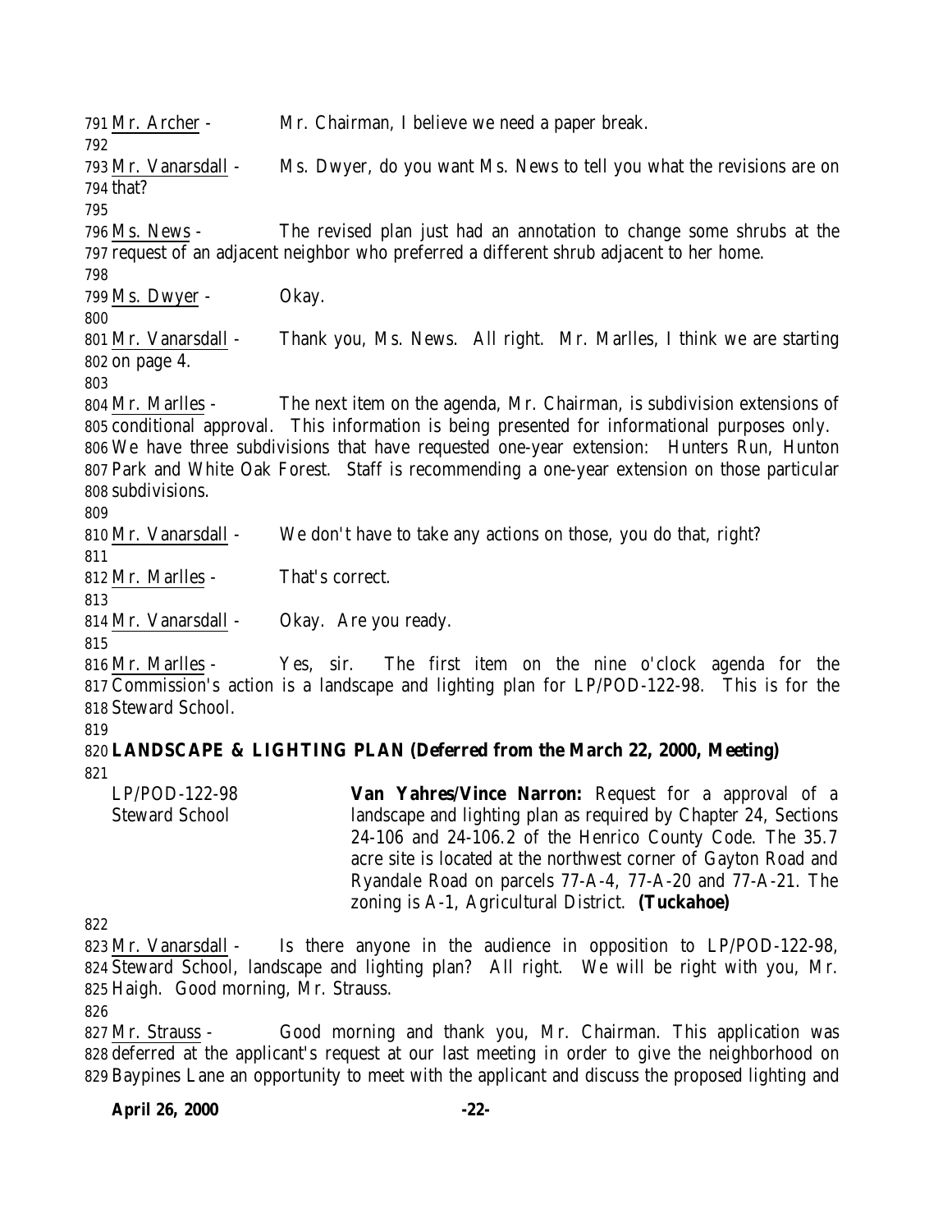Mr. Archer - Mr. Chairman, I believe we need a paper break.

Mr. Vanarsdall - Ms. Dwyer, do you want Ms. News to tell you what the revisions are on that?

Ms. News - The revised plan just had an annotation to change some shrubs at the request of an adjacent neighbor who preferred a different shrub adjacent to her home.

Ms. Dwyer - Okay.

Mr. Vanarsdall - Thank you, Ms. News. All right. Mr. Marlles, I think we are starting on page 4.

Mr. Marlles - The next item on the agenda, Mr. Chairman, is subdivision extensions of conditional approval. This information is being presented for informational purposes only. We have three subdivisions that have requested one-year extension: Hunters Run, Hunton Park and White Oak Forest. Staff is recommending a one-year extension on those particular subdivisions.

Mr. Vanarsdall - We don't have to take any actions on those, you do that, right?

Mr. Marlles - That's correct.

Mr. Vanarsdall - Okay. Are you ready.

Mr. Marlles - Yes, sir. The first item on the nine o'clock agenda for the Commission's action is a landscape and lighting plan for LP/POD-122-98. This is for the Steward School.

**LANDSCAPE & LIGHTING PLAN (Deferred from the March 22, 2000, Meeting)**

LP/POD-122-98
Steward School

**Van Yahres/Vince Narron:** Request for a approval of a landscape and lighting plan as required by Chapter 24, Sections 24-106 and 24-106.2 of the Henrico County Code. The 35.7 acre site is located at the northwest corner of Gayton Road and Ryandale Road on parcels 77-A-4, 77-A-20 and 77-A-21. The zoning is A-1, Agricultural District. **(Tuckahoe)**

Mr. Vanarsdall - Is there anyone in the audience in opposition to LP/POD-122-98, Steward School, landscape and lighting plan? All right. We will be right with you, Mr. Haigh. Good morning, Mr. Strauss.

Mr. Strauss - Good morning and thank you, Mr. Chairman. This application was deferred at the applicant's request at our last meeting in order to give the neighborhood on Baypines Lane an opportunity to meet with the applicant and discuss the proposed lighting and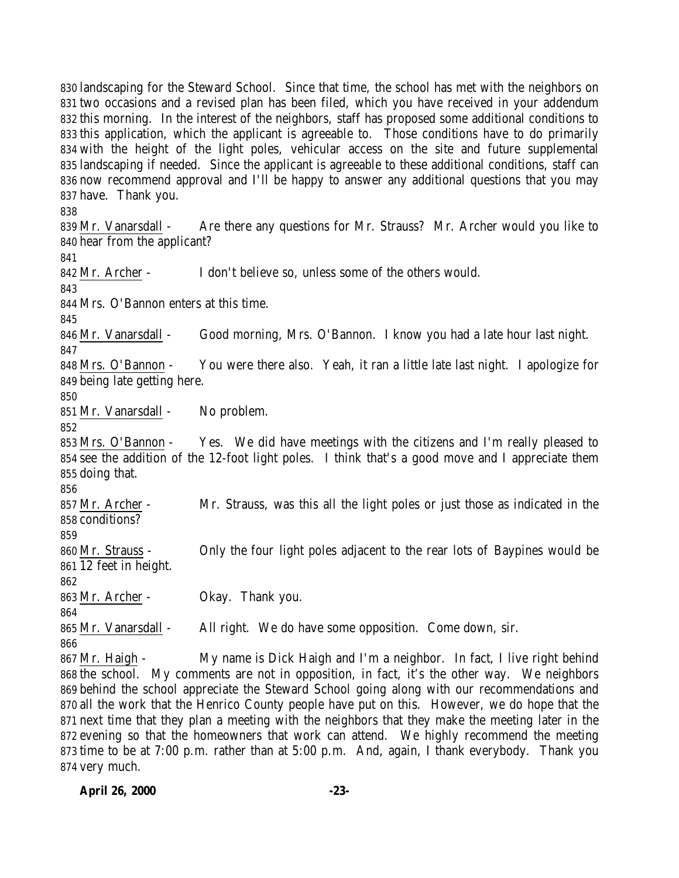landscaping for the Steward School. Since that time, the school has met with the neighbors on two occasions and a revised plan has been filed, which you have received in your addendum this morning. In the interest of the neighbors, staff has proposed some additional conditions to this application, which the applicant is agreeable to. Those conditions have to do primarily with the height of the light poles, vehicular access on the site and future supplemental landscaping if needed. Since the applicant is agreeable to these additional conditions, staff can now recommend approval and I'll be happy to answer any additional questions that you may have. Thank you.

Mr. Vanarsdall - Are there any questions for Mr. Strauss? Mr. Archer would you like to hear from the applicant?

Mr. Archer - I don't believe so, unless some of the others would.

Mrs. O'Bannon enters at this time.

Mr. Vanarsdall - Good morning, Mrs. O'Bannon. I know you had a late hour last night.

Mrs. O'Bannon - You were there also. Yeah, it ran a little late last night. I apologize for being late getting here.

Mr. Vanarsdall - No problem.

Mrs. O'Bannon - Yes. We did have meetings with the citizens and I'm really pleased to see the addition of the 12-foot light poles. I think that's a good move and I appreciate them doing that.

Mr. Archer - Mr. Strauss, was this all the light poles or just those as indicated in the conditions?

Mr. Strauss - Only the four light poles adjacent to the rear lots of Baypines would be 12 feet in height.

Mr. Archer - Okay. Thank you.

Mr. Vanarsdall - All right. We do have some opposition. Come down, sir.

Mr. Haigh - My name is Dick Haigh and I'm a neighbor. In fact, I live right behind the school. My comments are not in opposition, in fact, it's the other way. We neighbors behind the school appreciate the Steward School going along with our recommendations and all the work that the Henrico County people have put on this. However, we do hope that the next time that they plan a meeting with the neighbors that they make the meeting later in the evening so that the homeowners that work can attend. We highly recommend the meeting time to be at 7:00 p.m. rather than at 5:00 p.m. And, again, I thank everybody. Thank you very much.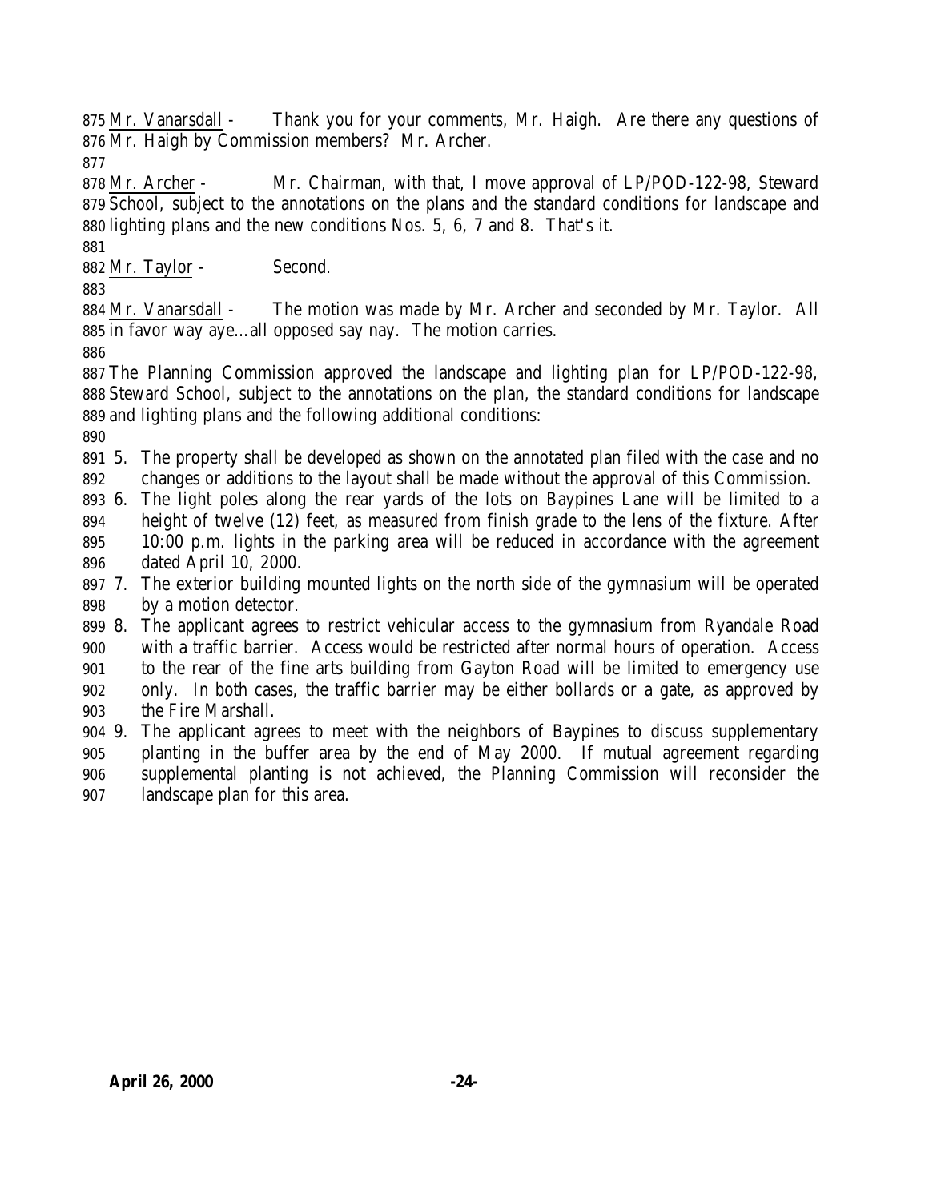Mr. Vanarsdall - Thank you for your comments, Mr. Haigh. Are there any questions of Mr. Haigh by Commission members? Mr. Archer.

Mr. Archer - Mr. Chairman, with that, I move approval of LP/POD-122-98, Steward School, subject to the annotations on the plans and the standard conditions for landscape and lighting plans and the new conditions Nos. 5, 6, 7 and 8. That's it.

Mr. Taylor - Second.

Mr. Vanarsdall - The motion was made by Mr. Archer and seconded by Mr. Taylor. All in favor way aye…all opposed say nay. The motion carries.

The Planning Commission approved the landscape and lighting plan for LP/POD-122-98, Steward School, subject to the annotations on the plan, the standard conditions for landscape and lighting plans and the following additional conditions:

5. The property shall be developed as shown on the annotated plan filed with the case and no changes or additions to the layout shall be made without the approval of this Commission.
6. The light poles along the rear yards of the lots on Baypines Lane will be limited to a height of twelve (12) feet, as measured from finish grade to the lens of the fixture. After 10:00 p.m. lights in the parking area will be reduced in accordance with the agreement dated April 10, 2000.
7. The exterior building mounted lights on the north side of the gymnasium will be operated by a motion detector.
8. The applicant agrees to restrict vehicular access to the gymnasium from Ryandale Road with a traffic barrier. Access would be restricted after normal hours of operation. Access to the rear of the fine arts building from Gayton Road will be limited to emergency use only. In both cases, the traffic barrier may be either bollards or a gate, as approved by the Fire Marshall.
9. The applicant agrees to meet with the neighbors of Baypines to discuss supplementary planting in the buffer area by the end of May 2000. If mutual agreement regarding supplemental planting is not achieved, the Planning Commission will reconsider the landscape plan for this area.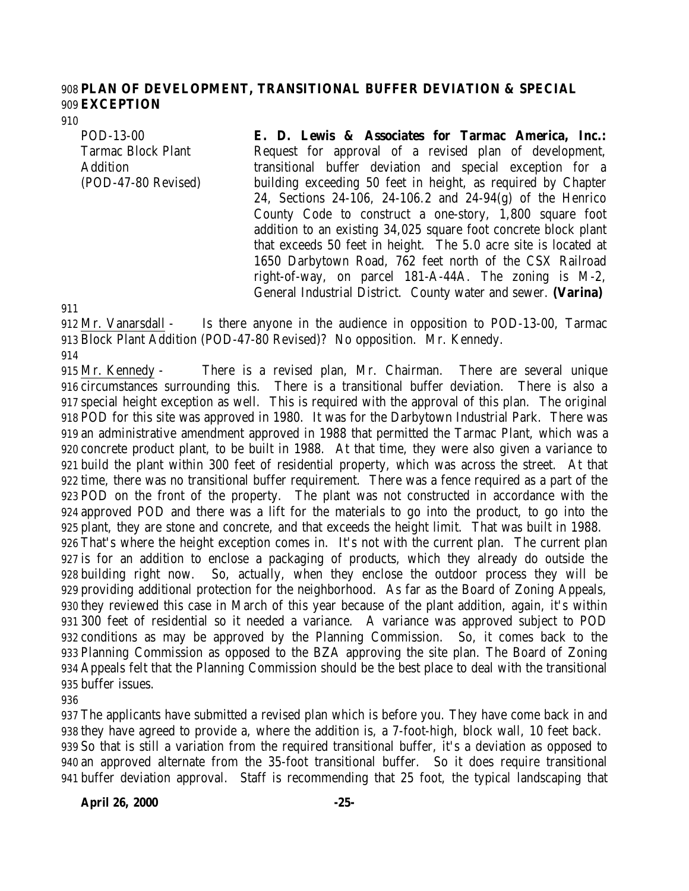**PLAN OF DEVELOPMENT, TRANSITIONAL BUFFER DEVIATION & SPECIAL EXCEPTION**

| | |
|---|---|
| POD-13-00<br>Tarmac Block Plant Addition<br>(POD-47-80 Revised) | **E. D. Lewis & Associates for Tarmac America, Inc.:** Request for approval of a revised plan of development, transitional buffer deviation and special exception for a building exceeding 50 feet in height, as required by Chapter 24, Sections 24-106, 24-106.2 and 24-94(g) of the Henrico County Code to construct a one-story, 1,800 square foot addition to an existing 34,025 square foot concrete block plant that exceeds 50 feet in height. The 5.0 acre site is located at 1650 Darbytown Road, 762 feet north of the CSX Railroad right-of-way, on parcel 181-A-44A. The zoning is M-2, General Industrial District. County water and sewer. **(Varina)** |

Mr. Vanarsdall - Is there anyone in the audience in opposition to POD-13-00, Tarmac Block Plant Addition (POD-47-80 Revised)? No opposition. Mr. Kennedy.

Mr. Kennedy - There is a revised plan, Mr. Chairman. There are several unique circumstances surrounding this. There is a transitional buffer deviation. There is also a special height exception as well. This is required with the approval of this plan. The original POD for this site was approved in 1980. It was for the Darbytown Industrial Park. There was an administrative amendment approved in 1988 that permitted the Tarmac Plant, which was a concrete product plant, to be built in 1988. At that time, they were also given a variance to build the plant within 300 feet of residential property, which was across the street. At that time, there was no transitional buffer requirement. There was a fence required as a part of the POD on the front of the property. The plant was not constructed in accordance with the approved POD and there was a lift for the materials to go into the product, to go into the plant, they are stone and concrete, and that exceeds the height limit. That was built in 1988. That's where the height exception comes in. It's not with the current plan. The current plan is for an addition to enclose a packaging of products, which they already do outside the building right now. So, actually, when they enclose the outdoor process they will be providing additional protection for the neighborhood. As far as the Board of Zoning Appeals, they reviewed this case in March of this year because of the plant addition, again, it's within 300 feet of residential so it needed a variance. A variance was approved subject to POD conditions as may be approved by the Planning Commission. So, it comes back to the Planning Commission as opposed to the BZA approving the site plan. The Board of Zoning Appeals felt that the Planning Commission should be the best place to deal with the transitional buffer issues.

The applicants have submitted a revised plan which is before you. They have come back in and they have agreed to provide a, where the addition is, a 7-foot-high, block wall, 10 feet back. So that is still a variation from the required transitional buffer, it's a deviation as opposed to an approved alternate from the 35-foot transitional buffer. So it does require transitional buffer deviation approval. Staff is recommending that 25 foot, the typical landscaping that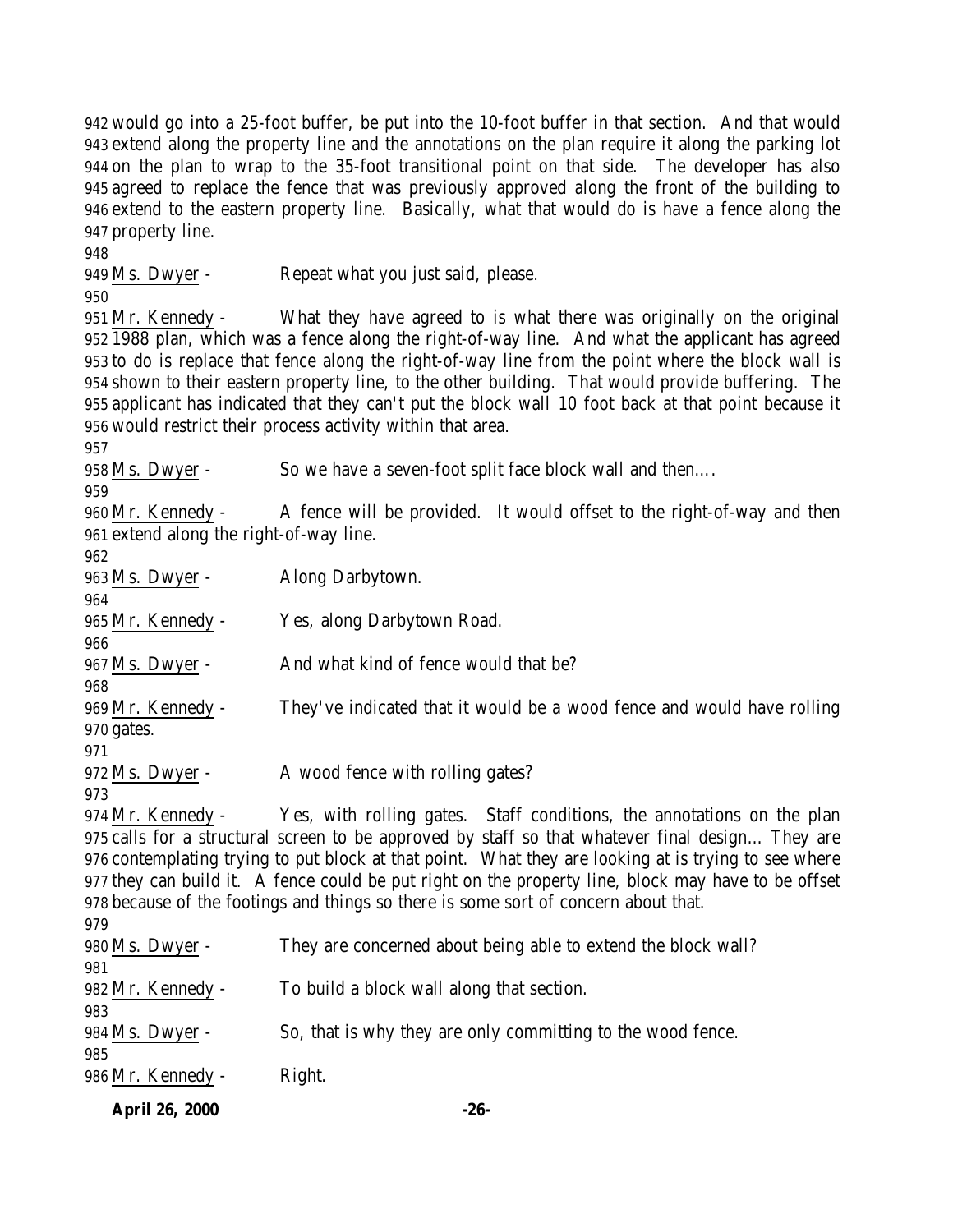would go into a 25-foot buffer, be put into the 10-foot buffer in that section. And that would extend along the property line and the annotations on the plan require it along the parking lot on the plan to wrap to the 35-foot transitional point on that side. The developer has also agreed to replace the fence that was previously approved along the front of the building to extend to the eastern property line. Basically, what that would do is have a fence along the property line.

Ms. Dwyer - Repeat what you just said, please.

Mr. Kennedy - What they have agreed to is what there was originally on the original 1988 plan, which was a fence along the right-of-way line. And what the applicant has agreed to do is replace that fence along the right-of-way line from the point where the block wall is shown to their eastern property line, to the other building. That would provide buffering. The applicant has indicated that they can't put the block wall 10 foot back at that point because it would restrict their process activity within that area.

Ms. Dwyer - So we have a seven-foot split face block wall and then….

Mr. Kennedy - A fence will be provided. It would offset to the right-of-way and then extend along the right-of-way line.

Ms. Dwyer - Along Darbytown.

Mr. Kennedy - Yes, along Darbytown Road.

Ms. Dwyer - And what kind of fence would that be?

Mr. Kennedy - They've indicated that it would be a wood fence and would have rolling gates.

Ms. Dwyer - A wood fence with rolling gates?

Mr. Kennedy - Yes, with rolling gates. Staff conditions, the annotations on the plan calls for a structural screen to be approved by staff so that whatever final design… They are contemplating trying to put block at that point. What they are looking at is trying to see where they can build it. A fence could be put right on the property line, block may have to be offset because of the footings and things so there is some sort of concern about that.

Ms. Dwyer - They are concerned about being able to extend the block wall?

Mr. Kennedy - To build a block wall along that section.

Ms. Dwyer - So, that is why they are only committing to the wood fence.

Mr. Kennedy - Right.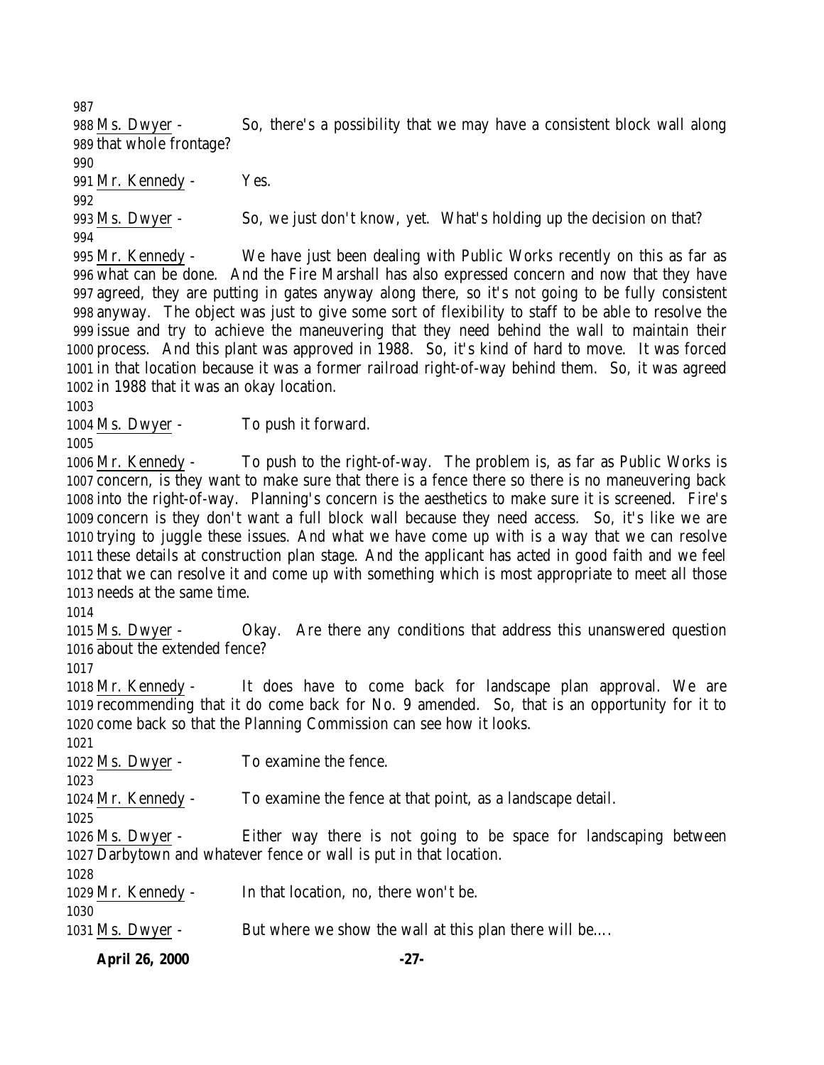Ms. Dwyer - So, there's a possibility that we may have a consistent block wall along that whole frontage?

Mr. Kennedy - Yes.

Ms. Dwyer - So, we just don't know, yet. What's holding up the decision on that?

Mr. Kennedy - We have just been dealing with Public Works recently on this as far as what can be done. And the Fire Marshall has also expressed concern and now that they have agreed, they are putting in gates anyway along there, so it's not going to be fully consistent anyway. The object was just to give some sort of flexibility to staff to be able to resolve the issue and try to achieve the maneuvering that they need behind the wall to maintain their process. And this plant was approved in 1988. So, it's kind of hard to move. It was forced in that location because it was a former railroad right-of-way behind them. So, it was agreed in 1988 that it was an okay location.

Ms. Dwyer - To push it forward.

Mr. Kennedy - To push to the right-of-way. The problem is, as far as Public Works is concern, is they want to make sure that there is a fence there so there is no maneuvering back into the right-of-way. Planning's concern is the aesthetics to make sure it is screened. Fire's concern is they don't want a full block wall because they need access. So, it's like we are trying to juggle these issues. And what we have come up with is a way that we can resolve these details at construction plan stage. And the applicant has acted in good faith and we feel that we can resolve it and come up with something which is most appropriate to meet all those needs at the same time.

Ms. Dwyer - Okay. Are there any conditions that address this unanswered question about the extended fence?

Mr. Kennedy - It does have to come back for landscape plan approval. We are recommending that it do come back for No. 9 amended. So, that is an opportunity for it to come back so that the Planning Commission can see how it looks.

Ms. Dwyer - To examine the fence.

Mr. Kennedy - To examine the fence at that point, as a landscape detail.

Ms. Dwyer - Either way there is not going to be space for landscaping between Darbytown and whatever fence or wall is put in that location.

Mr. Kennedy - In that location, no, there won't be.

Ms. Dwyer - But where we show the wall at this plan there will be….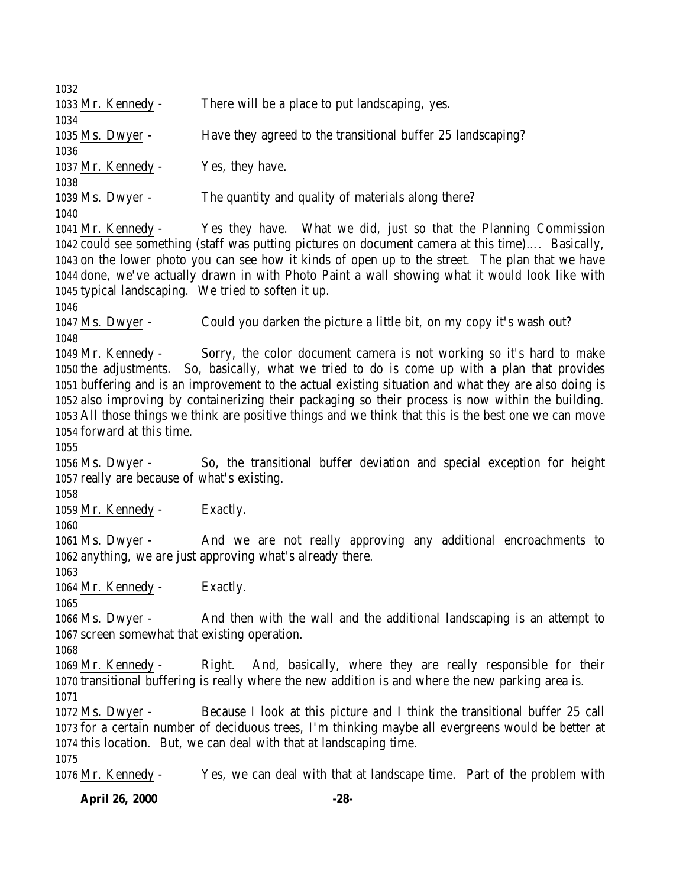Mr. Kennedy - There will be a place to put landscaping, yes.

Ms. Dwyer - Have they agreed to the transitional buffer 25 landscaping?

Mr. Kennedy - Yes, they have.

Ms. Dwyer - The quantity and quality of materials along there?

Mr. Kennedy - Yes they have. What we did, just so that the Planning Commission could see something (staff was putting pictures on document camera at this time)…. Basically, on the lower photo you can see how it kinds of open up to the street. The plan that we have done, we've actually drawn in with Photo Paint a wall showing what it would look like with typical landscaping. We tried to soften it up.

Ms. Dwyer - Could you darken the picture a little bit, on my copy it's wash out?

Mr. Kennedy - Sorry, the color document camera is not working so it's hard to make the adjustments. So, basically, what we tried to do is come up with a plan that provides buffering and is an improvement to the actual existing situation and what they are also doing is also improving by containerizing their packaging so their process is now within the building. All those things we think are positive things and we think that this is the best one we can move forward at this time.

Ms. Dwyer - So, the transitional buffer deviation and special exception for height really are because of what's existing.

Mr. Kennedy - Exactly.

Ms. Dwyer - And we are not really approving any additional encroachments to anything, we are just approving what's already there.

Mr. Kennedy - Exactly.

Ms. Dwyer - And then with the wall and the additional landscaping is an attempt to screen somewhat that existing operation.

Mr. Kennedy - Right. And, basically, where they are really responsible for their transitional buffering is really where the new addition is and where the new parking area is.

Ms. Dwyer - Because I look at this picture and I think the transitional buffer 25 call for a certain number of deciduous trees, I'm thinking maybe all evergreens would be better at this location. But, we can deal with that at landscaping time.

Mr. Kennedy - Yes, we can deal with that at landscape time. Part of the problem with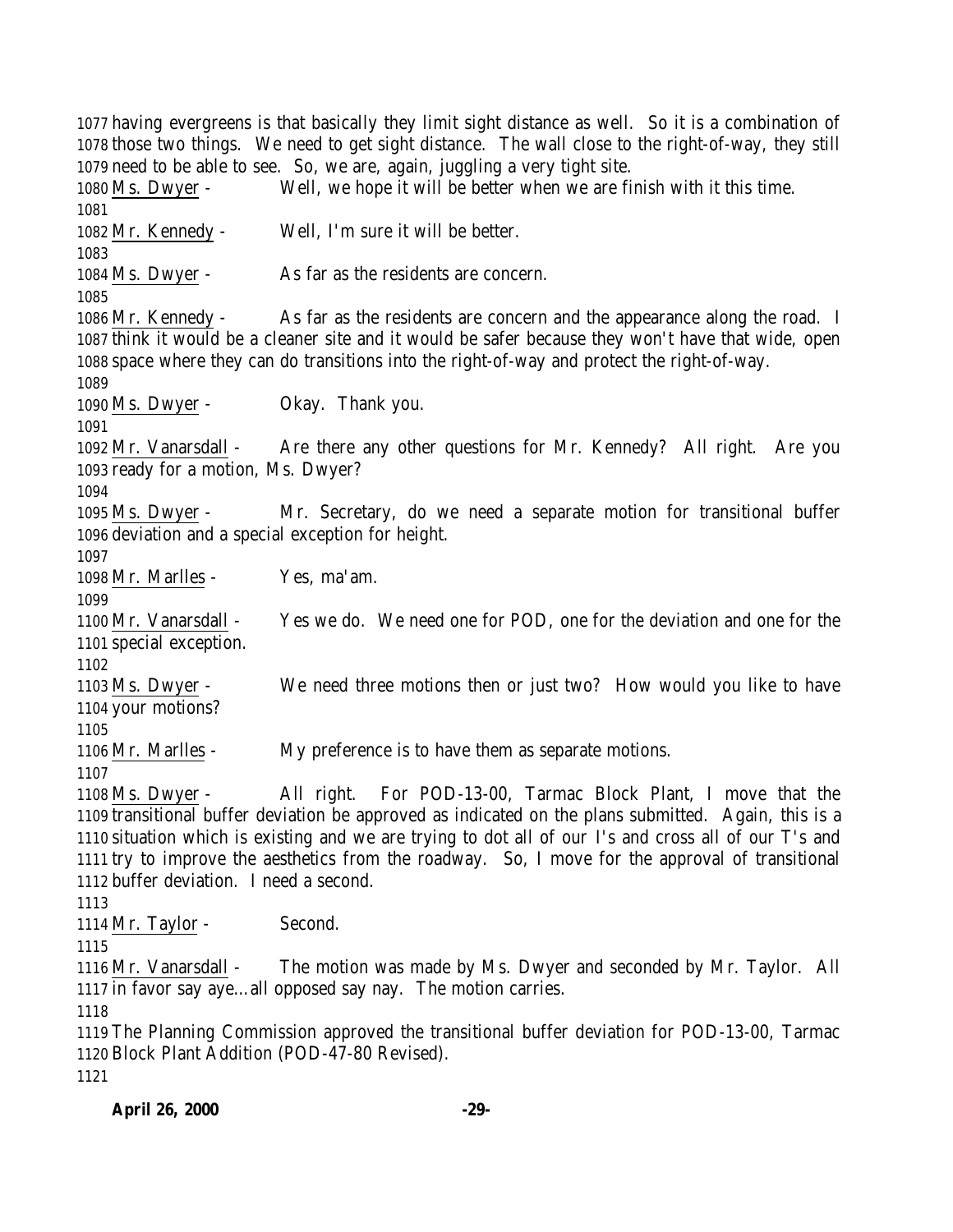1077 having evergreens is that basically they limit sight distance as well. So it is a combination of 1078 those two things. We need to get sight distance. The wall close to the right-of-way, they still 1079 need to be able to see. So, we are, again, juggling a very tight site.

1080 Ms. Dwyer - Well, we hope it will be better when we are finish with it this time.

1081

1082 Mr. Kennedy - Well, I'm sure it will be better.

1083

1084 Ms. Dwyer - As far as the residents are concern.

1085

1086 Mr. Kennedy - As far as the residents are concern and the appearance along the road. I 1087 think it would be a cleaner site and it would be safer because they won't have that wide, open 1088 space where they can do transitions into the right-of-way and protect the right-of-way.

1089

1090 Ms. Dwyer - Okay. Thank you.

1091

1092 Mr. Vanarsdall - Are there any other questions for Mr. Kennedy? All right. Are you 1093 ready for a motion, Ms. Dwyer?

1094

1095 Ms. Dwyer - Mr. Secretary, do we need a separate motion for transitional buffer 1096 deviation and a special exception for height.

1097

1098 Mr. Marlles - Yes, ma'am.

1099

1100 Mr. Vanarsdall - Yes we do. We need one for POD, one for the deviation and one for the 1101 special exception.

1102

1103 Ms. Dwyer - We need three motions then or just two? How would you like to have 1104 your motions?

1105

1106 Mr. Marlles - My preference is to have them as separate motions.

1107

1108 Ms. Dwyer - All right. For POD-13-00, Tarmac Block Plant, I move that the 1109 transitional buffer deviation be approved as indicated on the plans submitted. Again, this is a 1110 situation which is existing and we are trying to dot all of our I's and cross all of our T's and 1111 try to improve the aesthetics from the roadway. So, I move for the approval of transitional 1112 buffer deviation. I need a second.

1113

1114 Mr. Taylor - Second.

1115

1116 Mr. Vanarsdall - The motion was made by Ms. Dwyer and seconded by Mr. Taylor. All 1117 in favor say aye…all opposed say nay. The motion carries.

1118

1119 The Planning Commission approved the transitional buffer deviation for POD-13-00, Tarmac 1120 Block Plant Addition (POD-47-80 Revised).

1121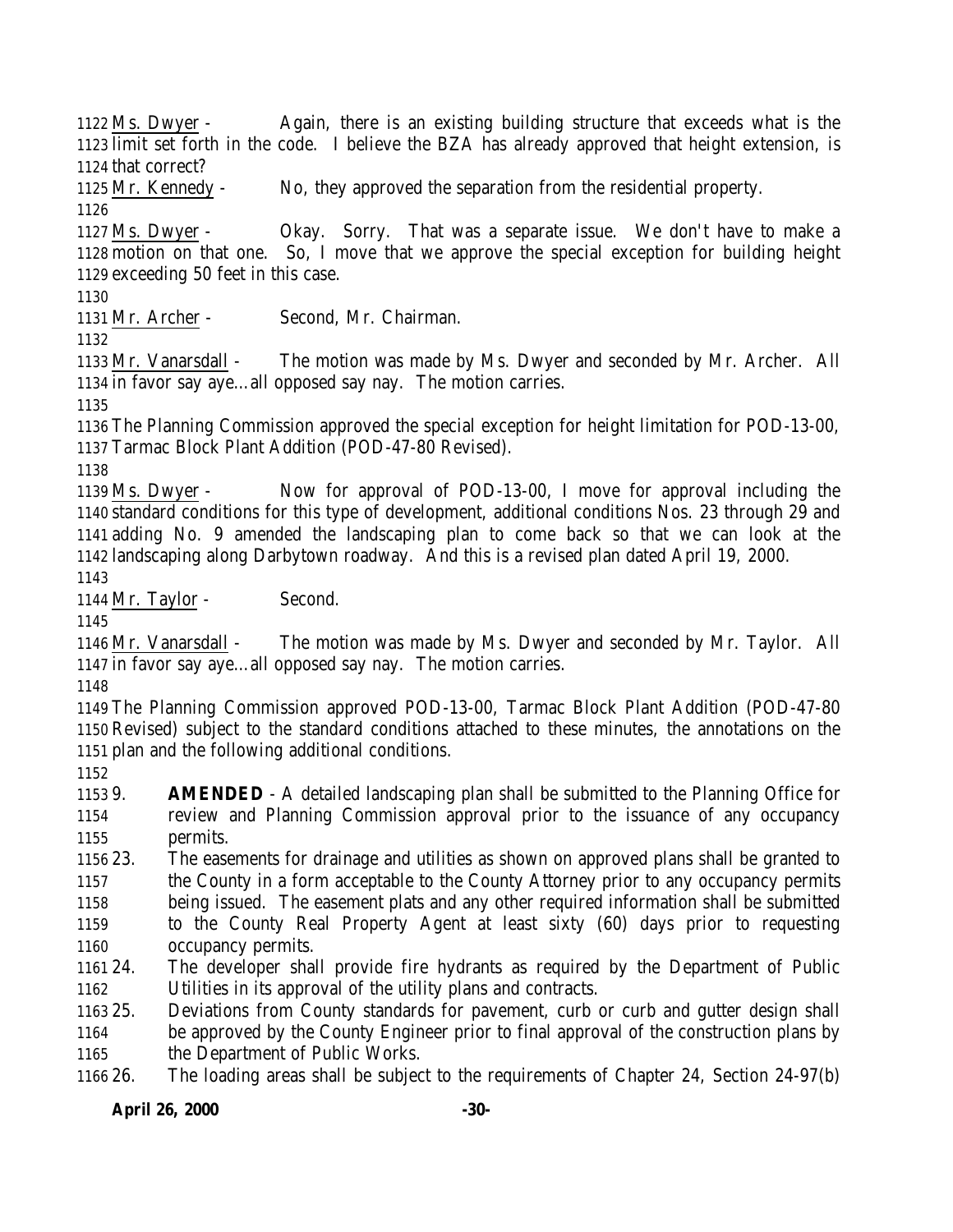Ms. Dwyer - Again, there is an existing building structure that exceeds what is the limit set forth in the code. I believe the BZA has already approved that height extension, is that correct?

Mr. Kennedy - No, they approved the separation from the residential property.

Ms. Dwyer - Okay. Sorry. That was a separate issue. We don't have to make a motion on that one. So, I move that we approve the special exception for building height exceeding 50 feet in this case.

Mr. Archer - Second, Mr. Chairman.

Mr. Vanarsdall - The motion was made by Ms. Dwyer and seconded by Mr. Archer. All in favor say aye…all opposed say nay. The motion carries.

The Planning Commission approved the special exception for height limitation for POD-13-00, Tarmac Block Plant Addition (POD-47-80 Revised).

Ms. Dwyer - Now for approval of POD-13-00, I move for approval including the standard conditions for this type of development, additional conditions Nos. 23 through 29 and adding No. 9 amended the landscaping plan to come back so that we can look at the landscaping along Darbytown roadway. And this is a revised plan dated April 19, 2000.

Mr. Taylor - Second.

Mr. Vanarsdall - The motion was made by Ms. Dwyer and seconded by Mr. Taylor. All in favor say aye…all opposed say nay. The motion carries.

The Planning Commission approved POD-13-00, Tarmac Block Plant Addition (POD-47-80 Revised) subject to the standard conditions attached to these minutes, the annotations on the plan and the following additional conditions.

9. **AMENDED** - A detailed landscaping plan shall be submitted to the Planning Office for review and Planning Commission approval prior to the issuance of any occupancy permits.
23. The easements for drainage and utilities as shown on approved plans shall be granted to the County in a form acceptable to the County Attorney prior to any occupancy permits being issued. The easement plats and any other required information shall be submitted to the County Real Property Agent at least sixty (60) days prior to requesting occupancy permits.
24. The developer shall provide fire hydrants as required by the Department of Public Utilities in its approval of the utility plans and contracts.
25. Deviations from County standards for pavement, curb or curb and gutter design shall be approved by the County Engineer prior to final approval of the construction plans by the Department of Public Works.
26. The loading areas shall be subject to the requirements of Chapter 24, Section 24-97(b)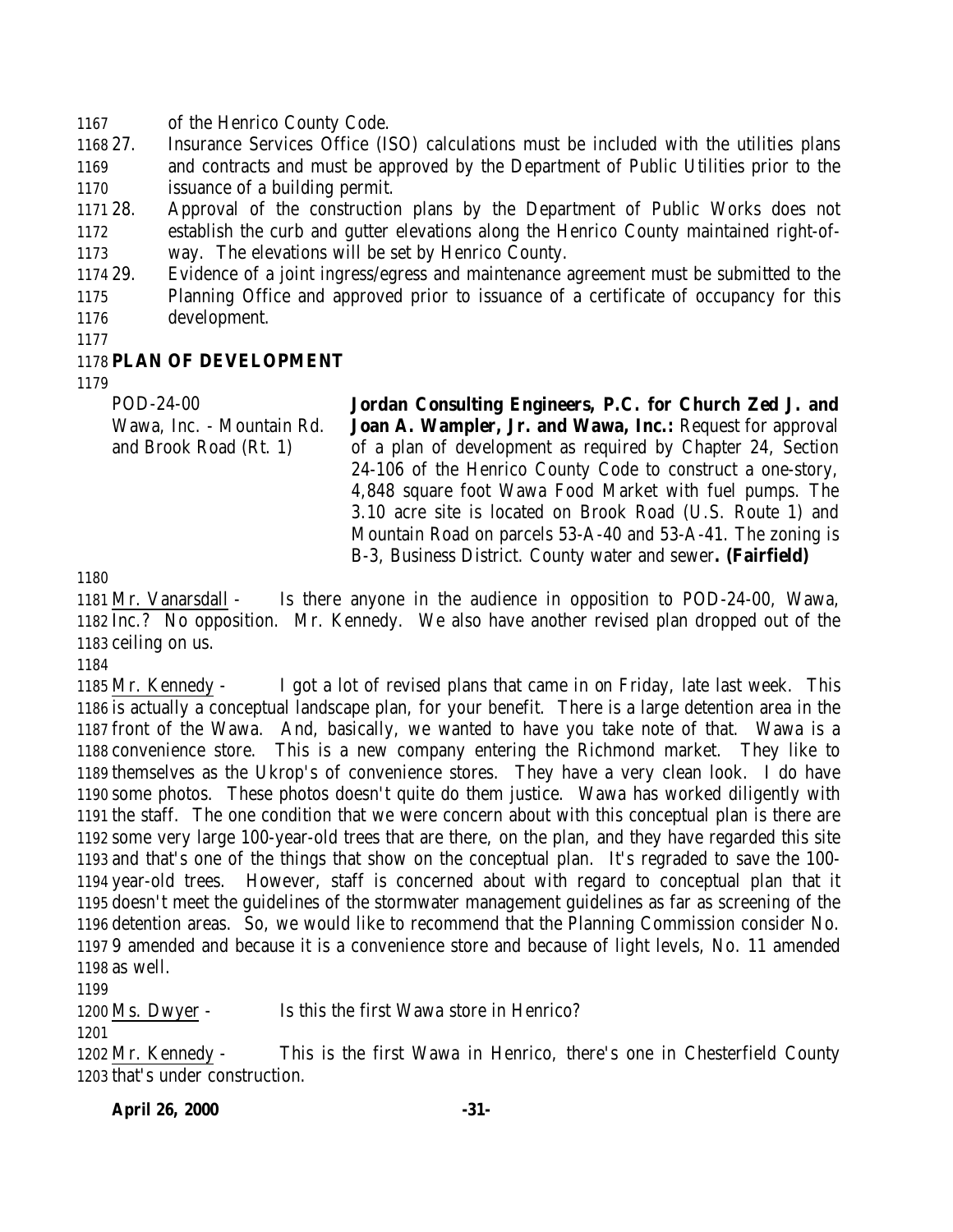of the Henrico County Code.

27. Insurance Services Office (ISO) calculations must be included with the utilities plans and contracts and must be approved by the Department of Public Utilities prior to the issuance of a building permit.
28. Approval of the construction plans by the Department of Public Works does not establish the curb and gutter elevations along the Henrico County maintained right-of-way. The elevations will be set by Henrico County.
29. Evidence of a joint ingress/egress and maintenance agreement must be submitted to the Planning Office and approved prior to issuance of a certificate of occupancy for this development.

**PLAN OF DEVELOPMENT**

POD-24-00
Wawa, Inc. - Mountain Rd. and Brook Road (Rt. 1)

**Jordan Consulting Engineers, P.C. for Church Zed J. and Joan A. Wampler, Jr. and Wawa, Inc.:** Request for approval of a plan of development as required by Chapter 24, Section 24-106 of the Henrico County Code to construct a one-story, 4,848 square foot Wawa Food Market with fuel pumps. The 3.10 acre site is located on Brook Road (U.S. Route 1) and Mountain Road on parcels 53-A-40 and 53-A-41. The zoning is B-3, Business District. County water and sewer**. (Fairfield)**

Mr. Vanarsdall - Is there anyone in the audience in opposition to POD-24-00, Wawa, Inc.? No opposition. Mr. Kennedy. We also have another revised plan dropped out of the ceiling on us.

Mr. Kennedy - I got a lot of revised plans that came in on Friday, late last week. This is actually a conceptual landscape plan, for your benefit. There is a large detention area in the front of the Wawa. And, basically, we wanted to have you take note of that. Wawa is a convenience store. This is a new company entering the Richmond market. They like to themselves as the Ukrop's of convenience stores. They have a very clean look. I do have some photos. These photos doesn't quite do them justice. Wawa has worked diligently with the staff. The one condition that we were concern about with this conceptual plan is there are some very large 100-year-old trees that are there, on the plan, and they have regarded this site and that's one of the things that show on the conceptual plan. It's regraded to save the 100-year-old trees. However, staff is concerned about with regard to conceptual plan that it doesn't meet the guidelines of the stormwater management guidelines as far as screening of the detention areas. So, we would like to recommend that the Planning Commission consider No. 9 amended and because it is a convenience store and because of light levels, No. 11 amended as well.

Ms. Dwyer - Is this the first Wawa store in Henrico?

Mr. Kennedy - This is the first Wawa in Henrico, there's one in Chesterfield County that's under construction.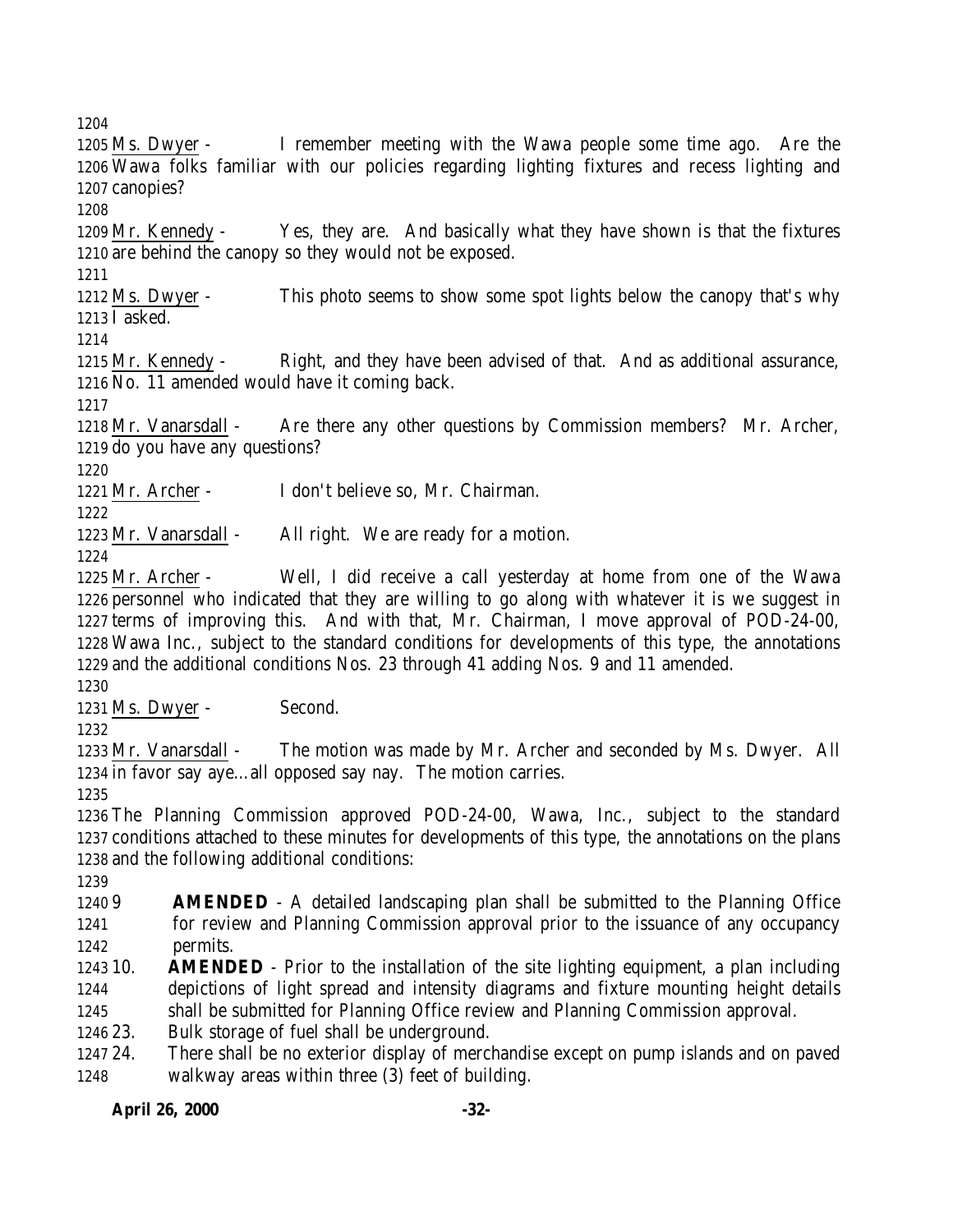Ms. Dwyer - I remember meeting with the Wawa people some time ago. Are the Wawa folks familiar with our policies regarding lighting fixtures and recess lighting and canopies?

Mr. Kennedy - Yes, they are. And basically what they have shown is that the fixtures are behind the canopy so they would not be exposed.

Ms. Dwyer - This photo seems to show some spot lights below the canopy that's why I asked.

Mr. Kennedy - Right, and they have been advised of that. And as additional assurance, No. 11 amended would have it coming back.

Mr. Vanarsdall - Are there any other questions by Commission members? Mr. Archer, do you have any questions?

Mr. Archer - I don't believe so, Mr. Chairman.

Mr. Vanarsdall - All right. We are ready for a motion.

Mr. Archer - Well, I did receive a call yesterday at home from one of the Wawa personnel who indicated that they are willing to go along with whatever it is we suggest in terms of improving this. And with that, Mr. Chairman, I move approval of POD-24-00, Wawa Inc., subject to the standard conditions for developments of this type, the annotations and the additional conditions Nos. 23 through 41 adding Nos. 9 and 11 amended.

Ms. Dwyer - Second.

Mr. Vanarsdall - The motion was made by Mr. Archer and seconded by Ms. Dwyer. All in favor say aye…all opposed say nay. The motion carries.

The Planning Commission approved POD-24-00, Wawa, Inc., subject to the standard conditions attached to these minutes for developments of this type, the annotations on the plans and the following additional conditions:

9 **AMENDED** - A detailed landscaping plan shall be submitted to the Planning Office for review and Planning Commission approval prior to the issuance of any occupancy permits.

10. **AMENDED** - Prior to the installation of the site lighting equipment, a plan including depictions of light spread and intensity diagrams and fixture mounting height details shall be submitted for Planning Office review and Planning Commission approval.

23. Bulk storage of fuel shall be underground.

24. There shall be no exterior display of merchandise except on pump islands and on paved walkway areas within three (3) feet of building.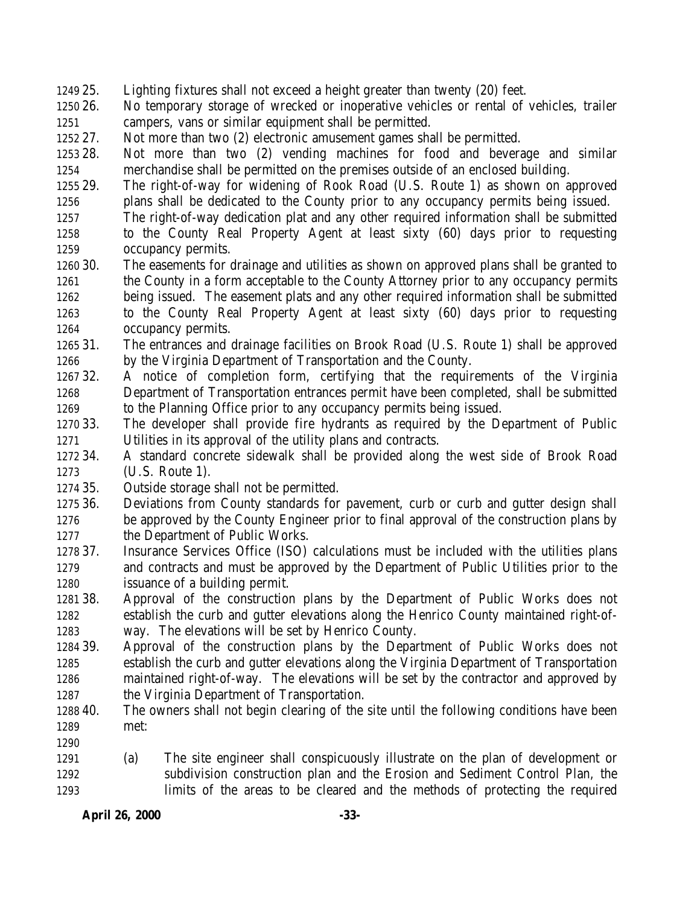25. Lighting fixtures shall not exceed a height greater than twenty (20) feet.
26. No temporary storage of wrecked or inoperative vehicles or rental of vehicles, trailer campers, vans or similar equipment shall be permitted.
27. Not more than two (2) electronic amusement games shall be permitted.
28. Not more than two (2) vending machines for food and beverage and similar merchandise shall be permitted on the premises outside of an enclosed building.
29. The right-of-way for widening of Rook Road (U.S. Route 1) as shown on approved plans shall be dedicated to the County prior to any occupancy permits being issued. The right-of-way dedication plat and any other required information shall be submitted to the County Real Property Agent at least sixty (60) days prior to requesting occupancy permits.
30. The easements for drainage and utilities as shown on approved plans shall be granted to the County in a form acceptable to the County Attorney prior to any occupancy permits being issued. The easement plats and any other required information shall be submitted to the County Real Property Agent at least sixty (60) days prior to requesting occupancy permits.
31. The entrances and drainage facilities on Brook Road (U.S. Route 1) shall be approved by the Virginia Department of Transportation and the County.
32. A notice of completion form, certifying that the requirements of the Virginia Department of Transportation entrances permit have been completed, shall be submitted to the Planning Office prior to any occupancy permits being issued.
33. The developer shall provide fire hydrants as required by the Department of Public Utilities in its approval of the utility plans and contracts.
34. A standard concrete sidewalk shall be provided along the west side of Brook Road (U.S. Route 1).
35. Outside storage shall not be permitted.
36. Deviations from County standards for pavement, curb or curb and gutter design shall be approved by the County Engineer prior to final approval of the construction plans by the Department of Public Works.
37. Insurance Services Office (ISO) calculations must be included with the utilities plans and contracts and must be approved by the Department of Public Utilities prior to the issuance of a building permit.
38. Approval of the construction plans by the Department of Public Works does not establish the curb and gutter elevations along the Henrico County maintained right-of-way. The elevations will be set by Henrico County.
39. Approval of the construction plans by the Department of Public Works does not establish the curb and gutter elevations along the Virginia Department of Transportation maintained right-of-way. The elevations will be set by the contractor and approved by the Virginia Department of Transportation.
40. The owners shall not begin clearing of the site until the following conditions have been met:

    (a) The site engineer shall conspicuously illustrate on the plan of development or subdivision construction plan and the Erosion and Sediment Control Plan, the limits of the areas to be cleared and the methods of protecting the required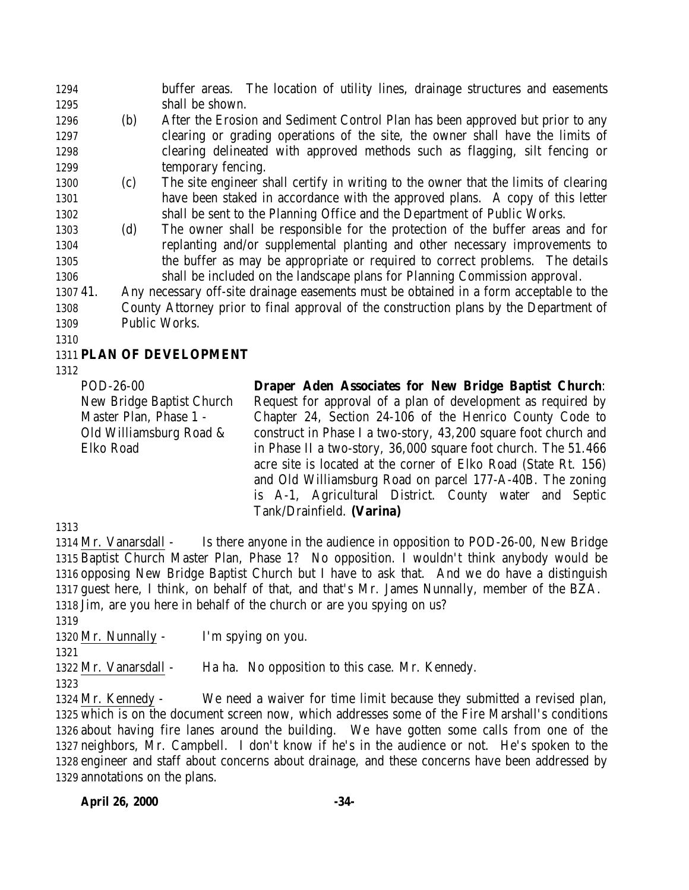buffer areas. The location of utility lines, drainage structures and easements shall be shown.

(b) After the Erosion and Sediment Control Plan has been approved but prior to any clearing or grading operations of the site, the owner shall have the limits of clearing delineated with approved methods such as flagging, silt fencing or temporary fencing.

(c) The site engineer shall certify in writing to the owner that the limits of clearing have been staked in accordance with the approved plans. A copy of this letter shall be sent to the Planning Office and the Department of Public Works.

(d) The owner shall be responsible for the protection of the buffer areas and for replanting and/or supplemental planting and other necessary improvements to the buffer as may be appropriate or required to correct problems. The details shall be included on the landscape plans for Planning Commission approval.

41. Any necessary off-site drainage easements must be obtained in a form acceptable to the County Attorney prior to final approval of the construction plans by the Department of Public Works.

## PLAN OF DEVELOPMENT

POD-26-00
New Bridge Baptist Church Master Plan, Phase 1 - Old Williamsburg Road & Elko Road

**Draper Aden Associates for New Bridge Baptist Church**: Request for approval of a plan of development as required by Chapter 24, Section 24-106 of the Henrico County Code to construct in Phase I a two-story, 43,200 square foot church and in Phase II a two-story, 36,000 square foot church. The 51.466 acre site is located at the corner of Elko Road (State Rt. 156) and Old Williamsburg Road on parcel 177-A-40B. The zoning is A-1, Agricultural District. County water and Septic Tank/Drainfield. **(Varina)**

Mr. Vanarsdall - Is there anyone in the audience in opposition to POD-26-00, New Bridge Baptist Church Master Plan, Phase 1? No opposition. I wouldn't think anybody would be opposing New Bridge Baptist Church but I have to ask that. And we do have a distinguish guest here, I think, on behalf of that, and that's Mr. James Nunnally, member of the BZA. Jim, are you here in behalf of the church or are you spying on us?

Mr. Nunnally - I'm spying on you.

Mr. Vanarsdall - Ha ha. No opposition to this case. Mr. Kennedy.

Mr. Kennedy - We need a waiver for time limit because they submitted a revised plan, which is on the document screen now, which addresses some of the Fire Marshall's conditions about having fire lanes around the building. We have gotten some calls from one of the neighbors, Mr. Campbell. I don't know if he's in the audience or not. He's spoken to the engineer and staff about concerns about drainage, and these concerns have been addressed by annotations on the plans.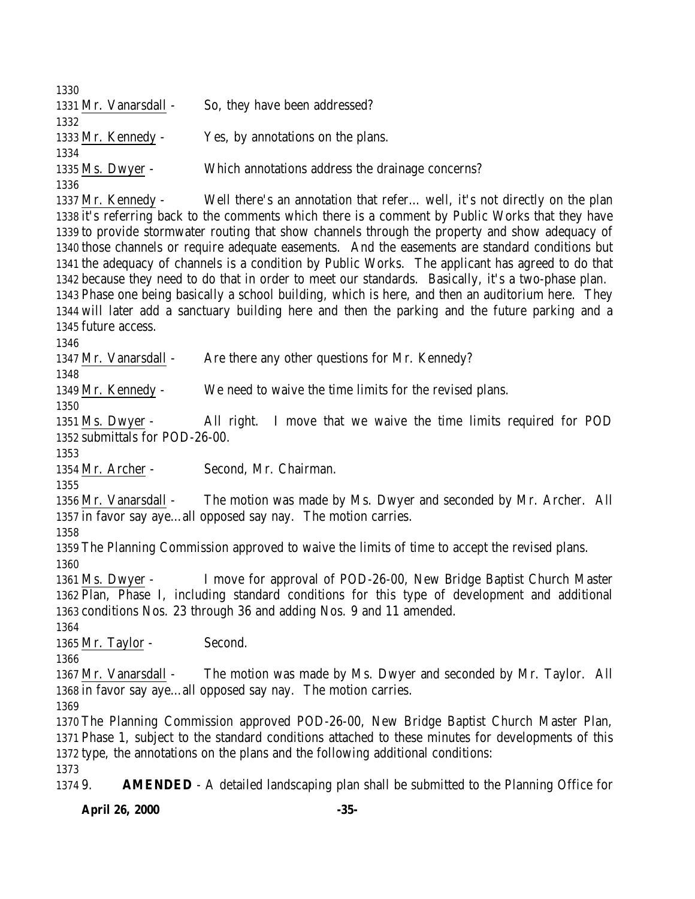Mr. Vanarsdall - So, they have been addressed?

Mr. Kennedy - Yes, by annotations on the plans.

Ms. Dwyer - Which annotations address the drainage concerns?

Mr. Kennedy - Well there's an annotation that refer… well, it's not directly on the plan it's referring back to the comments which there is a comment by Public Works that they have to provide stormwater routing that show channels through the property and show adequacy of those channels or require adequate easements. And the easements are standard conditions but the adequacy of channels is a condition by Public Works. The applicant has agreed to do that because they need to do that in order to meet our standards. Basically, it's a two-phase plan. Phase one being basically a school building, which is here, and then an auditorium here. They will later add a sanctuary building here and then the parking and the future parking and a future access.

Mr. Vanarsdall - Are there any other questions for Mr. Kennedy?

Mr. Kennedy - We need to waive the time limits for the revised plans.

Ms. Dwyer - All right. I move that we waive the time limits required for POD submittals for POD-26-00.

Mr. Archer - Second, Mr. Chairman.

Mr. Vanarsdall - The motion was made by Ms. Dwyer and seconded by Mr. Archer. All in favor say aye…all opposed say nay. The motion carries.

The Planning Commission approved to waive the limits of time to accept the revised plans.

Ms. Dwyer - I move for approval of POD-26-00, New Bridge Baptist Church Master Plan, Phase I, including standard conditions for this type of development and additional conditions Nos. 23 through 36 and adding Nos. 9 and 11 amended.

Mr. Taylor - Second.

Mr. Vanarsdall - The motion was made by Ms. Dwyer and seconded by Mr. Taylor. All in favor say aye…all opposed say nay. The motion carries.

The Planning Commission approved POD-26-00, New Bridge Baptist Church Master Plan, Phase 1, subject to the standard conditions attached to these minutes for developments of this type, the annotations on the plans and the following additional conditions:

9. **AMENDED** - A detailed landscaping plan shall be submitted to the Planning Office for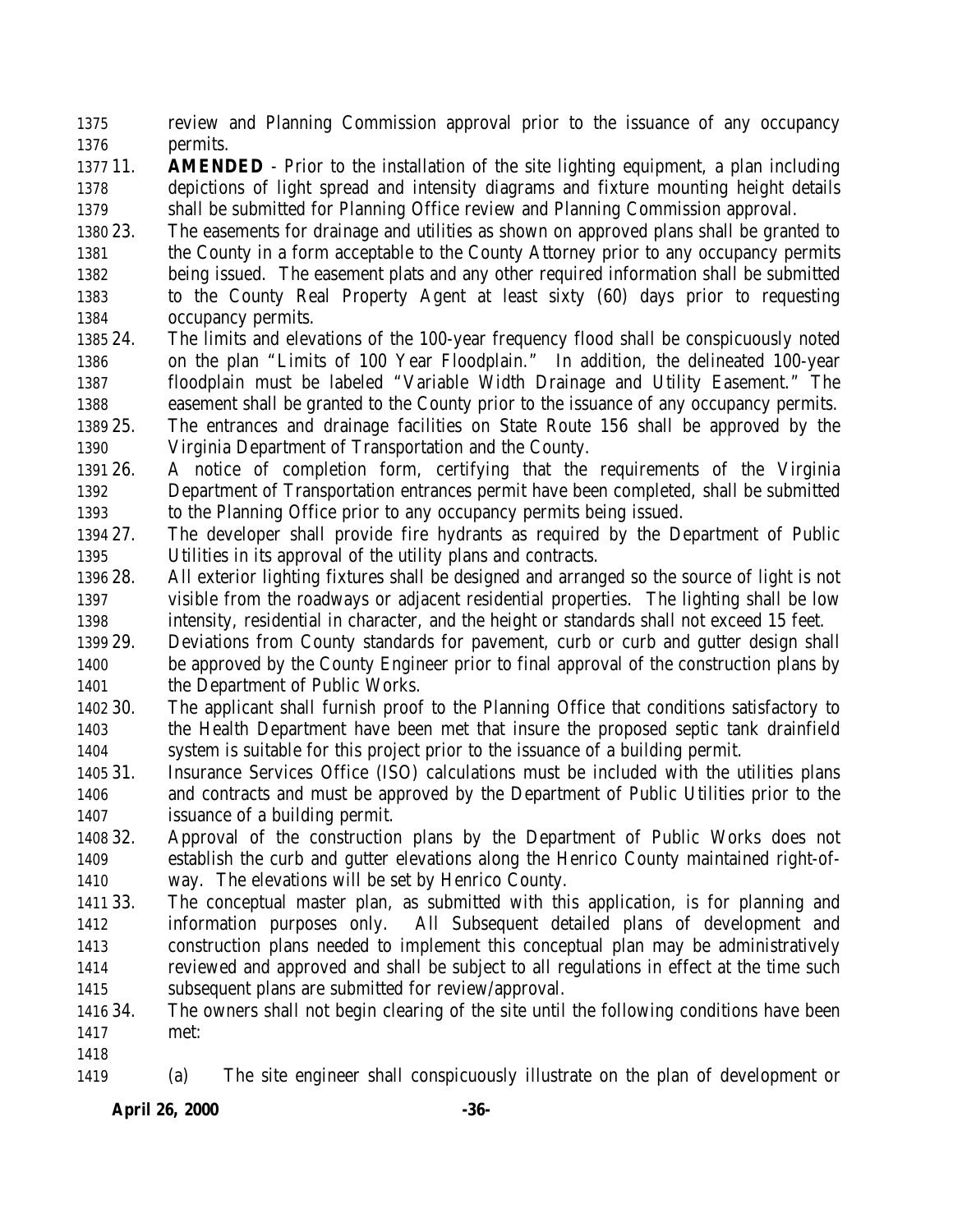review and Planning Commission approval prior to the issuance of any occupancy permits.

11. **AMENDED** - Prior to the installation of the site lighting equipment, a plan including depictions of light spread and intensity diagrams and fixture mounting height details shall be submitted for Planning Office review and Planning Commission approval.
23. The easements for drainage and utilities as shown on approved plans shall be granted to the County in a form acceptable to the County Attorney prior to any occupancy permits being issued. The easement plats and any other required information shall be submitted to the County Real Property Agent at least sixty (60) days prior to requesting occupancy permits.
24. The limits and elevations of the 100-year frequency flood shall be conspicuously noted on the plan "Limits of 100 Year Floodplain." In addition, the delineated 100-year floodplain must be labeled "Variable Width Drainage and Utility Easement." The easement shall be granted to the County prior to the issuance of any occupancy permits.
25. The entrances and drainage facilities on State Route 156 shall be approved by the Virginia Department of Transportation and the County.
26. A notice of completion form, certifying that the requirements of the Virginia Department of Transportation entrances permit have been completed, shall be submitted to the Planning Office prior to any occupancy permits being issued.
27. The developer shall provide fire hydrants as required by the Department of Public Utilities in its approval of the utility plans and contracts.
28. All exterior lighting fixtures shall be designed and arranged so the source of light is not visible from the roadways or adjacent residential properties. The lighting shall be low intensity, residential in character, and the height or standards shall not exceed 15 feet.
29. Deviations from County standards for pavement, curb or curb and gutter design shall be approved by the County Engineer prior to final approval of the construction plans by the Department of Public Works.
30. The applicant shall furnish proof to the Planning Office that conditions satisfactory to the Health Department have been met that insure the proposed septic tank drainfield system is suitable for this project prior to the issuance of a building permit.
31. Insurance Services Office (ISO) calculations must be included with the utilities plans and contracts and must be approved by the Department of Public Utilities prior to the issuance of a building permit.
32. Approval of the construction plans by the Department of Public Works does not establish the curb and gutter elevations along the Henrico County maintained right-of-way. The elevations will be set by Henrico County.
33. The conceptual master plan, as submitted with this application, is for planning and information purposes only. All Subsequent detailed plans of development and construction plans needed to implement this conceptual plan may be administratively reviewed and approved and shall be subject to all regulations in effect at the time such subsequent plans are submitted for review/approval.
34. The owners shall not begin clearing of the site until the following conditions have been met:

    (a) The site engineer shall conspicuously illustrate on the plan of development or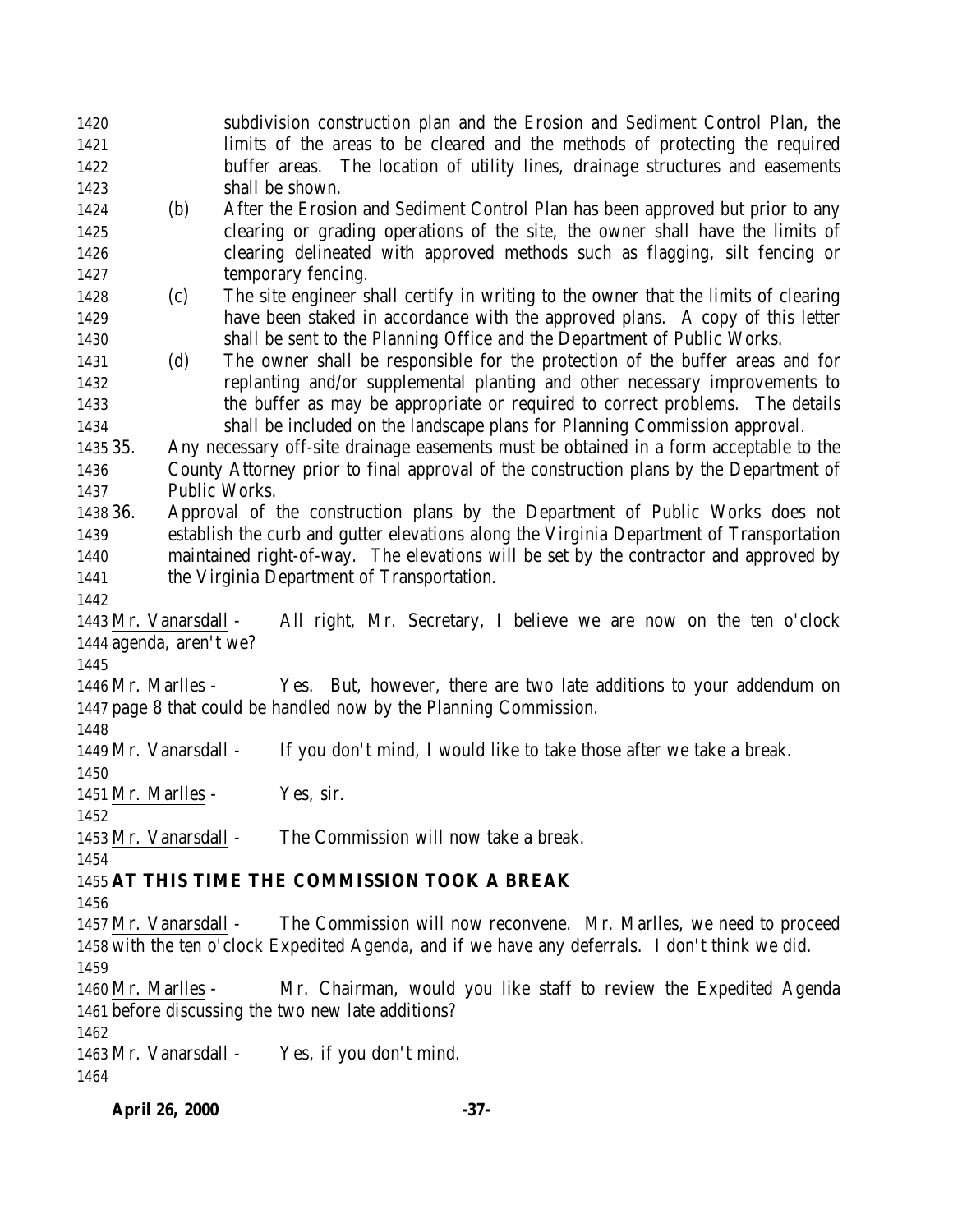subdivision construction plan and the Erosion and Sediment Control Plan, the limits of the areas to be cleared and the methods of protecting the required buffer areas. The location of utility lines, drainage structures and easements shall be shown.

(b) After the Erosion and Sediment Control Plan has been approved but prior to any clearing or grading operations of the site, the owner shall have the limits of clearing delineated with approved methods such as flagging, silt fencing or temporary fencing.

(c) The site engineer shall certify in writing to the owner that the limits of clearing have been staked in accordance with the approved plans. A copy of this letter shall be sent to the Planning Office and the Department of Public Works.

(d) The owner shall be responsible for the protection of the buffer areas and for replanting and/or supplemental planting and other necessary improvements to the buffer as may be appropriate or required to correct problems. The details shall be included on the landscape plans for Planning Commission approval.

35. Any necessary off-site drainage easements must be obtained in a form acceptable to the County Attorney prior to final approval of the construction plans by the Department of Public Works.

36. Approval of the construction plans by the Department of Public Works does not establish the curb and gutter elevations along the Virginia Department of Transportation maintained right-of-way. The elevations will be set by the contractor and approved by the Virginia Department of Transportation.

Mr. Vanarsdall - All right, Mr. Secretary, I believe we are now on the ten o'clock agenda, aren't we?

Mr. Marlles - Yes. But, however, there are two late additions to your addendum on page 8 that could be handled now by the Planning Commission.

Mr. Vanarsdall - If you don't mind, I would like to take those after we take a break.

Mr. Marlles - Yes, sir.

Mr. Vanarsdall - The Commission will now take a break.

**AT THIS TIME THE COMMISSION TOOK A BREAK**

Mr. Vanarsdall - The Commission will now reconvene. Mr. Marlles, we need to proceed with the ten o'clock Expedited Agenda, and if we have any deferrals. I don't think we did.

Mr. Marlles - Mr. Chairman, would you like staff to review the Expedited Agenda before discussing the two new late additions?

Mr. Vanarsdall - Yes, if you don't mind.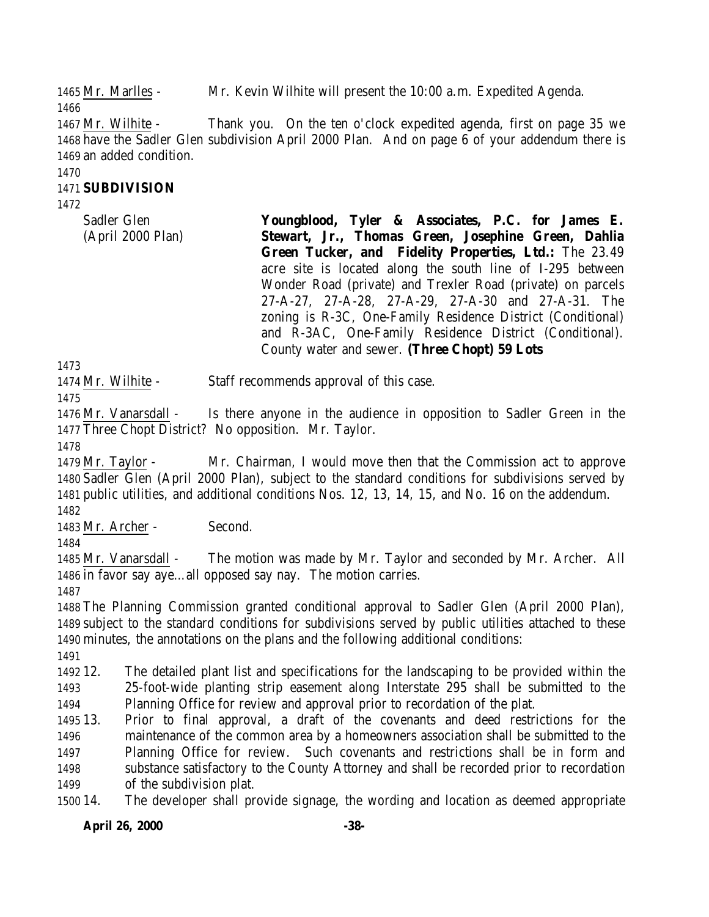Mr. Marlles - Mr. Kevin Wilhite will present the 10:00 a.m. Expedited Agenda.

Mr. Wilhite - Thank you. On the ten o'clock expedited agenda, first on page 35 we have the Sadler Glen subdivision April 2000 Plan. And on page 6 of your addendum there is an added condition.

**SUBDIVISION**

| | |
|---|---|
| Sadler Glen (April 2000 Plan) | **Youngblood, Tyler & Associates, P.C. for James E. Stewart, Jr., Thomas Green, Josephine Green, Dahlia Green Tucker, and Fidelity Properties, Ltd.:** The 23.49 acre site is located along the south line of I-295 between Wonder Road (private) and Trexler Road (private) on parcels 27-A-27, 27-A-28, 27-A-29, 27-A-30 and 27-A-31. The zoning is R-3C, One-Family Residence District (Conditional) and R-3AC, One-Family Residence District (Conditional). County water and sewer. **(Three Chopt) 59 Lots** |

Mr. Wilhite - Staff recommends approval of this case.

Mr. Vanarsdall - Is there anyone in the audience in opposition to Sadler Green in the Three Chopt District? No opposition. Mr. Taylor.

Mr. Taylor - Mr. Chairman, I would move then that the Commission act to approve Sadler Glen (April 2000 Plan), subject to the standard conditions for subdivisions served by public utilities, and additional conditions Nos. 12, 13, 14, 15, and No. 16 on the addendum.

Mr. Archer - Second.

Mr. Vanarsdall - The motion was made by Mr. Taylor and seconded by Mr. Archer. All in favor say aye…all opposed say nay. The motion carries.

The Planning Commission granted conditional approval to Sadler Glen (April 2000 Plan), subject to the standard conditions for subdivisions served by public utilities attached to these minutes, the annotations on the plans and the following additional conditions:

12. The detailed plant list and specifications for the landscaping to be provided within the 25-foot-wide planting strip easement along Interstate 295 shall be submitted to the Planning Office for review and approval prior to recordation of the plat.
13. Prior to final approval, a draft of the covenants and deed restrictions for the maintenance of the common area by a homeowners association shall be submitted to the Planning Office for review. Such covenants and restrictions shall be in form and substance satisfactory to the County Attorney and shall be recorded prior to recordation of the subdivision plat.
14. The developer shall provide signage, the wording and location as deemed appropriate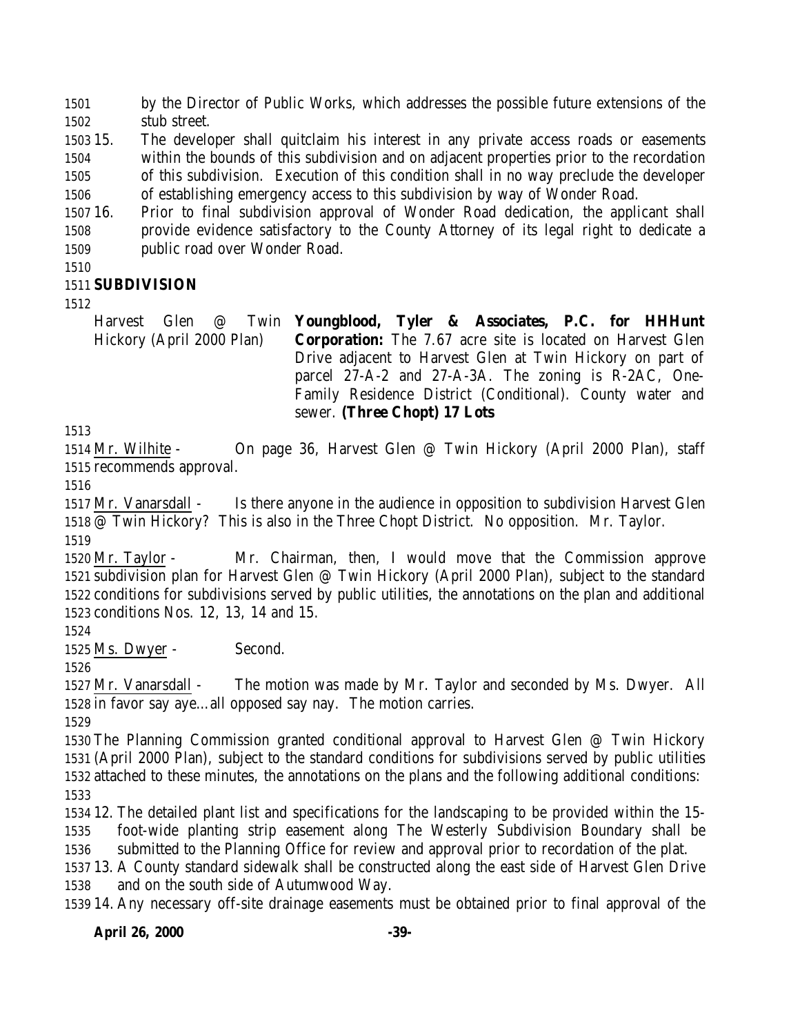by the Director of Public Works, which addresses the possible future extensions of the stub street.

15. The developer shall quitclaim his interest in any private access roads or easements within the bounds of this subdivision and on adjacent properties prior to the recordation of this subdivision. Execution of this condition shall in no way preclude the developer of establishing emergency access to this subdivision by way of Wonder Road.
16. Prior to final subdivision approval of Wonder Road dedication, the applicant shall provide evidence satisfactory to the County Attorney of its legal right to dedicate a public road over Wonder Road.

**SUBDIVISION**

| | |
|---|---|
| Harvest Glen @ Twin Hickory (April 2000 Plan) | **Youngblood, Tyler & Associates, P.C. for HHHunt Corporation:** The 7.67 acre site is located on Harvest Glen Drive adjacent to Harvest Glen at Twin Hickory on part of parcel 27-A-2 and 27-A-3A. The zoning is R-2AC, One-Family Residence District (Conditional). County water and sewer. **(Three Chopt) 17 Lots** |

Mr. Wilhite - On page 36, Harvest Glen @ Twin Hickory (April 2000 Plan), staff recommends approval.

Mr. Vanarsdall - Is there anyone in the audience in opposition to subdivision Harvest Glen @ Twin Hickory? This is also in the Three Chopt District. No opposition. Mr. Taylor.

Mr. Taylor - Mr. Chairman, then, I would move that the Commission approve subdivision plan for Harvest Glen @ Twin Hickory (April 2000 Plan), subject to the standard conditions for subdivisions served by public utilities, the annotations on the plan and additional conditions Nos. 12, 13, 14 and 15.

Ms. Dwyer - Second.

Mr. Vanarsdall - The motion was made by Mr. Taylor and seconded by Ms. Dwyer. All in favor say aye…all opposed say nay. The motion carries.

The Planning Commission granted conditional approval to Harvest Glen @ Twin Hickory (April 2000 Plan), subject to the standard conditions for subdivisions served by public utilities attached to these minutes, the annotations on the plans and the following additional conditions:

12. The detailed plant list and specifications for the landscaping to be provided within the 15-foot-wide planting strip easement along The Westerly Subdivision Boundary shall be submitted to the Planning Office for review and approval prior to recordation of the plat.
13. A County standard sidewalk shall be constructed along the east side of Harvest Glen Drive and on the south side of Autumwood Way.
14. Any necessary off-site drainage easements must be obtained prior to final approval of the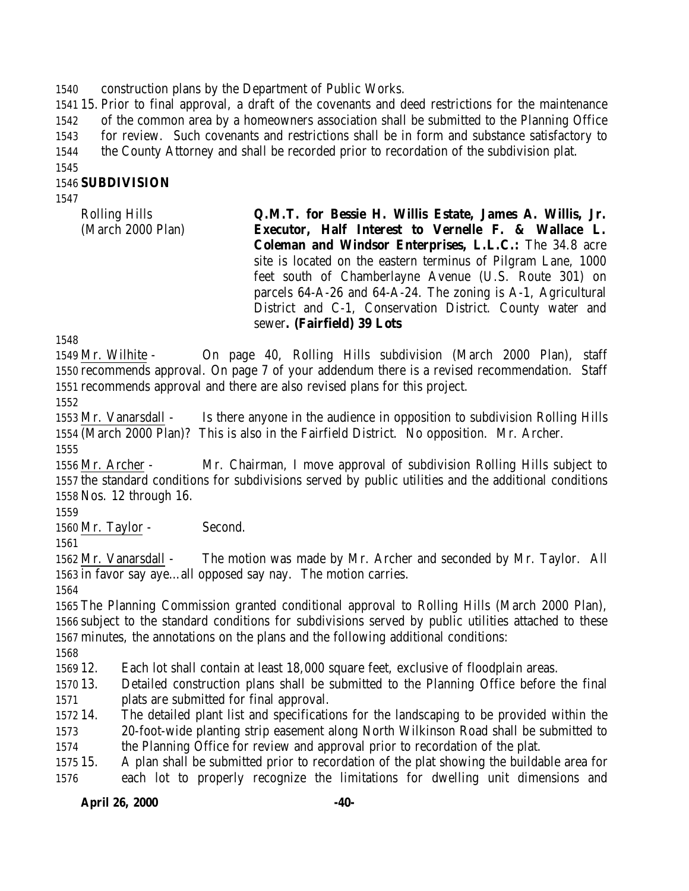construction plans by the Department of Public Works.

15. Prior to final approval, a draft of the covenants and deed restrictions for the maintenance of the common area by a homeowners association shall be submitted to the Planning Office for review. Such covenants and restrictions shall be in form and substance satisfactory to the County Attorney and shall be recorded prior to recordation of the subdivision plat.

**SUBDIVISION**

Rolling Hills (March 2000 Plan)

**Q.M.T. for Bessie H. Willis Estate, James A. Willis, Jr. Executor, Half Interest to Vernelle F. & Wallace L. Coleman and Windsor Enterprises, L.L.C.:** The 34.8 acre site is located on the eastern terminus of Pilgram Lane, 1000 feet south of Chamberlayne Avenue (U.S. Route 301) on parcels 64-A-26 and 64-A-24. The zoning is A-1, Agricultural District and C-1, Conservation District. County water and sewer**. (Fairfield) 39 Lots**

Mr. Wilhite - On page 40, Rolling Hills subdivision (March 2000 Plan), staff recommends approval. On page 7 of your addendum there is a revised recommendation. Staff recommends approval and there are also revised plans for this project.

Mr. Vanarsdall - Is there anyone in the audience in opposition to subdivision Rolling Hills (March 2000 Plan)? This is also in the Fairfield District. No opposition. Mr. Archer.

Mr. Archer - Mr. Chairman, I move approval of subdivision Rolling Hills subject to the standard conditions for subdivisions served by public utilities and the additional conditions Nos. 12 through 16.

Mr. Taylor - Second.

Mr. Vanarsdall - The motion was made by Mr. Archer and seconded by Mr. Taylor. All in favor say aye…all opposed say nay. The motion carries.

The Planning Commission granted conditional approval to Rolling Hills (March 2000 Plan), subject to the standard conditions for subdivisions served by public utilities attached to these minutes, the annotations on the plans and the following additional conditions:

12. Each lot shall contain at least 18,000 square feet, exclusive of floodplain areas.
13. Detailed construction plans shall be submitted to the Planning Office before the final plats are submitted for final approval.
14. The detailed plant list and specifications for the landscaping to be provided within the 20-foot-wide planting strip easement along North Wilkinson Road shall be submitted to the Planning Office for review and approval prior to recordation of the plat.
15. A plan shall be submitted prior to recordation of the plat showing the buildable area for each lot to properly recognize the limitations for dwelling unit dimensions and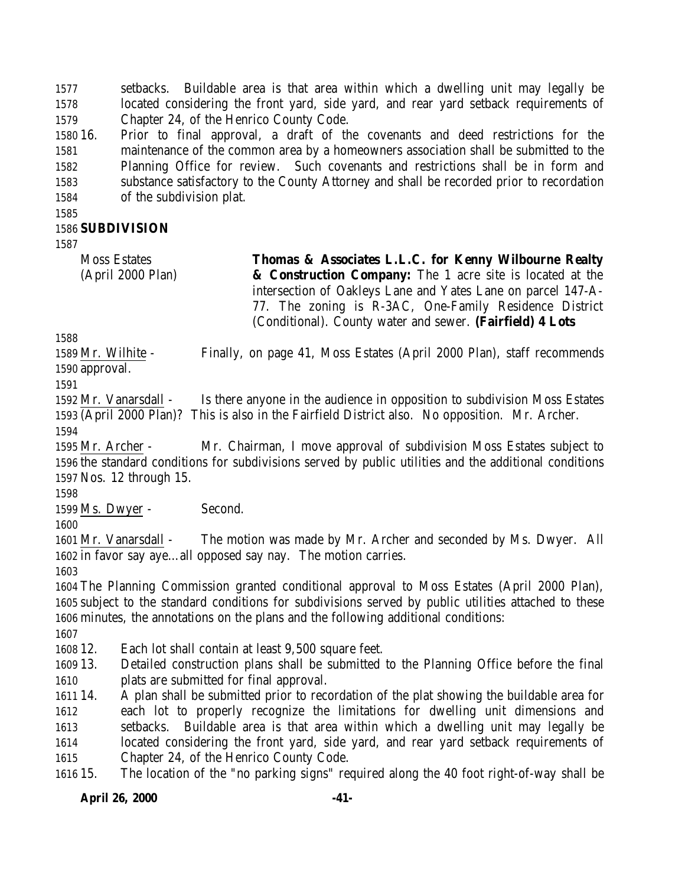setbacks. Buildable area is that area within which a dwelling unit may legally be located considering the front yard, side yard, and rear yard setback requirements of Chapter 24, of the Henrico County Code.

16. Prior to final approval, a draft of the covenants and deed restrictions for the maintenance of the common area by a homeowners association shall be submitted to the Planning Office for review. Such covenants and restrictions shall be in form and substance satisfactory to the County Attorney and shall be recorded prior to recordation of the subdivision plat.

**SUBDIVISION**

| | |
|---|---|
| Moss Estates (April 2000 Plan) | **Thomas & Associates L.L.C. for Kenny Wilbourne Realty & Construction Company:** The 1 acre site is located at the intersection of Oakleys Lane and Yates Lane on parcel 147-A-77. The zoning is R-3AC, One-Family Residence District (Conditional). County water and sewer. **(Fairfield) 4 Lots** |

Mr. Wilhite - Finally, on page 41, Moss Estates (April 2000 Plan), staff recommends approval.

Mr. Vanarsdall - Is there anyone in the audience in opposition to subdivision Moss Estates (April 2000 Plan)? This is also in the Fairfield District also. No opposition. Mr. Archer.

Mr. Archer - Mr. Chairman, I move approval of subdivision Moss Estates subject to the standard conditions for subdivisions served by public utilities and the additional conditions Nos. 12 through 15.

Ms. Dwyer - Second.

Mr. Vanarsdall - The motion was made by Mr. Archer and seconded by Ms. Dwyer. All in favor say aye…all opposed say nay. The motion carries.

The Planning Commission granted conditional approval to Moss Estates (April 2000 Plan), subject to the standard conditions for subdivisions served by public utilities attached to these minutes, the annotations on the plans and the following additional conditions:

12. Each lot shall contain at least 9,500 square feet.
13. Detailed construction plans shall be submitted to the Planning Office before the final plats are submitted for final approval.
14. A plan shall be submitted prior to recordation of the plat showing the buildable area for each lot to properly recognize the limitations for dwelling unit dimensions and setbacks. Buildable area is that area within which a dwelling unit may legally be located considering the front yard, side yard, and rear yard setback requirements of Chapter 24, of the Henrico County Code.
15. The location of the "no parking signs" required along the 40 foot right-of-way shall be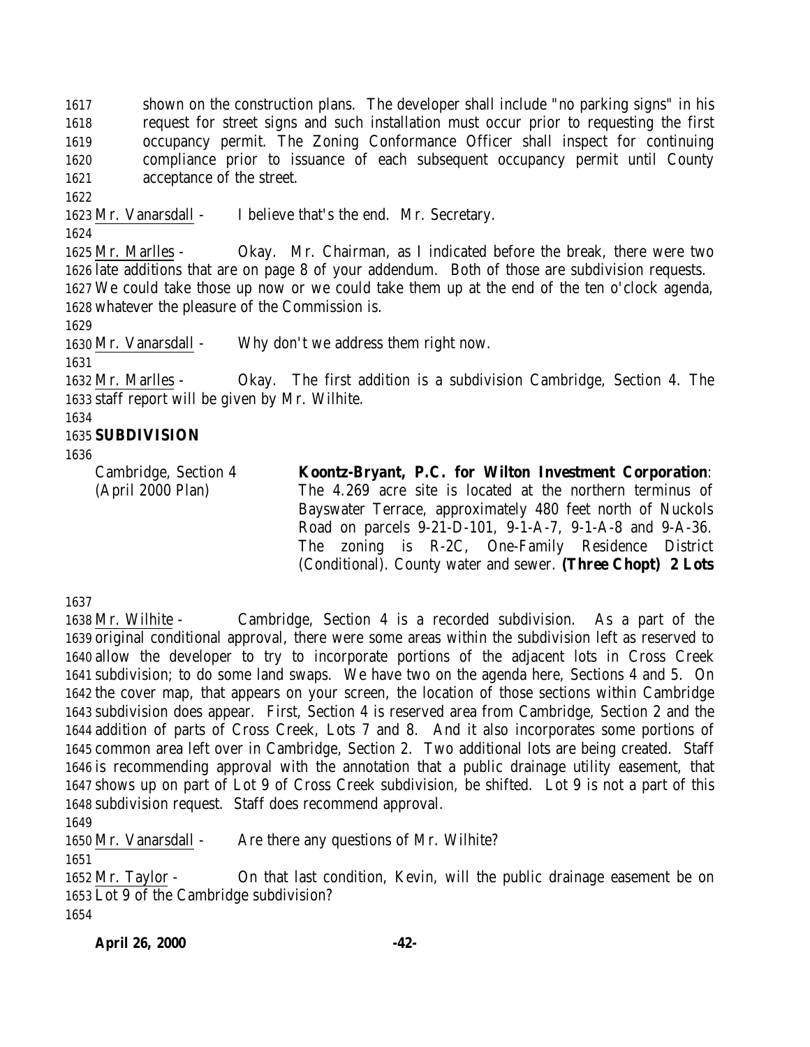shown on the construction plans. The developer shall include "no parking signs" in his request for street signs and such installation must occur prior to requesting the first occupancy permit. The Zoning Conformance Officer shall inspect for continuing compliance prior to issuance of each subsequent occupancy permit until County acceptance of the street.

Mr. Vanarsdall - I believe that's the end. Mr. Secretary.

Mr. Marlles - Okay. Mr. Chairman, as I indicated before the break, there were two late additions that are on page 8 of your addendum. Both of those are subdivision requests. We could take those up now or we could take them up at the end of the ten o'clock agenda, whatever the pleasure of the Commission is.

Mr. Vanarsdall - Why don't we address them right now.

Mr. Marlles - Okay. The first addition is a subdivision Cambridge, Section 4. The staff report will be given by Mr. Wilhite.

**SUBDIVISION**

Cambridge, Section 4 (April 2000 Plan)

**Koontz-Bryant, P.C. for Wilton Investment Corporation**: The 4.269 acre site is located at the northern terminus of Bayswater Terrace, approximately 480 feet north of Nuckols Road on parcels 9-21-D-101, 9-1-A-7, 9-1-A-8 and 9-A-36. The zoning is R-2C, One-Family Residence District (Conditional). County water and sewer. **(Three Chopt) 2 Lots**

Mr. Wilhite - Cambridge, Section 4 is a recorded subdivision. As a part of the original conditional approval, there were some areas within the subdivision left as reserved to allow the developer to try to incorporate portions of the adjacent lots in Cross Creek subdivision; to do some land swaps. We have two on the agenda here, Sections 4 and 5. On the cover map, that appears on your screen, the location of those sections within Cambridge subdivision does appear. First, Section 4 is reserved area from Cambridge, Section 2 and the addition of parts of Cross Creek, Lots 7 and 8. And it also incorporates some portions of common area left over in Cambridge, Section 2. Two additional lots are being created. Staff is recommending approval with the annotation that a public drainage utility easement, that shows up on part of Lot 9 of Cross Creek subdivision, be shifted. Lot 9 is not a part of this subdivision request. Staff does recommend approval.

Mr. Vanarsdall - Are there any questions of Mr. Wilhite?

Mr. Taylor - On that last condition, Kevin, will the public drainage easement be on Lot 9 of the Cambridge subdivision?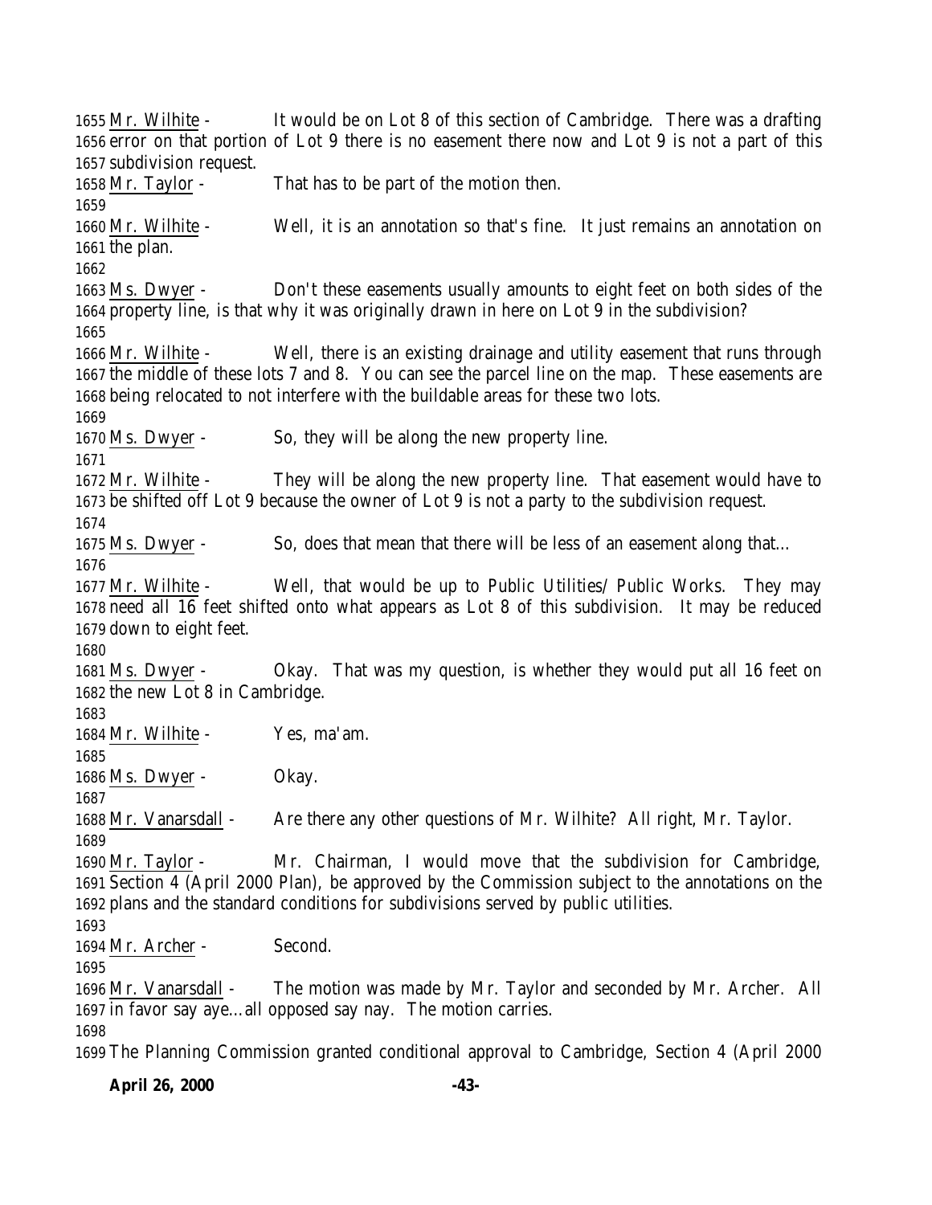1655 Mr. Wilhite - It would be on Lot 8 of this section of Cambridge. There was a drafting
1656 error on that portion of Lot 9 there is no easement there now and Lot 9 is not a part of this
1657 subdivision request.
1658 Mr. Taylor - That has to be part of the motion then.
1659
1660 Mr. Wilhite - Well, it is an annotation so that's fine. It just remains an annotation on
1661 the plan.
1662
1663 Ms. Dwyer - Don't these easements usually amounts to eight feet on both sides of the
1664 property line, is that why it was originally drawn in here on Lot 9 in the subdivision?
1665
1666 Mr. Wilhite - Well, there is an existing drainage and utility easement that runs through
1667 the middle of these lots 7 and 8. You can see the parcel line on the map. These easements are
1668 being relocated to not interfere with the buildable areas for these two lots.
1669
1670 Ms. Dwyer - So, they will be along the new property line.
1671
1672 Mr. Wilhite - They will be along the new property line. That easement would have to
1673 be shifted off Lot 9 because the owner of Lot 9 is not a party to the subdivision request.
1674
1675 Ms. Dwyer - So, does that mean that there will be less of an easement along that…
1676
1677 Mr. Wilhite - Well, that would be up to Public Utilities/ Public Works. They may
1678 need all 16 feet shifted onto what appears as Lot 8 of this subdivision. It may be reduced
1679 down to eight feet.
1680
1681 Ms. Dwyer - Okay. That was my question, is whether they would put all 16 feet on
1682 the new Lot 8 in Cambridge.
1683
1684 Mr. Wilhite - Yes, ma'am.
1685
1686 Ms. Dwyer - Okay.
1687
1688 Mr. Vanarsdall - Are there any other questions of Mr. Wilhite? All right, Mr. Taylor.
1689
1690 Mr. Taylor - Mr. Chairman, I would move that the subdivision for Cambridge,
1691 Section 4 (April 2000 Plan), be approved by the Commission subject to the annotations on the
1692 plans and the standard conditions for subdivisions served by public utilities.
1693
1694 Mr. Archer - Second.
1695
1696 Mr. Vanarsdall - The motion was made by Mr. Taylor and seconded by Mr. Archer. All
1697 in favor say aye…all opposed say nay. The motion carries.
1698
1699 The Planning Commission granted conditional approval to Cambridge, Section 4 (April 2000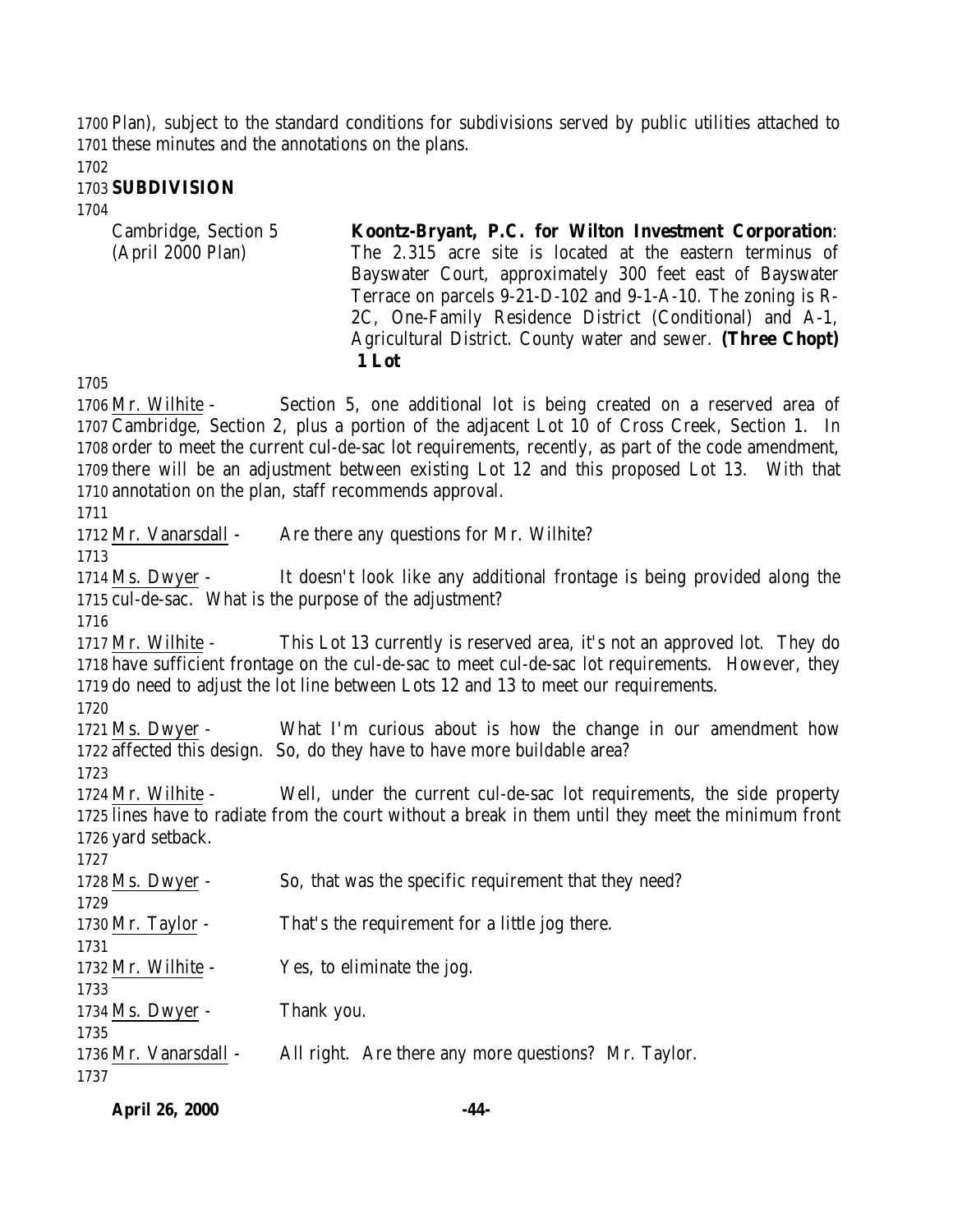Plan), subject to the standard conditions for subdivisions served by public utilities attached to these minutes and the annotations on the plans.

**SUBDIVISION**

| | |
|---|---|
| Cambridge, Section 5 (April 2000 Plan) | **Koontz-Bryant, P.C. for Wilton Investment Corporation**: The 2.315 acre site is located at the eastern terminus of Bayswater Court, approximately 300 feet east of Bayswater Terrace on parcels 9-21-D-102 and 9-1-A-10. The zoning is R-2C, One-Family Residence District (Conditional) and A-1, Agricultural District. County water and sewer. **(Three Chopt) 1 Lot** |

Mr. Wilhite - Section 5, one additional lot is being created on a reserved area of Cambridge, Section 2, plus a portion of the adjacent Lot 10 of Cross Creek, Section 1. In order to meet the current cul-de-sac lot requirements, recently, as part of the code amendment, there will be an adjustment between existing Lot 12 and this proposed Lot 13. With that annotation on the plan, staff recommends approval.

Mr. Vanarsdall - Are there any questions for Mr. Wilhite?

Ms. Dwyer - It doesn't look like any additional frontage is being provided along the cul-de-sac. What is the purpose of the adjustment?

Mr. Wilhite - This Lot 13 currently is reserved area, it's not an approved lot. They do have sufficient frontage on the cul-de-sac to meet cul-de-sac lot requirements. However, they do need to adjust the lot line between Lots 12 and 13 to meet our requirements.

Ms. Dwyer - What I'm curious about is how the change in our amendment how affected this design. So, do they have to have more buildable area?

Mr. Wilhite - Well, under the current cul-de-sac lot requirements, the side property lines have to radiate from the court without a break in them until they meet the minimum front yard setback.

Ms. Dwyer - So, that was the specific requirement that they need?

Mr. Taylor - That's the requirement for a little jog there.

Mr. Wilhite - Yes, to eliminate the jog.

Ms. Dwyer - Thank you.

Mr. Vanarsdall - All right. Are there any more questions? Mr. Taylor.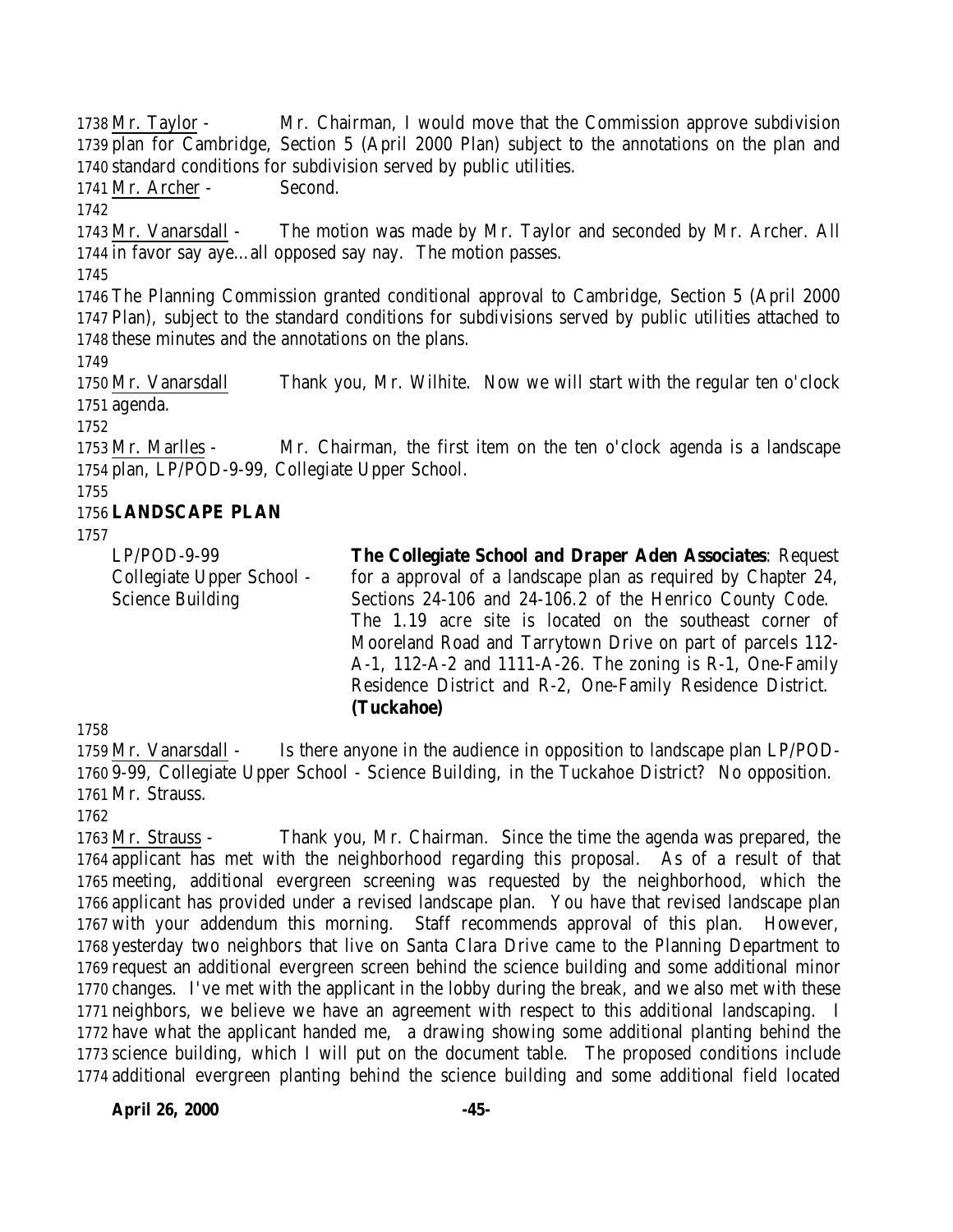Mr. Taylor - Mr. Chairman, I would move that the Commission approve subdivision plan for Cambridge, Section 5 (April 2000 Plan) subject to the annotations on the plan and standard conditions for subdivision served by public utilities.

Mr. Archer - Second.

Mr. Vanarsdall - The motion was made by Mr. Taylor and seconded by Mr. Archer. All in favor say aye…all opposed say nay. The motion passes.

The Planning Commission granted conditional approval to Cambridge, Section 5 (April 2000 Plan), subject to the standard conditions for subdivisions served by public utilities attached to these minutes and the annotations on the plans.

Mr. Vanarsdall Thank you, Mr. Wilhite. Now we will start with the regular ten o'clock agenda.

Mr. Marlles - Mr. Chairman, the first item on the ten o'clock agenda is a landscape plan, LP/POD-9-99, Collegiate Upper School.

**LANDSCAPE PLAN**

| | |
|---|---|
| LP/POD-9-99<br>Collegiate Upper School - Science Building | **The Collegiate School and Draper Aden Associates**: Request for a approval of a landscape plan as required by Chapter 24, Sections 24-106 and 24-106.2 of the Henrico County Code. The 1.19 acre site is located on the southeast corner of Mooreland Road and Tarrytown Drive on part of parcels 112-A-1, 112-A-2 and 1111-A-26. The zoning is R-1, One-Family Residence District and R-2, One-Family Residence District. **(Tuckahoe)** |

Mr. Vanarsdall - Is there anyone in the audience in opposition to landscape plan LP/POD-9-99, Collegiate Upper School - Science Building, in the Tuckahoe District? No opposition. Mr. Strauss.

Mr. Strauss - Thank you, Mr. Chairman. Since the time the agenda was prepared, the applicant has met with the neighborhood regarding this proposal. As of a result of that meeting, additional evergreen screening was requested by the neighborhood, which the applicant has provided under a revised landscape plan. You have that revised landscape plan with your addendum this morning. Staff recommends approval of this plan. However, yesterday two neighbors that live on Santa Clara Drive came to the Planning Department to request an additional evergreen screen behind the science building and some additional minor changes. I've met with the applicant in the lobby during the break, and we also met with these neighbors, we believe we have an agreement with respect to this additional landscaping. I have what the applicant handed me, a drawing showing some additional planting behind the science building, which I will put on the document table. The proposed conditions include additional evergreen planting behind the science building and some additional field located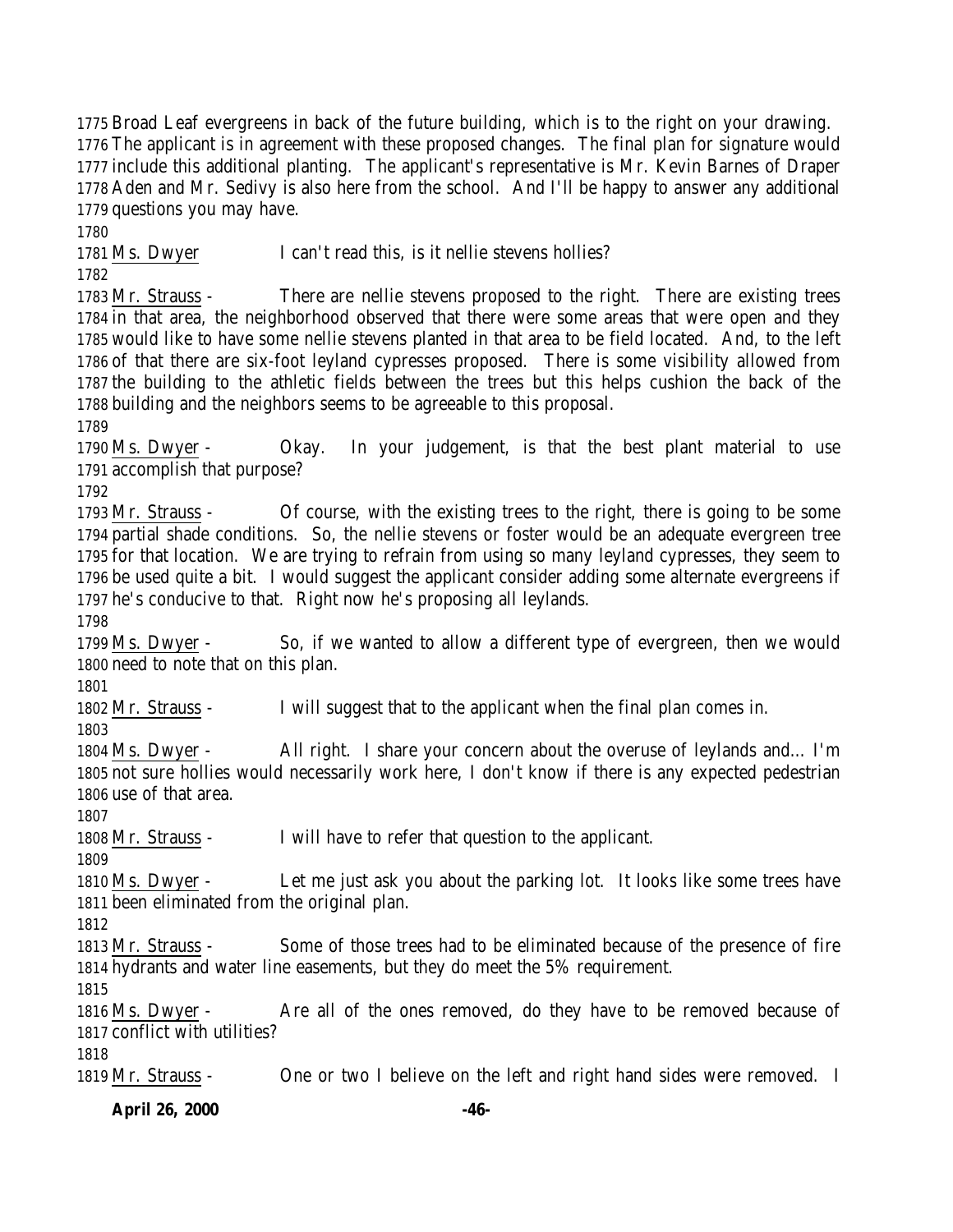1775 Broad Leaf evergreens in back of the future building, which is to the right on your drawing.
1776 The applicant is in agreement with these proposed changes. The final plan for signature would
1777 include this additional planting. The applicant's representative is Mr. Kevin Barnes of Draper
1778 Aden and Mr. Sedivy is also here from the school. And I'll be happy to answer any additional
1779 questions you may have.
1780
1781 Ms. Dwyer I can't read this, is it nellie stevens hollies?
1782
1783 Mr. Strauss - There are nellie stevens proposed to the right. There are existing trees
1784 in that area, the neighborhood observed that there were some areas that were open and they
1785 would like to have some nellie stevens planted in that area to be field located. And, to the left
1786 of that there are six-foot leyland cypresses proposed. There is some visibility allowed from
1787 the building to the athletic fields between the trees but this helps cushion the back of the
1788 building and the neighbors seems to be agreeable to this proposal.
1789
1790 Ms. Dwyer - Okay. In your judgement, is that the best plant material to use
1791 accomplish that purpose?
1792
1793 Mr. Strauss - Of course, with the existing trees to the right, there is going to be some
1794 partial shade conditions. So, the nellie stevens or foster would be an adequate evergreen tree
1795 for that location. We are trying to refrain from using so many leyland cypresses, they seem to
1796 be used quite a bit. I would suggest the applicant consider adding some alternate evergreens if
1797 he's conducive to that. Right now he's proposing all leylands.
1798
1799 Ms. Dwyer - So, if we wanted to allow a different type of evergreen, then we would
1800 need to note that on this plan.
1801
1802 Mr. Strauss - I will suggest that to the applicant when the final plan comes in.
1803
1804 Ms. Dwyer - All right. I share your concern about the overuse of leylands and... I'm
1805 not sure hollies would necessarily work here, I don't know if there is any expected pedestrian
1806 use of that area.
1807
1808 Mr. Strauss - I will have to refer that question to the applicant.
1809
1810 Ms. Dwyer - Let me just ask you about the parking lot. It looks like some trees have
1811 been eliminated from the original plan.
1812
1813 Mr. Strauss - Some of those trees had to be eliminated because of the presence of fire
1814 hydrants and water line easements, but they do meet the 5% requirement.
1815
1816 Ms. Dwyer - Are all of the ones removed, do they have to be removed because of
1817 conflict with utilities?
1818
1819 Mr. Strauss - One or two I believe on the left and right hand sides were removed. I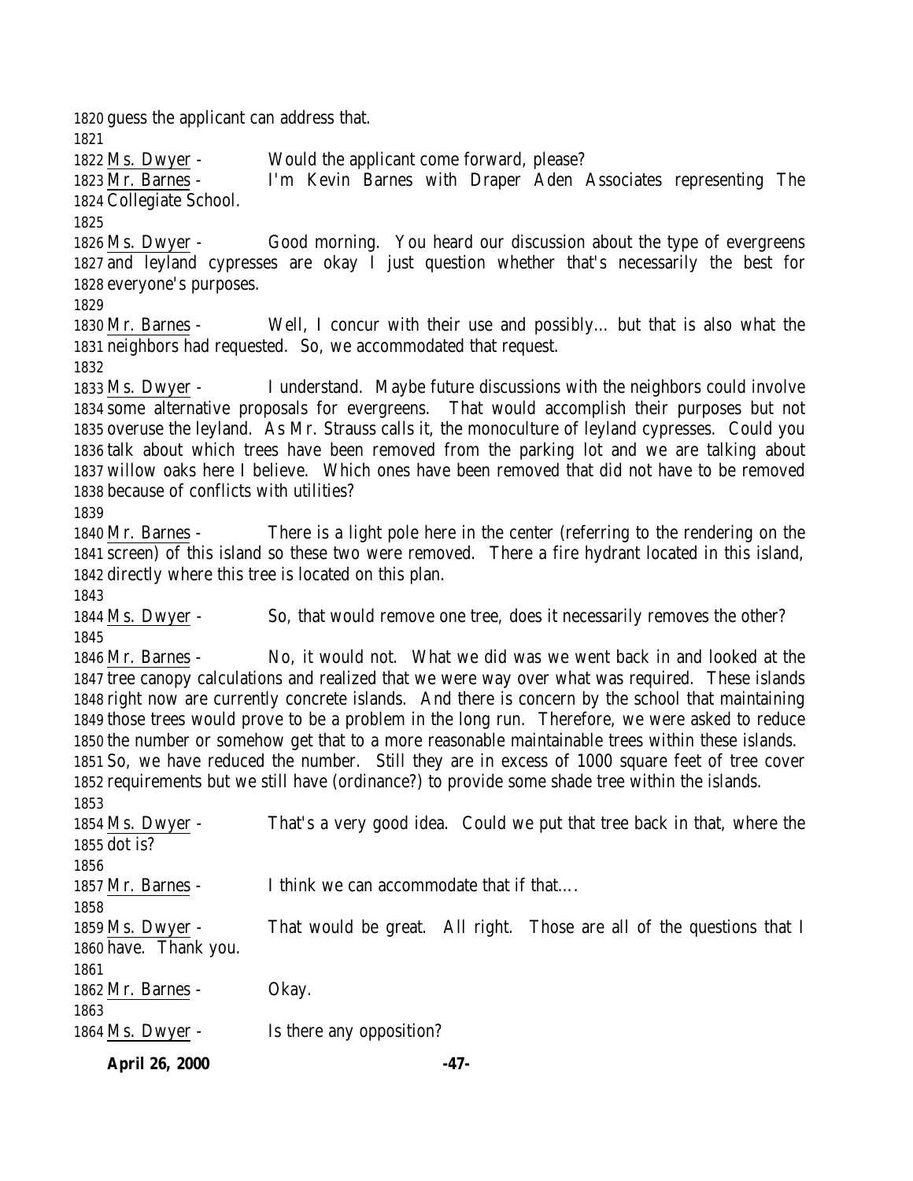guess the applicant can address that.

Ms. Dwyer - Would the applicant come forward, please?

Mr. Barnes - I'm Kevin Barnes with Draper Aden Associates representing The Collegiate School.

Ms. Dwyer - Good morning. You heard our discussion about the type of evergreens and leyland cypresses are okay I just question whether that's necessarily the best for everyone's purposes.

Mr. Barnes - Well, I concur with their use and possibly… but that is also what the neighbors had requested. So, we accommodated that request.

Ms. Dwyer - I understand. Maybe future discussions with the neighbors could involve some alternative proposals for evergreens. That would accomplish their purposes but not overuse the leyland. As Mr. Strauss calls it, the monoculture of leyland cypresses. Could you talk about which trees have been removed from the parking lot and we are talking about willow oaks here I believe. Which ones have been removed that did not have to be removed because of conflicts with utilities?

Mr. Barnes - There is a light pole here in the center (referring to the rendering on the screen) of this island so these two were removed. There a fire hydrant located in this island, directly where this tree is located on this plan.

Ms. Dwyer - So, that would remove one tree, does it necessarily removes the other?

Mr. Barnes - No, it would not. What we did was we went back in and looked at the tree canopy calculations and realized that we were way over what was required. These islands right now are currently concrete islands. And there is concern by the school that maintaining those trees would prove to be a problem in the long run. Therefore, we were asked to reduce the number or somehow get that to a more reasonable maintainable trees within these islands. So, we have reduced the number. Still they are in excess of 1000 square feet of tree cover requirements but we still have (ordinance?) to provide some shade tree within the islands.

Ms. Dwyer - That's a very good idea. Could we put that tree back in that, where the dot is?

Mr. Barnes - I think we can accommodate that if that….

Ms. Dwyer - That would be great. All right. Those are all of the questions that I have. Thank you.

Mr. Barnes - Okay.

Ms. Dwyer - Is there any opposition?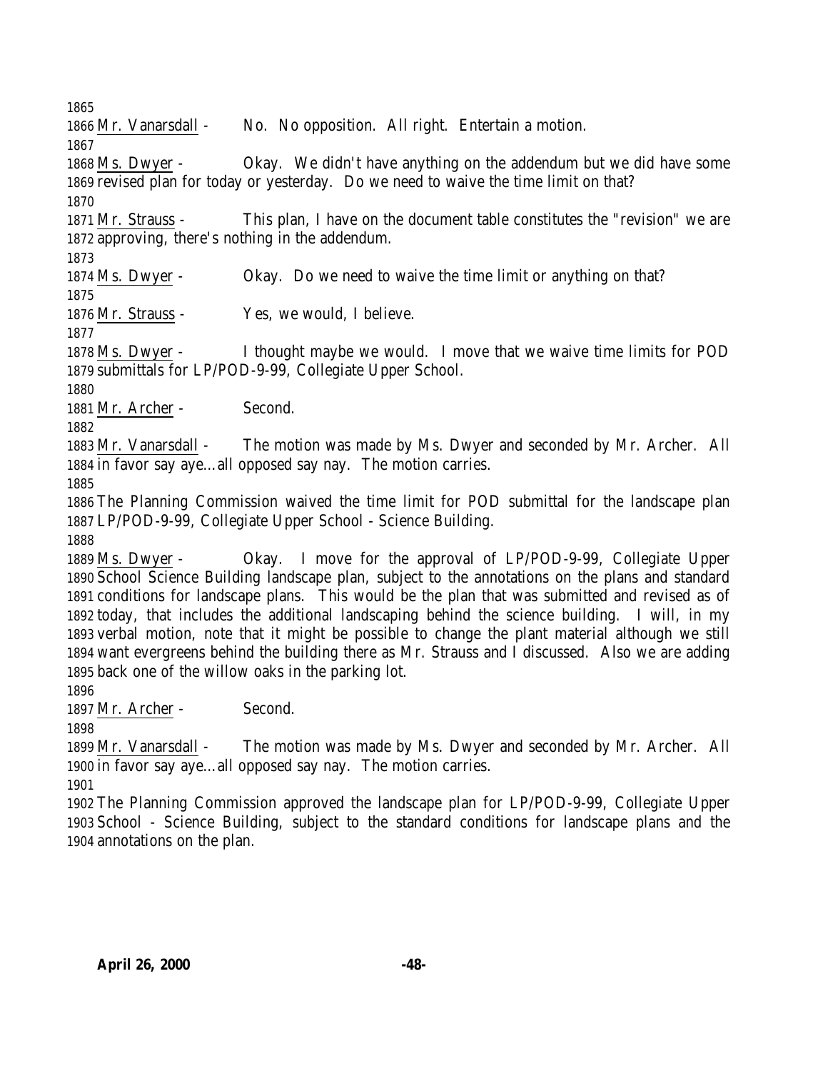Mr. Vanarsdall - No. No opposition. All right. Entertain a motion.

Ms. Dwyer - Okay. We didn't have anything on the addendum but we did have some revised plan for today or yesterday. Do we need to waive the time limit on that?

Mr. Strauss - This plan, I have on the document table constitutes the "revision" we are approving, there's nothing in the addendum.

Ms. Dwyer - Okay. Do we need to waive the time limit or anything on that?

Mr. Strauss - Yes, we would, I believe.

Ms. Dwyer - I thought maybe we would. I move that we waive time limits for POD submittals for LP/POD-9-99, Collegiate Upper School.

Mr. Archer - Second.

Mr. Vanarsdall - The motion was made by Ms. Dwyer and seconded by Mr. Archer. All in favor say aye…all opposed say nay. The motion carries.

The Planning Commission waived the time limit for POD submittal for the landscape plan LP/POD-9-99, Collegiate Upper School - Science Building.

Ms. Dwyer - Okay. I move for the approval of LP/POD-9-99, Collegiate Upper School Science Building landscape plan, subject to the annotations on the plans and standard conditions for landscape plans. This would be the plan that was submitted and revised as of today, that includes the additional landscaping behind the science building. I will, in my verbal motion, note that it might be possible to change the plant material although we still want evergreens behind the building there as Mr. Strauss and I discussed. Also we are adding back one of the willow oaks in the parking lot.

Mr. Archer - Second.

Mr. Vanarsdall - The motion was made by Ms. Dwyer and seconded by Mr. Archer. All in favor say aye…all opposed say nay. The motion carries.

The Planning Commission approved the landscape plan for LP/POD-9-99, Collegiate Upper School - Science Building, subject to the standard conditions for landscape plans and the annotations on the plan.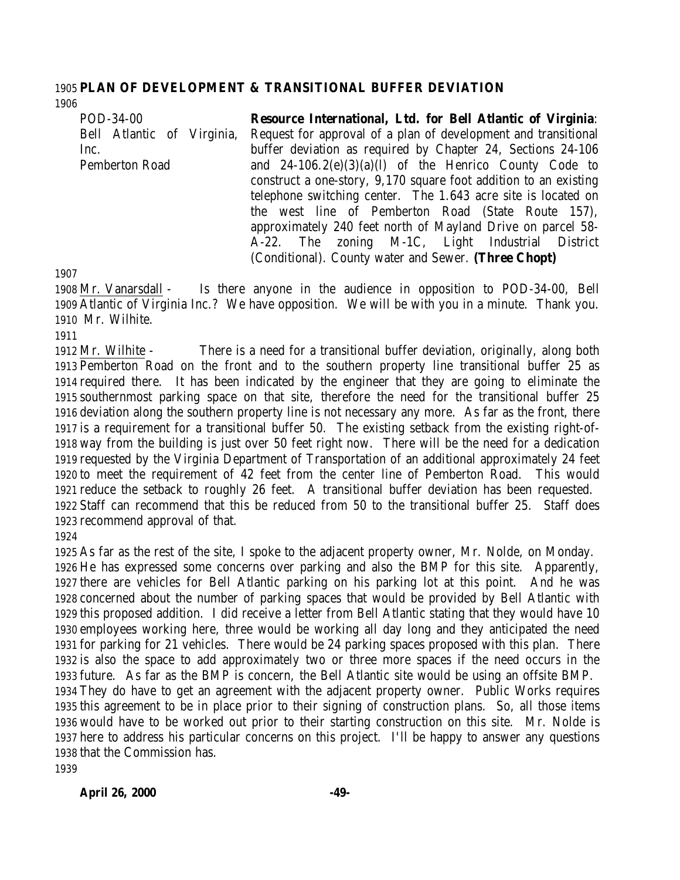**PLAN OF DEVELOPMENT & TRANSITIONAL BUFFER DEVIATION**

| | |
|---|---|
| POD-34-00<br>Bell Atlantic of Virginia, Inc.<br>Pemberton Road | **Resource International, Ltd. for Bell Atlantic of Virginia**: Request for approval of a plan of development and transitional buffer deviation as required by Chapter 24, Sections 24-106 and 24-106.2(e)(3)(a)(l) of the Henrico County Code to construct a one-story, 9,170 square foot addition to an existing telephone switching center. The 1.643 acre site is located on the west line of Pemberton Road (State Route 157), approximately 240 feet north of Mayland Drive on parcel 58-A-22. The zoning M-1C, Light Industrial District (Conditional). County water and Sewer. **(Three Chopt)** |

Mr. Vanarsdall - Is there anyone in the audience in opposition to POD-34-00, Bell Atlantic of Virginia Inc.? We have opposition. We will be with you in a minute. Thank you. Mr. Wilhite.

Mr. Wilhite - There is a need for a transitional buffer deviation, originally, along both Pemberton Road on the front and to the southern property line transitional buffer 25 as required there. It has been indicated by the engineer that they are going to eliminate the southernmost parking space on that site, therefore the need for the transitional buffer 25 deviation along the southern property line is not necessary any more. As far as the front, there is a requirement for a transitional buffer 50. The existing setback from the existing right-of-way from the building is just over 50 feet right now. There will be the need for a dedication requested by the Virginia Department of Transportation of an additional approximately 24 feet to meet the requirement of 42 feet from the center line of Pemberton Road. This would reduce the setback to roughly 26 feet. A transitional buffer deviation has been requested. Staff can recommend that this be reduced from 50 to the transitional buffer 25. Staff does recommend approval of that.

As far as the rest of the site, I spoke to the adjacent property owner, Mr. Nolde, on Monday. He has expressed some concerns over parking and also the BMP for this site. Apparently, there are vehicles for Bell Atlantic parking on his parking lot at this point. And he was concerned about the number of parking spaces that would be provided by Bell Atlantic with this proposed addition. I did receive a letter from Bell Atlantic stating that they would have 10 employees working here, three would be working all day long and they anticipated the need for parking for 21 vehicles. There would be 24 parking spaces proposed with this plan. There is also the space to add approximately two or three more spaces if the need occurs in the future. As far as the BMP is concern, the Bell Atlantic site would be using an offsite BMP. They do have to get an agreement with the adjacent property owner. Public Works requires this agreement to be in place prior to their signing of construction plans. So, all those items would have to be worked out prior to their starting construction on this site. Mr. Nolde is here to address his particular concerns on this project. I'll be happy to answer any questions that the Commission has.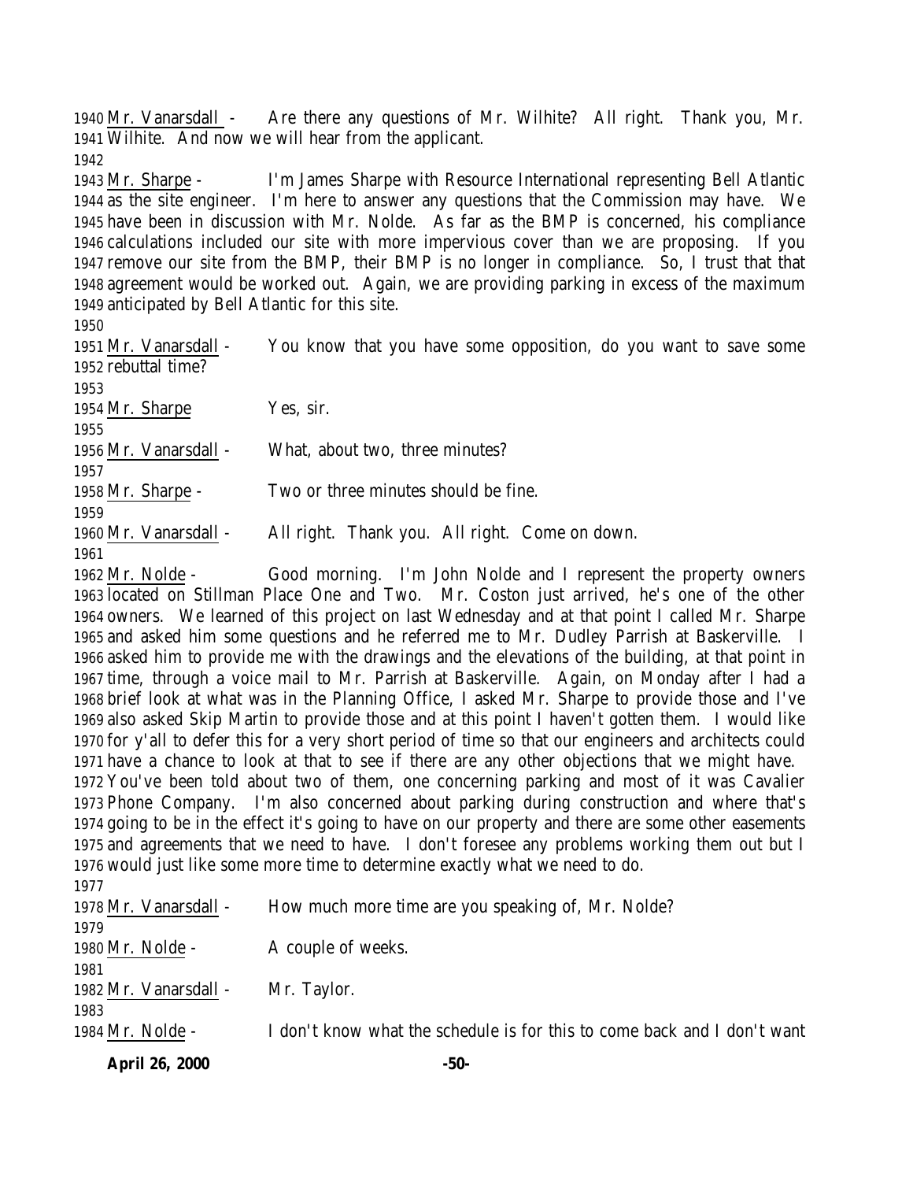1940 Mr. Vanarsdall - Are there any questions of Mr. Wilhite? All right. Thank you, Mr.
1941 Wilhite. And now we will hear from the applicant.
1942
1943 Mr. Sharpe - I'm James Sharpe with Resource International representing Bell Atlantic
1944 as the site engineer. I'm here to answer any questions that the Commission may have. We
1945 have been in discussion with Mr. Nolde. As far as the BMP is concerned, his compliance
1946 calculations included our site with more impervious cover than we are proposing. If you
1947 remove our site from the BMP, their BMP is no longer in compliance. So, I trust that that
1948 agreement would be worked out. Again, we are providing parking in excess of the maximum
1949 anticipated by Bell Atlantic for this site.
1950
1951 Mr. Vanarsdall - You know that you have some opposition, do you want to save some
1952 rebuttal time?
1953
1954 Mr. Sharpe Yes, sir.
1955
1956 Mr. Vanarsdall - What, about two, three minutes?
1957
1958 Mr. Sharpe - Two or three minutes should be fine.
1959
1960 Mr. Vanarsdall - All right. Thank you. All right. Come on down.
1961
1962 Mr. Nolde - Good morning. I'm John Nolde and I represent the property owners
1963 located on Stillman Place One and Two. Mr. Coston just arrived, he's one of the other
1964 owners. We learned of this project on last Wednesday and at that point I called Mr. Sharpe
1965 and asked him some questions and he referred me to Mr. Dudley Parrish at Baskerville. I
1966 asked him to provide me with the drawings and the elevations of the building, at that point in
1967 time, through a voice mail to Mr. Parrish at Baskerville. Again, on Monday after I had a
1968 brief look at what was in the Planning Office, I asked Mr. Sharpe to provide those and I've
1969 also asked Skip Martin to provide those and at this point I haven't gotten them. I would like
1970 for y'all to defer this for a very short period of time so that our engineers and architects could
1971 have a chance to look at that to see if there are any other objections that we might have.
1972 You've been told about two of them, one concerning parking and most of it was Cavalier
1973 Phone Company. I'm also concerned about parking during construction and where that's
1974 going to be in the effect it's going to have on our property and there are some other easements
1975 and agreements that we need to have. I don't foresee any problems working them out but I
1976 would just like some more time to determine exactly what we need to do.
1977
1978 Mr. Vanarsdall - How much more time are you speaking of, Mr. Nolde?
1979
1980 Mr. Nolde - A couple of weeks.
1981
1982 Mr. Vanarsdall - Mr. Taylor.
1983
1984 Mr. Nolde - I don't know what the schedule is for this to come back and I don't want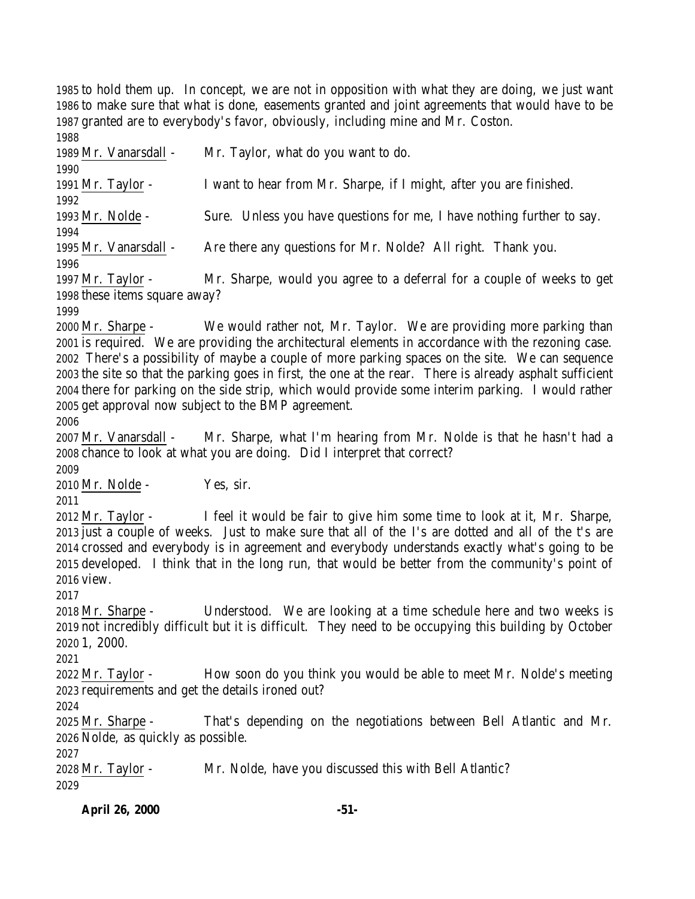to hold them up. In concept, we are not in opposition with what they are doing, we just want to make sure that what is done, easements granted and joint agreements that would have to be granted are to everybody's favor, obviously, including mine and Mr. Coston.

Mr. Vanarsdall - Mr. Taylor, what do you want to do.

Mr. Taylor - I want to hear from Mr. Sharpe, if I might, after you are finished.

Mr. Nolde - Sure. Unless you have questions for me, I have nothing further to say.

Mr. Vanarsdall - Are there any questions for Mr. Nolde? All right. Thank you.

Mr. Taylor - Mr. Sharpe, would you agree to a deferral for a couple of weeks to get these items square away?

Mr. Sharpe - We would rather not, Mr. Taylor. We are providing more parking than is required. We are providing the architectural elements in accordance with the rezoning case. There's a possibility of maybe a couple of more parking spaces on the site. We can sequence the site so that the parking goes in first, the one at the rear. There is already asphalt sufficient there for parking on the side strip, which would provide some interim parking. I would rather get approval now subject to the BMP agreement.

Mr. Vanarsdall - Mr. Sharpe, what I'm hearing from Mr. Nolde is that he hasn't had a chance to look at what you are doing. Did I interpret that correct?

Mr. Nolde - Yes, sir.

Mr. Taylor - I feel it would be fair to give him some time to look at it, Mr. Sharpe, just a couple of weeks. Just to make sure that all of the I's are dotted and all of the t's are crossed and everybody is in agreement and everybody understands exactly what's going to be developed. I think that in the long run, that would be better from the community's point of view.

Mr. Sharpe - Understood. We are looking at a time schedule here and two weeks is not incredibly difficult but it is difficult. They need to be occupying this building by October 1, 2000.

Mr. Taylor - How soon do you think you would be able to meet Mr. Nolde's meeting requirements and get the details ironed out?

Mr. Sharpe - That's depending on the negotiations between Bell Atlantic and Mr. Nolde, as quickly as possible.

Mr. Taylor - Mr. Nolde, have you discussed this with Bell Atlantic?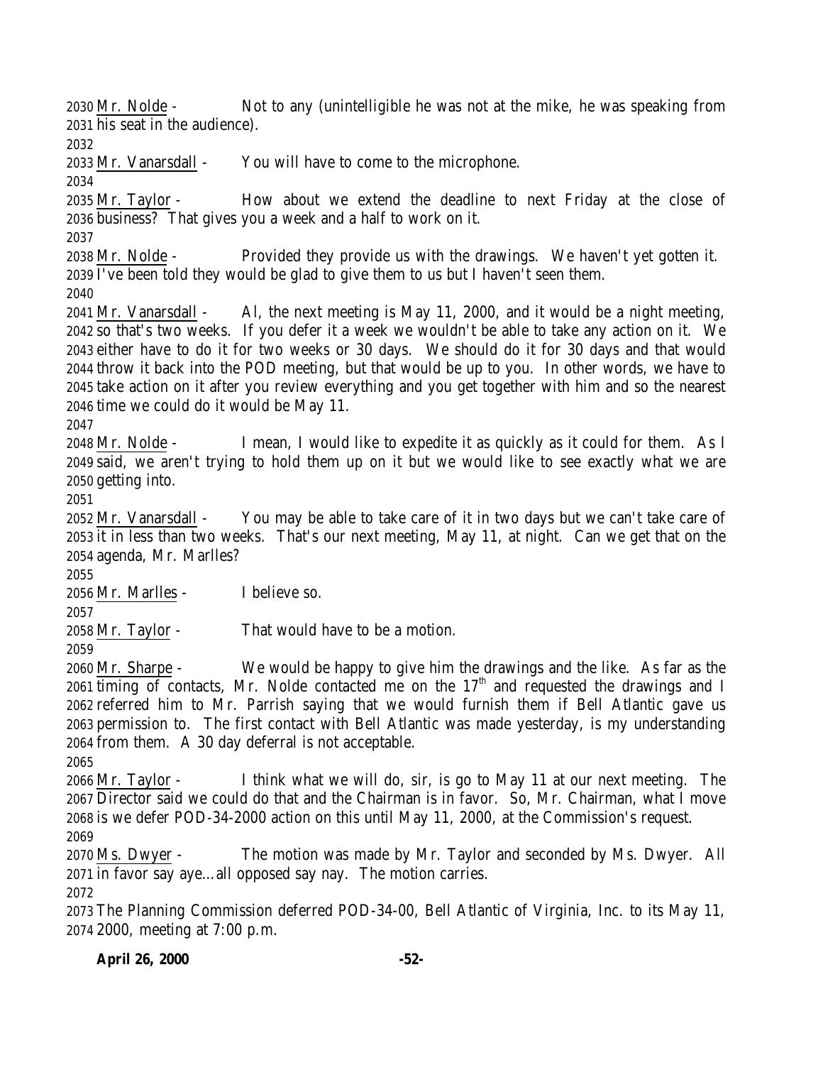Mr. Nolde - Not to any (unintelligible he was not at the mike, he was speaking from his seat in the audience).

Mr. Vanarsdall - You will have to come to the microphone.

Mr. Taylor - How about we extend the deadline to next Friday at the close of business? That gives you a week and a half to work on it.

Mr. Nolde - Provided they provide us with the drawings. We haven't yet gotten it. I've been told they would be glad to give them to us but I haven't seen them.

Mr. Vanarsdall - Al, the next meeting is May 11, 2000, and it would be a night meeting, so that's two weeks. If you defer it a week we wouldn't be able to take any action on it. We either have to do it for two weeks or 30 days. We should do it for 30 days and that would throw it back into the POD meeting, but that would be up to you. In other words, we have to take action on it after you review everything and you get together with him and so the nearest time we could do it would be May 11.

Mr. Nolde - I mean, I would like to expedite it as quickly as it could for them. As I said, we aren't trying to hold them up on it but we would like to see exactly what we are getting into.

Mr. Vanarsdall - You may be able to take care of it in two days but we can't take care of it in less than two weeks. That's our next meeting, May 11, at night. Can we get that on the agenda, Mr. Marlles?

Mr. Marlles - I believe so.

Mr. Taylor - That would have to be a motion.

Mr. Sharpe - We would be happy to give him the drawings and the like. As far as the timing of contacts, Mr. Nolde contacted me on the 17th and requested the drawings and I referred him to Mr. Parrish saying that we would furnish them if Bell Atlantic gave us permission to. The first contact with Bell Atlantic was made yesterday, is my understanding from them. A 30 day deferral is not acceptable.

Mr. Taylor - I think what we will do, sir, is go to May 11 at our next meeting. The Director said we could do that and the Chairman is in favor. So, Mr. Chairman, what I move is we defer POD-34-2000 action on this until May 11, 2000, at the Commission's request.

Ms. Dwyer - The motion was made by Mr. Taylor and seconded by Ms. Dwyer. All in favor say aye…all opposed say nay. The motion carries.

The Planning Commission deferred POD-34-00, Bell Atlantic of Virginia, Inc. to its May 11, 2000, meeting at 7:00 p.m.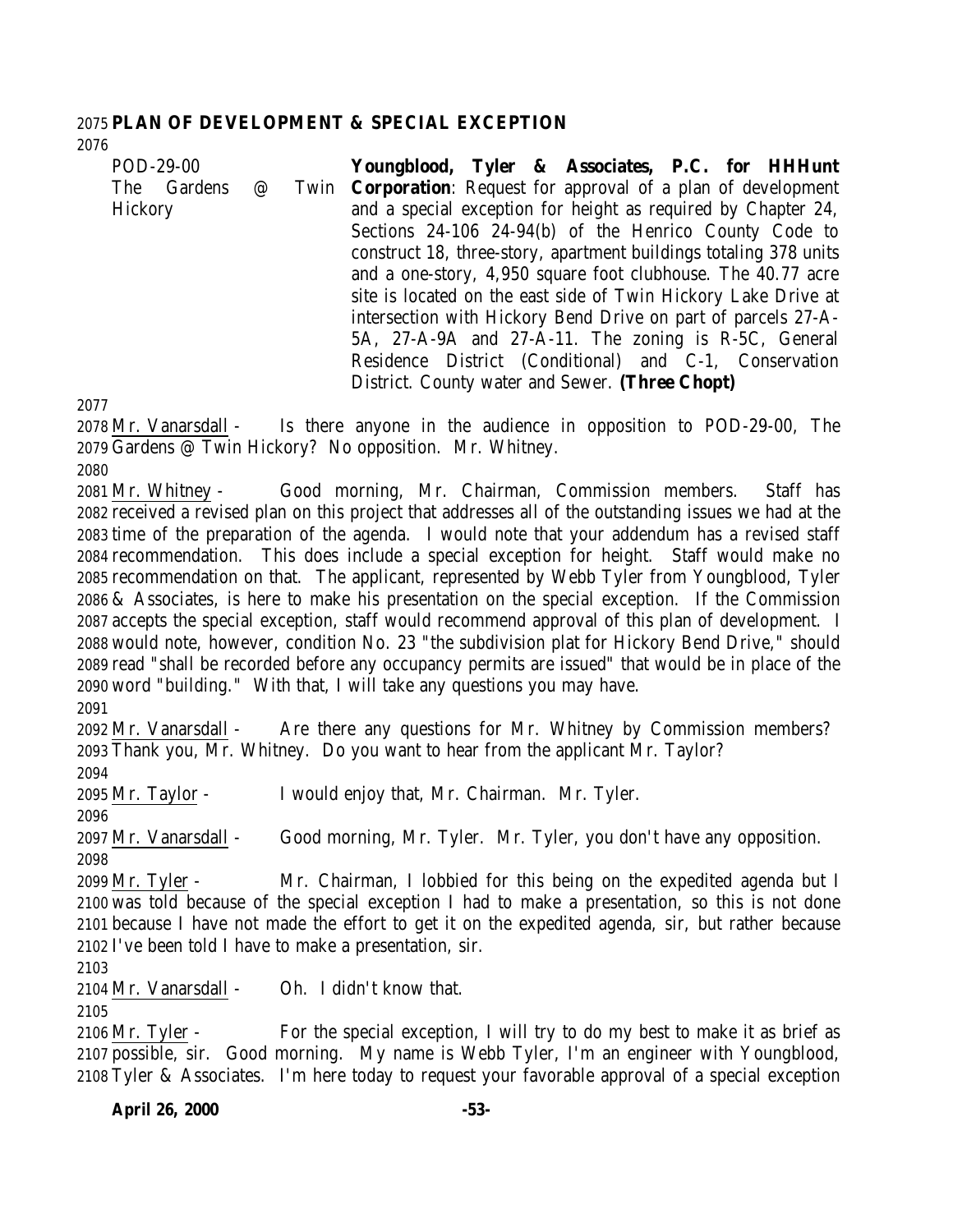**PLAN OF DEVELOPMENT & SPECIAL EXCEPTION**

| | |
|---|---|
| POD-29-00<br>The Gardens @ Twin Hickory | **Youngblood, Tyler & Associates, P.C. for HHHunt Corporation**: Request for approval of a plan of development and a special exception for height as required by Chapter 24, Sections 24-106 24-94(b) of the Henrico County Code to construct 18, three-story, apartment buildings totaling 378 units and a one-story, 4,950 square foot clubhouse. The 40.77 acre site is located on the east side of Twin Hickory Lake Drive at intersection with Hickory Bend Drive on part of parcels 27-A-5A, 27-A-9A and 27-A-11. The zoning is R-5C, General Residence District (Conditional) and C-1, Conservation District. County water and Sewer. **(Three Chopt)** |

Mr. Vanarsdall - Is there anyone in the audience in opposition to POD-29-00, The Gardens @ Twin Hickory? No opposition. Mr. Whitney.

Mr. Whitney - Good morning, Mr. Chairman, Commission members. Staff has received a revised plan on this project that addresses all of the outstanding issues we had at the time of the preparation of the agenda. I would note that your addendum has a revised staff recommendation. This does include a special exception for height. Staff would make no recommendation on that. The applicant, represented by Webb Tyler from Youngblood, Tyler & Associates, is here to make his presentation on the special exception. If the Commission accepts the special exception, staff would recommend approval of this plan of development. I would note, however, condition No. 23 "the subdivision plat for Hickory Bend Drive," should read "shall be recorded before any occupancy permits are issued" that would be in place of the word "building." With that, I will take any questions you may have.

Mr. Vanarsdall - Are there any questions for Mr. Whitney by Commission members? Thank you, Mr. Whitney. Do you want to hear from the applicant Mr. Taylor?

Mr. Taylor - I would enjoy that, Mr. Chairman. Mr. Tyler.

Mr. Vanarsdall - Good morning, Mr. Tyler. Mr. Tyler, you don't have any opposition.

Mr. Tyler - Mr. Chairman, I lobbied for this being on the expedited agenda but I was told because of the special exception I had to make a presentation, so this is not done because I have not made the effort to get it on the expedited agenda, sir, but rather because I've been told I have to make a presentation, sir.

Mr. Vanarsdall - Oh. I didn't know that.

Mr. Tyler - For the special exception, I will try to do my best to make it as brief as possible, sir. Good morning. My name is Webb Tyler, I'm an engineer with Youngblood, Tyler & Associates. I'm here today to request your favorable approval of a special exception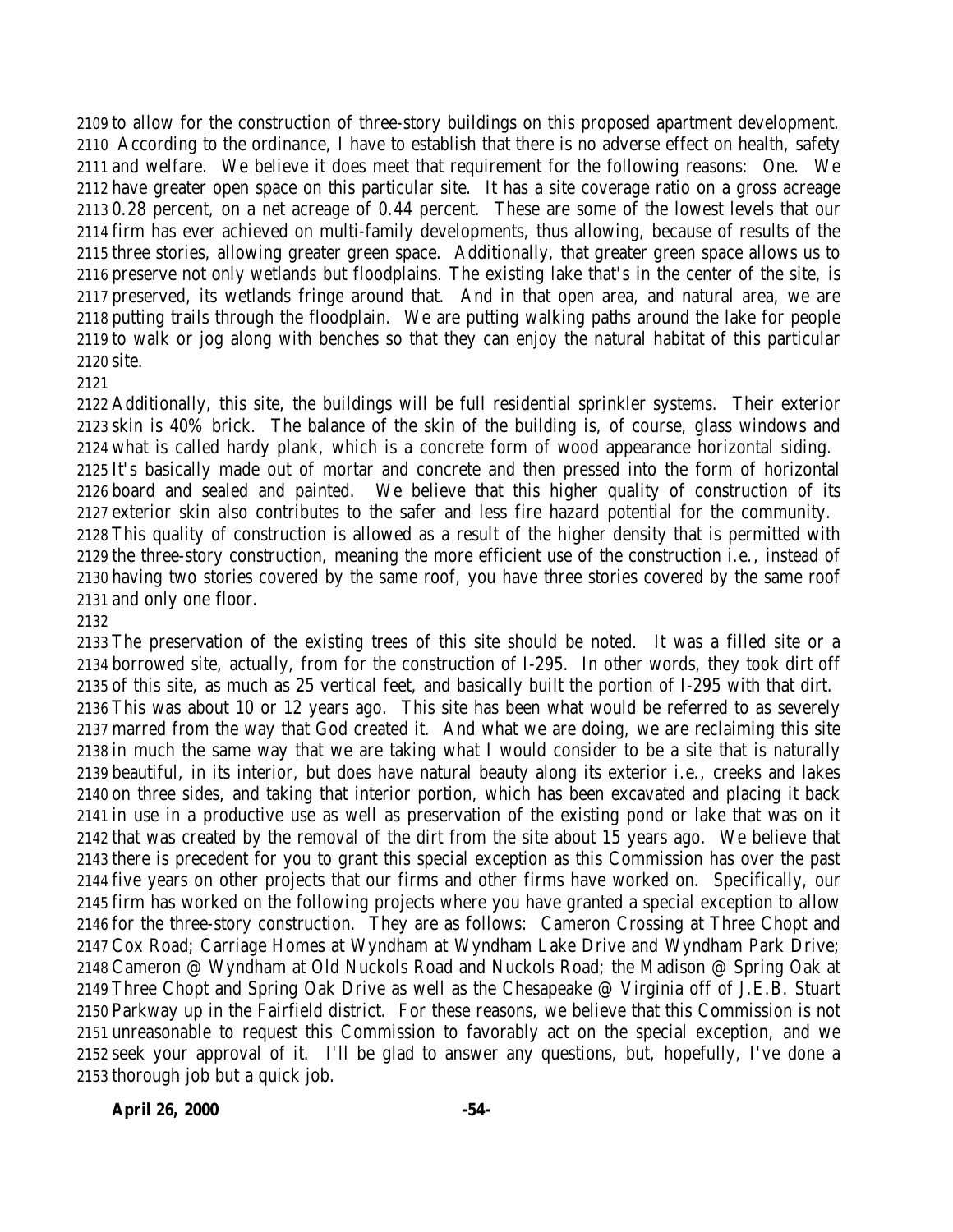to allow for the construction of three-story buildings on this proposed apartment development. According to the ordinance, I have to establish that there is no adverse effect on health, safety and welfare. We believe it does meet that requirement for the following reasons: One. We have greater open space on this particular site. It has a site coverage ratio on a gross acreage 0.28 percent, on a net acreage of 0.44 percent. These are some of the lowest levels that our firm has ever achieved on multi-family developments, thus allowing, because of results of the three stories, allowing greater green space. Additionally, that greater green space allows us to preserve not only wetlands but floodplains. The existing lake that's in the center of the site, is preserved, its wetlands fringe around that. And in that open area, and natural area, we are putting trails through the floodplain. We are putting walking paths around the lake for people to walk or jog along with benches so that they can enjoy the natural habitat of this particular site.

Additionally, this site, the buildings will be full residential sprinkler systems. Their exterior skin is 40% brick. The balance of the skin of the building is, of course, glass windows and what is called hardy plank, which is a concrete form of wood appearance horizontal siding. It's basically made out of mortar and concrete and then pressed into the form of horizontal board and sealed and painted. We believe that this higher quality of construction of its exterior skin also contributes to the safer and less fire hazard potential for the community. This quality of construction is allowed as a result of the higher density that is permitted with the three-story construction, meaning the more efficient use of the construction i.e., instead of having two stories covered by the same roof, you have three stories covered by the same roof and only one floor.

The preservation of the existing trees of this site should be noted. It was a filled site or a borrowed site, actually, from for the construction of I-295. In other words, they took dirt off of this site, as much as 25 vertical feet, and basically built the portion of I-295 with that dirt. This was about 10 or 12 years ago. This site has been what would be referred to as severely marred from the way that God created it. And what we are doing, we are reclaiming this site in much the same way that we are taking what I would consider to be a site that is naturally beautiful, in its interior, but does have natural beauty along its exterior i.e., creeks and lakes on three sides, and taking that interior portion, which has been excavated and placing it back in use in a productive use as well as preservation of the existing pond or lake that was on it that was created by the removal of the dirt from the site about 15 years ago. We believe that there is precedent for you to grant this special exception as this Commission has over the past five years on other projects that our firms and other firms have worked on. Specifically, our firm has worked on the following projects where you have granted a special exception to allow for the three-story construction. They are as follows: Cameron Crossing at Three Chopt and Cox Road; Carriage Homes at Wyndham at Wyndham Lake Drive and Wyndham Park Drive; Cameron @ Wyndham at Old Nuckols Road and Nuckols Road; the Madison @ Spring Oak at Three Chopt and Spring Oak Drive as well as the Chesapeake @ Virginia off of J.E.B. Stuart Parkway up in the Fairfield district. For these reasons, we believe that this Commission is not unreasonable to request this Commission to favorably act on the special exception, and we seek your approval of it. I'll be glad to answer any questions, but, hopefully, I've done a thorough job but a quick job.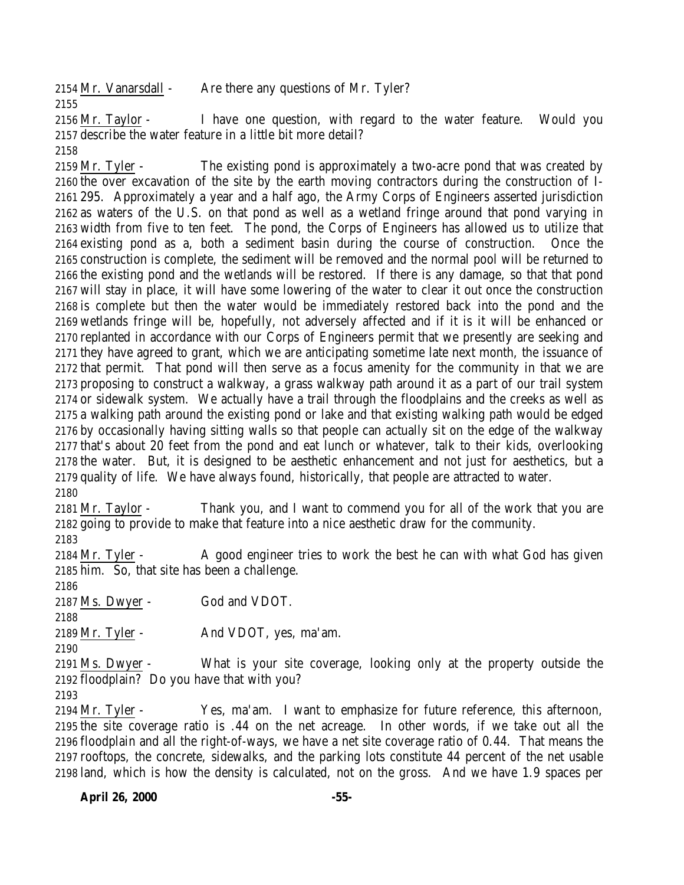2154 Mr. Vanarsdall - Are there any questions of Mr. Tyler?

2155

2156 Mr. Taylor - I have one question, with regard to the water feature. Would you
2157 describe the water feature in a little bit more detail?

2158

2159 Mr. Tyler - The existing pond is approximately a two-acre pond that was created by
2160 the over excavation of the site by the earth moving contractors during the construction of I-
2161 295. Approximately a year and a half ago, the Army Corps of Engineers asserted jurisdiction
2162 as waters of the U.S. on that pond as well as a wetland fringe around that pond varying in
2163 width from five to ten feet. The pond, the Corps of Engineers has allowed us to utilize that
2164 existing pond as a, both a sediment basin during the course of construction. Once the
2165 construction is complete, the sediment will be removed and the normal pool will be returned to
2166 the existing pond and the wetlands will be restored. If there is any damage, so that that pond
2167 will stay in place, it will have some lowering of the water to clear it out once the construction
2168 is complete but then the water would be immediately restored back into the pond and the
2169 wetlands fringe will be, hopefully, not adversely affected and if it is it will be enhanced or
2170 replanted in accordance with our Corps of Engineers permit that we presently are seeking and
2171 they have agreed to grant, which we are anticipating sometime late next month, the issuance of
2172 that permit. That pond will then serve as a focus amenity for the community in that we are
2173 proposing to construct a walkway, a grass walkway path around it as a part of our trail system
2174 or sidewalk system. We actually have a trail through the floodplains and the creeks as well as
2175 a walking path around the existing pond or lake and that existing walking path would be edged
2176 by occasionally having sitting walls so that people can actually sit on the edge of the walkway
2177 that's about 20 feet from the pond and eat lunch or whatever, talk to their kids, overlooking
2178 the water. But, it is designed to be aesthetic enhancement and not just for aesthetics, but a
2179 quality of life. We have always found, historically, that people are attracted to water.

2180

2181 Mr. Taylor - Thank you, and I want to commend you for all of the work that you are
2182 going to provide to make that feature into a nice aesthetic draw for the community.

2183

2184 Mr. Tyler - A good engineer tries to work the best he can with what God has given
2185 him. So, that site has been a challenge.

2186

2187 Ms. Dwyer - God and VDOT.

2188

2189 Mr. Tyler - And VDOT, yes, ma'am.

2190

2191 Ms. Dwyer - What is your site coverage, looking only at the property outside the
2192 floodplain? Do you have that with you?

2193

2194 Mr. Tyler - Yes, ma'am. I want to emphasize for future reference, this afternoon,
2195 the site coverage ratio is .44 on the net acreage. In other words, if we take out all the
2196 floodplain and all the right-of-ways, we have a net site coverage ratio of 0.44. That means the
2197 rooftops, the concrete, sidewalks, and the parking lots constitute 44 percent of the net usable
2198 land, which is how the density is calculated, not on the gross. And we have 1.9 spaces per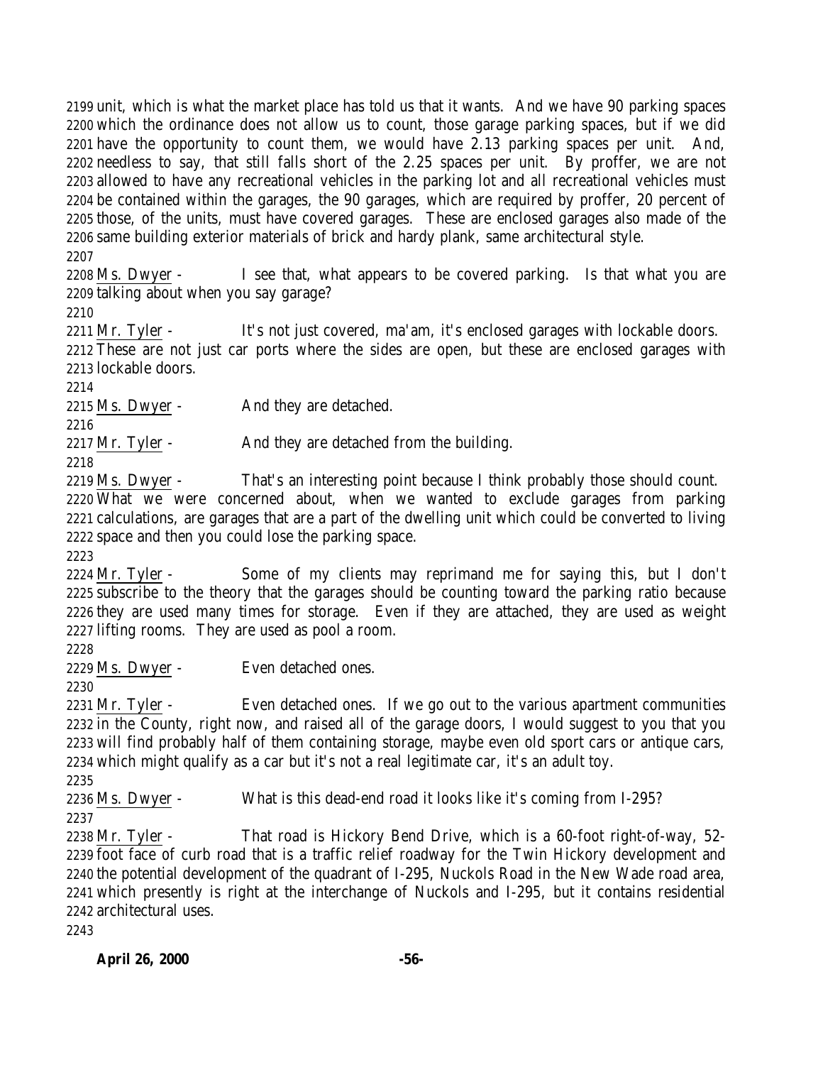unit, which is what the market place has told us that it wants. And we have 90 parking spaces which the ordinance does not allow us to count, those garage parking spaces, but if we did have the opportunity to count them, we would have 2.13 parking spaces per unit. And, needless to say, that still falls short of the 2.25 spaces per unit. By proffer, we are not allowed to have any recreational vehicles in the parking lot and all recreational vehicles must be contained within the garages, the 90 garages, which are required by proffer, 20 percent of those, of the units, must have covered garages. These are enclosed garages also made of the same building exterior materials of brick and hardy plank, same architectural style.

Ms. Dwyer - I see that, what appears to be covered parking. Is that what you are talking about when you say garage?

Mr. Tyler - It's not just covered, ma'am, it's enclosed garages with lockable doors. These are not just car ports where the sides are open, but these are enclosed garages with lockable doors.

Ms. Dwyer - And they are detached.

Mr. Tyler - And they are detached from the building.

Ms. Dwyer - That's an interesting point because I think probably those should count. What we were concerned about, when we wanted to exclude garages from parking calculations, are garages that are a part of the dwelling unit which could be converted to living space and then you could lose the parking space.

Mr. Tyler - Some of my clients may reprimand me for saying this, but I don't subscribe to the theory that the garages should be counting toward the parking ratio because they are used many times for storage. Even if they are attached, they are used as weight lifting rooms. They are used as pool a room.

Ms. Dwyer - Even detached ones.

Mr. Tyler - Even detached ones. If we go out to the various apartment communities in the County, right now, and raised all of the garage doors, I would suggest to you that you will find probably half of them containing storage, maybe even old sport cars or antique cars, which might qualify as a car but it's not a real legitimate car, it's an adult toy.

Ms. Dwyer - What is this dead-end road it looks like it's coming from I-295?

Mr. Tyler - That road is Hickory Bend Drive, which is a 60-foot right-of-way, 52-foot face of curb road that is a traffic relief roadway for the Twin Hickory development and the potential development of the quadrant of I-295, Nuckols Road in the New Wade road area, which presently is right at the interchange of Nuckols and I-295, but it contains residential architectural uses.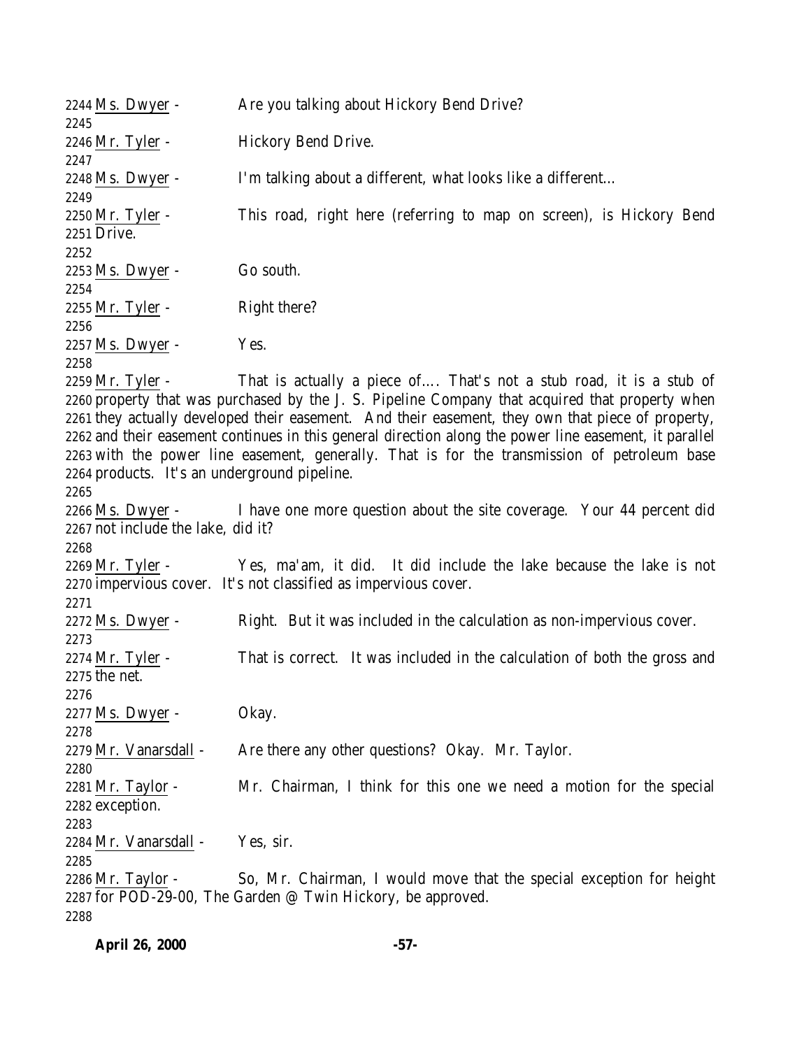Ms. Dwyer - Are you talking about Hickory Bend Drive?

Mr. Tyler - Hickory Bend Drive.

Ms. Dwyer - I'm talking about a different, what looks like a different…

Mr. Tyler - This road, right here (referring to map on screen), is Hickory Bend Drive.

Ms. Dwyer - Go south.

Mr. Tyler - Right there?

Ms. Dwyer - Yes.

Mr. Tyler - That is actually a piece of…. That's not a stub road, it is a stub of property that was purchased by the J. S. Pipeline Company that acquired that property when they actually developed their easement. And their easement, they own that piece of property, and their easement continues in this general direction along the power line easement, it parallel with the power line easement, generally. That is for the transmission of petroleum base products. It's an underground pipeline.

Ms. Dwyer - I have one more question about the site coverage. Your 44 percent did not include the lake, did it?

Mr. Tyler - Yes, ma'am, it did. It did include the lake because the lake is not impervious cover. It's not classified as impervious cover.

Ms. Dwyer - Right. But it was included in the calculation as non-impervious cover.

Mr. Tyler - That is correct. It was included in the calculation of both the gross and the net.

Ms. Dwyer - Okay.

Mr. Vanarsdall - Are there any other questions? Okay. Mr. Taylor.

Mr. Taylor - Mr. Chairman, I think for this one we need a motion for the special exception.

Mr. Vanarsdall - Yes, sir.

Mr. Taylor - So, Mr. Chairman, I would move that the special exception for height for POD-29-00, The Garden @ Twin Hickory, be approved.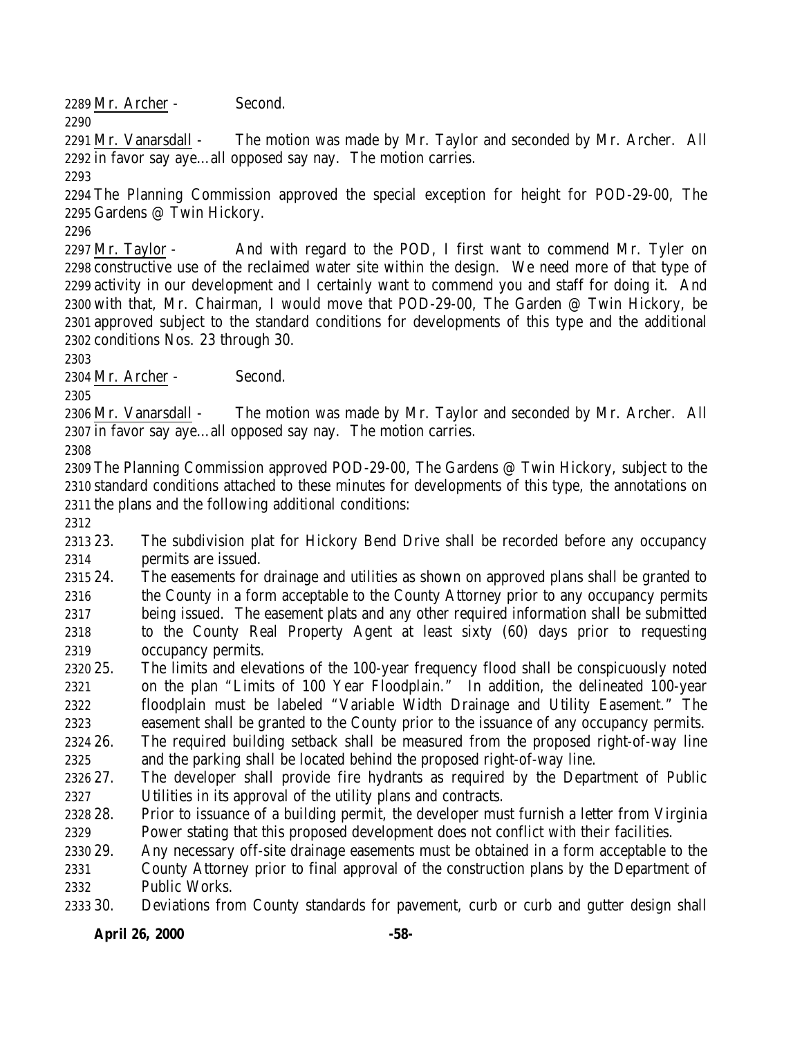Mr. Archer - Second.

Mr. Vanarsdall - The motion was made by Mr. Taylor and seconded by Mr. Archer. All in favor say aye…all opposed say nay. The motion carries.

The Planning Commission approved the special exception for height for POD-29-00, The Gardens @ Twin Hickory.

Mr. Taylor - And with regard to the POD, I first want to commend Mr. Tyler on constructive use of the reclaimed water site within the design. We need more of that type of activity in our development and I certainly want to commend you and staff for doing it. And with that, Mr. Chairman, I would move that POD-29-00, The Garden @ Twin Hickory, be approved subject to the standard conditions for developments of this type and the additional conditions Nos. 23 through 30.

Mr. Archer - Second.

Mr. Vanarsdall - The motion was made by Mr. Taylor and seconded by Mr. Archer. All in favor say aye…all opposed say nay. The motion carries.

The Planning Commission approved POD-29-00, The Gardens @ Twin Hickory, subject to the standard conditions attached to these minutes for developments of this type, the annotations on the plans and the following additional conditions:

23. The subdivision plat for Hickory Bend Drive shall be recorded before any occupancy permits are issued.
24. The easements for drainage and utilities as shown on approved plans shall be granted to the County in a form acceptable to the County Attorney prior to any occupancy permits being issued. The easement plats and any other required information shall be submitted to the County Real Property Agent at least sixty (60) days prior to requesting occupancy permits.
25. The limits and elevations of the 100-year frequency flood shall be conspicuously noted on the plan "Limits of 100 Year Floodplain." In addition, the delineated 100-year floodplain must be labeled "Variable Width Drainage and Utility Easement." The easement shall be granted to the County prior to the issuance of any occupancy permits.
26. The required building setback shall be measured from the proposed right-of-way line and the parking shall be located behind the proposed right-of-way line.
27. The developer shall provide fire hydrants as required by the Department of Public Utilities in its approval of the utility plans and contracts.
28. Prior to issuance of a building permit, the developer must furnish a letter from Virginia Power stating that this proposed development does not conflict with their facilities.
29. Any necessary off-site drainage easements must be obtained in a form acceptable to the County Attorney prior to final approval of the construction plans by the Department of Public Works.
30. Deviations from County standards for pavement, curb or curb and gutter design shall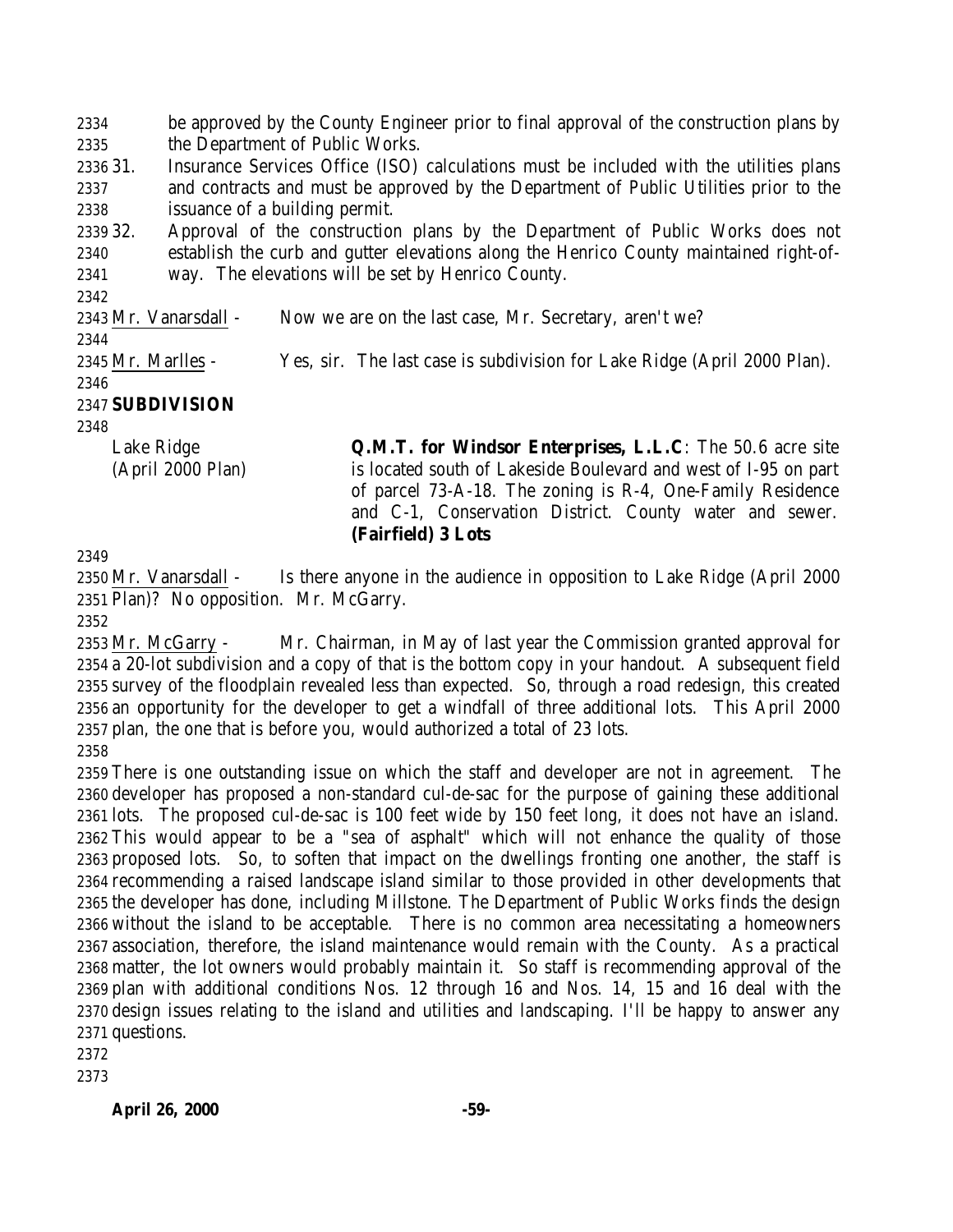be approved by the County Engineer prior to final approval of the construction plans by the Department of Public Works.

31. Insurance Services Office (ISO) calculations must be included with the utilities plans and contracts and must be approved by the Department of Public Utilities prior to the issuance of a building permit.

32. Approval of the construction plans by the Department of Public Works does not establish the curb and gutter elevations along the Henrico County maintained right-of-way. The elevations will be set by Henrico County.

Mr. Vanarsdall - Now we are on the last case, Mr. Secretary, aren't we?

Mr. Marlles - Yes, sir. The last case is subdivision for Lake Ridge (April 2000 Plan).

**SUBDIVISION**

Lake Ridge (April 2000 Plan)

**Q.M.T. for Windsor Enterprises, L.L.C**: The 50.6 acre site is located south of Lakeside Boulevard and west of I-95 on part of parcel 73-A-18. The zoning is R-4, One-Family Residence and C-1, Conservation District. County water and sewer. **(Fairfield) 3 Lots**

Mr. Vanarsdall - Is there anyone in the audience in opposition to Lake Ridge (April 2000 Plan)? No opposition. Mr. McGarry.

Mr. McGarry - Mr. Chairman, in May of last year the Commission granted approval for a 20-lot subdivision and a copy of that is the bottom copy in your handout. A subsequent field survey of the floodplain revealed less than expected. So, through a road redesign, this created an opportunity for the developer to get a windfall of three additional lots. This April 2000 plan, the one that is before you, would authorized a total of 23 lots.

There is one outstanding issue on which the staff and developer are not in agreement. The developer has proposed a non-standard cul-de-sac for the purpose of gaining these additional lots. The proposed cul-de-sac is 100 feet wide by 150 feet long, it does not have an island. This would appear to be a "sea of asphalt" which will not enhance the quality of those proposed lots. So, to soften that impact on the dwellings fronting one another, the staff is recommending a raised landscape island similar to those provided in other developments that the developer has done, including Millstone. The Department of Public Works finds the design without the island to be acceptable. There is no common area necessitating a homeowners association, therefore, the island maintenance would remain with the County. As a practical matter, the lot owners would probably maintain it. So staff is recommending approval of the plan with additional conditions Nos. 12 through 16 and Nos. 14, 15 and 16 deal with the design issues relating to the island and utilities and landscaping. I'll be happy to answer any questions.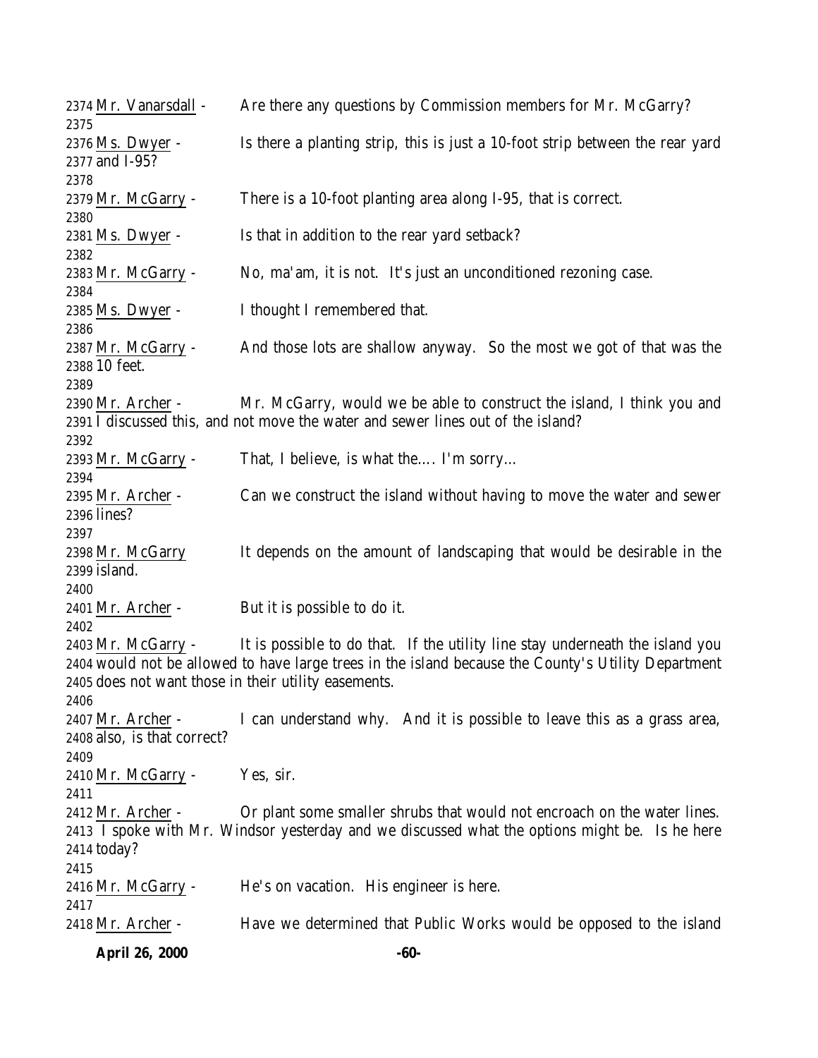2374 Mr. Vanarsdall - Are there any questions by Commission members for Mr. McGarry?
2375
2376 Ms. Dwyer - Is there a planting strip, this is just a 10-foot strip between the rear yard
2377 and I-95?
2378
2379 Mr. McGarry - There is a 10-foot planting area along I-95, that is correct.
2380
2381 Ms. Dwyer - Is that in addition to the rear yard setback?
2382
2383 Mr. McGarry - No, ma'am, it is not. It's just an unconditioned rezoning case.
2384
2385 Ms. Dwyer - I thought I remembered that.
2386
2387 Mr. McGarry - And those lots are shallow anyway. So the most we got of that was the
2388 10 feet.
2389
2390 Mr. Archer - Mr. McGarry, would we be able to construct the island, I think you and
2391 I discussed this, and not move the water and sewer lines out of the island?
2392
2393 Mr. McGarry - That, I believe, is what the.... I'm sorry...
2394
2395 Mr. Archer - Can we construct the island without having to move the water and sewer
2396 lines?
2397
2398 Mr. McGarry It depends on the amount of landscaping that would be desirable in the
2399 island.
2400
2401 Mr. Archer - But it is possible to do it.
2402
2403 Mr. McGarry - It is possible to do that. If the utility line stay underneath the island you
2404 would not be allowed to have large trees in the island because the County's Utility Department
2405 does not want those in their utility easements.
2406
2407 Mr. Archer - I can understand why. And it is possible to leave this as a grass area,
2408 also, is that correct?
2409
2410 Mr. McGarry - Yes, sir.
2411
2412 Mr. Archer - Or plant some smaller shrubs that would not encroach on the water lines.
2413 I spoke with Mr. Windsor yesterday and we discussed what the options might be. Is he here
2414 today?
2415
2416 Mr. McGarry - He's on vacation. His engineer is here.
2417
2418 Mr. Archer - Have we determined that Public Works would be opposed to the island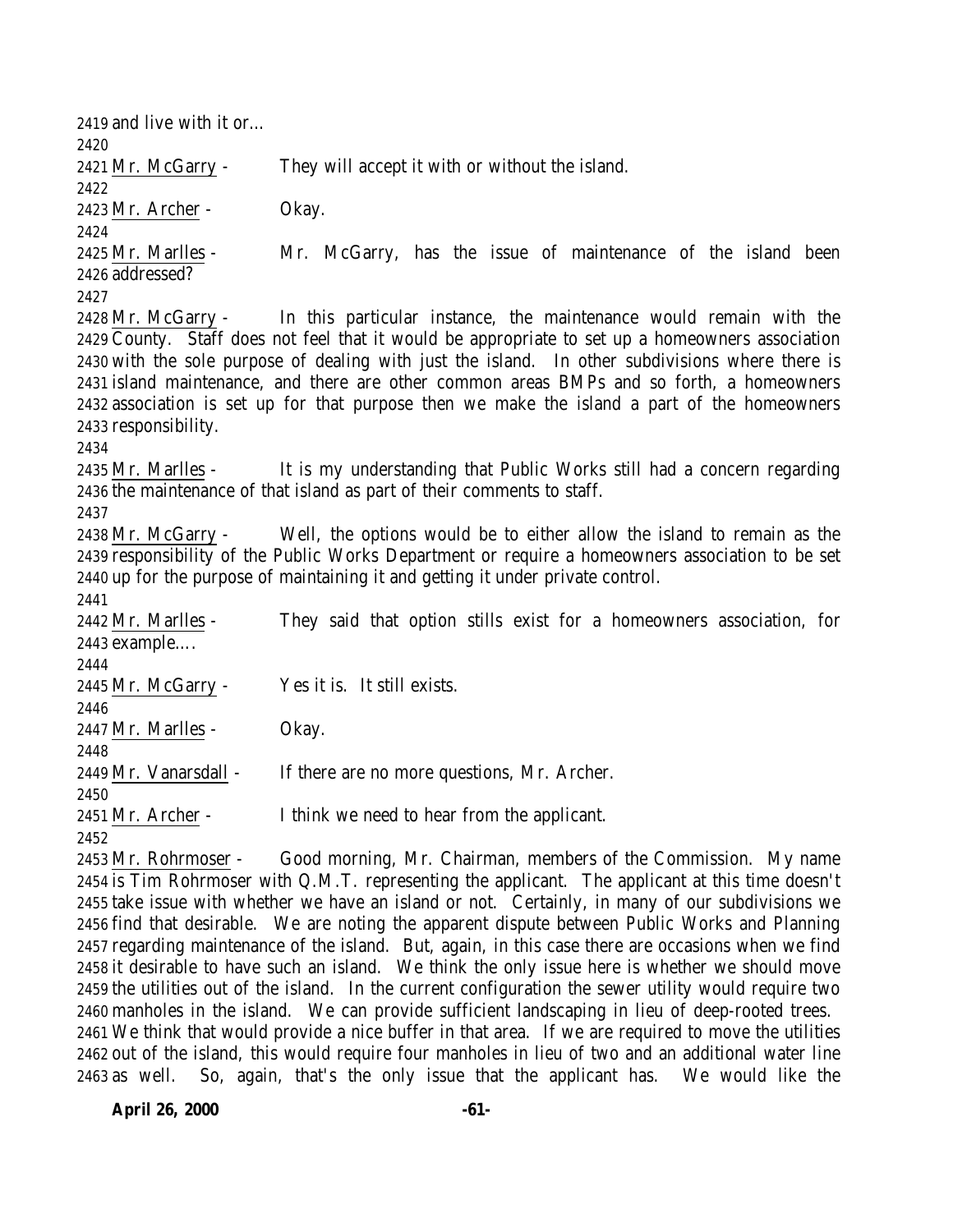2419 and live with it or…
2420
2421 Mr. McGarry - They will accept it with or without the island.
2422
2423 Mr. Archer - Okay.
2424
2425 Mr. Marlles - Mr. McGarry, has the issue of maintenance of the island been
2426 addressed?
2427
2428 Mr. McGarry - In this particular instance, the maintenance would remain with the
2429 County. Staff does not feel that it would be appropriate to set up a homeowners association
2430 with the sole purpose of dealing with just the island. In other subdivisions where there is
2431 island maintenance, and there are other common areas BMPs and so forth, a homeowners
2432 association is set up for that purpose then we make the island a part of the homeowners
2433 responsibility.
2434
2435 Mr. Marlles - It is my understanding that Public Works still had a concern regarding
2436 the maintenance of that island as part of their comments to staff.
2437
2438 Mr. McGarry - Well, the options would be to either allow the island to remain as the
2439 responsibility of the Public Works Department or require a homeowners association to be set
2440 up for the purpose of maintaining it and getting it under private control.
2441
2442 Mr. Marlles - They said that option stills exist for a homeowners association, for
2443 example….
2444
2445 Mr. McGarry - Yes it is. It still exists.
2446
2447 Mr. Marlles - Okay.
2448
2449 Mr. Vanarsdall - If there are no more questions, Mr. Archer.
2450
2451 Mr. Archer - I think we need to hear from the applicant.
2452
2453 Mr. Rohrmoser - Good morning, Mr. Chairman, members of the Commission. My name
2454 is Tim Rohrmoser with Q.M.T. representing the applicant. The applicant at this time doesn't
2455 take issue with whether we have an island or not. Certainly, in many of our subdivisions we
2456 find that desirable. We are noting the apparent dispute between Public Works and Planning
2457 regarding maintenance of the island. But, again, in this case there are occasions when we find
2458 it desirable to have such an island. We think the only issue here is whether we should move
2459 the utilities out of the island. In the current configuration the sewer utility would require two
2460 manholes in the island. We can provide sufficient landscaping in lieu of deep-rooted trees.
2461 We think that would provide a nice buffer in that area. If we are required to move the utilities
2462 out of the island, this would require four manholes in lieu of two and an additional water line
2463 as well. So, again, that's the only issue that the applicant has. We would like the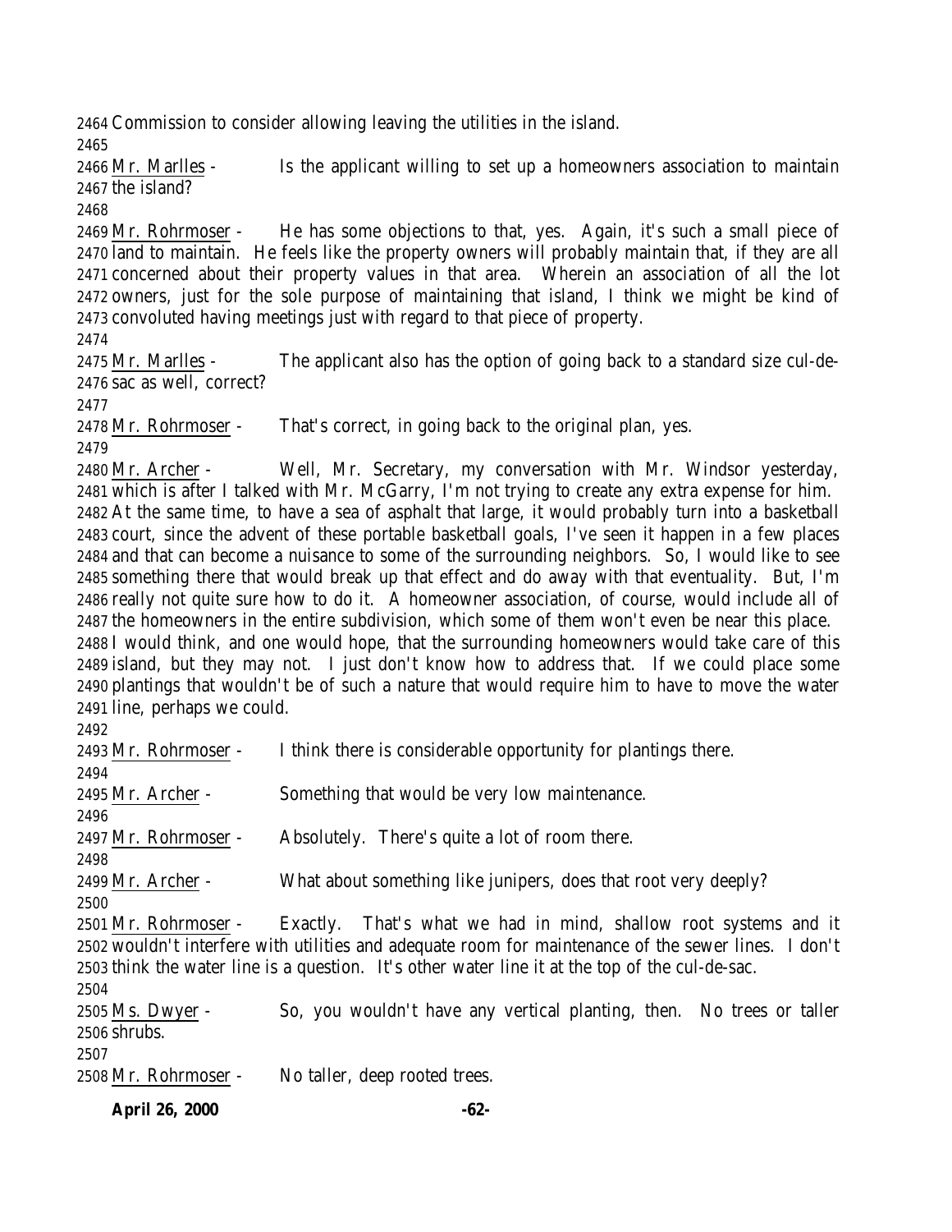Commission to consider allowing leaving the utilities in the island.

Mr. Marlles - Is the applicant willing to set up a homeowners association to maintain the island?

Mr. Rohrmoser - He has some objections to that, yes. Again, it's such a small piece of land to maintain. He feels like the property owners will probably maintain that, if they are all concerned about their property values in that area. Wherein an association of all the lot owners, just for the sole purpose of maintaining that island, I think we might be kind of convoluted having meetings just with regard to that piece of property.

Mr. Marlles - The applicant also has the option of going back to a standard size cul-de-sac as well, correct?

Mr. Rohrmoser - That's correct, in going back to the original plan, yes.

Mr. Archer - Well, Mr. Secretary, my conversation with Mr. Windsor yesterday, which is after I talked with Mr. McGarry, I'm not trying to create any extra expense for him. At the same time, to have a sea of asphalt that large, it would probably turn into a basketball court, since the advent of these portable basketball goals, I've seen it happen in a few places and that can become a nuisance to some of the surrounding neighbors. So, I would like to see something there that would break up that effect and do away with that eventuality. But, I'm really not quite sure how to do it. A homeowner association, of course, would include all of the homeowners in the entire subdivision, which some of them won't even be near this place. I would think, and one would hope, that the surrounding homeowners would take care of this island, but they may not. I just don't know how to address that. If we could place some plantings that wouldn't be of such a nature that would require him to have to move the water line, perhaps we could.

Mr. Rohrmoser - I think there is considerable opportunity for plantings there.

Mr. Archer - Something that would be very low maintenance.

Mr. Rohrmoser - Absolutely. There's quite a lot of room there.

Mr. Archer - What about something like junipers, does that root very deeply?

Mr. Rohrmoser - Exactly. That's what we had in mind, shallow root systems and it wouldn't interfere with utilities and adequate room for maintenance of the sewer lines. I don't think the water line is a question. It's other water line it at the top of the cul-de-sac.

Ms. Dwyer - So, you wouldn't have any vertical planting, then. No trees or taller shrubs.

Mr. Rohrmoser - No taller, deep rooted trees.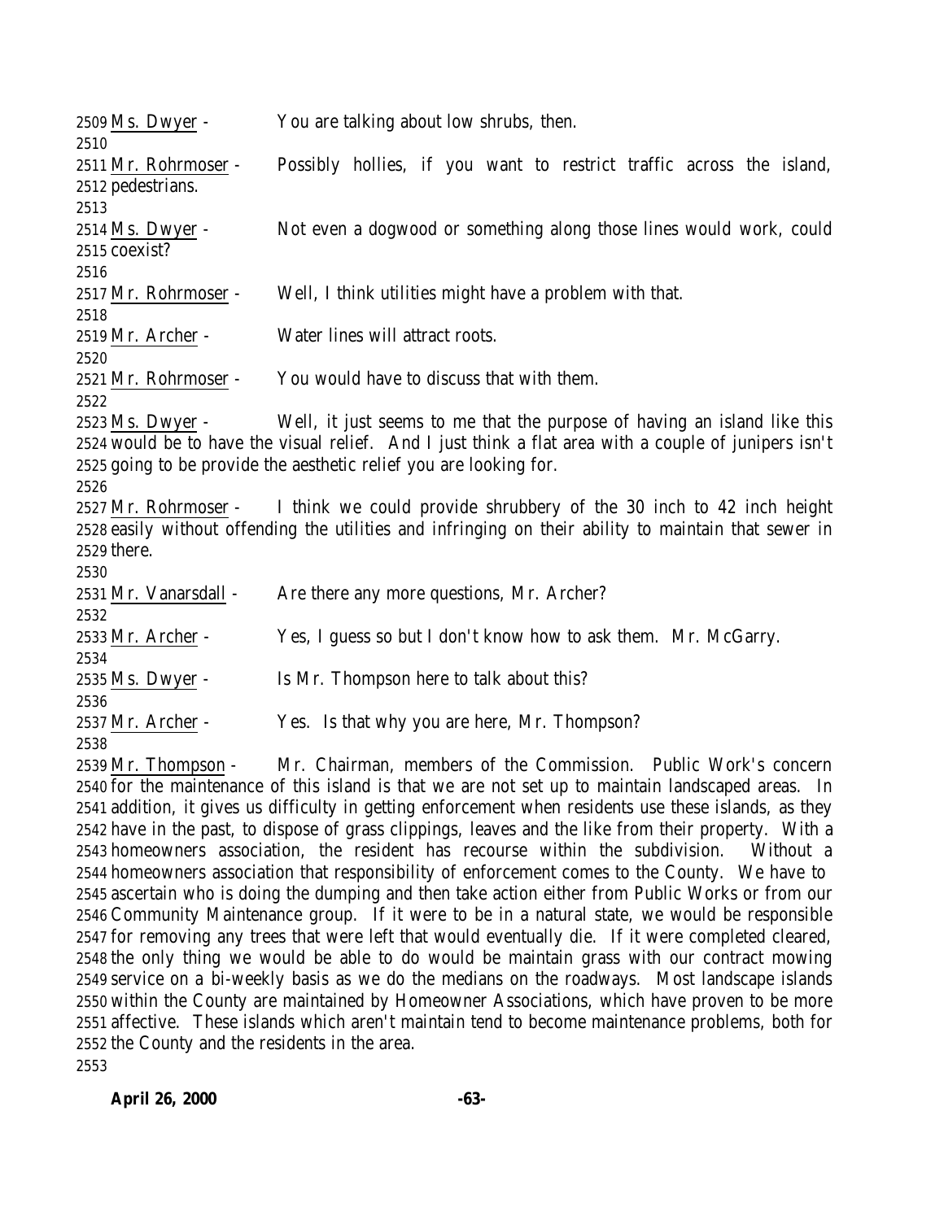2509 Ms. Dwyer - You are talking about low shrubs, then.

2510

2511 Mr. Rohrmoser - Possibly hollies, if you want to restrict traffic across the island, 2512 pedestrians.

2513

2514 Ms. Dwyer - Not even a dogwood or something along those lines would work, could 2515 coexist?

2516

2517 Mr. Rohrmoser - Well, I think utilities might have a problem with that.

2518

2519 Mr. Archer - Water lines will attract roots.

2520

2521 Mr. Rohrmoser - You would have to discuss that with them.

2522

2523 Ms. Dwyer - Well, it just seems to me that the purpose of having an island like this 2524 would be to have the visual relief. And I just think a flat area with a couple of junipers isn't 2525 going to be provide the aesthetic relief you are looking for.

2526

2527 Mr. Rohrmoser - I think we could provide shrubbery of the 30 inch to 42 inch height 2528 easily without offending the utilities and infringing on their ability to maintain that sewer in 2529 there.

2530

2531 Mr. Vanarsdall - Are there any more questions, Mr. Archer?

2532

2533 Mr. Archer - Yes, I guess so but I don't know how to ask them. Mr. McGarry.

2534

2535 Ms. Dwyer - Is Mr. Thompson here to talk about this?

2536

2537 Mr. Archer - Yes. Is that why you are here, Mr. Thompson?

2538

2539 Mr. Thompson - Mr. Chairman, members of the Commission. Public Work's concern 2540 for the maintenance of this island is that we are not set up to maintain landscaped areas. In 2541 addition, it gives us difficulty in getting enforcement when residents use these islands, as they 2542 have in the past, to dispose of grass clippings, leaves and the like from their property. With a 2543 homeowners association, the resident has recourse within the subdivision. Without a 2544 homeowners association that responsibility of enforcement comes to the County. We have to 2545 ascertain who is doing the dumping and then take action either from Public Works or from our 2546 Community Maintenance group. If it were to be in a natural state, we would be responsible 2547 for removing any trees that were left that would eventually die. If it were completed cleared, 2548 the only thing we would be able to do would be maintain grass with our contract mowing 2549 service on a bi-weekly basis as we do the medians on the roadways. Most landscape islands 2550 within the County are maintained by Homeowner Associations, which have proven to be more 2551 affective. These islands which aren't maintain tend to become maintenance problems, both for 2552 the County and the residents in the area.

2553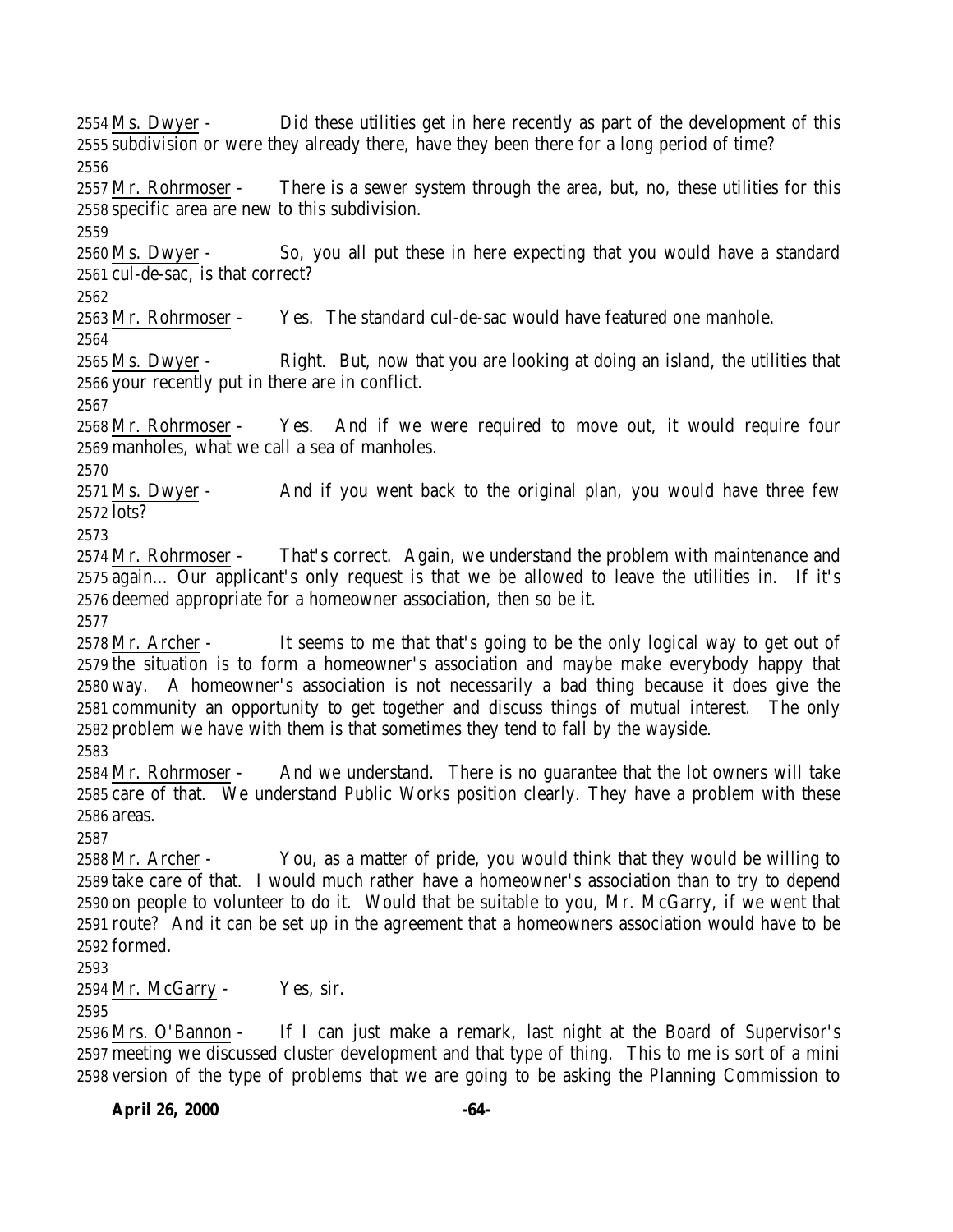2554 Ms. Dwyer - Did these utilities get in here recently as part of the development of this
2555 subdivision or were they already there, have they been there for a long period of time?
2556
2557 Mr. Rohrmoser - There is a sewer system through the area, but, no, these utilities for this
2558 specific area are new to this subdivision.
2559
2560 Ms. Dwyer - So, you all put these in here expecting that you would have a standard
2561 cul-de-sac, is that correct?
2562
2563 Mr. Rohrmoser - Yes. The standard cul-de-sac would have featured one manhole.
2564
2565 Ms. Dwyer - Right. But, now that you are looking at doing an island, the utilities that
2566 your recently put in there are in conflict.
2567
2568 Mr. Rohrmoser - Yes. And if we were required to move out, it would require four
2569 manholes, what we call a sea of manholes.
2570
2571 Ms. Dwyer - And if you went back to the original plan, you would have three few
2572 lots?
2573
2574 Mr. Rohrmoser - That's correct. Again, we understand the problem with maintenance and
2575 again… Our applicant's only request is that we be allowed to leave the utilities in. If it's
2576 deemed appropriate for a homeowner association, then so be it.
2577
2578 Mr. Archer - It seems to me that that's going to be the only logical way to get out of
2579 the situation is to form a homeowner's association and maybe make everybody happy that
2580 way. A homeowner's association is not necessarily a bad thing because it does give the
2581 community an opportunity to get together and discuss things of mutual interest. The only
2582 problem we have with them is that sometimes they tend to fall by the wayside.
2583
2584 Mr. Rohrmoser - And we understand. There is no guarantee that the lot owners will take
2585 care of that. We understand Public Works position clearly. They have a problem with these
2586 areas.
2587
2588 Mr. Archer - You, as a matter of pride, you would think that they would be willing to
2589 take care of that. I would much rather have a homeowner's association than to try to depend
2590 on people to volunteer to do it. Would that be suitable to you, Mr. McGarry, if we went that
2591 route? And it can be set up in the agreement that a homeowners association would have to be
2592 formed.
2593
2594 Mr. McGarry - Yes, sir.
2595
2596 Mrs. O'Bannon - If I can just make a remark, last night at the Board of Supervisor's
2597 meeting we discussed cluster development and that type of thing. This to me is sort of a mini
2598 version of the type of problems that we are going to be asking the Planning Commission to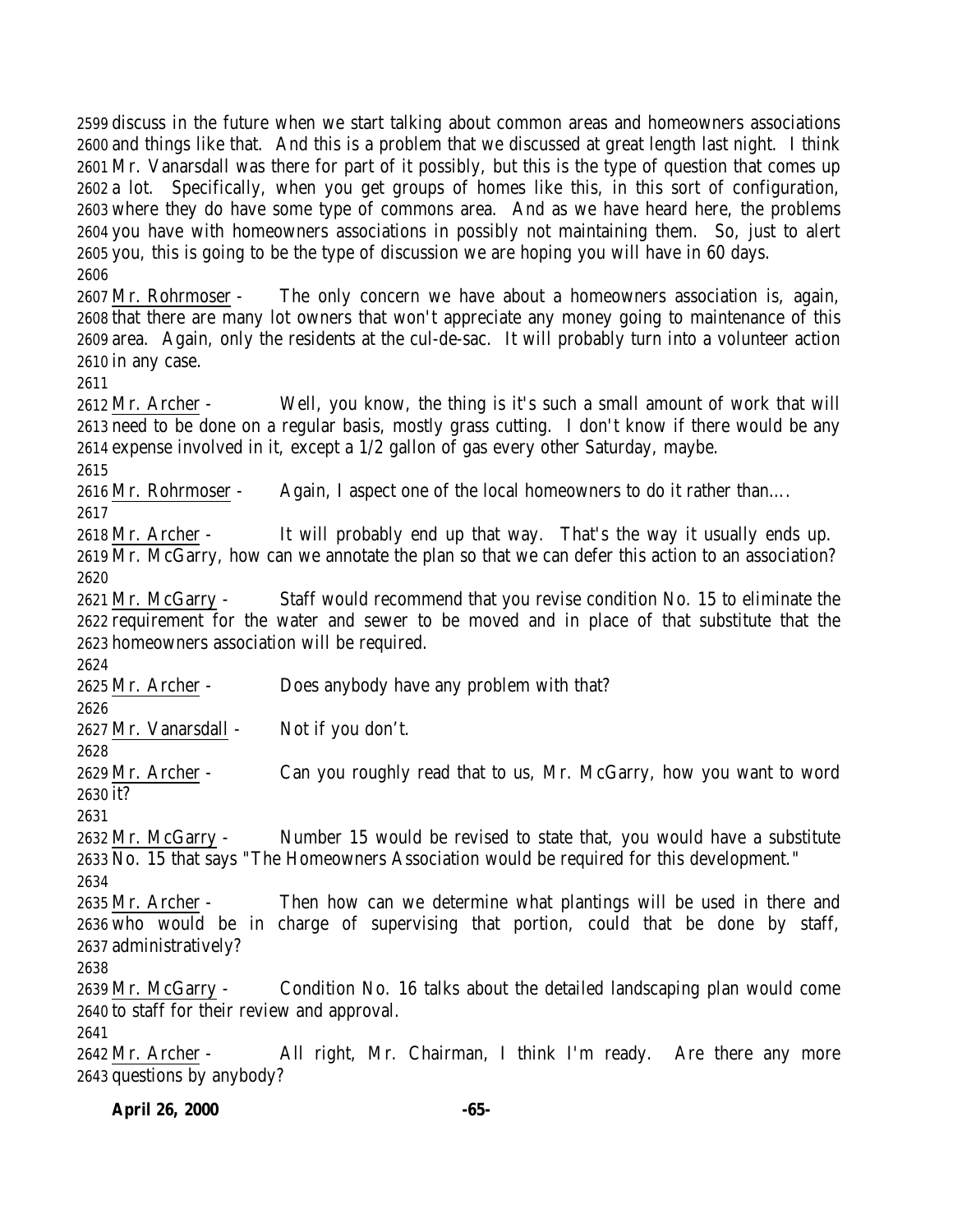discuss in the future when we start talking about common areas and homeowners associations and things like that. And this is a problem that we discussed at great length last night. I think Mr. Vanarsdall was there for part of it possibly, but this is the type of question that comes up a lot. Specifically, when you get groups of homes like this, in this sort of configuration, where they do have some type of commons area. And as we have heard here, the problems you have with homeowners associations in possibly not maintaining them. So, just to alert you, this is going to be the type of discussion we are hoping you will have in 60 days.

Mr. Rohrmoser - The only concern we have about a homeowners association is, again, that there are many lot owners that won't appreciate any money going to maintenance of this area. Again, only the residents at the cul-de-sac. It will probably turn into a volunteer action in any case.

Mr. Archer - Well, you know, the thing is it's such a small amount of work that will need to be done on a regular basis, mostly grass cutting. I don't know if there would be any expense involved in it, except a 1/2 gallon of gas every other Saturday, maybe.

Mr. Rohrmoser - Again, I aspect one of the local homeowners to do it rather than….

Mr. Archer - It will probably end up that way. That's the way it usually ends up. Mr. McGarry, how can we annotate the plan so that we can defer this action to an association?

Mr. McGarry - Staff would recommend that you revise condition No. 15 to eliminate the requirement for the water and sewer to be moved and in place of that substitute that the homeowners association will be required.

Mr. Archer - Does anybody have any problem with that?

Mr. Vanarsdall - Not if you don't.

Mr. Archer - Can you roughly read that to us, Mr. McGarry, how you want to word it?

Mr. McGarry - Number 15 would be revised to state that, you would have a substitute No. 15 that says "The Homeowners Association would be required for this development."

Mr. Archer - Then how can we determine what plantings will be used in there and who would be in charge of supervising that portion, could that be done by staff, administratively?

Mr. McGarry - Condition No. 16 talks about the detailed landscaping plan would come to staff for their review and approval.

Mr. Archer - All right, Mr. Chairman, I think I'm ready. Are there any more questions by anybody?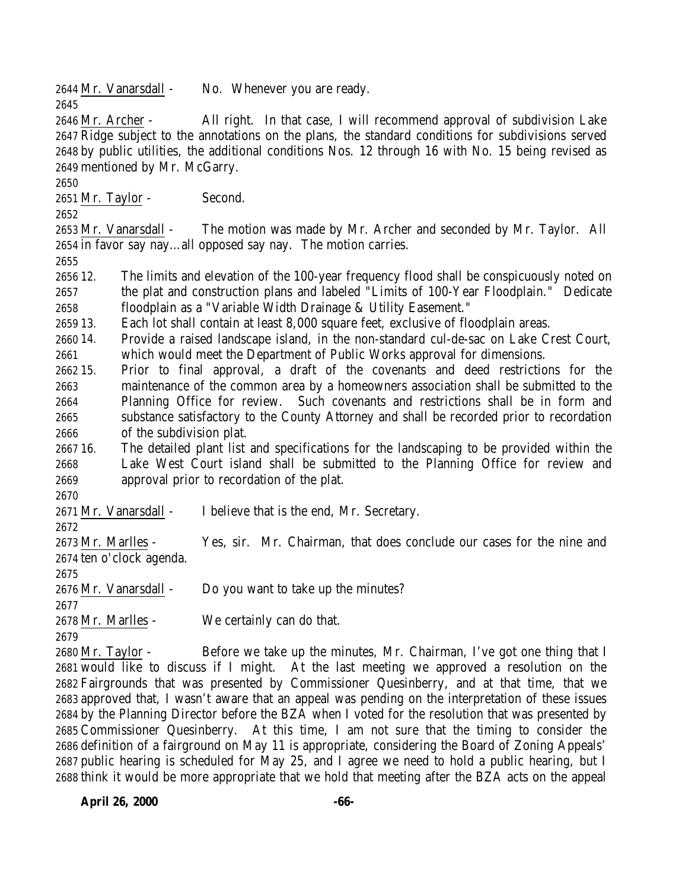2644 Mr. Vanarsdall - No. Whenever you are ready.

2645

2646 Mr. Archer - All right. In that case, I will recommend approval of subdivision Lake
2647 Ridge subject to the annotations on the plans, the standard conditions for subdivisions served
2648 by public utilities, the additional conditions Nos. 12 through 16 with No. 15 being revised as
2649 mentioned by Mr. McGarry.

2650

2651 Mr. Taylor - Second.

2652

2653 Mr. Vanarsdall - The motion was made by Mr. Archer and seconded by Mr. Taylor. All
2654 in favor say nay…all opposed say nay. The motion carries.

2655

2656 12. The limits and elevation of the 100-year frequency flood shall be conspicuously noted on
2657 the plat and construction plans and labeled "Limits of 100-Year Floodplain." Dedicate
2658 floodplain as a "Variable Width Drainage & Utility Easement."

2659 13. Each lot shall contain at least 8,000 square feet, exclusive of floodplain areas.

2660 14. Provide a raised landscape island, in the non-standard cul-de-sac on Lake Crest Court,
2661 which would meet the Department of Public Works approval for dimensions.

2662 15. Prior to final approval, a draft of the covenants and deed restrictions for the
2663 maintenance of the common area by a homeowners association shall be submitted to the
2664 Planning Office for review. Such covenants and restrictions shall be in form and
2665 substance satisfactory to the County Attorney and shall be recorded prior to recordation
2666 of the subdivision plat.

2667 16. The detailed plant list and specifications for the landscaping to be provided within the
2668 Lake West Court island shall be submitted to the Planning Office for review and
2669 approval prior to recordation of the plat.

2670

2671 Mr. Vanarsdall - I believe that is the end, Mr. Secretary.

2672

2673 Mr. Marlles - Yes, sir. Mr. Chairman, that does conclude our cases for the nine and
2674 ten o'clock agenda.

2675

2676 Mr. Vanarsdall - Do you want to take up the minutes?

2677

2678 Mr. Marlles - We certainly can do that.

2679

2680 Mr. Taylor - Before we take up the minutes, Mr. Chairman, I've got one thing that I
2681 would like to discuss if I might. At the last meeting we approved a resolution on the
2682 Fairgrounds that was presented by Commissioner Quesinberry, and at that time, that we
2683 approved that, I wasn't aware that an appeal was pending on the interpretation of these issues
2684 by the Planning Director before the BZA when I voted for the resolution that was presented by
2685 Commissioner Quesinberry. At this time, I am not sure that the timing to consider the
2686 definition of a fairground on May 11 is appropriate, considering the Board of Zoning Appeals'
2687 public hearing is scheduled for May 25, and I agree we need to hold a public hearing, but I
2688 think it would be more appropriate that we hold that meeting after the BZA acts on the appeal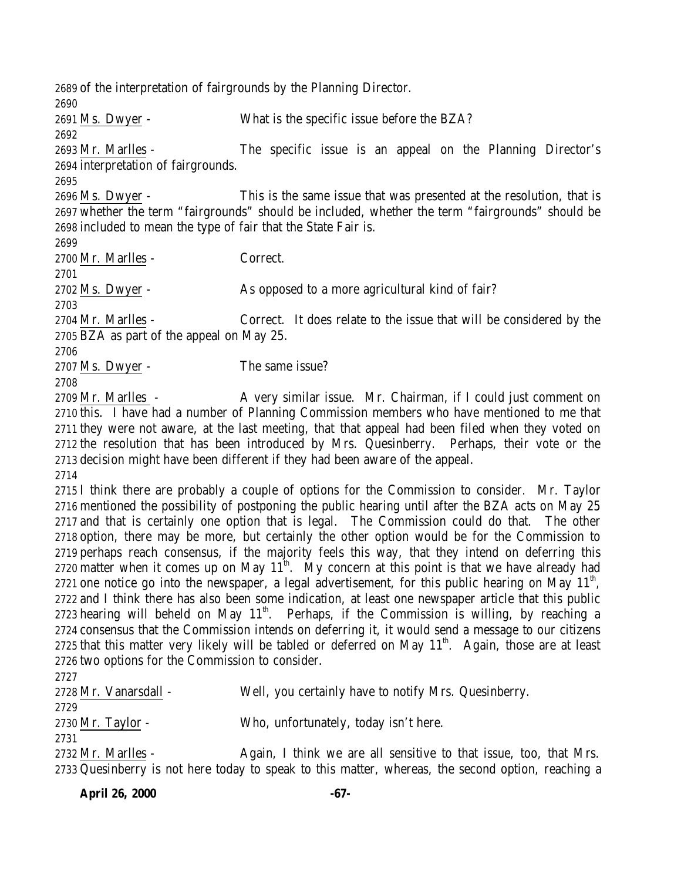of the interpretation of fairgrounds by the Planning Director.

Ms. Dwyer - What is the specific issue before the BZA?

Mr. Marlles - The specific issue is an appeal on the Planning Director's interpretation of fairgrounds.

Ms. Dwyer - This is the same issue that was presented at the resolution, that is whether the term "fairgrounds" should be included, whether the term "fairgrounds" should be included to mean the type of fair that the State Fair is.

Mr. Marlles - Correct.

Ms. Dwyer - As opposed to a more agricultural kind of fair?

Mr. Marlles - Correct. It does relate to the issue that will be considered by the BZA as part of the appeal on May 25.

Ms. Dwyer - The same issue?

Mr. Marlles - A very similar issue. Mr. Chairman, if I could just comment on this. I have had a number of Planning Commission members who have mentioned to me that they were not aware, at the last meeting, that that appeal had been filed when they voted on the resolution that has been introduced by Mrs. Quesinberry. Perhaps, their vote or the decision might have been different if they had been aware of the appeal.

I think there are probably a couple of options for the Commission to consider. Mr. Taylor mentioned the possibility of postponing the public hearing until after the BZA acts on May 25 and that is certainly one option that is legal. The Commission could do that. The other option, there may be more, but certainly the other option would be for the Commission to perhaps reach consensus, if the majority feels this way, that they intend on deferring this matter when it comes up on May 11th. My concern at this point is that we have already had one notice go into the newspaper, a legal advertisement, for this public hearing on May 11th, and I think there has also been some indication, at least one newspaper article that this public hearing will beheld on May 11th. Perhaps, if the Commission is willing, by reaching a consensus that the Commission intends on deferring it, it would send a message to our citizens that this matter very likely will be tabled or deferred on May 11th. Again, those are at least two options for the Commission to consider.

Mr. Vanarsdall - Well, you certainly have to notify Mrs. Quesinberry.

Mr. Taylor - Who, unfortunately, today isn't here.

Mr. Marlles - Again, I think we are all sensitive to that issue, too, that Mrs. Quesinberry is not here today to speak to this matter, whereas, the second option, reaching a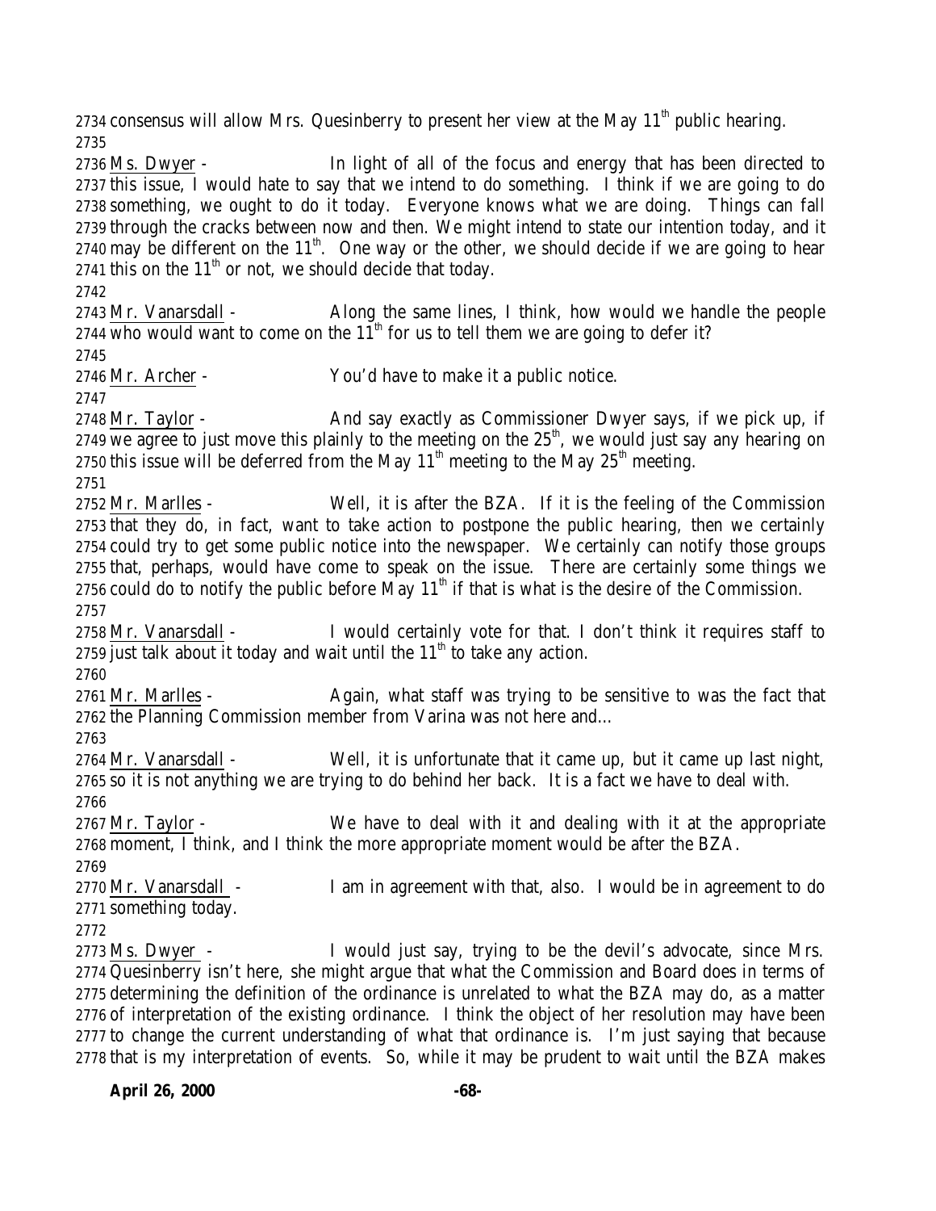2734 consensus will allow Mrs. Quesinberry to present her view at the May 11th public hearing.
2735
2736 Ms. Dwyer - In light of all of the focus and energy that has been directed to
2737 this issue, I would hate to say that we intend to do something. I think if we are going to do
2738 something, we ought to do it today. Everyone knows what we are doing. Things can fall
2739 through the cracks between now and then. We might intend to state our intention today, and it
2740 may be different on the 11th. One way or the other, we should decide if we are going to hear
2741 this on the 11th or not, we should decide that today.
2742
2743 Mr. Vanarsdall - Along the same lines, I think, how would we handle the people
2744 who would want to come on the 11th for us to tell them we are going to defer it?
2745
2746 Mr. Archer - You'd have to make it a public notice.
2747
2748 Mr. Taylor - And say exactly as Commissioner Dwyer says, if we pick up, if
2749 we agree to just move this plainly to the meeting on the 25th, we would just say any hearing on
2750 this issue will be deferred from the May 11th meeting to the May 25th meeting.
2751
2752 Mr. Marlles - Well, it is after the BZA. If it is the feeling of the Commission
2753 that they do, in fact, want to take action to postpone the public hearing, then we certainly
2754 could try to get some public notice into the newspaper. We certainly can notify those groups
2755 that, perhaps, would have come to speak on the issue. There are certainly some things we
2756 could do to notify the public before May 11th if that is what is the desire of the Commission.
2757
2758 Mr. Vanarsdall - I would certainly vote for that. I don't think it requires staff to
2759 just talk about it today and wait until the 11th to take any action.
2760
2761 Mr. Marlles - Again, what staff was trying to be sensitive to was the fact that
2762 the Planning Commission member from Varina was not here and…
2763
2764 Mr. Vanarsdall - Well, it is unfortunate that it came up, but it came up last night,
2765 so it is not anything we are trying to do behind her back. It is a fact we have to deal with.
2766
2767 Mr. Taylor - We have to deal with it and dealing with it at the appropriate
2768 moment, I think, and I think the more appropriate moment would be after the BZA.
2769
2770 Mr. Vanarsdall - I am in agreement with that, also. I would be in agreement to do
2771 something today.
2772
2773 Ms. Dwyer - I would just say, trying to be the devil's advocate, since Mrs.
2774 Quesinberry isn't here, she might argue that what the Commission and Board does in terms of
2775 determining the definition of the ordinance is unrelated to what the BZA may do, as a matter
2776 of interpretation of the existing ordinance. I think the object of her resolution may have been
2777 to change the current understanding of what that ordinance is. I'm just saying that because
2778 that is my interpretation of events. So, while it may be prudent to wait until the BZA makes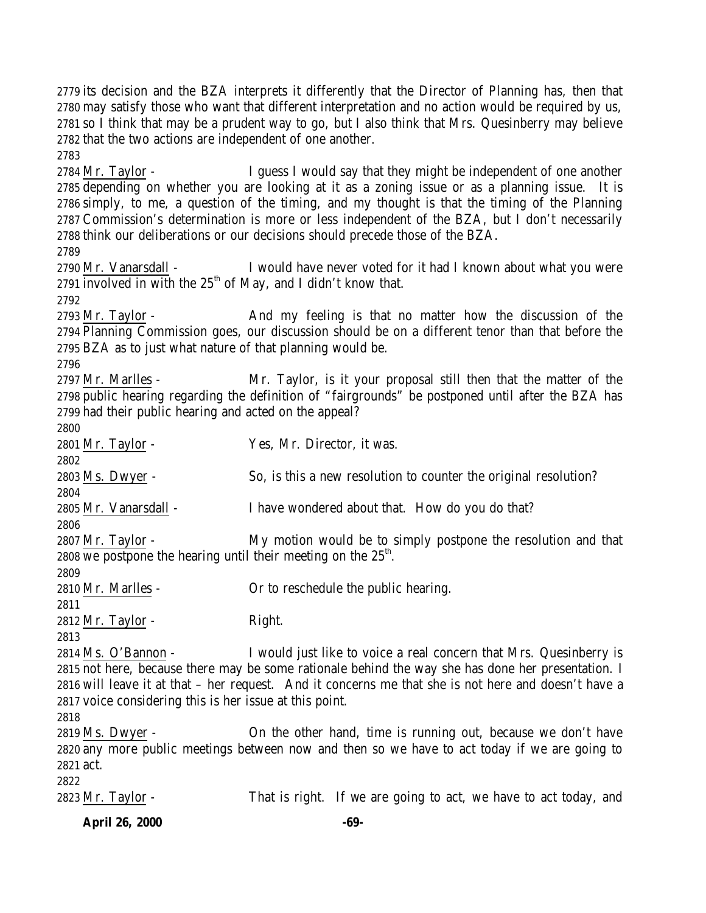its decision and the BZA interprets it differently that the Director of Planning has, then that may satisfy those who want that different interpretation and no action would be required by us, so I think that may be a prudent way to go, but I also think that Mrs. Quesinberry may believe that the two actions are independent of one another.

Mr. Taylor - I guess I would say that they might be independent of one another depending on whether you are looking at it as a zoning issue or as a planning issue. It is simply, to me, a question of the timing, and my thought is that the timing of the Planning Commission's determination is more or less independent of the BZA, but I don't necessarily think our deliberations or our decisions should precede those of the BZA.

Mr. Vanarsdall - I would have never voted for it had I known about what you were involved in with the 25th of May, and I didn't know that.

Mr. Taylor - And my feeling is that no matter how the discussion of the Planning Commission goes, our discussion should be on a different tenor than that before the BZA as to just what nature of that planning would be.

Mr. Marlles - Mr. Taylor, is it your proposal still then that the matter of the public hearing regarding the definition of "fairgrounds" be postponed until after the BZA has had their public hearing and acted on the appeal?

Mr. Taylor - Yes, Mr. Director, it was.

Ms. Dwyer - So, is this a new resolution to counter the original resolution?

Mr. Vanarsdall - I have wondered about that. How do you do that?

Mr. Taylor - My motion would be to simply postpone the resolution and that we postpone the hearing until their meeting on the 25th.

Mr. Marlles - Or to reschedule the public hearing.

Mr. Taylor - Right.

Ms. O'Bannon - I would just like to voice a real concern that Mrs. Quesinberry is not here, because there may be some rationale behind the way she has done her presentation. I will leave it at that – her request. And it concerns me that she is not here and doesn't have a voice considering this is her issue at this point.

Ms. Dwyer - On the other hand, time is running out, because we don't have any more public meetings between now and then so we have to act today if we are going to act.

Mr. Taylor - That is right. If we are going to act, we have to act today, and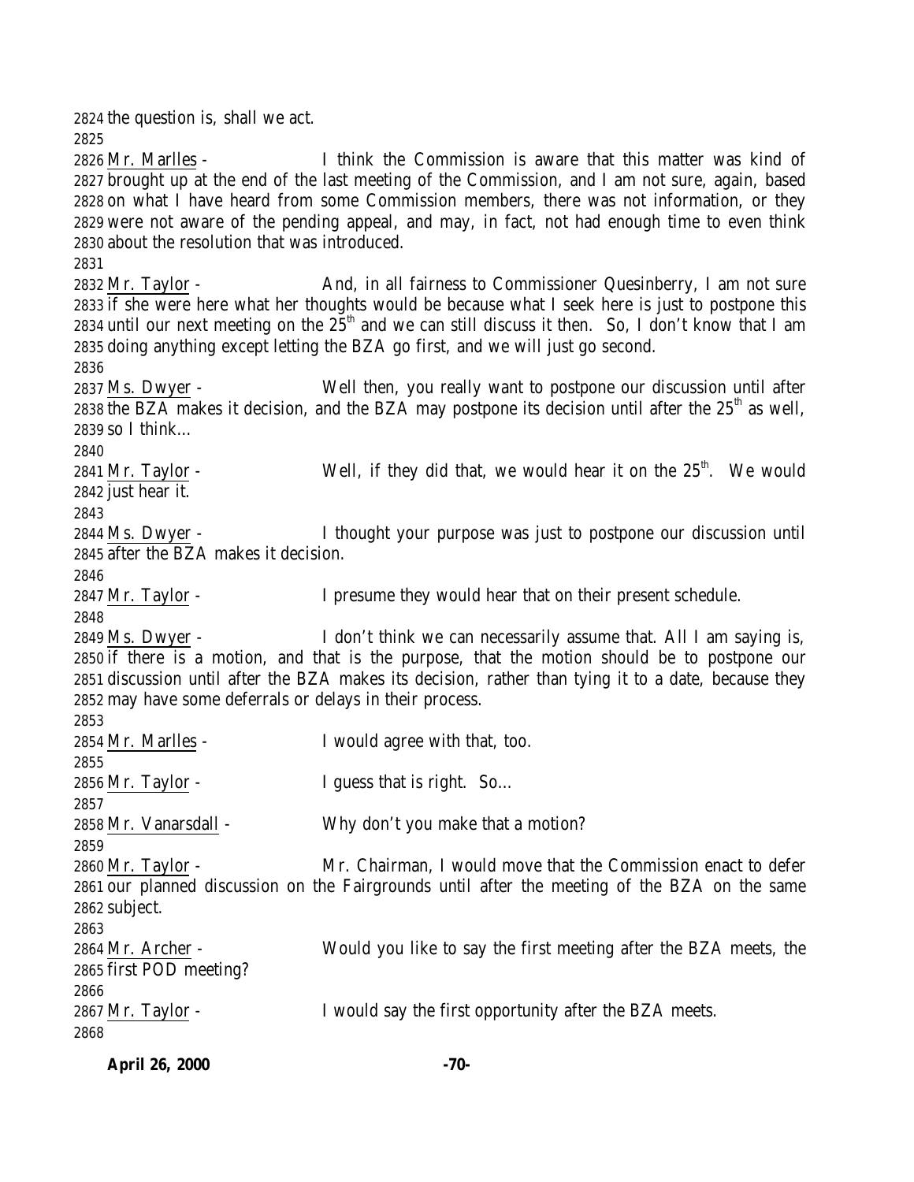the question is, shall we act.

Mr. Marlles - I think the Commission is aware that this matter was kind of brought up at the end of the last meeting of the Commission, and I am not sure, again, based on what I have heard from some Commission members, there was not information, or they were not aware of the pending appeal, and may, in fact, not had enough time to even think about the resolution that was introduced.

Mr. Taylor - And, in all fairness to Commissioner Quesinberry, I am not sure if she were here what her thoughts would be because what I seek here is just to postpone this until our next meeting on the 25th and we can still discuss it then. So, I don't know that I am doing anything except letting the BZA go first, and we will just go second.

Ms. Dwyer - Well then, you really want to postpone our discussion until after the BZA makes it decision, and the BZA may postpone its decision until after the 25th as well, so I think…

Mr. Taylor - Well, if they did that, we would hear it on the 25th. We would just hear it.

Ms. Dwyer - I thought your purpose was just to postpone our discussion until after the BZA makes it decision.

Mr. Taylor - I presume they would hear that on their present schedule.

Ms. Dwyer - I don't think we can necessarily assume that. All I am saying is, if there is a motion, and that is the purpose, that the motion should be to postpone our discussion until after the BZA makes its decision, rather than tying it to a date, because they may have some deferrals or delays in their process.

Mr. Marlles - I would agree with that, too.

Mr. Taylor - I guess that is right. So…

Mr. Vanarsdall - Why don't you make that a motion?

Mr. Taylor - Mr. Chairman, I would move that the Commission enact to defer our planned discussion on the Fairgrounds until after the meeting of the BZA on the same subject.

Mr. Archer - Would you like to say the first meeting after the BZA meets, the first POD meeting?

Mr. Taylor - I would say the first opportunity after the BZA meets.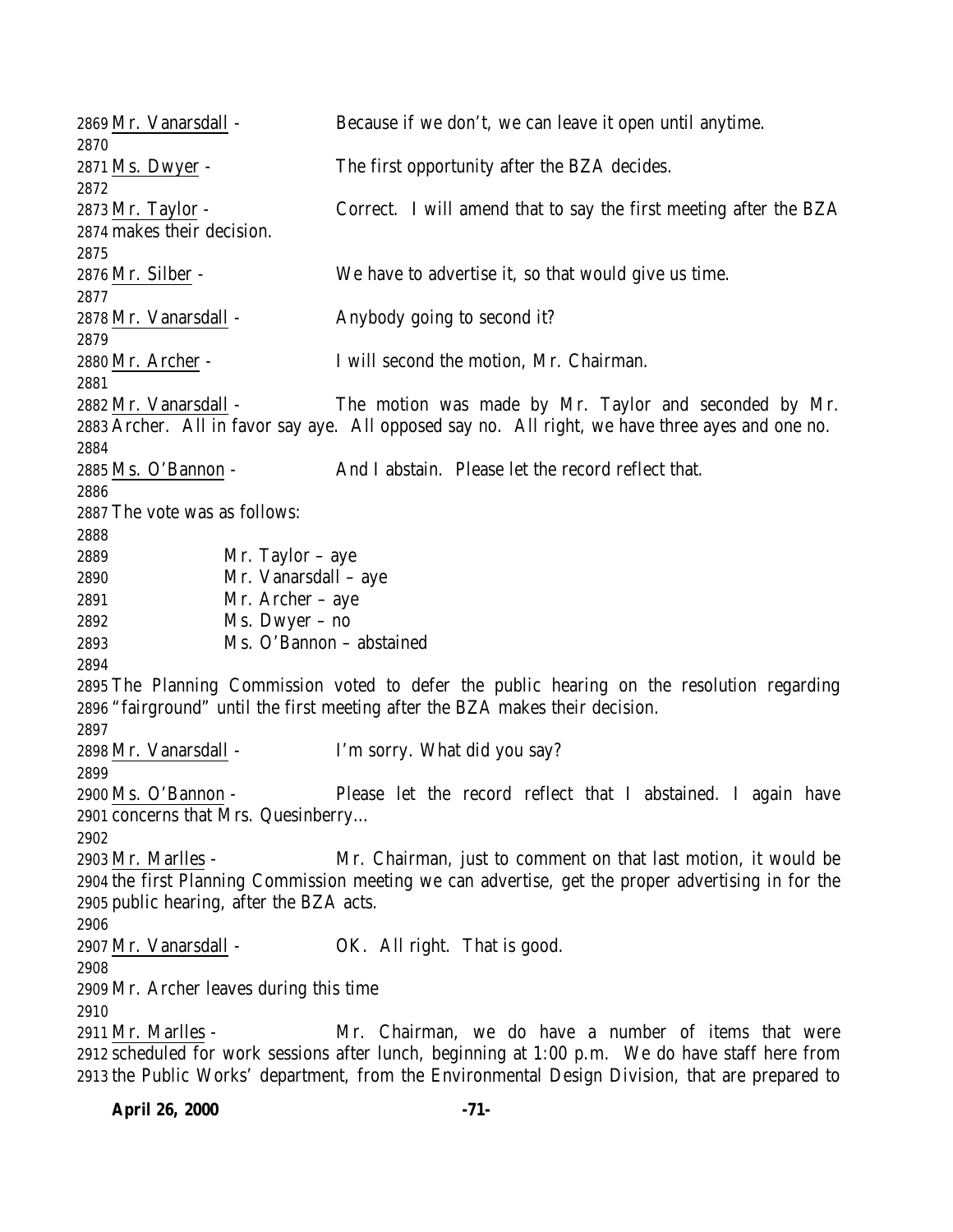Mr. Vanarsdall - Because if we don't, we can leave it open until anytime.

Ms. Dwyer - The first opportunity after the BZA decides.

Mr. Taylor - Correct. I will amend that to say the first meeting after the BZA makes their decision.

Mr. Silber - We have to advertise it, so that would give us time.

Mr. Vanarsdall - Anybody going to second it?

Mr. Archer - I will second the motion, Mr. Chairman.

Mr. Vanarsdall - The motion was made by Mr. Taylor and seconded by Mr. Archer. All in favor say aye. All opposed say no. All right, we have three ayes and one no.

Ms. O'Bannon - And I abstain. Please let the record reflect that.

The vote was as follows:

Mr. Taylor – aye
Mr. Vanarsdall – aye
Mr. Archer – aye
Ms. Dwyer – no
Ms. O'Bannon – abstained

The Planning Commission voted to defer the public hearing on the resolution regarding "fairground" until the first meeting after the BZA makes their decision.

Mr. Vanarsdall - I'm sorry. What did you say?

Ms. O'Bannon - Please let the record reflect that I abstained. I again have concerns that Mrs. Quesinberry…

Mr. Marlles - Mr. Chairman, just to comment on that last motion, it would be the first Planning Commission meeting we can advertise, get the proper advertising in for the public hearing, after the BZA acts.

Mr. Vanarsdall - OK. All right. That is good.

Mr. Archer leaves during this time

Mr. Marlles - Mr. Chairman, we do have a number of items that were scheduled for work sessions after lunch, beginning at 1:00 p.m. We do have staff here from the Public Works' department, from the Environmental Design Division, that are prepared to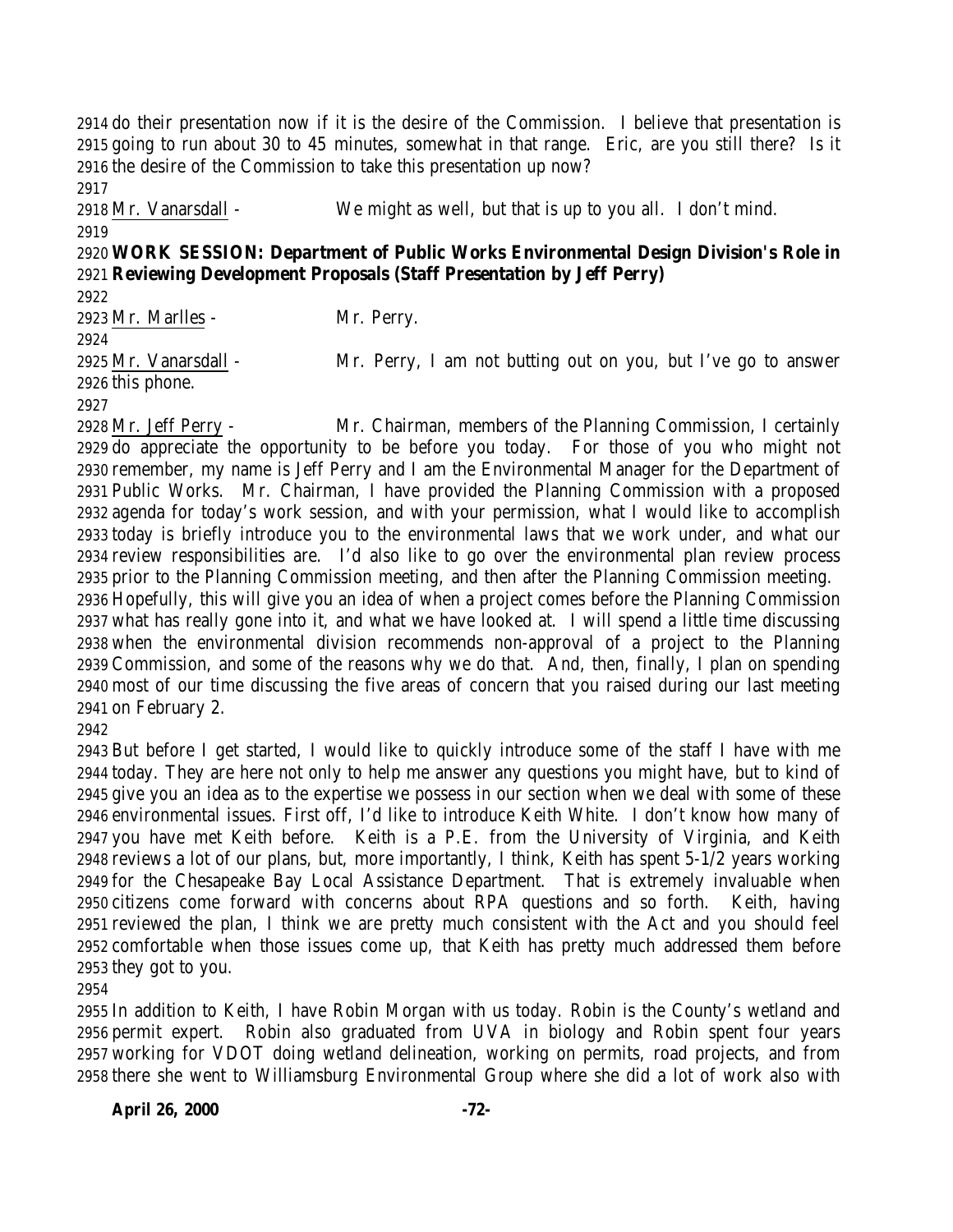do their presentation now if it is the desire of the Commission. I believe that presentation is going to run about 30 to 45 minutes, somewhat in that range. Eric, are you still there? Is it the desire of the Commission to take this presentation up now?

Mr. Vanarsdall - We might as well, but that is up to you all. I don't mind.

**WORK SESSION: Department of Public Works Environmental Design Division's Role in Reviewing Development Proposals (Staff Presentation by Jeff Perry)**

Mr. Marlles - Mr. Perry.

Mr. Vanarsdall - Mr. Perry, I am not butting out on you, but I've go to answer this phone.

Mr. Jeff Perry - Mr. Chairman, members of the Planning Commission, I certainly do appreciate the opportunity to be before you today. For those of you who might not remember, my name is Jeff Perry and I am the Environmental Manager for the Department of Public Works. Mr. Chairman, I have provided the Planning Commission with a proposed agenda for today's work session, and with your permission, what I would like to accomplish today is briefly introduce you to the environmental laws that we work under, and what our review responsibilities are. I'd also like to go over the environmental plan review process prior to the Planning Commission meeting, and then after the Planning Commission meeting. Hopefully, this will give you an idea of when a project comes before the Planning Commission what has really gone into it, and what we have looked at. I will spend a little time discussing when the environmental division recommends non-approval of a project to the Planning Commission, and some of the reasons why we do that. And, then, finally, I plan on spending most of our time discussing the five areas of concern that you raised during our last meeting on February 2.

But before I get started, I would like to quickly introduce some of the staff I have with me today. They are here not only to help me answer any questions you might have, but to kind of give you an idea as to the expertise we possess in our section when we deal with some of these environmental issues. First off, I'd like to introduce Keith White. I don't know how many of you have met Keith before. Keith is a P.E. from the University of Virginia, and Keith reviews a lot of our plans, but, more importantly, I think, Keith has spent 5-1/2 years working for the Chesapeake Bay Local Assistance Department. That is extremely invaluable when citizens come forward with concerns about RPA questions and so forth. Keith, having reviewed the plan, I think we are pretty much consistent with the Act and you should feel comfortable when those issues come up, that Keith has pretty much addressed them before they got to you.

In addition to Keith, I have Robin Morgan with us today. Robin is the County's wetland and permit expert. Robin also graduated from UVA in biology and Robin spent four years working for VDOT doing wetland delineation, working on permits, road projects, and from there she went to Williamsburg Environmental Group where she did a lot of work also with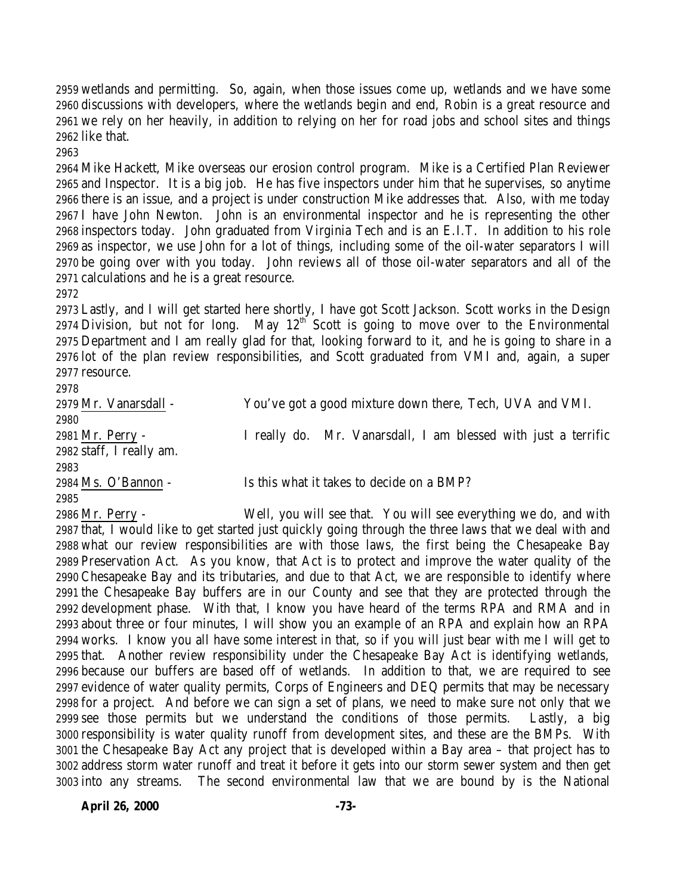wetlands and permitting. So, again, when those issues come up, wetlands and we have some discussions with developers, where the wetlands begin and end, Robin is a great resource and we rely on her heavily, in addition to relying on her for road jobs and school sites and things like that.

Mike Hackett, Mike overseas our erosion control program. Mike is a Certified Plan Reviewer and Inspector. It is a big job. He has five inspectors under him that he supervises, so anytime there is an issue, and a project is under construction Mike addresses that. Also, with me today I have John Newton. John is an environmental inspector and he is representing the other inspectors today. John graduated from Virginia Tech and is an E.I.T. In addition to his role as inspector, we use John for a lot of things, including some of the oil-water separators I will be going over with you today. John reviews all of those oil-water separators and all of the calculations and he is a great resource.

Lastly, and I will get started here shortly, I have got Scott Jackson. Scott works in the Design Division, but not for long. May 12th Scott is going to move over to the Environmental Department and I am really glad for that, looking forward to it, and he is going to share in a lot of the plan review responsibilities, and Scott graduated from VMI and, again, a super resource.

Mr. Vanarsdall - You've got a good mixture down there, Tech, UVA and VMI.

Mr. Perry - I really do. Mr. Vanarsdall, I am blessed with just a terrific staff, I really am.

Ms. O'Bannon - Is this what it takes to decide on a BMP?

Mr. Perry - Well, you will see that. You will see everything we do, and with that, I would like to get started just quickly going through the three laws that we deal with and what our review responsibilities are with those laws, the first being the Chesapeake Bay Preservation Act. As you know, that Act is to protect and improve the water quality of the Chesapeake Bay and its tributaries, and due to that Act, we are responsible to identify where the Chesapeake Bay buffers are in our County and see that they are protected through the development phase. With that, I know you have heard of the terms RPA and RMA and in about three or four minutes, I will show you an example of an RPA and explain how an RPA works. I know you all have some interest in that, so if you will just bear with me I will get to that. Another review responsibility under the Chesapeake Bay Act is identifying wetlands, because our buffers are based off of wetlands. In addition to that, we are required to see evidence of water quality permits, Corps of Engineers and DEQ permits that may be necessary for a project. And before we can sign a set of plans, we need to make sure not only that we see those permits but we understand the conditions of those permits. Lastly, a big responsibility is water quality runoff from development sites, and these are the BMPs. With the Chesapeake Bay Act any project that is developed within a Bay area – that project has to address storm water runoff and treat it before it gets into our storm sewer system and then get into any streams. The second environmental law that we are bound by is the National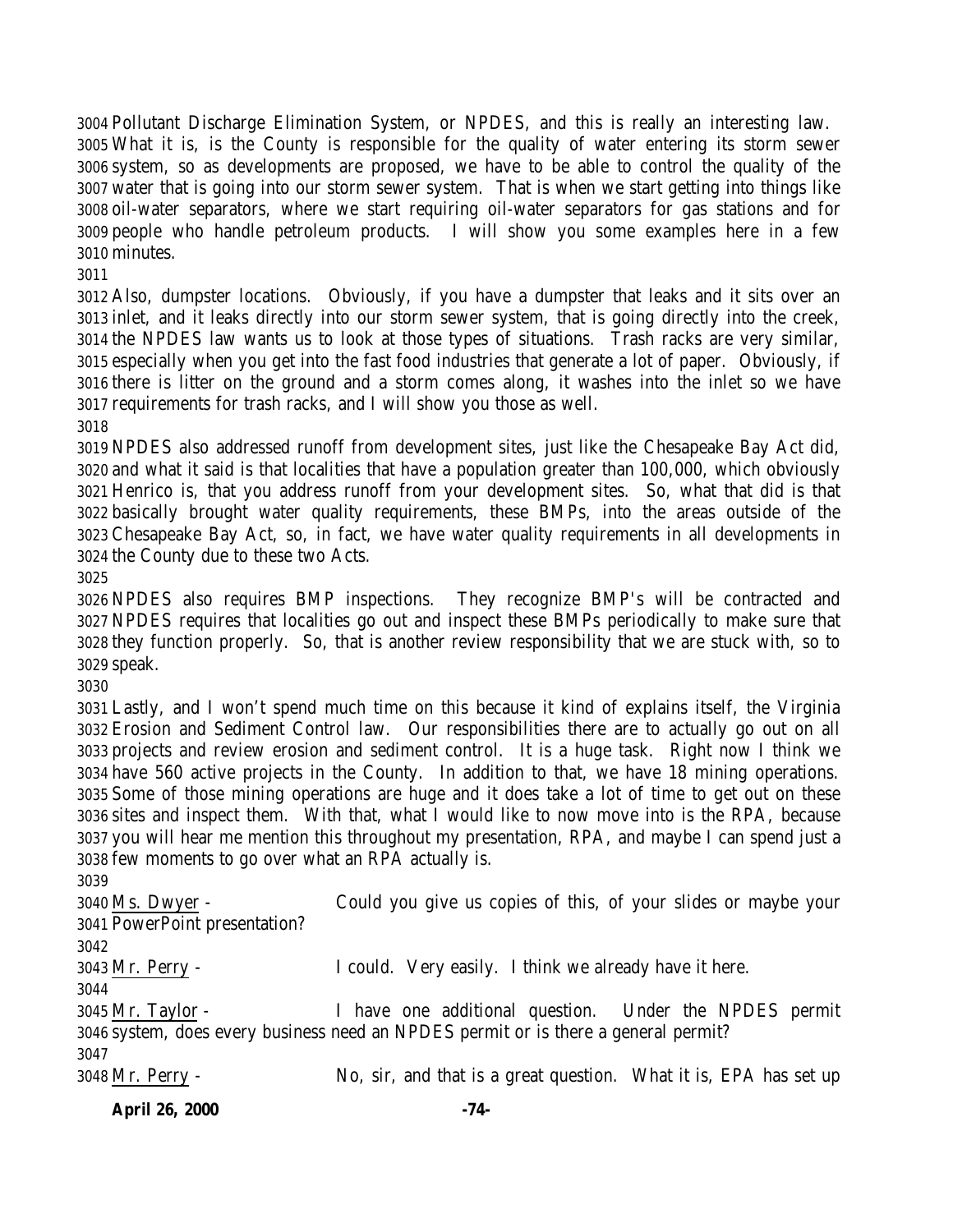Pollutant Discharge Elimination System, or NPDES, and this is really an interesting law. What it is, is the County is responsible for the quality of water entering its storm sewer system, so as developments are proposed, we have to be able to control the quality of the water that is going into our storm sewer system. That is when we start getting into things like oil-water separators, where we start requiring oil-water separators for gas stations and for people who handle petroleum products. I will show you some examples here in a few minutes.

Also, dumpster locations. Obviously, if you have a dumpster that leaks and it sits over an inlet, and it leaks directly into our storm sewer system, that is going directly into the creek, the NPDES law wants us to look at those types of situations. Trash racks are very similar, especially when you get into the fast food industries that generate a lot of paper. Obviously, if there is litter on the ground and a storm comes along, it washes into the inlet so we have requirements for trash racks, and I will show you those as well.

NPDES also addressed runoff from development sites, just like the Chesapeake Bay Act did, and what it said is that localities that have a population greater than 100,000, which obviously Henrico is, that you address runoff from your development sites. So, what that did is that basically brought water quality requirements, these BMPs, into the areas outside of the Chesapeake Bay Act, so, in fact, we have water quality requirements in all developments in the County due to these two Acts.

NPDES also requires BMP inspections. They recognize BMP's will be contracted and NPDES requires that localities go out and inspect these BMPs periodically to make sure that they function properly. So, that is another review responsibility that we are stuck with, so to speak.

Lastly, and I won't spend much time on this because it kind of explains itself, the Virginia Erosion and Sediment Control law. Our responsibilities there are to actually go out on all projects and review erosion and sediment control. It is a huge task. Right now I think we have 560 active projects in the County. In addition to that, we have 18 mining operations. Some of those mining operations are huge and it does take a lot of time to get out on these sites and inspect them. With that, what I would like to now move into is the RPA, because you will hear me mention this throughout my presentation, RPA, and maybe I can spend just a few moments to go over what an RPA actually is.

Ms. Dwyer - Could you give us copies of this, of your slides or maybe your PowerPoint presentation?

Mr. Perry - I could. Very easily. I think we already have it here.

Mr. Taylor - I have one additional question. Under the NPDES permit system, does every business need an NPDES permit or is there a general permit?

Mr. Perry - No, sir, and that is a great question. What it is, EPA has set up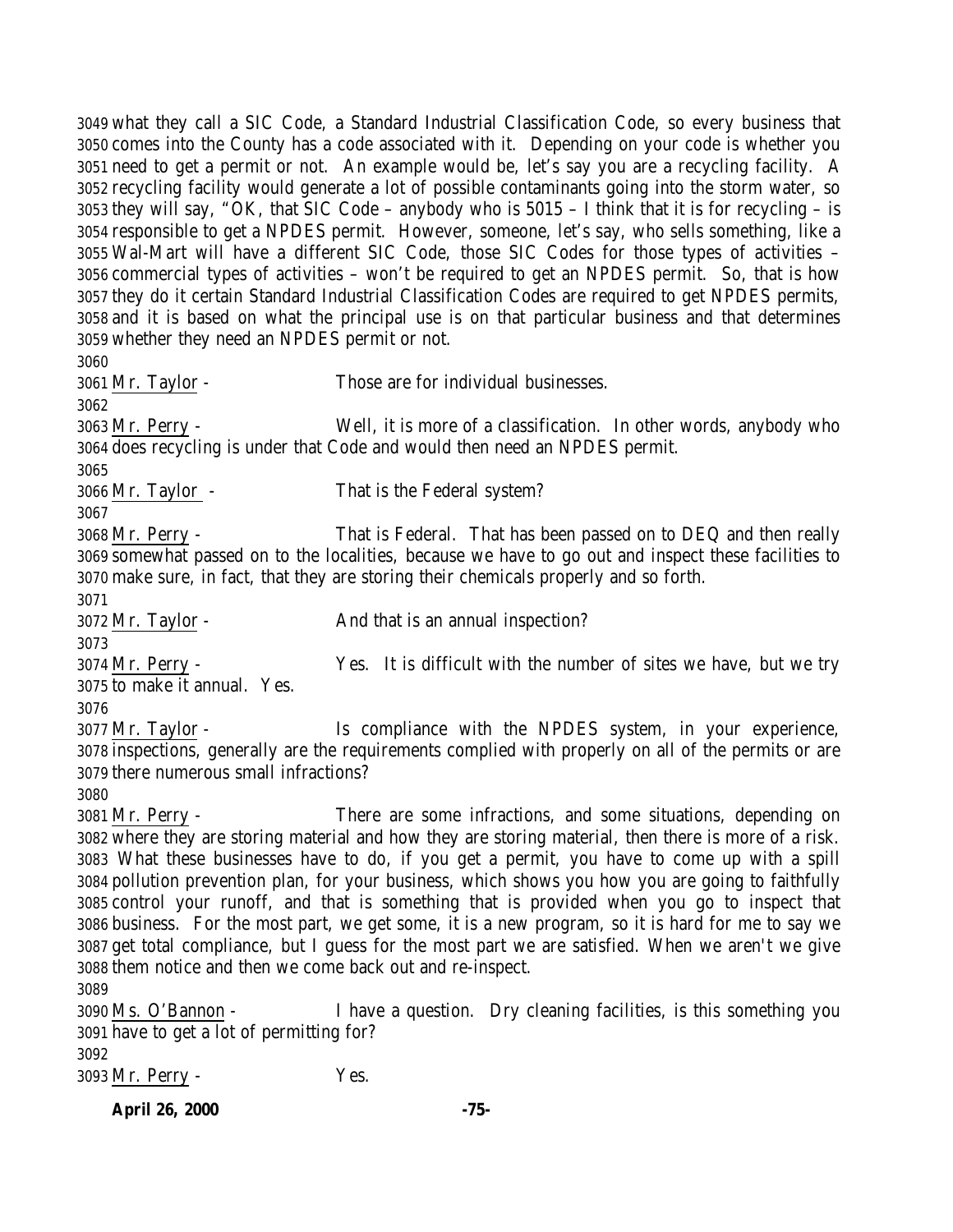what they call a SIC Code, a Standard Industrial Classification Code, so every business that comes into the County has a code associated with it. Depending on your code is whether you need to get a permit or not. An example would be, let's say you are a recycling facility. A recycling facility would generate a lot of possible contaminants going into the storm water, so they will say, "OK, that SIC Code – anybody who is 5015 – I think that it is for recycling – is responsible to get a NPDES permit. However, someone, let's say, who sells something, like a Wal-Mart will have a different SIC Code, those SIC Codes for those types of activities – commercial types of activities – won't be required to get an NPDES permit. So, that is how they do it certain Standard Industrial Classification Codes are required to get NPDES permits, and it is based on what the principal use is on that particular business and that determines whether they need an NPDES permit or not.

Mr. Taylor - Those are for individual businesses.

Mr. Perry - Well, it is more of a classification. In other words, anybody who does recycling is under that Code and would then need an NPDES permit.

Mr. Taylor - That is the Federal system?

Mr. Perry - That is Federal. That has been passed on to DEQ and then really somewhat passed on to the localities, because we have to go out and inspect these facilities to make sure, in fact, that they are storing their chemicals properly and so forth.

Mr. Taylor - And that is an annual inspection?

Mr. Perry - Yes. It is difficult with the number of sites we have, but we try to make it annual. Yes.

Mr. Taylor - Is compliance with the NPDES system, in your experience, inspections, generally are the requirements complied with properly on all of the permits or are there numerous small infractions?

Mr. Perry - There are some infractions, and some situations, depending on where they are storing material and how they are storing material, then there is more of a risk. What these businesses have to do, if you get a permit, you have to come up with a spill pollution prevention plan, for your business, which shows you how you are going to faithfully control your runoff, and that is something that is provided when you go to inspect that business. For the most part, we get some, it is a new program, so it is hard for me to say we get total compliance, but I guess for the most part we are satisfied. When we aren't we give them notice and then we come back out and re-inspect.

Ms. O'Bannon - I have a question. Dry cleaning facilities, is this something you have to get a lot of permitting for?

Mr. Perry - Yes.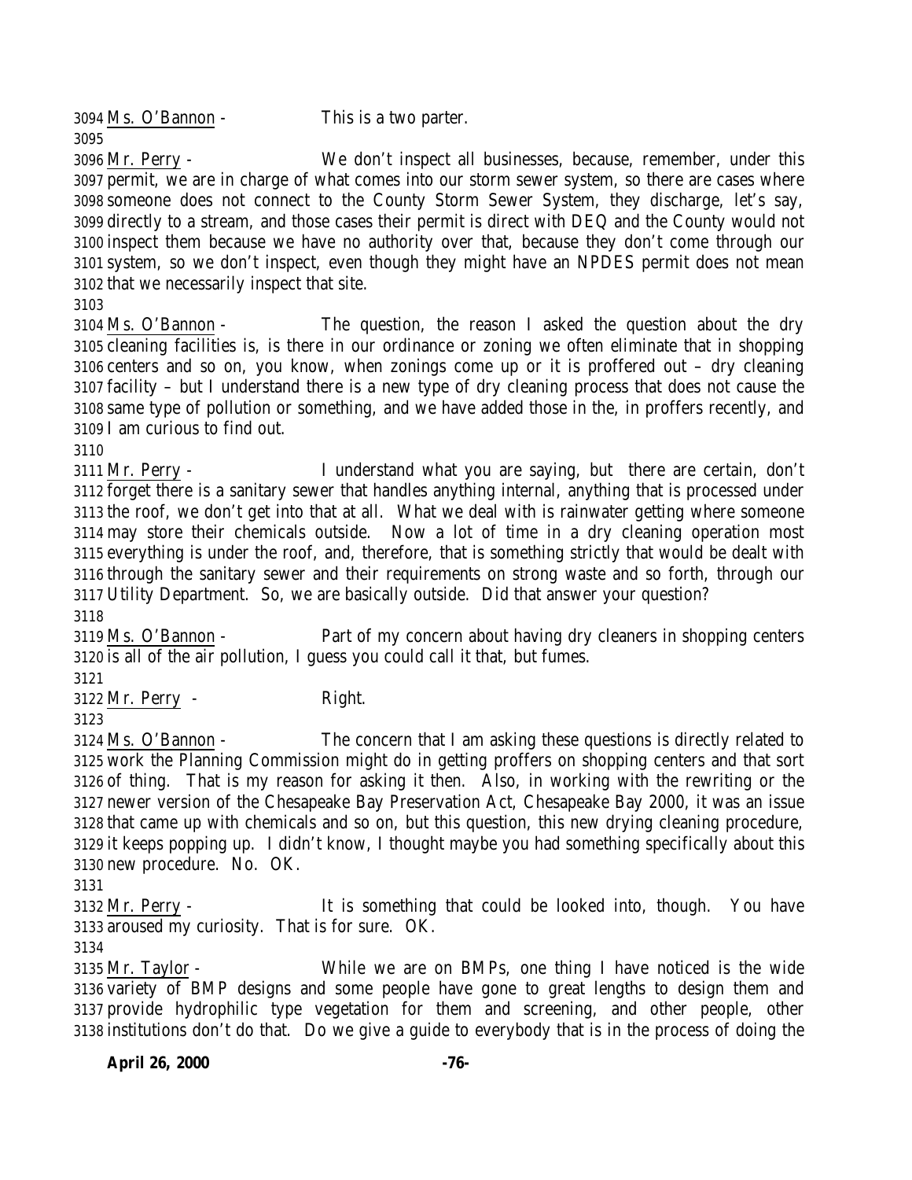Ms. O'Bannon - This is a two parter.

Mr. Perry - We don't inspect all businesses, because, remember, under this permit, we are in charge of what comes into our storm sewer system, so there are cases where someone does not connect to the County Storm Sewer System, they discharge, let's say, directly to a stream, and those cases their permit is direct with DEQ and the County would not inspect them because we have no authority over that, because they don't come through our system, so we don't inspect, even though they might have an NPDES permit does not mean that we necessarily inspect that site.

Ms. O'Bannon - The question, the reason I asked the question about the dry cleaning facilities is, is there in our ordinance or zoning we often eliminate that in shopping centers and so on, you know, when zonings come up or it is proffered out – dry cleaning facility – but I understand there is a new type of dry cleaning process that does not cause the same type of pollution or something, and we have added those in the, in proffers recently, and I am curious to find out.

Mr. Perry - I understand what you are saying, but there are certain, don't forget there is a sanitary sewer that handles anything internal, anything that is processed under the roof, we don't get into that at all. What we deal with is rainwater getting where someone may store their chemicals outside. Now a lot of time in a dry cleaning operation most everything is under the roof, and, therefore, that is something strictly that would be dealt with through the sanitary sewer and their requirements on strong waste and so forth, through our Utility Department. So, we are basically outside. Did that answer your question?

Ms. O'Bannon - Part of my concern about having dry cleaners in shopping centers is all of the air pollution, I guess you could call it that, but fumes.

Mr. Perry - Right.

Ms. O'Bannon - The concern that I am asking these questions is directly related to work the Planning Commission might do in getting proffers on shopping centers and that sort of thing. That is my reason for asking it then. Also, in working with the rewriting or the newer version of the Chesapeake Bay Preservation Act, Chesapeake Bay 2000, it was an issue that came up with chemicals and so on, but this question, this new drying cleaning procedure, it keeps popping up. I didn't know, I thought maybe you had something specifically about this new procedure. No. OK.

Mr. Perry - It is something that could be looked into, though. You have aroused my curiosity. That is for sure. OK.

Mr. Taylor - While we are on BMPs, one thing I have noticed is the wide variety of BMP designs and some people have gone to great lengths to design them and provide hydrophilic type vegetation for them and screening, and other people, other institutions don't do that. Do we give a guide to everybody that is in the process of doing the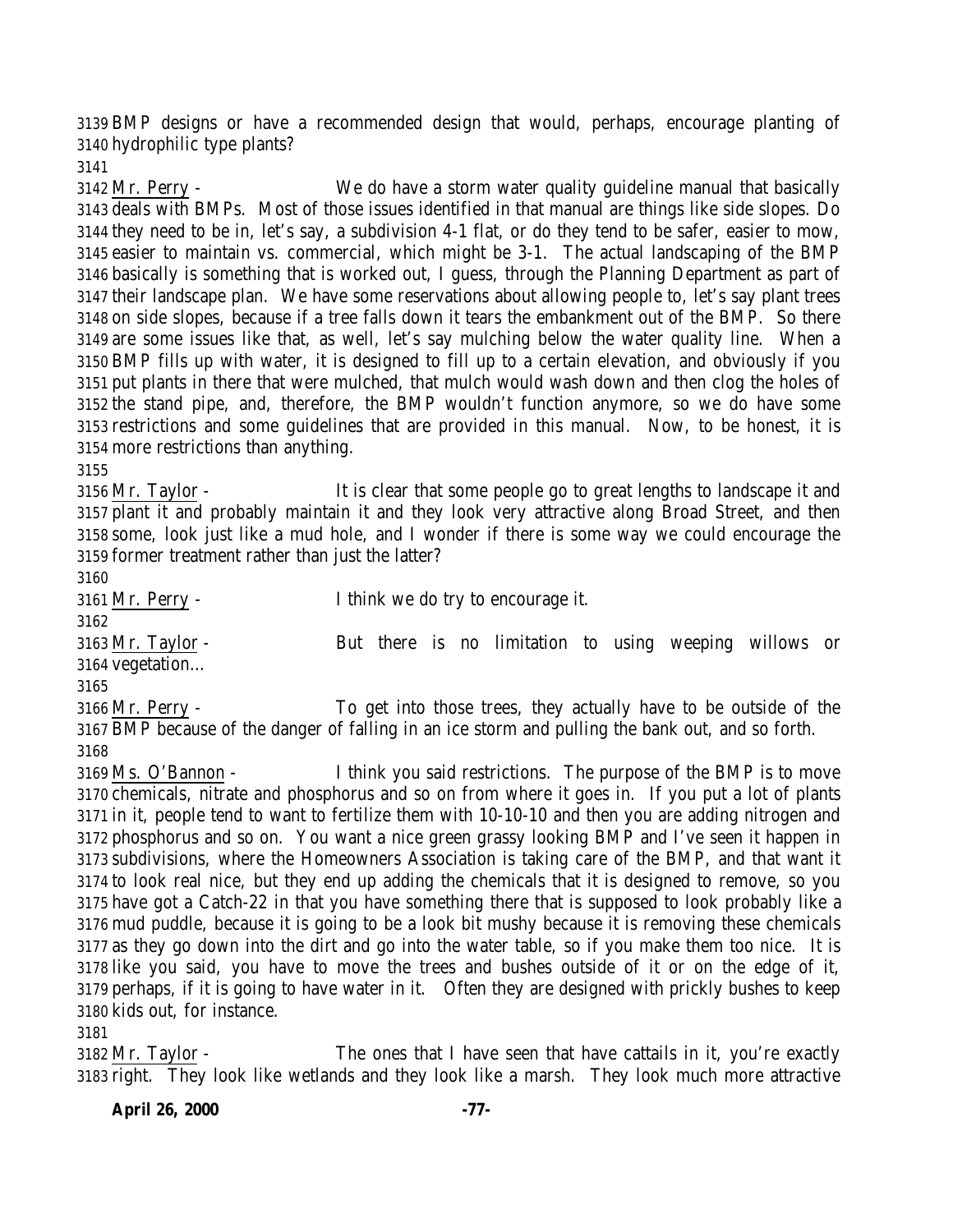BMP designs or have a recommended design that would, perhaps, encourage planting of hydrophilic type plants?

Mr. Perry - We do have a storm water quality guideline manual that basically deals with BMPs. Most of those issues identified in that manual are things like side slopes. Do they need to be in, let's say, a subdivision 4-1 flat, or do they tend to be safer, easier to mow, easier to maintain vs. commercial, which might be 3-1. The actual landscaping of the BMP basically is something that is worked out, I guess, through the Planning Department as part of their landscape plan. We have some reservations about allowing people to, let's say plant trees on side slopes, because if a tree falls down it tears the embankment out of the BMP. So there are some issues like that, as well, let's say mulching below the water quality line. When a BMP fills up with water, it is designed to fill up to a certain elevation, and obviously if you put plants in there that were mulched, that mulch would wash down and then clog the holes of the stand pipe, and, therefore, the BMP wouldn't function anymore, so we do have some restrictions and some guidelines that are provided in this manual. Now, to be honest, it is more restrictions than anything.

Mr. Taylor - It is clear that some people go to great lengths to landscape it and plant it and probably maintain it and they look very attractive along Broad Street, and then some, look just like a mud hole, and I wonder if there is some way we could encourage the former treatment rather than just the latter?

Mr. Perry - I think we do try to encourage it.

Mr. Taylor - But there is no limitation to using weeping willows or vegetation…

Mr. Perry - To get into those trees, they actually have to be outside of the BMP because of the danger of falling in an ice storm and pulling the bank out, and so forth.

Ms. O'Bannon - I think you said restrictions. The purpose of the BMP is to move chemicals, nitrate and phosphorus and so on from where it goes in. If you put a lot of plants in it, people tend to want to fertilize them with 10-10-10 and then you are adding nitrogen and phosphorus and so on. You want a nice green grassy looking BMP and I've seen it happen in subdivisions, where the Homeowners Association is taking care of the BMP, and that want it to look real nice, but they end up adding the chemicals that it is designed to remove, so you have got a Catch-22 in that you have something there that is supposed to look probably like a mud puddle, because it is going to be a look bit mushy because it is removing these chemicals as they go down into the dirt and go into the water table, so if you make them too nice. It is like you said, you have to move the trees and bushes outside of it or on the edge of it, perhaps, if it is going to have water in it. Often they are designed with prickly bushes to keep kids out, for instance.

Mr. Taylor - The ones that I have seen that have cattails in it, you're exactly right. They look like wetlands and they look like a marsh. They look much more attractive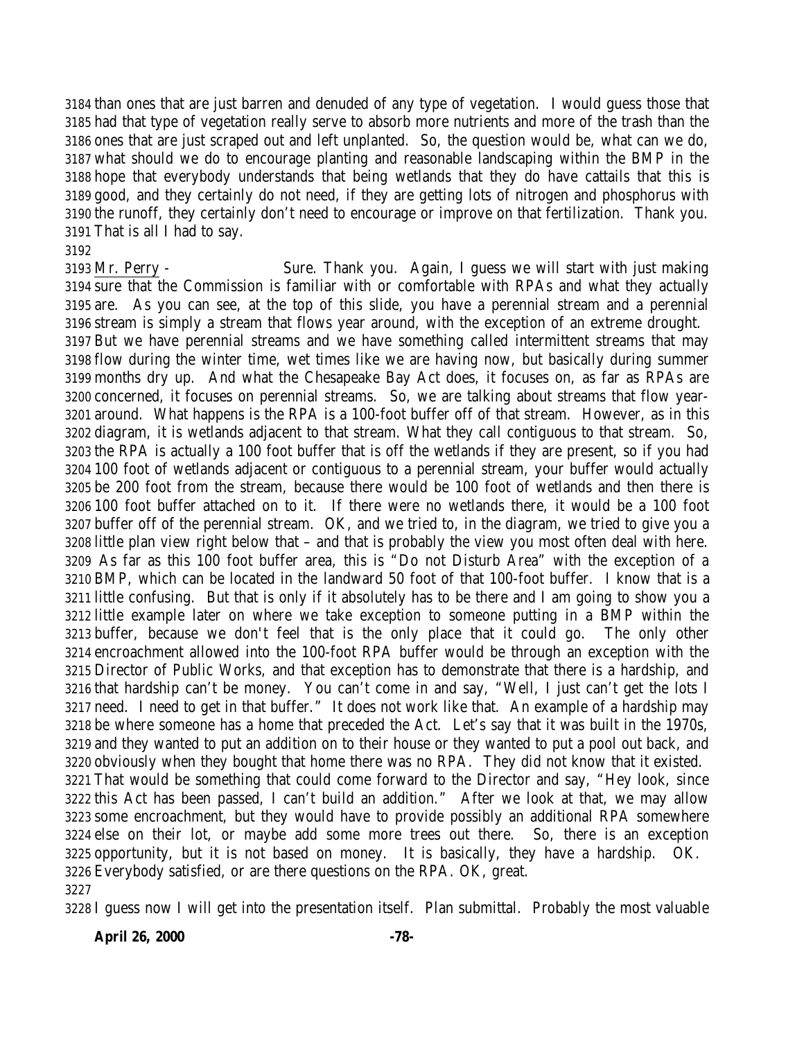than ones that are just barren and denuded of any type of vegetation. I would guess those that had that type of vegetation really serve to absorb more nutrients and more of the trash than the ones that are just scraped out and left unplanted. So, the question would be, what can we do, what should we do to encourage planting and reasonable landscaping within the BMP in the hope that everybody understands that being wetlands that they do have cattails that this is good, and they certainly do not need, if they are getting lots of nitrogen and phosphorus with the runoff, they certainly don't need to encourage or improve on that fertilization. Thank you. That is all I had to say.

Mr. Perry - Sure. Thank you. Again, I guess we will start with just making sure that the Commission is familiar with or comfortable with RPAs and what they actually are. As you can see, at the top of this slide, you have a perennial stream and a perennial stream is simply a stream that flows year around, with the exception of an extreme drought. But we have perennial streams and we have something called intermittent streams that may flow during the winter time, wet times like we are having now, but basically during summer months dry up. And what the Chesapeake Bay Act does, it focuses on, as far as RPAs are concerned, it focuses on perennial streams. So, we are talking about streams that flow year-around. What happens is the RPA is a 100-foot buffer off of that stream. However, as in this diagram, it is wetlands adjacent to that stream. What they call contiguous to that stream. So, the RPA is actually a 100 foot buffer that is off the wetlands if they are present, so if you had 100 foot of wetlands adjacent or contiguous to a perennial stream, your buffer would actually be 200 foot from the stream, because there would be 100 foot of wetlands and then there is 100 foot buffer attached on to it. If there were no wetlands there, it would be a 100 foot buffer off of the perennial stream. OK, and we tried to, in the diagram, we tried to give you a little plan view right below that – and that is probably the view you most often deal with here. As far as this 100 foot buffer area, this is "Do not Disturb Area" with the exception of a BMP, which can be located in the landward 50 foot of that 100-foot buffer. I know that is a little confusing. But that is only if it absolutely has to be there and I am going to show you a little example later on where we take exception to someone putting in a BMP within the buffer, because we don't feel that is the only place that it could go. The only other encroachment allowed into the 100-foot RPA buffer would be through an exception with the Director of Public Works, and that exception has to demonstrate that there is a hardship, and that hardship can't be money. You can't come in and say, "Well, I just can't get the lots I need. I need to get in that buffer." It does not work like that. An example of a hardship may be where someone has a home that preceded the Act. Let's say that it was built in the 1970s, and they wanted to put an addition on to their house or they wanted to put a pool out back, and obviously when they bought that home there was no RPA. They did not know that it existed. That would be something that could come forward to the Director and say, "Hey look, since this Act has been passed, I can't build an addition." After we look at that, we may allow some encroachment, but they would have to provide possibly an additional RPA somewhere else on their lot, or maybe add some more trees out there. So, there is an exception opportunity, but it is not based on money. It is basically, they have a hardship. OK. Everybody satisfied, or are there questions on the RPA. OK, great.

I guess now I will get into the presentation itself. Plan submittal. Probably the most valuable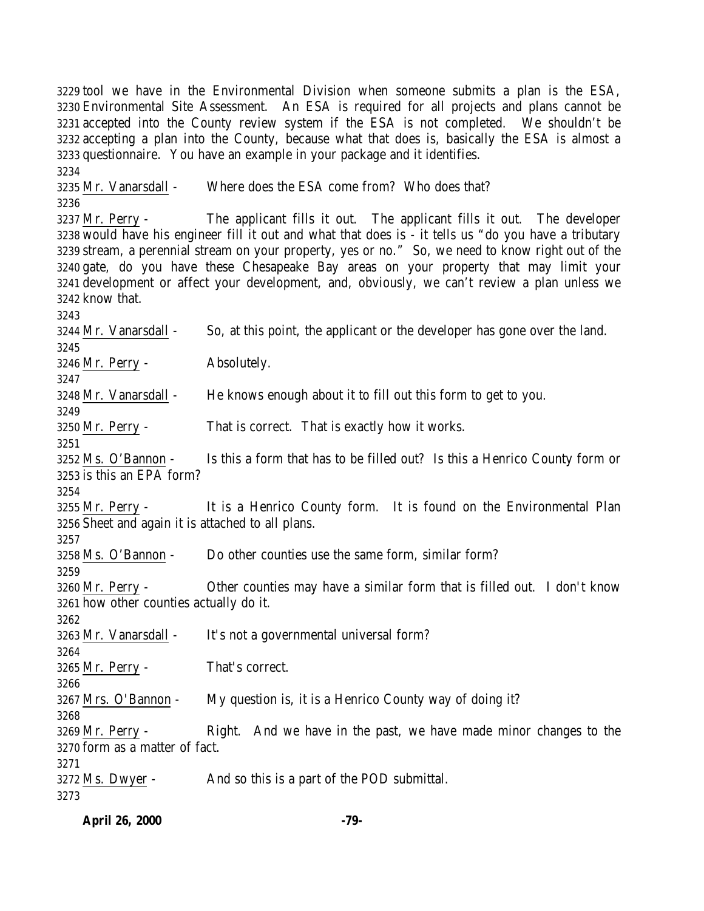3229 tool we have in the Environmental Division when someone submits a plan is the ESA, 3230 Environmental Site Assessment. An ESA is required for all projects and plans cannot be 3231 accepted into the County review system if the ESA is not completed. We shouldn't be 3232 accepting a plan into the County, because what that does is, basically the ESA is almost a 3233 questionnaire. You have an example in your package and it identifies.

3234

3235 Mr. Vanarsdall - Where does the ESA come from? Who does that?

3236

3237 Mr. Perry - The applicant fills it out. The applicant fills it out. The developer 3238 would have his engineer fill it out and what that does is - it tells us "do you have a tributary 3239 stream, a perennial stream on your property, yes or no." So, we need to know right out of the 3240 gate, do you have these Chesapeake Bay areas on your property that may limit your 3241 development or affect your development, and, obviously, we can't review a plan unless we 3242 know that.

3243

3244 Mr. Vanarsdall - So, at this point, the applicant or the developer has gone over the land.

3245

3246 Mr. Perry - Absolutely.

3247

3248 Mr. Vanarsdall - He knows enough about it to fill out this form to get to you.

3249

3250 Mr. Perry - That is correct. That is exactly how it works.

3251

3252 Ms. O'Bannon - Is this a form that has to be filled out? Is this a Henrico County form or 3253 is this an EPA form?

3254

3255 Mr. Perry - It is a Henrico County form. It is found on the Environmental Plan 3256 Sheet and again it is attached to all plans.

3257

3258 Ms. O'Bannon - Do other counties use the same form, similar form?

3259

3260 Mr. Perry - Other counties may have a similar form that is filled out. I don't know 3261 how other counties actually do it.

3262

3263 Mr. Vanarsdall - It's not a governmental universal form?

3264

3265 Mr. Perry - That's correct.

3266

3267 Mrs. O'Bannon - My question is, it is a Henrico County way of doing it?

3268

3269 Mr. Perry - Right. And we have in the past, we have made minor changes to the 3270 form as a matter of fact.

3271

3272 Ms. Dwyer - And so this is a part of the POD submittal.

3273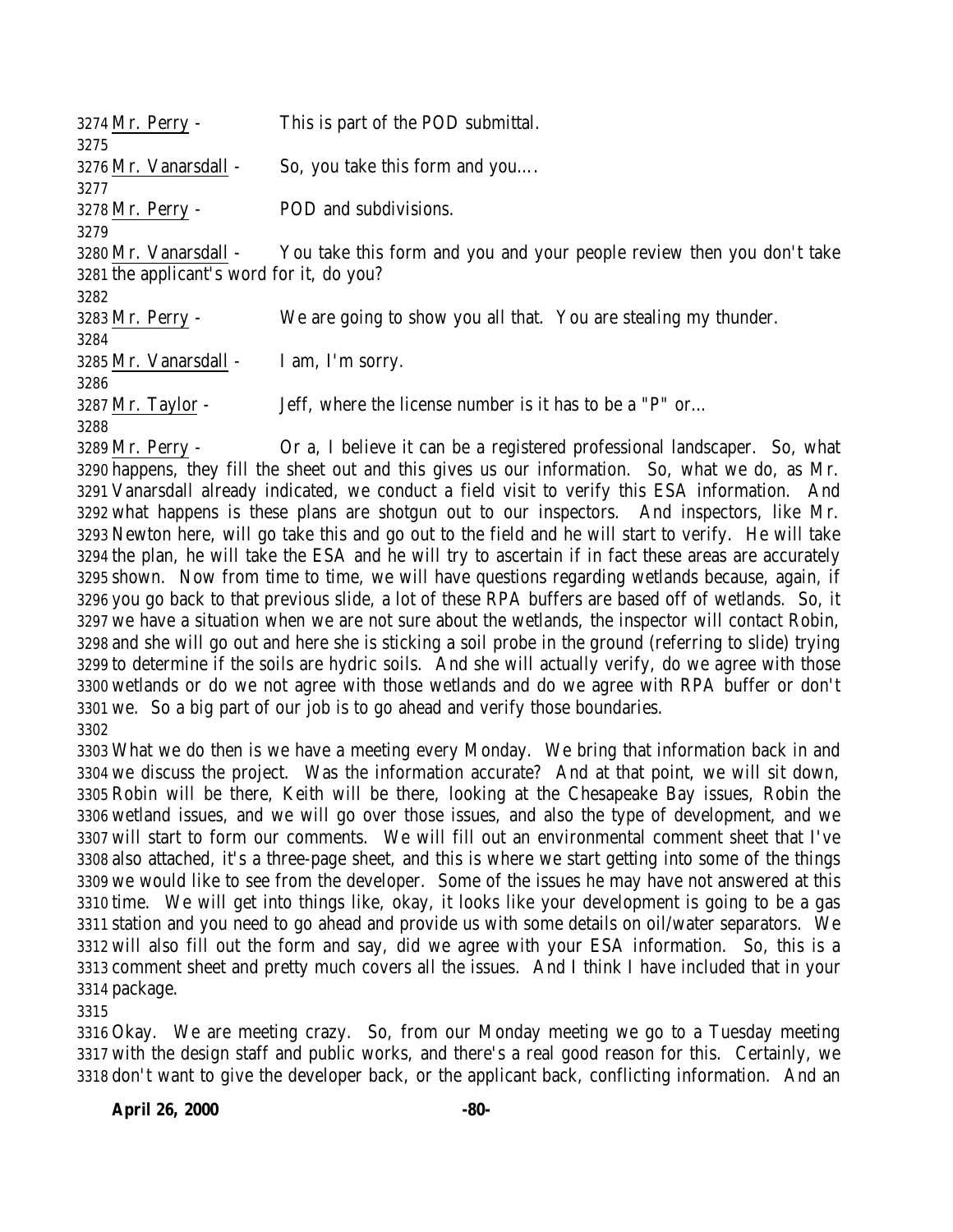3274 Mr. Perry - This is part of the POD submittal.
3275
3276 Mr. Vanarsdall - So, you take this form and you….
3277
3278 Mr. Perry - POD and subdivisions.
3279
3280 Mr. Vanarsdall - You take this form and you and your people review then you don't take
3281 the applicant's word for it, do you?
3282
3283 Mr. Perry - We are going to show you all that. You are stealing my thunder.
3284
3285 Mr. Vanarsdall - I am, I'm sorry.
3286
3287 Mr. Taylor - Jeff, where the license number is it has to be a "P" or…
3288
3289 Mr. Perry - Or a, I believe it can be a registered professional landscaper. So, what
3290 happens, they fill the sheet out and this gives us our information. So, what we do, as Mr.
3291 Vanarsdall already indicated, we conduct a field visit to verify this ESA information. And
3292 what happens is these plans are shotgun out to our inspectors. And inspectors, like Mr.
3293 Newton here, will go take this and go out to the field and he will start to verify. He will take
3294 the plan, he will take the ESA and he will try to ascertain if in fact these areas are accurately
3295 shown. Now from time to time, we will have questions regarding wetlands because, again, if
3296 you go back to that previous slide, a lot of these RPA buffers are based off of wetlands. So, it
3297 we have a situation when we are not sure about the wetlands, the inspector will contact Robin,
3298 and she will go out and here she is sticking a soil probe in the ground (referring to slide) trying
3299 to determine if the soils are hydric soils. And she will actually verify, do we agree with those
3300 wetlands or do we not agree with those wetlands and do we agree with RPA buffer or don't
3301 we. So a big part of our job is to go ahead and verify those boundaries.
3302
3303 What we do then is we have a meeting every Monday. We bring that information back in and
3304 we discuss the project. Was the information accurate? And at that point, we will sit down,
3305 Robin will be there, Keith will be there, looking at the Chesapeake Bay issues, Robin the
3306 wetland issues, and we will go over those issues, and also the type of development, and we
3307 will start to form our comments. We will fill out an environmental comment sheet that I've
3308 also attached, it's a three-page sheet, and this is where we start getting into some of the things
3309 we would like to see from the developer. Some of the issues he may have not answered at this
3310 time. We will get into things like, okay, it looks like your development is going to be a gas
3311 station and you need to go ahead and provide us with some details on oil/water separators. We
3312 will also fill out the form and say, did we agree with your ESA information. So, this is a
3313 comment sheet and pretty much covers all the issues. And I think I have included that in your
3314 package.
3315
3316 Okay. We are meeting crazy. So, from our Monday meeting we go to a Tuesday meeting
3317 with the design staff and public works, and there's a real good reason for this. Certainly, we
3318 don't want to give the developer back, or the applicant back, conflicting information. And an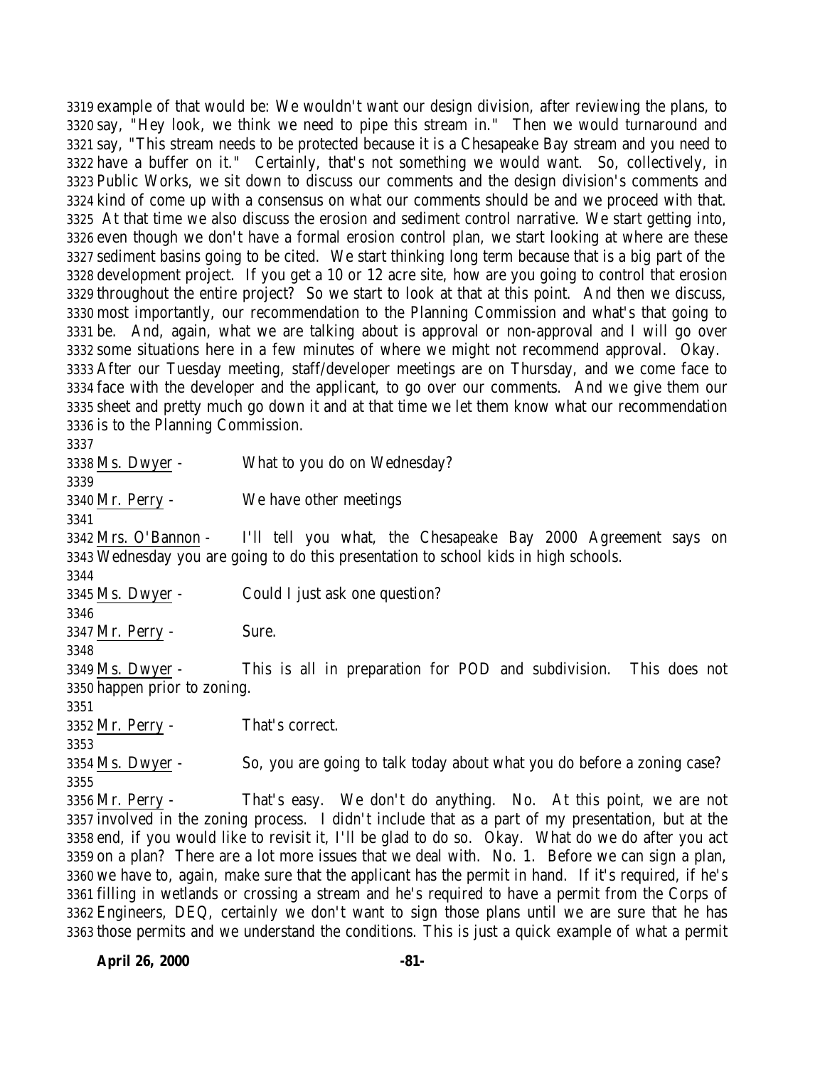3319 example of that would be: We wouldn't want our design division, after reviewing the plans, to 3320 say, "Hey look, we think we need to pipe this stream in." Then we would turnaround and 3321 say, "This stream needs to be protected because it is a Chesapeake Bay stream and you need to 3322 have a buffer on it." Certainly, that's not something we would want. So, collectively, in 3323 Public Works, we sit down to discuss our comments and the design division's comments and 3324 kind of come up with a consensus on what our comments should be and we proceed with that. 3325 At that time we also discuss the erosion and sediment control narrative. We start getting into, 3326 even though we don't have a formal erosion control plan, we start looking at where are these 3327 sediment basins going to be cited. We start thinking long term because that is a big part of the 3328 development project. If you get a 10 or 12 acre site, how are you going to control that erosion 3329 throughout the entire project? So we start to look at that at this point. And then we discuss, 3330 most importantly, our recommendation to the Planning Commission and what's that going to 3331 be. And, again, what we are talking about is approval or non-approval and I will go over 3332 some situations here in a few minutes of where we might not recommend approval. Okay. 3333 After our Tuesday meeting, staff/developer meetings are on Thursday, and we come face to 3334 face with the developer and the applicant, to go over our comments. And we give them our 3335 sheet and pretty much go down it and at that time we let them know what our recommendation 3336 is to the Planning Commission.

3337

3338 Ms. Dwyer - What to you do on Wednesday?

3339

3340 Mr. Perry - We have other meetings

3341

3342 Mrs. O'Bannon - I'll tell you what, the Chesapeake Bay 2000 Agreement says on 3343 Wednesday you are going to do this presentation to school kids in high schools.

3344

3345 Ms. Dwyer - Could I just ask one question?

3346

3347 Mr. Perry - Sure.

3348

3349 Ms. Dwyer - This is all in preparation for POD and subdivision. This does not 3350 happen prior to zoning.

3351

3352 Mr. Perry - That's correct.

3353

3354 Ms. Dwyer - So, you are going to talk today about what you do before a zoning case?

3355

3356 Mr. Perry - That's easy. We don't do anything. No. At this point, we are not 3357 involved in the zoning process. I didn't include that as a part of my presentation, but at the 3358 end, if you would like to revisit it, I'll be glad to do so. Okay. What do we do after you act 3359 on a plan? There are a lot more issues that we deal with. No. 1. Before we can sign a plan, 3360 we have to, again, make sure that the applicant has the permit in hand. If it's required, if he's 3361 filling in wetlands or crossing a stream and he's required to have a permit from the Corps of 3362 Engineers, DEQ, certainly we don't want to sign those plans until we are sure that he has 3363 those permits and we understand the conditions. This is just a quick example of what a permit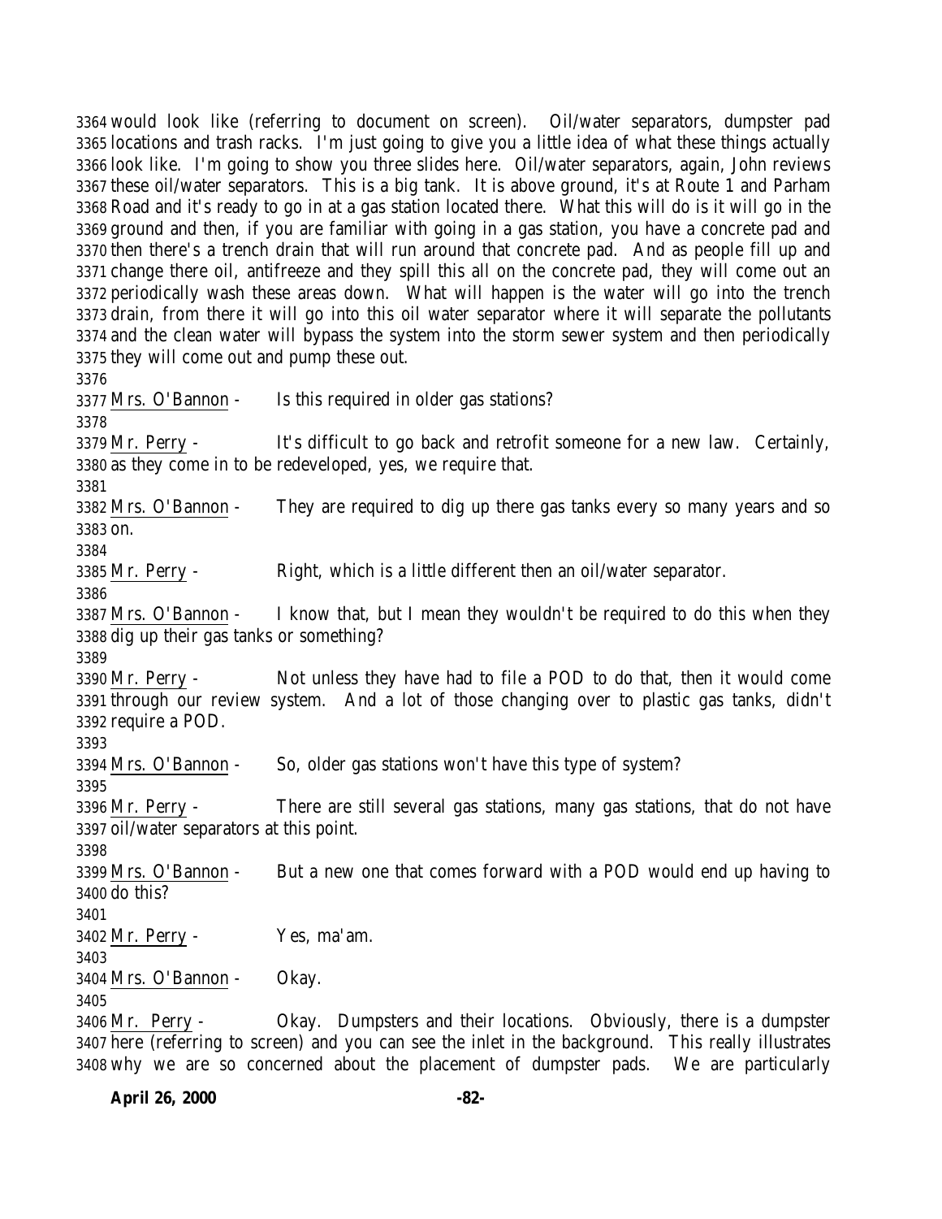would look like (referring to document on screen). Oil/water separators, dumpster pad locations and trash racks. I'm just going to give you a little idea of what these things actually look like. I'm going to show you three slides here. Oil/water separators, again, John reviews these oil/water separators. This is a big tank. It is above ground, it's at Route 1 and Parham Road and it's ready to go in at a gas station located there. What this will do is it will go in the ground and then, if you are familiar with going in a gas station, you have a concrete pad and then there's a trench drain that will run around that concrete pad. And as people fill up and change there oil, antifreeze and they spill this all on the concrete pad, they will come out an periodically wash these areas down. What will happen is the water will go into the trench drain, from there it will go into this oil water separator where it will separate the pollutants and the clean water will bypass the system into the storm sewer system and then periodically they will come out and pump these out.

Mrs. O'Bannon - Is this required in older gas stations?

Mr. Perry - It's difficult to go back and retrofit someone for a new law. Certainly, as they come in to be redeveloped, yes, we require that.

Mrs. O'Bannon - They are required to dig up there gas tanks every so many years and so on.

Mr. Perry - Right, which is a little different then an oil/water separator.

Mrs. O'Bannon - I know that, but I mean they wouldn't be required to do this when they dig up their gas tanks or something?

Mr. Perry - Not unless they have had to file a POD to do that, then it would come through our review system. And a lot of those changing over to plastic gas tanks, didn't require a POD.

Mrs. O'Bannon - So, older gas stations won't have this type of system?

Mr. Perry - There are still several gas stations, many gas stations, that do not have oil/water separators at this point.

Mrs. O'Bannon - But a new one that comes forward with a POD would end up having to do this?

Mr. Perry - Yes, ma'am.

Mrs. O'Bannon - Okay.

Mr. Perry - Okay. Dumpsters and their locations. Obviously, there is a dumpster here (referring to screen) and you can see the inlet in the background. This really illustrates why we are so concerned about the placement of dumpster pads. We are particularly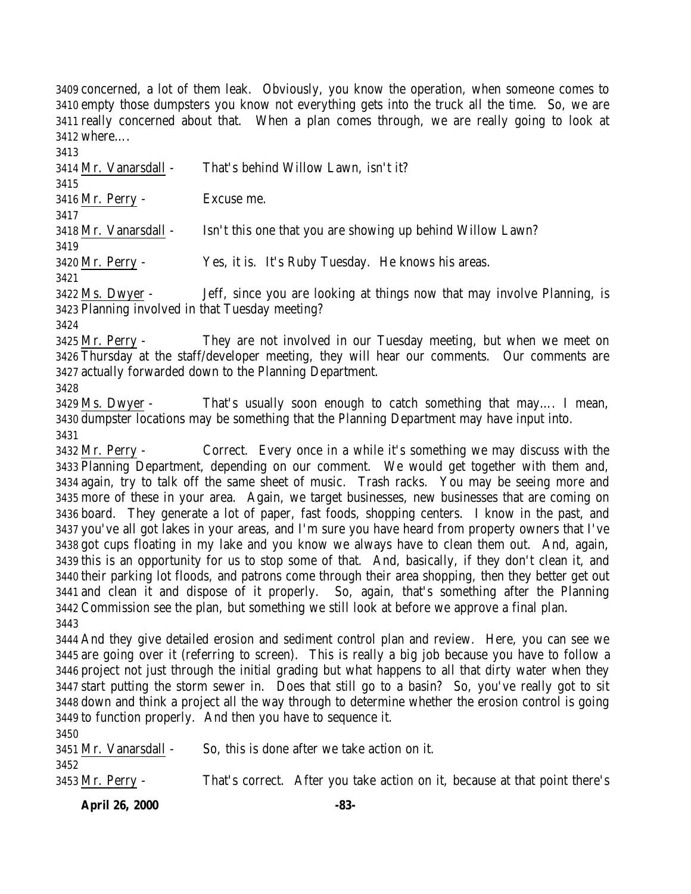concerned, a lot of them leak. Obviously, you know the operation, when someone comes to empty those dumpsters you know not everything gets into the truck all the time. So, we are really concerned about that. When a plan comes through, we are really going to look at where….

Mr. Vanarsdall - That's behind Willow Lawn, isn't it?

Mr. Perry - Excuse me.

Mr. Vanarsdall - Isn't this one that you are showing up behind Willow Lawn?

Mr. Perry - Yes, it is. It's Ruby Tuesday. He knows his areas.

Ms. Dwyer - Jeff, since you are looking at things now that may involve Planning, is Planning involved in that Tuesday meeting?

Mr. Perry - They are not involved in our Tuesday meeting, but when we meet on Thursday at the staff/developer meeting, they will hear our comments. Our comments are actually forwarded down to the Planning Department.

Ms. Dwyer - That's usually soon enough to catch something that may…. I mean, dumpster locations may be something that the Planning Department may have input into.

Mr. Perry - Correct. Every once in a while it's something we may discuss with the Planning Department, depending on our comment. We would get together with them and, again, try to talk off the same sheet of music. Trash racks. You may be seeing more and more of these in your area. Again, we target businesses, new businesses that are coming on board. They generate a lot of paper, fast foods, shopping centers. I know in the past, and you've all got lakes in your areas, and I'm sure you have heard from property owners that I've got cups floating in my lake and you know we always have to clean them out. And, again, this is an opportunity for us to stop some of that. And, basically, if they don't clean it, and their parking lot floods, and patrons come through their area shopping, then they better get out and clean it and dispose of it properly. So, again, that's something after the Planning Commission see the plan, but something we still look at before we approve a final plan.

And they give detailed erosion and sediment control plan and review. Here, you can see we are going over it (referring to screen). This is really a big job because you have to follow a project not just through the initial grading but what happens to all that dirty water when they start putting the storm sewer in. Does that still go to a basin? So, you've really got to sit down and think a project all the way through to determine whether the erosion control is going to function properly. And then you have to sequence it.

Mr. Vanarsdall - So, this is done after we take action on it.

Mr. Perry - That's correct. After you take action on it, because at that point there's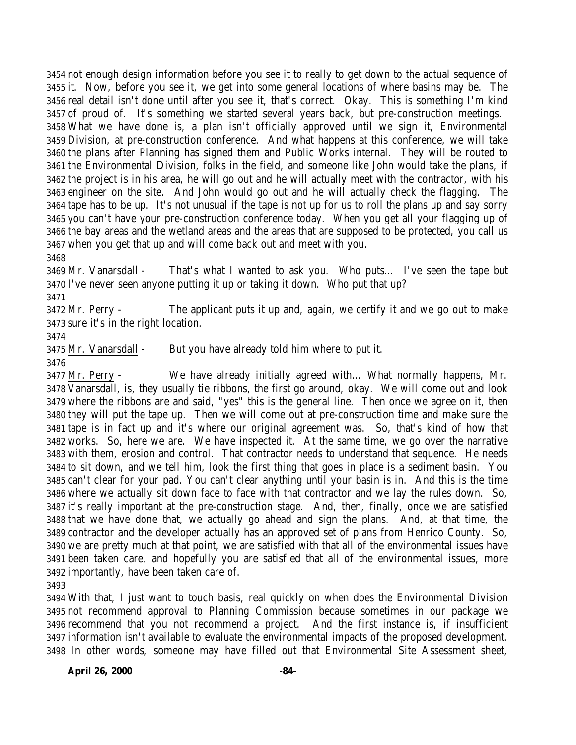not enough design information before you see it to really to get down to the actual sequence of it. Now, before you see it, we get into some general locations of where basins may be. The real detail isn't done until after you see it, that's correct. Okay. This is something I'm kind of proud of. It's something we started several years back, but pre-construction meetings. What we have done is, a plan isn't officially approved until we sign it, Environmental Division, at pre-construction conference. And what happens at this conference, we will take the plans after Planning has signed them and Public Works internal. They will be routed to the Environmental Division, folks in the field, and someone like John would take the plans, if the project is in his area, he will go out and he will actually meet with the contractor, with his engineer on the site. And John would go out and he will actually check the flagging. The tape has to be up. It's not unusual if the tape is not up for us to roll the plans up and say sorry you can't have your pre-construction conference today. When you get all your flagging up of the bay areas and the wetland areas and the areas that are supposed to be protected, you call us when you get that up and will come back out and meet with you.

Mr. Vanarsdall - That's what I wanted to ask you. Who puts… I've seen the tape but I've never seen anyone putting it up or taking it down. Who put that up?

Mr. Perry - The applicant puts it up and, again, we certify it and we go out to make sure it's in the right location.

Mr. Vanarsdall - But you have already told him where to put it.

Mr. Perry - We have already initially agreed with… What normally happens, Mr. Vanarsdall, is, they usually tie ribbons, the first go around, okay. We will come out and look where the ribbons are and said, "yes" this is the general line. Then once we agree on it, then they will put the tape up. Then we will come out at pre-construction time and make sure the tape is in fact up and it's where our original agreement was. So, that's kind of how that works. So, here we are. We have inspected it. At the same time, we go over the narrative with them, erosion and control. That contractor needs to understand that sequence. He needs to sit down, and we tell him, look the first thing that goes in place is a sediment basin. You can't clear for your pad. You can't clear anything until your basin is in. And this is the time where we actually sit down face to face with that contractor and we lay the rules down. So, it's really important at the pre-construction stage. And, then, finally, once we are satisfied that we have done that, we actually go ahead and sign the plans. And, at that time, the contractor and the developer actually has an approved set of plans from Henrico County. So, we are pretty much at that point, we are satisfied with that all of the environmental issues have been taken care, and hopefully you are satisfied that all of the environmental issues, more importantly, have been taken care of.

With that, I just want to touch basis, real quickly on when does the Environmental Division not recommend approval to Planning Commission because sometimes in our package we recommend that you not recommend a project. And the first instance is, if insufficient information isn't available to evaluate the environmental impacts of the proposed development. In other words, someone may have filled out that Environmental Site Assessment sheet,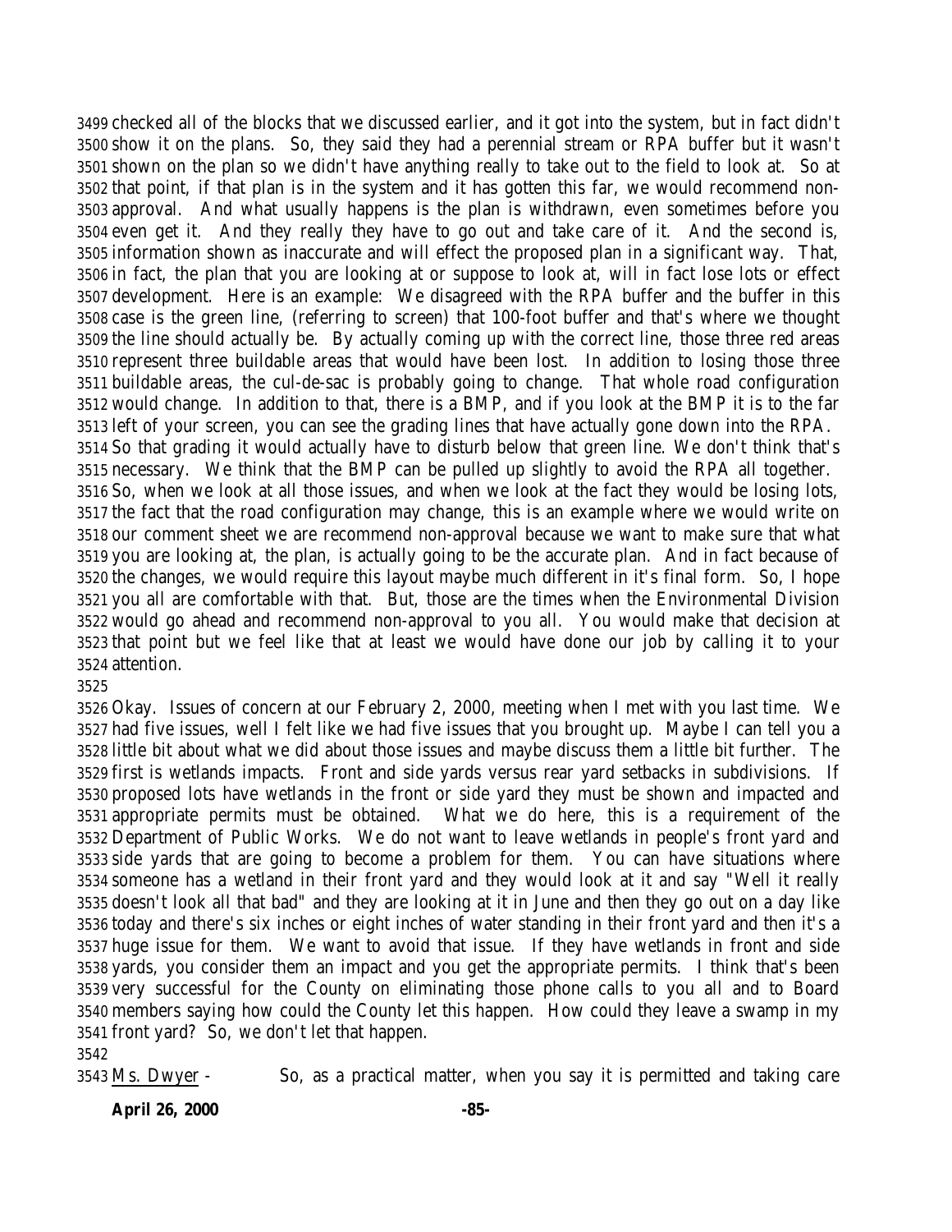checked all of the blocks that we discussed earlier, and it got into the system, but in fact didn't show it on the plans. So, they said they had a perennial stream or RPA buffer but it wasn't shown on the plan so we didn't have anything really to take out to the field to look at. So at that point, if that plan is in the system and it has gotten this far, we would recommend non-approval. And what usually happens is the plan is withdrawn, even sometimes before you even get it. And they really they have to go out and take care of it. And the second is, information shown as inaccurate and will effect the proposed plan in a significant way. That, in fact, the plan that you are looking at or suppose to look at, will in fact lose lots or effect development. Here is an example: We disagreed with the RPA buffer and the buffer in this case is the green line, (referring to screen) that 100-foot buffer and that's where we thought the line should actually be. By actually coming up with the correct line, those three red areas represent three buildable areas that would have been lost. In addition to losing those three buildable areas, the cul-de-sac is probably going to change. That whole road configuration would change. In addition to that, there is a BMP, and if you look at the BMP it is to the far left of your screen, you can see the grading lines that have actually gone down into the RPA. So that grading it would actually have to disturb below that green line. We don't think that's necessary. We think that the BMP can be pulled up slightly to avoid the RPA all together. So, when we look at all those issues, and when we look at the fact they would be losing lots, the fact that the road configuration may change, this is an example where we would write on our comment sheet we are recommend non-approval because we want to make sure that what you are looking at, the plan, is actually going to be the accurate plan. And in fact because of the changes, we would require this layout maybe much different in it's final form. So, I hope you all are comfortable with that. But, those are the times when the Environmental Division would go ahead and recommend non-approval to you all. You would make that decision at that point but we feel like that at least we would have done our job by calling it to your attention.

Okay. Issues of concern at our February 2, 2000, meeting when I met with you last time. We had five issues, well I felt like we had five issues that you brought up. Maybe I can tell you a little bit about what we did about those issues and maybe discuss them a little bit further. The first is wetlands impacts. Front and side yards versus rear yard setbacks in subdivisions. If proposed lots have wetlands in the front or side yard they must be shown and impacted and appropriate permits must be obtained. What we do here, this is a requirement of the Department of Public Works. We do not want to leave wetlands in people's front yard and side yards that are going to become a problem for them. You can have situations where someone has a wetland in their front yard and they would look at it and say "Well it really doesn't look all that bad" and they are looking at it in June and then they go out on a day like today and there's six inches or eight inches of water standing in their front yard and then it's a huge issue for them. We want to avoid that issue. If they have wetlands in front and side yards, you consider them an impact and you get the appropriate permits. I think that's been very successful for the County on eliminating those phone calls to you all and to Board members saying how could the County let this happen. How could they leave a swamp in my front yard? So, we don't let that happen.

Ms. Dwyer - So, as a practical matter, when you say it is permitted and taking care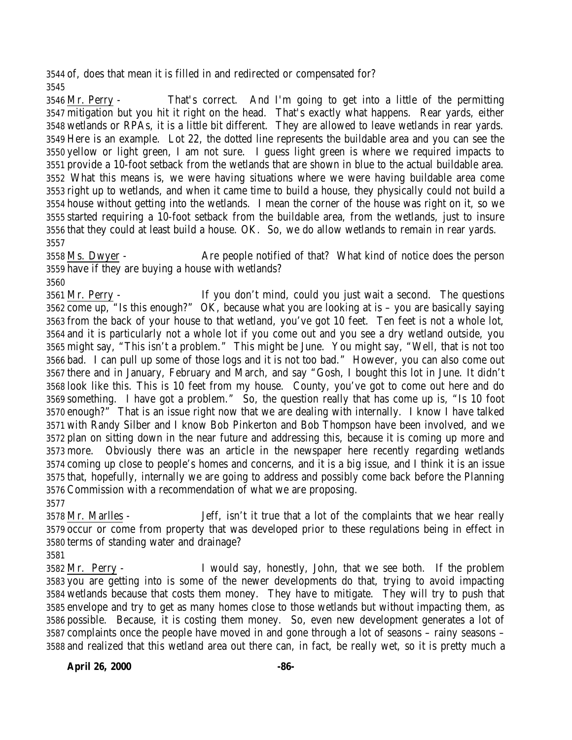of, does that mean it is filled in and redirected or compensated for?

Mr. Perry - That's correct. And I'm going to get into a little of the permitting mitigation but you hit it right on the head. That's exactly what happens. Rear yards, either wetlands or RPAs, it is a little bit different. They are allowed to leave wetlands in rear yards. Here is an example. Lot 22, the dotted line represents the buildable area and you can see the yellow or light green, I am not sure. I guess light green is where we required impacts to provide a 10-foot setback from the wetlands that are shown in blue to the actual buildable area. What this means is, we were having situations where we were having buildable area come right up to wetlands, and when it came time to build a house, they physically could not build a house without getting into the wetlands. I mean the corner of the house was right on it, so we started requiring a 10-foot setback from the buildable area, from the wetlands, just to insure that they could at least build a house. OK. So, we do allow wetlands to remain in rear yards.

Ms. Dwyer - Are people notified of that? What kind of notice does the person have if they are buying a house with wetlands?

Mr. Perry - If you don't mind, could you just wait a second. The questions come up, "Is this enough?" OK, because what you are looking at is – you are basically saying from the back of your house to that wetland, you've got 10 feet. Ten feet is not a whole lot, and it is particularly not a whole lot if you come out and you see a dry wetland outside, you might say, "This isn't a problem." This might be June. You might say, "Well, that is not too bad. I can pull up some of those logs and it is not too bad." However, you can also come out there and in January, February and March, and say "Gosh, I bought this lot in June. It didn't look like this. This is 10 feet from my house. County, you've got to come out here and do something. I have got a problem." So, the question really that has come up is, "Is 10 foot enough?" That is an issue right now that we are dealing with internally. I know I have talked with Randy Silber and I know Bob Pinkerton and Bob Thompson have been involved, and we plan on sitting down in the near future and addressing this, because it is coming up more and more. Obviously there was an article in the newspaper here recently regarding wetlands coming up close to people's homes and concerns, and it is a big issue, and I think it is an issue that, hopefully, internally we are going to address and possibly come back before the Planning Commission with a recommendation of what we are proposing.

Mr. Marlles - Jeff, isn't it true that a lot of the complaints that we hear really occur or come from property that was developed prior to these regulations being in effect in terms of standing water and drainage?

Mr. Perry - I would say, honestly, John, that we see both. If the problem you are getting into is some of the newer developments do that, trying to avoid impacting wetlands because that costs them money. They have to mitigate. They will try to push that envelope and try to get as many homes close to those wetlands but without impacting them, as possible. Because, it is costing them money. So, even new development generates a lot of complaints once the people have moved in and gone through a lot of seasons – rainy seasons – and realized that this wetland area out there can, in fact, be really wet, so it is pretty much a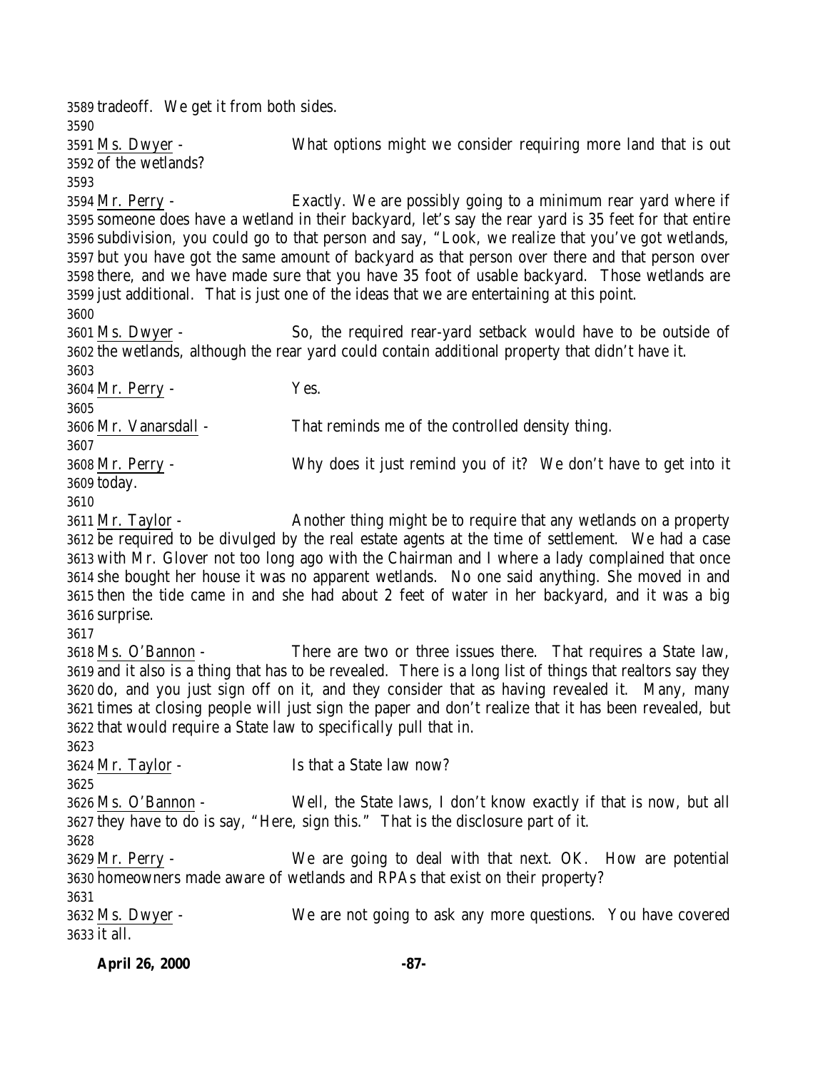tradeoff. We get it from both sides.

Ms. Dwyer - What options might we consider requiring more land that is out of the wetlands?

Mr. Perry - Exactly. We are possibly going to a minimum rear yard where if someone does have a wetland in their backyard, let's say the rear yard is 35 feet for that entire subdivision, you could go to that person and say, "Look, we realize that you've got wetlands, but you have got the same amount of backyard as that person over there and that person over there, and we have made sure that you have 35 foot of usable backyard. Those wetlands are just additional. That is just one of the ideas that we are entertaining at this point.

Ms. Dwyer - So, the required rear-yard setback would have to be outside of the wetlands, although the rear yard could contain additional property that didn't have it.

Mr. Perry - Yes.

Mr. Vanarsdall - That reminds me of the controlled density thing.

Mr. Perry - Why does it just remind you of it? We don't have to get into it today.

Mr. Taylor - Another thing might be to require that any wetlands on a property be required to be divulged by the real estate agents at the time of settlement. We had a case with Mr. Glover not too long ago with the Chairman and I where a lady complained that once she bought her house it was no apparent wetlands. No one said anything. She moved in and then the tide came in and she had about 2 feet of water in her backyard, and it was a big surprise.

Ms. O'Bannon - There are two or three issues there. That requires a State law, and it also is a thing that has to be revealed. There is a long list of things that realtors say they do, and you just sign off on it, and they consider that as having revealed it. Many, many times at closing people will just sign the paper and don't realize that it has been revealed, but that would require a State law to specifically pull that in.

Mr. Taylor - Is that a State law now?

Ms. O'Bannon - Well, the State laws, I don't know exactly if that is now, but all they have to do is say, "Here, sign this." That is the disclosure part of it.

Mr. Perry - We are going to deal with that next. OK. How are potential homeowners made aware of wetlands and RPAs that exist on their property?

Ms. Dwyer - We are not going to ask any more questions. You have covered it all.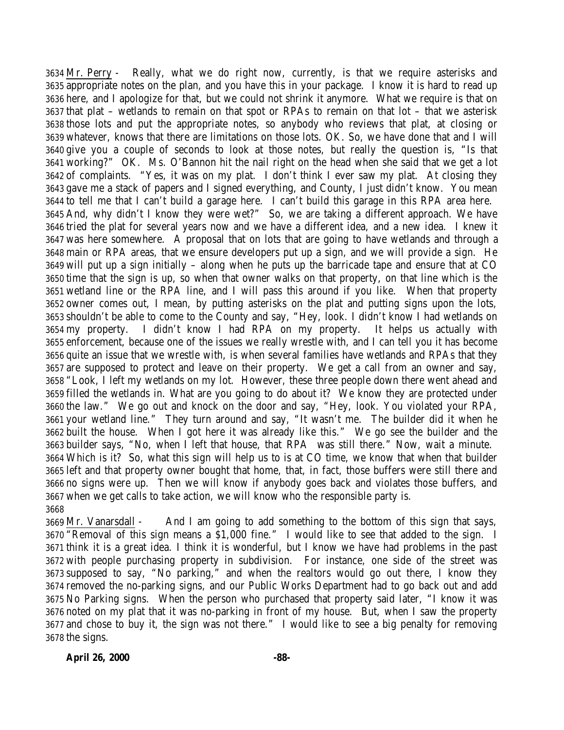Mr. Perry - Really, what we do right now, currently, is that we require asterisks and appropriate notes on the plan, and you have this in your package. I know it is hard to read up here, and I apologize for that, but we could not shrink it anymore. What we require is that on that plat – wetlands to remain on that spot or RPAs to remain on that lot – that we asterisk those lots and put the appropriate notes, so anybody who reviews that plat, at closing or whatever, knows that there are limitations on those lots. OK. So, we have done that and I will give you a couple of seconds to look at those notes, but really the question is, "Is that working?" OK. Ms. O'Bannon hit the nail right on the head when she said that we get a lot of complaints. "Yes, it was on my plat. I don't think I ever saw my plat. At closing they gave me a stack of papers and I signed everything, and County, I just didn't know. You mean to tell me that I can't build a garage here. I can't build this garage in this RPA area here. And, why didn't I know they were wet?" So, we are taking a different approach. We have tried the plat for several years now and we have a different idea, and a new idea. I knew it was here somewhere. A proposal that on lots that are going to have wetlands and through a main or RPA areas, that we ensure developers put up a sign, and we will provide a sign. He will put up a sign initially – along when he puts up the barricade tape and ensure that at CO time that the sign is up, so when that owner walks on that property, on that line which is the wetland line or the RPA line, and I will pass this around if you like. When that property owner comes out, I mean, by putting asterisks on the plat and putting signs upon the lots, shouldn't be able to come to the County and say, "Hey, look. I didn't know I had wetlands on my property. I didn't know I had RPA on my property. It helps us actually with enforcement, because one of the issues we really wrestle with, and I can tell you it has become quite an issue that we wrestle with, is when several families have wetlands and RPAs that they are supposed to protect and leave on their property. We get a call from an owner and say, "Look, I left my wetlands on my lot. However, these three people down there went ahead and filled the wetlands in. What are you going to do about it? We know they are protected under the law." We go out and knock on the door and say, "Hey, look. You violated your RPA, your wetland line." They turn around and say, "It wasn't me. The builder did it when he built the house. When I got here it was already like this." We go see the builder and the builder says, "No, when I left that house, that RPA was still there." Now, wait a minute. Which is it? So, what this sign will help us to is at CO time, we know that when that builder left and that property owner bought that home, that, in fact, those buffers were still there and no signs were up. Then we will know if anybody goes back and violates those buffers, and when we get calls to take action, we will know who the responsible party is.

Mr. Vanarsdall - And I am going to add something to the bottom of this sign that says, "Removal of this sign means a $1,000 fine." I would like to see that added to the sign. I think it is a great idea. I think it is wonderful, but I know we have had problems in the past with people purchasing property in subdivision. For instance, one side of the street was supposed to say, "No parking," and when the realtors would go out there, I know they removed the no-parking signs, and our Public Works Department had to go back out and add No Parking signs. When the person who purchased that property said later, "I know it was noted on my plat that it was no-parking in front of my house. But, when I saw the property and chose to buy it, the sign was not there." I would like to see a big penalty for removing the signs.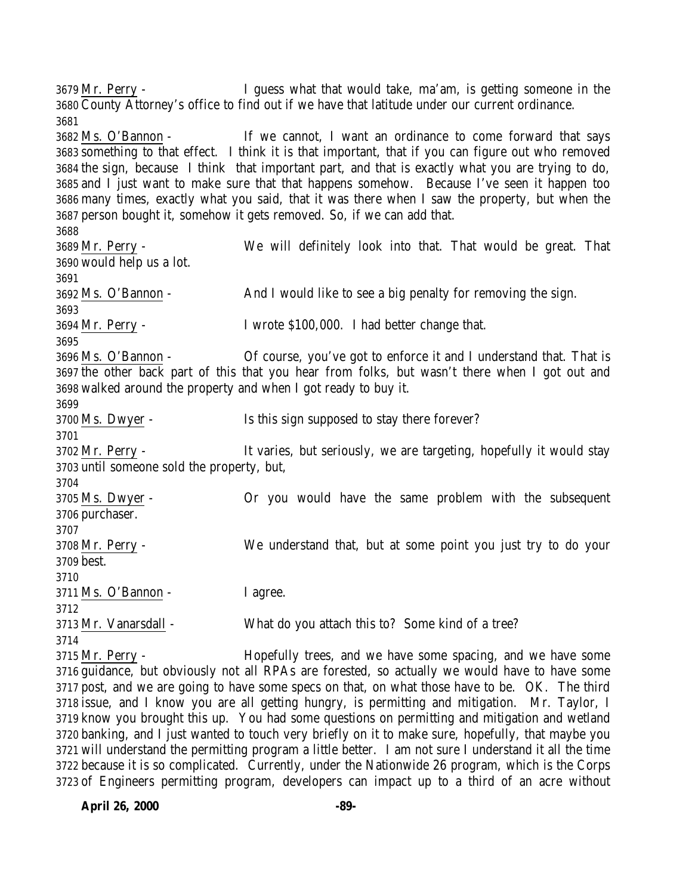Mr. Perry - I guess what that would take, ma'am, is getting someone in the County Attorney's office to find out if we have that latitude under our current ordinance.

Ms. O'Bannon - If we cannot, I want an ordinance to come forward that says something to that effect. I think it is that important, that if you can figure out who removed the sign, because I think that important part, and that is exactly what you are trying to do, and I just want to make sure that that happens somehow. Because I've seen it happen too many times, exactly what you said, that it was there when I saw the property, but when the person bought it, somehow it gets removed. So, if we can add that.

Mr. Perry - We will definitely look into that. That would be great. That would help us a lot.

Ms. O'Bannon - And I would like to see a big penalty for removing the sign.

Mr. Perry - I wrote $100,000. I had better change that.

Ms. O'Bannon - Of course, you've got to enforce it and I understand that. That is the other back part of this that you hear from folks, but wasn't there when I got out and walked around the property and when I got ready to buy it.

Ms. Dwyer - Is this sign supposed to stay there forever?

Mr. Perry - It varies, but seriously, we are targeting, hopefully it would stay until someone sold the property, but,

Ms. Dwyer - Or you would have the same problem with the subsequent purchaser.

Mr. Perry - We understand that, but at some point you just try to do your best.

Ms. O'Bannon - I agree.

Mr. Vanarsdall - What do you attach this to? Some kind of a tree?

Mr. Perry - Hopefully trees, and we have some spacing, and we have some guidance, but obviously not all RPAs are forested, so actually we would have to have some post, and we are going to have some specs on that, on what those have to be. OK. The third issue, and I know you are all getting hungry, is permitting and mitigation. Mr. Taylor, I know you brought this up. You had some questions on permitting and mitigation and wetland banking, and I just wanted to touch very briefly on it to make sure, hopefully, that maybe you will understand the permitting program a little better. I am not sure I understand it all the time because it is so complicated. Currently, under the Nationwide 26 program, which is the Corps of Engineers permitting program, developers can impact up to a third of an acre without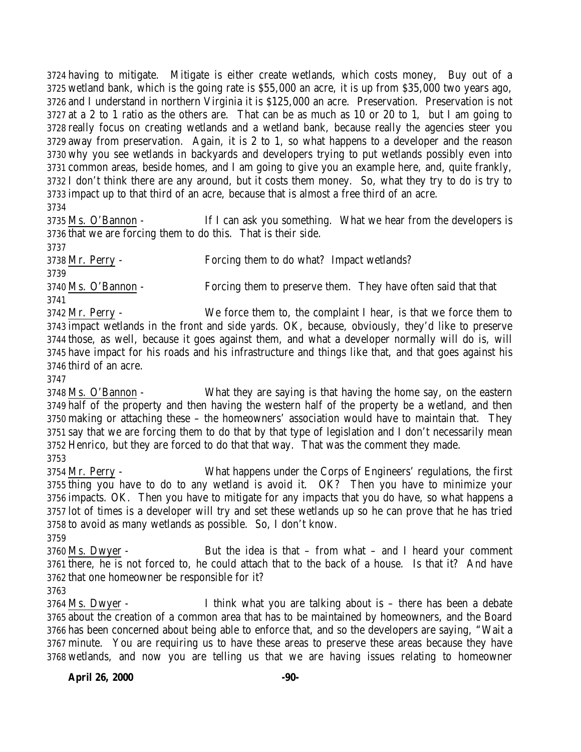3724 having to mitigate. Mitigate is either create wetlands, which costs money, Buy out of a
3725 wetland bank, which is the going rate is $55,000 an acre, it is up from $35,000 two years ago,
3726 and I understand in northern Virginia it is $125,000 an acre. Preservation. Preservation is not
3727 at a 2 to 1 ratio as the others are. That can be as much as 10 or 20 to 1, but I am going to
3728 really focus on creating wetlands and a wetland bank, because really the agencies steer you
3729 away from preservation. Again, it is 2 to 1, so what happens to a developer and the reason
3730 why you see wetlands in backyards and developers trying to put wetlands possibly even into
3731 common areas, beside homes, and I am going to give you an example here, and, quite frankly,
3732 I don't think there are any around, but it costs them money. So, what they try to do is try to
3733 impact up to that third of an acre, because that is almost a free third of an acre.
3734
3735 Ms. O'Bannon - If I can ask you something. What we hear from the developers is
3736 that we are forcing them to do this. That is their side.
3737
3738 Mr. Perry - Forcing them to do what? Impact wetlands?
3739
3740 Ms. O'Bannon - Forcing them to preserve them. They have often said that that
3741
3742 Mr. Perry - We force them to, the complaint I hear, is that we force them to
3743 impact wetlands in the front and side yards. OK, because, obviously, they'd like to preserve
3744 those, as well, because it goes against them, and what a developer normally will do is, will
3745 have impact for his roads and his infrastructure and things like that, and that goes against his
3746 third of an acre.
3747
3748 Ms. O'Bannon - What they are saying is that having the home say, on the eastern
3749 half of the property and then having the western half of the property be a wetland, and then
3750 making or attaching these – the homeowners' association would have to maintain that. They
3751 say that we are forcing them to do that by that type of legislation and I don't necessarily mean
3752 Henrico, but they are forced to do that that way. That was the comment they made.
3753
3754 Mr. Perry - What happens under the Corps of Engineers' regulations, the first
3755 thing you have to do to any wetland is avoid it. OK? Then you have to minimize your
3756 impacts. OK. Then you have to mitigate for any impacts that you do have, so what happens a
3757 lot of times is a developer will try and set these wetlands up so he can prove that he has tried
3758 to avoid as many wetlands as possible. So, I don't know.
3759
3760 Ms. Dwyer - But the idea is that – from what – and I heard your comment
3761 there, he is not forced to, he could attach that to the back of a house. Is that it? And have
3762 that one homeowner be responsible for it?
3763
3764 Ms. Dwyer - I think what you are talking about is – there has been a debate
3765 about the creation of a common area that has to be maintained by homeowners, and the Board
3766 has been concerned about being able to enforce that, and so the developers are saying, "Wait a
3767 minute. You are requiring us to have these areas to preserve these areas because they have
3768 wetlands, and now you are telling us that we are having issues relating to homeowner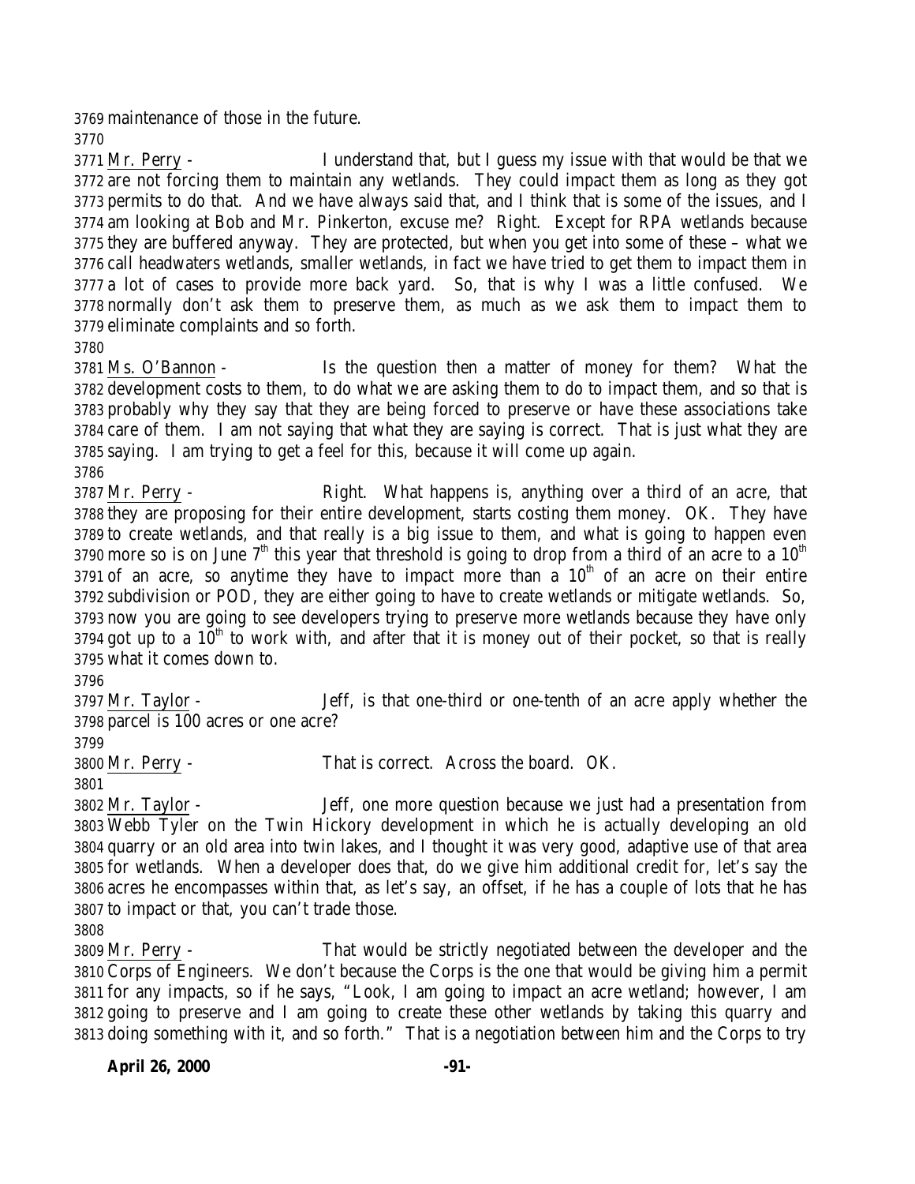maintenance of those in the future.

Mr. Perry - I understand that, but I guess my issue with that would be that we are not forcing them to maintain any wetlands. They could impact them as long as they got permits to do that. And we have always said that, and I think that is some of the issues, and I am looking at Bob and Mr. Pinkerton, excuse me? Right. Except for RPA wetlands because they are buffered anyway. They are protected, but when you get into some of these – what we call headwaters wetlands, smaller wetlands, in fact we have tried to get them to impact them in a lot of cases to provide more back yard. So, that is why I was a little confused. We normally don't ask them to preserve them, as much as we ask them to impact them to eliminate complaints and so forth.

Ms. O'Bannon - Is the question then a matter of money for them? What the development costs to them, to do what we are asking them to do to impact them, and so that is probably why they say that they are being forced to preserve or have these associations take care of them. I am not saying that what they are saying is correct. That is just what they are saying. I am trying to get a feel for this, because it will come up again.

Mr. Perry - Right. What happens is, anything over a third of an acre, that they are proposing for their entire development, starts costing them money. OK. They have to create wetlands, and that really is a big issue to them, and what is going to happen even more so is on June 7th this year that threshold is going to drop from a third of an acre to a 10th of an acre, so anytime they have to impact more than a 10th of an acre on their entire subdivision or POD, they are either going to have to create wetlands or mitigate wetlands. So, now you are going to see developers trying to preserve more wetlands because they have only got up to a 10th to work with, and after that it is money out of their pocket, so that is really what it comes down to.

Mr. Taylor - Jeff, is that one-third or one-tenth of an acre apply whether the parcel is 100 acres or one acre?

Mr. Perry - That is correct. Across the board. OK.

Mr. Taylor - Jeff, one more question because we just had a presentation from Webb Tyler on the Twin Hickory development in which he is actually developing an old quarry or an old area into twin lakes, and I thought it was very good, adaptive use of that area for wetlands. When a developer does that, do we give him additional credit for, let's say the acres he encompasses within that, as let's say, an offset, if he has a couple of lots that he has to impact or that, you can't trade those.

Mr. Perry - That would be strictly negotiated between the developer and the Corps of Engineers. We don't because the Corps is the one that would be giving him a permit for any impacts, so if he says, "Look, I am going to impact an acre wetland; however, I am going to preserve and I am going to create these other wetlands by taking this quarry and doing something with it, and so forth." That is a negotiation between him and the Corps to try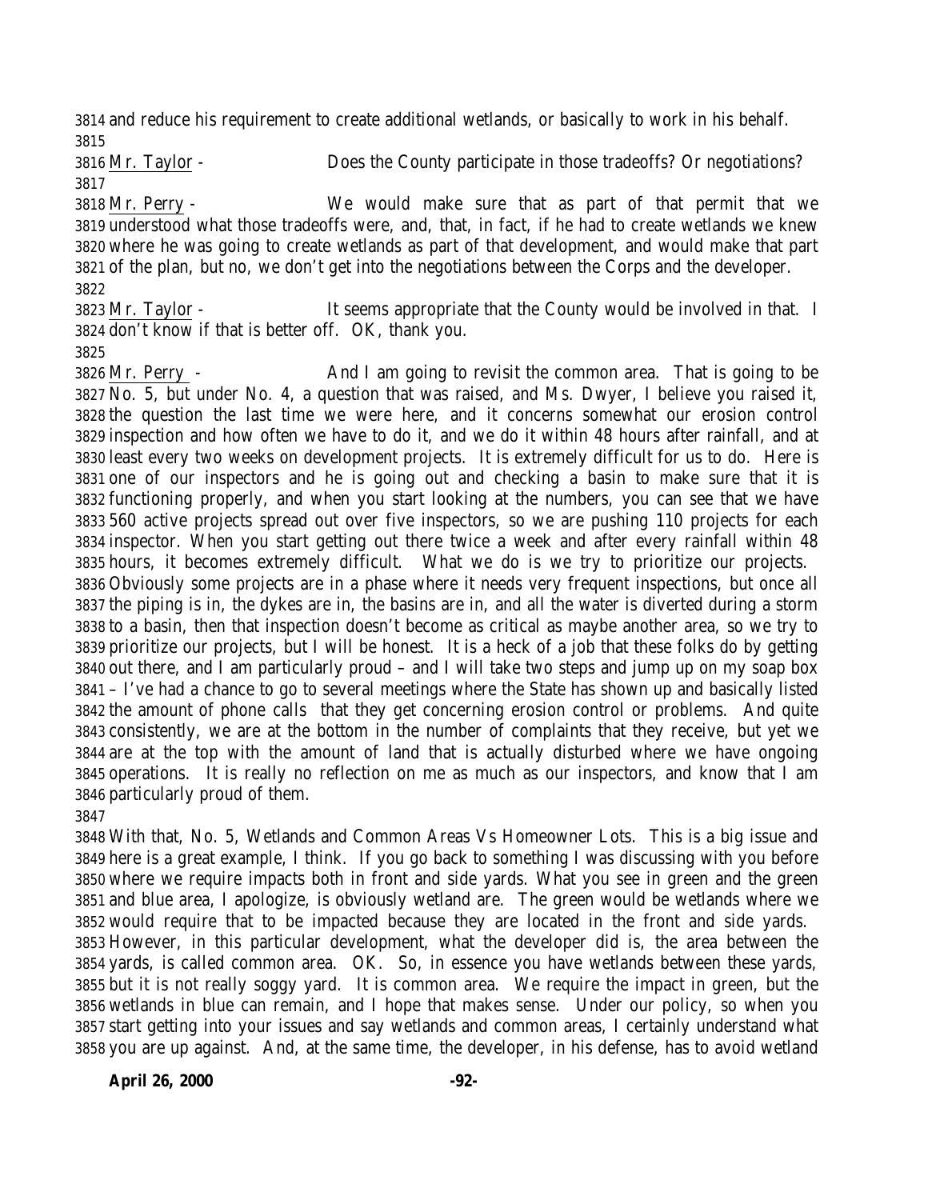and reduce his requirement to create additional wetlands, or basically to work in his behalf.

Mr. Taylor - Does the County participate in those tradeoffs? Or negotiations?

Mr. Perry - We would make sure that as part of that permit that we understood what those tradeoffs were, and, that, in fact, if he had to create wetlands we knew where he was going to create wetlands as part of that development, and would make that part of the plan, but no, we don't get into the negotiations between the Corps and the developer.

Mr. Taylor - It seems appropriate that the County would be involved in that. I don't know if that is better off. OK, thank you.

Mr. Perry - And I am going to revisit the common area. That is going to be No. 5, but under No. 4, a question that was raised, and Ms. Dwyer, I believe you raised it, the question the last time we were here, and it concerns somewhat our erosion control inspection and how often we have to do it, and we do it within 48 hours after rainfall, and at least every two weeks on development projects. It is extremely difficult for us to do. Here is one of our inspectors and he is going out and checking a basin to make sure that it is functioning properly, and when you start looking at the numbers, you can see that we have 560 active projects spread out over five inspectors, so we are pushing 110 projects for each inspector. When you start getting out there twice a week and after every rainfall within 48 hours, it becomes extremely difficult. What we do is we try to prioritize our projects. Obviously some projects are in a phase where it needs very frequent inspections, but once all the piping is in, the dykes are in, the basins are in, and all the water is diverted during a storm to a basin, then that inspection doesn't become as critical as maybe another area, so we try to prioritize our projects, but I will be honest. It is a heck of a job that these folks do by getting out there, and I am particularly proud – and I will take two steps and jump up on my soap box – I've had a chance to go to several meetings where the State has shown up and basically listed the amount of phone calls that they get concerning erosion control or problems. And quite consistently, we are at the bottom in the number of complaints that they receive, but yet we are at the top with the amount of land that is actually disturbed where we have ongoing operations. It is really no reflection on me as much as our inspectors, and know that I am particularly proud of them.

With that, No. 5, Wetlands and Common Areas Vs Homeowner Lots. This is a big issue and here is a great example, I think. If you go back to something I was discussing with you before where we require impacts both in front and side yards. What you see in green and the green and blue area, I apologize, is obviously wetland are. The green would be wetlands where we would require that to be impacted because they are located in the front and side yards. However, in this particular development, what the developer did is, the area between the yards, is called common area. OK. So, in essence you have wetlands between these yards, but it is not really soggy yard. It is common area. We require the impact in green, but the wetlands in blue can remain, and I hope that makes sense. Under our policy, so when you start getting into your issues and say wetlands and common areas, I certainly understand what you are up against. And, at the same time, the developer, in his defense, has to avoid wetland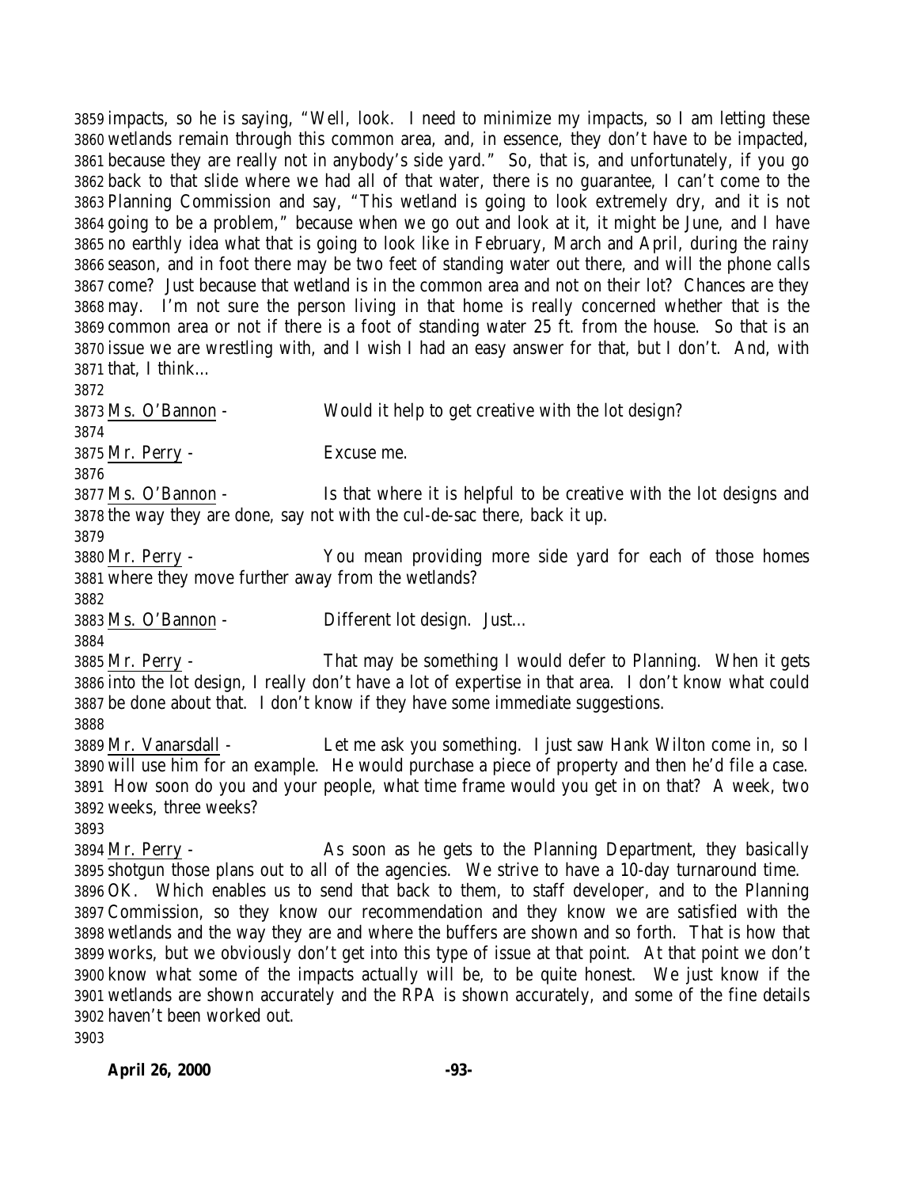impacts, so he is saying, "Well, look. I need to minimize my impacts, so I am letting these wetlands remain through this common area, and, in essence, they don't have to be impacted, because they are really not in anybody's side yard." So, that is, and unfortunately, if you go back to that slide where we had all of that water, there is no guarantee, I can't come to the Planning Commission and say, "This wetland is going to look extremely dry, and it is not going to be a problem," because when we go out and look at it, it might be June, and I have no earthly idea what that is going to look like in February, March and April, during the rainy season, and in foot there may be two feet of standing water out there, and will the phone calls come? Just because that wetland is in the common area and not on their lot? Chances are they may. I'm not sure the person living in that home is really concerned whether that is the common area or not if there is a foot of standing water 25 ft. from the house. So that is an issue we are wrestling with, and I wish I had an easy answer for that, but I don't. And, with that, I think…

<u>Ms. O'Bannon</u> - Would it help to get creative with the lot design?

<u>Mr. Perry</u> - Excuse me.

<u>Ms. O'Bannon</u> - Is that where it is helpful to be creative with the lot designs and the way they are done, say not with the cul-de-sac there, back it up.

<u>Mr. Perry</u> - You mean providing more side yard for each of those homes where they move further away from the wetlands?

<u>Ms. O'Bannon</u> - Different lot design. Just…

<u>Mr. Perry</u> - That may be something I would defer to Planning. When it gets into the lot design, I really don't have a lot of expertise in that area. I don't know what could be done about that. I don't know if they have some immediate suggestions.

<u>Mr. Vanarsdall</u> - Let me ask you something. I just saw Hank Wilton come in, so I will use him for an example. He would purchase a piece of property and then he'd file a case. How soon do you and your people, what time frame would you get in on that? A week, two weeks, three weeks?

<u>Mr. Perry</u> - As soon as he gets to the Planning Department, they basically shotgun those plans out to all of the agencies. We strive to have a 10-day turnaround time. OK. Which enables us to send that back to them, to staff developer, and to the Planning Commission, so they know our recommendation and they know we are satisfied with the wetlands and the way they are and where the buffers are shown and so forth. That is how that works, but we obviously don't get into this type of issue at that point. At that point we don't know what some of the impacts actually will be, to be quite honest. We just know if the wetlands are shown accurately and the RPA is shown accurately, and some of the fine details haven't been worked out.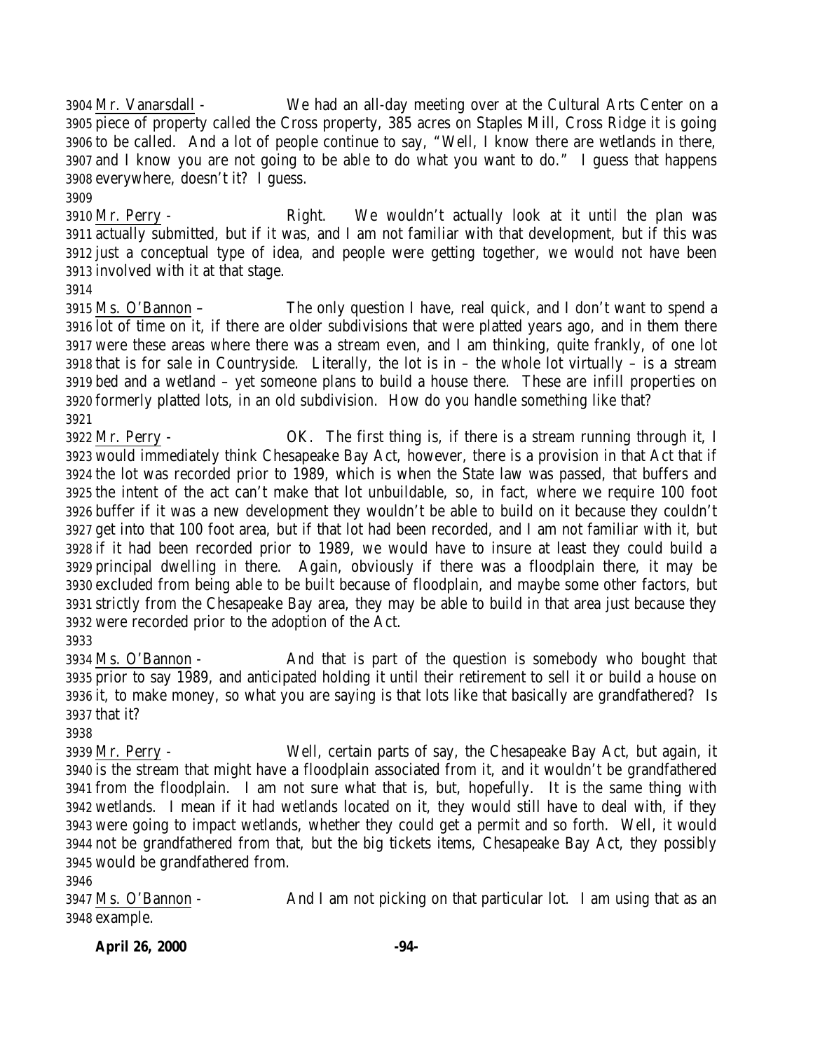3904 Mr. Vanarsdall - We had an all-day meeting over at the Cultural Arts Center on a
3905 piece of property called the Cross property, 385 acres on Staples Mill, Cross Ridge it is going
3906 to be called. And a lot of people continue to say, "Well, I know there are wetlands in there,
3907 and I know you are not going to be able to do what you want to do." I guess that happens
3908 everywhere, doesn't it? I guess.
3909
3910 Mr. Perry - Right. We wouldn't actually look at it until the plan was
3911 actually submitted, but if it was, and I am not familiar with that development, but if this was
3912 just a conceptual type of idea, and people were getting together, we would not have been
3913 involved with it at that stage.
3914
3915 Ms. O'Bannon – The only question I have, real quick, and I don't want to spend a
3916 lot of time on it, if there are older subdivisions that were platted years ago, and in them there
3917 were these areas where there was a stream even, and I am thinking, quite frankly, of one lot
3918 that is for sale in Countryside. Literally, the lot is in – the whole lot virtually – is a stream
3919 bed and a wetland – yet someone plans to build a house there. These are infill properties on
3920 formerly platted lots, in an old subdivision. How do you handle something like that?
3921
3922 Mr. Perry - OK. The first thing is, if there is a stream running through it, I
3923 would immediately think Chesapeake Bay Act, however, there is a provision in that Act that if
3924 the lot was recorded prior to 1989, which is when the State law was passed, that buffers and
3925 the intent of the act can't make that lot unbuildable, so, in fact, where we require 100 foot
3926 buffer if it was a new development they wouldn't be able to build on it because they couldn't
3927 get into that 100 foot area, but if that lot had been recorded, and I am not familiar with it, but
3928 if it had been recorded prior to 1989, we would have to insure at least they could build a
3929 principal dwelling in there. Again, obviously if there was a floodplain there, it may be
3930 excluded from being able to be built because of floodplain, and maybe some other factors, but
3931 strictly from the Chesapeake Bay area, they may be able to build in that area just because they
3932 were recorded prior to the adoption of the Act.
3933
3934 Ms. O'Bannon - And that is part of the question is somebody who bought that
3935 prior to say 1989, and anticipated holding it until their retirement to sell it or build a house on
3936 it, to make money, so what you are saying is that lots like that basically are grandfathered? Is
3937 that it?
3938
3939 Mr. Perry - Well, certain parts of say, the Chesapeake Bay Act, but again, it
3940 is the stream that might have a floodplain associated from it, and it wouldn't be grandfathered
3941 from the floodplain. I am not sure what that is, but, hopefully. It is the same thing with
3942 wetlands. I mean if it had wetlands located on it, they would still have to deal with, if they
3943 were going to impact wetlands, whether they could get a permit and so forth. Well, it would
3944 not be grandfathered from that, but the big tickets items, Chesapeake Bay Act, they possibly
3945 would be grandfathered from.
3946
3947 Ms. O'Bannon - And I am not picking on that particular lot. I am using that as an
3948 example.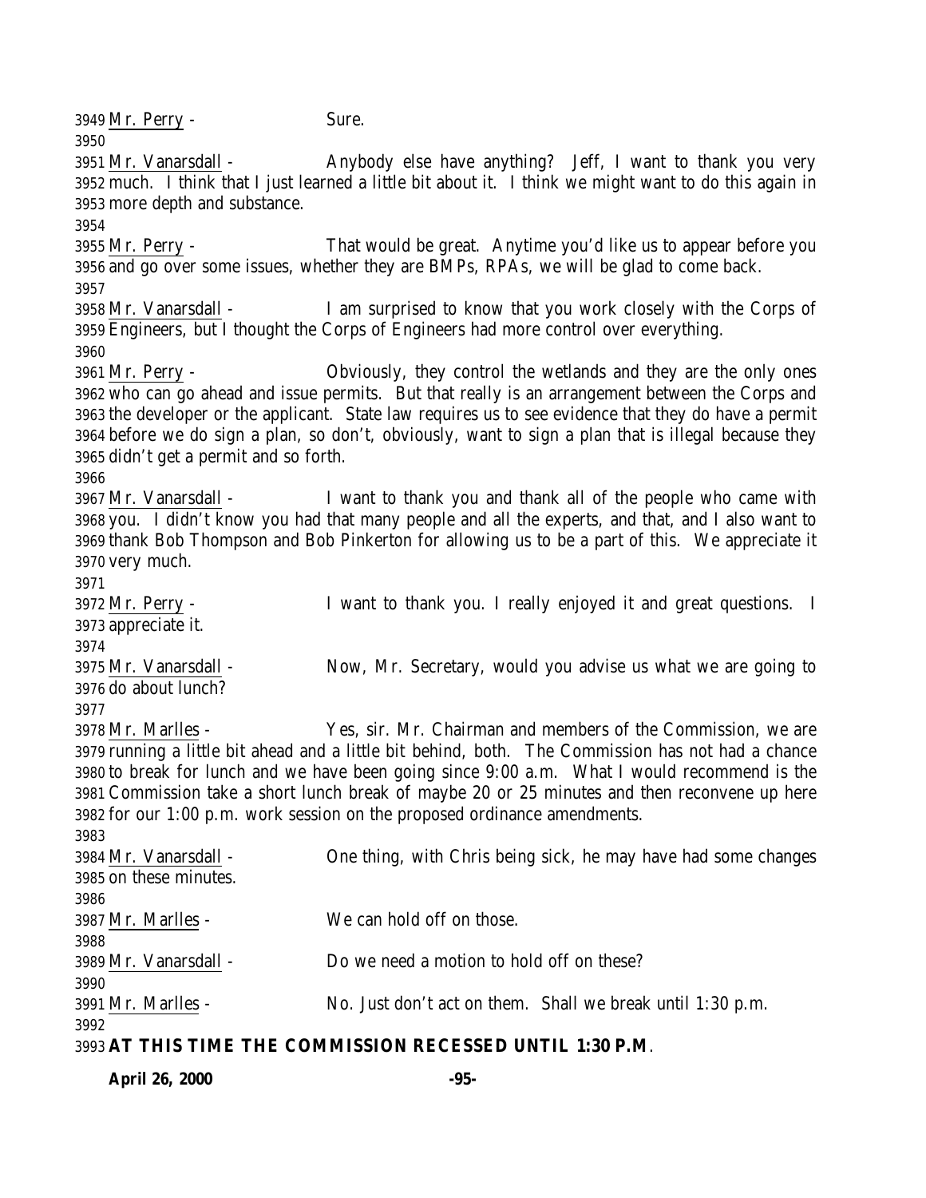3949 Mr. Perry - Sure.

3950

3951 Mr. Vanarsdall - Anybody else have anything? Jeff, I want to thank you very
3952 much. I think that I just learned a little bit about it. I think we might want to do this again in
3953 more depth and substance.

3954

3955 Mr. Perry - That would be great. Anytime you'd like us to appear before you
3956 and go over some issues, whether they are BMPs, RPAs, we will be glad to come back.

3957

3958 Mr. Vanarsdall - I am surprised to know that you work closely with the Corps of
3959 Engineers, but I thought the Corps of Engineers had more control over everything.

3960

3961 Mr. Perry - Obviously, they control the wetlands and they are the only ones
3962 who can go ahead and issue permits. But that really is an arrangement between the Corps and
3963 the developer or the applicant. State law requires us to see evidence that they do have a permit
3964 before we do sign a plan, so don't, obviously, want to sign a plan that is illegal because they
3965 didn't get a permit and so forth.

3966

3967 Mr. Vanarsdall - I want to thank you and thank all of the people who came with
3968 you. I didn't know you had that many people and all the experts, and that, and I also want to
3969 thank Bob Thompson and Bob Pinkerton for allowing us to be a part of this. We appreciate it
3970 very much.

3971

3972 Mr. Perry - I want to thank you. I really enjoyed it and great questions. I
3973 appreciate it.

3974

3975 Mr. Vanarsdall - Now, Mr. Secretary, would you advise us what we are going to
3976 do about lunch?

3977

3978 Mr. Marlles - Yes, sir. Mr. Chairman and members of the Commission, we are
3979 running a little bit ahead and a little bit behind, both. The Commission has not had a chance
3980 to break for lunch and we have been going since 9:00 a.m. What I would recommend is the
3981 Commission take a short lunch break of maybe 20 or 25 minutes and then reconvene up here
3982 for our 1:00 p.m. work session on the proposed ordinance amendments.

3983

3984 Mr. Vanarsdall - One thing, with Chris being sick, he may have had some changes
3985 on these minutes.

3986

3987 Mr. Marlles - We can hold off on those.

3988

3989 Mr. Vanarsdall - Do we need a motion to hold off on these?

3990

3991 Mr. Marlles - No. Just don't act on them. Shall we break until 1:30 p.m.

3992

3993 **AT THIS TIME THE COMMISSION RECESSED UNTIL 1:30 P.M**.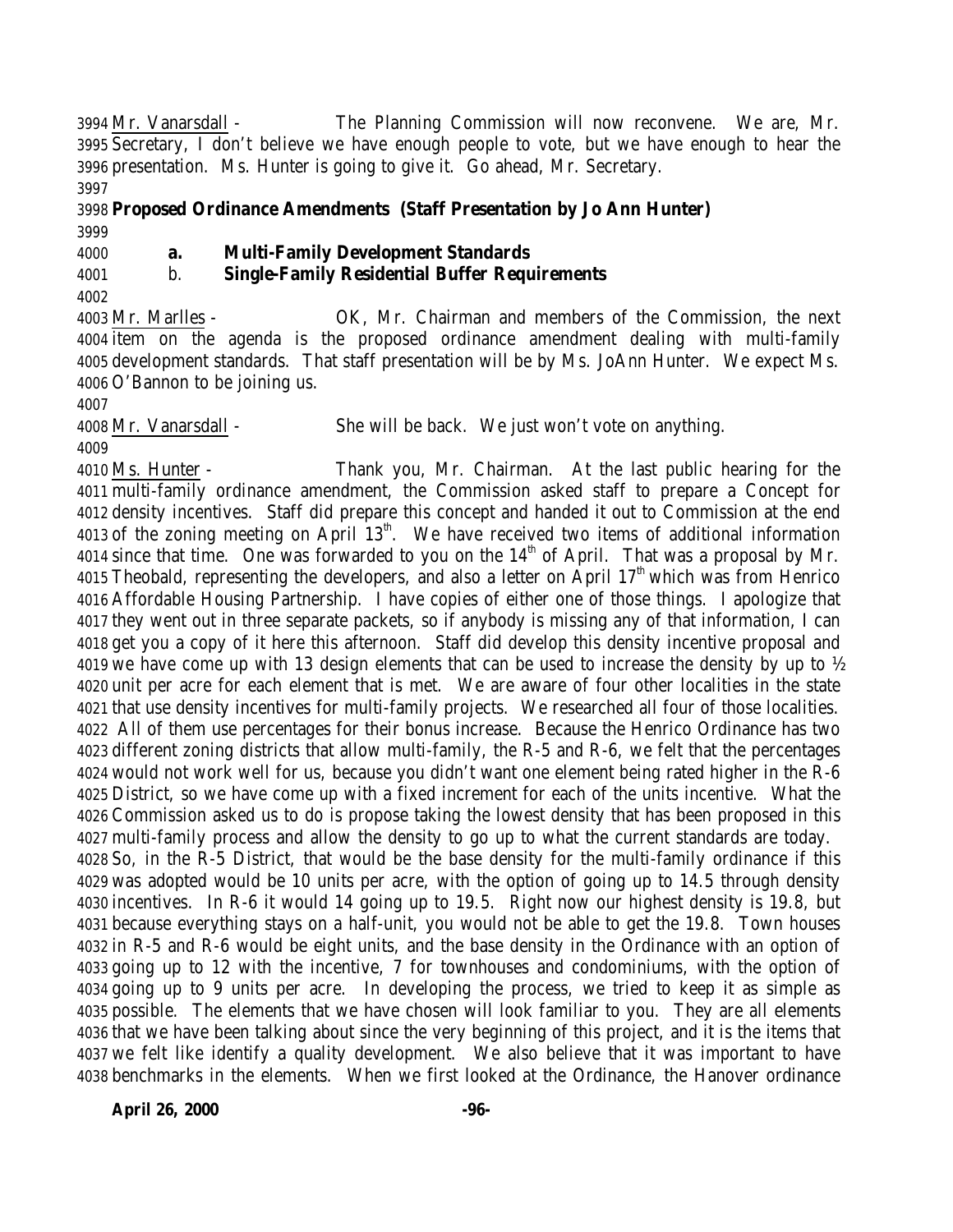Mr. Vanarsdall - The Planning Commission will now reconvene. We are, Mr. Secretary, I don't believe we have enough people to vote, but we have enough to hear the presentation. Ms. Hunter is going to give it. Go ahead, Mr. Secretary.

**Proposed Ordinance Amendments (Staff Presentation by Jo Ann Hunter)**

**a. Multi-Family Development Standards**

**b. Single-Family Residential Buffer Requirements**

Mr. Marlles - OK, Mr. Chairman and members of the Commission, the next item on the agenda is the proposed ordinance amendment dealing with multi-family development standards. That staff presentation will be by Ms. JoAnn Hunter. We expect Ms. O'Bannon to be joining us.

Mr. Vanarsdall - She will be back. We just won't vote on anything.

Ms. Hunter - Thank you, Mr. Chairman. At the last public hearing for the multi-family ordinance amendment, the Commission asked staff to prepare a Concept for density incentives. Staff did prepare this concept and handed it out to Commission at the end of the zoning meeting on April 13th. We have received two items of additional information since that time. One was forwarded to you on the 14th of April. That was a proposal by Mr. Theobald, representing the developers, and also a letter on April 17th which was from Henrico Affordable Housing Partnership. I have copies of either one of those things. I apologize that they went out in three separate packets, so if anybody is missing any of that information, I can get you a copy of it here this afternoon. Staff did develop this density incentive proposal and we have come up with 13 design elements that can be used to increase the density by up to ½ unit per acre for each element that is met. We are aware of four other localities in the state that use density incentives for multi-family projects. We researched all four of those localities. All of them use percentages for their bonus increase. Because the Henrico Ordinance has two different zoning districts that allow multi-family, the R-5 and R-6, we felt that the percentages would not work well for us, because you didn't want one element being rated higher in the R-6 District, so we have come up with a fixed increment for each of the units incentive. What the Commission asked us to do is propose taking the lowest density that has been proposed in this multi-family process and allow the density to go up to what the current standards are today. So, in the R-5 District, that would be the base density for the multi-family ordinance if this was adopted would be 10 units per acre, with the option of going up to 14.5 through density incentives. In R-6 it would 14 going up to 19.5. Right now our highest density is 19.8, but because everything stays on a half-unit, you would not be able to get the 19.8. Town houses in R-5 and R-6 would be eight units, and the base density in the Ordinance with an option of going up to 12 with the incentive, 7 for townhouses and condominiums, with the option of going up to 9 units per acre. In developing the process, we tried to keep it as simple as possible. The elements that we have chosen will look familiar to you. They are all elements that we have been talking about since the very beginning of this project, and it is the items that we felt like identify a quality development. We also believe that it was important to have benchmarks in the elements. When we first looked at the Ordinance, the Hanover ordinance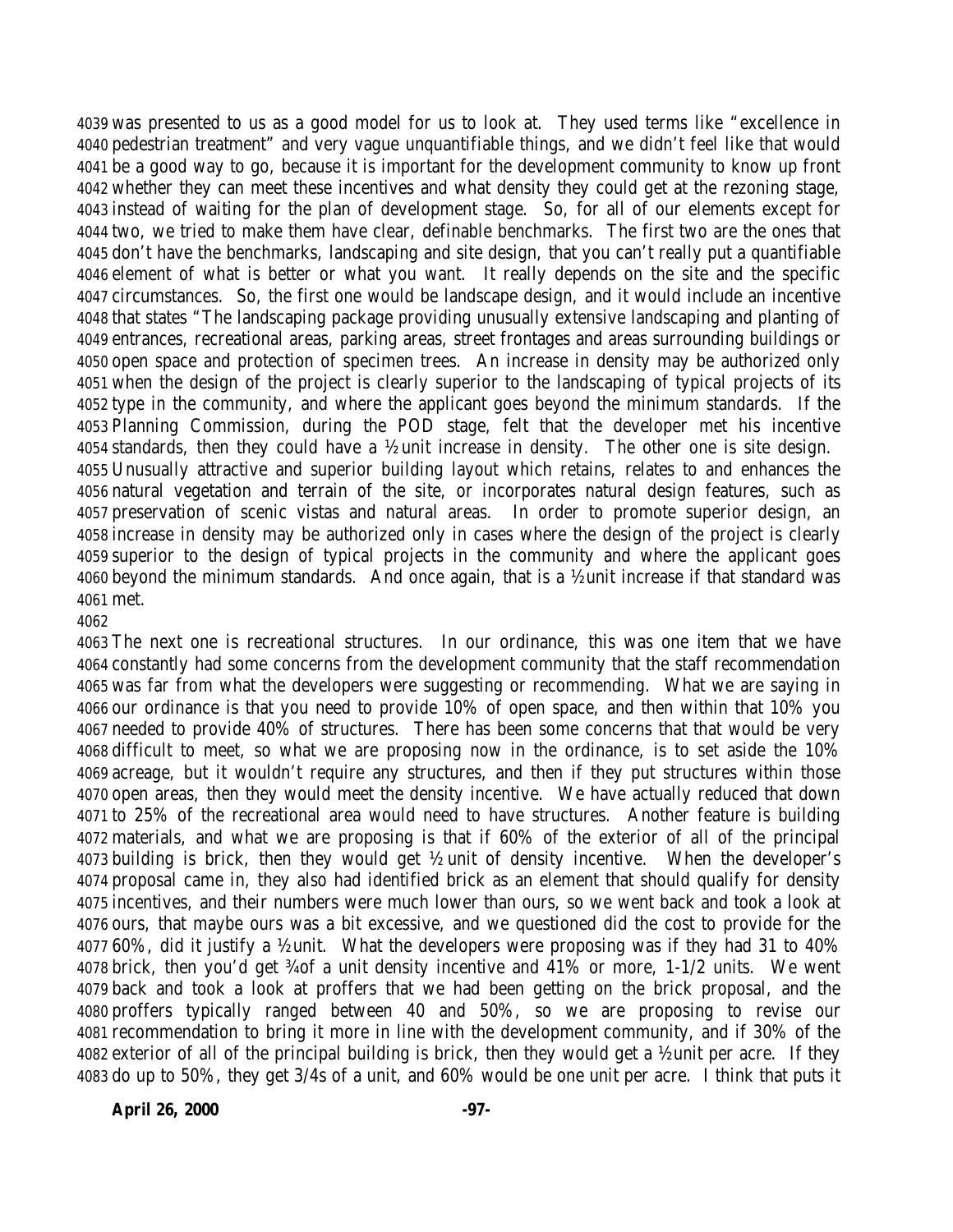was presented to us as a good model for us to look at. They used terms like "excellence in pedestrian treatment" and very vague unquantifiable things, and we didn't feel like that would be a good way to go, because it is important for the development community to know up front whether they can meet these incentives and what density they could get at the rezoning stage, instead of waiting for the plan of development stage. So, for all of our elements except for two, we tried to make them have clear, definable benchmarks. The first two are the ones that don't have the benchmarks, landscaping and site design, that you can't really put a quantifiable element of what is better or what you want. It really depends on the site and the specific circumstances. So, the first one would be landscape design, and it would include an incentive that states "The landscaping package providing unusually extensive landscaping and planting of entrances, recreational areas, parking areas, street frontages and areas surrounding buildings or open space and protection of specimen trees. An increase in density may be authorized only when the design of the project is clearly superior to the landscaping of typical projects of its type in the community, and where the applicant goes beyond the minimum standards. If the Planning Commission, during the POD stage, felt that the developer met his incentive standards, then they could have a ½ unit increase in density. The other one is site design. Unusually attractive and superior building layout which retains, relates to and enhances the natural vegetation and terrain of the site, or incorporates natural design features, such as preservation of scenic vistas and natural areas. In order to promote superior design, an increase in density may be authorized only in cases where the design of the project is clearly superior to the design of typical projects in the community and where the applicant goes beyond the minimum standards. And once again, that is a ½ unit increase if that standard was met.

The next one is recreational structures. In our ordinance, this was one item that we have constantly had some concerns from the development community that the staff recommendation was far from what the developers were suggesting or recommending. What we are saying in our ordinance is that you need to provide 10% of open space, and then within that 10% you needed to provide 40% of structures. There has been some concerns that that would be very difficult to meet, so what we are proposing now in the ordinance, is to set aside the 10% acreage, but it wouldn't require any structures, and then if they put structures within those open areas, then they would meet the density incentive. We have actually reduced that down to 25% of the recreational area would need to have structures. Another feature is building materials, and what we are proposing is that if 60% of the exterior of all of the principal building is brick, then they would get ½ unit of density incentive. When the developer's proposal came in, they also had identified brick as an element that should qualify for density incentives, and their numbers were much lower than ours, so we went back and took a look at ours, that maybe ours was a bit excessive, and we questioned did the cost to provide for the 60%, did it justify a ½ unit. What the developers were proposing was if they had 31 to 40% brick, then you'd get ¾ of a unit density incentive and 41% or more, 1-1/2 units. We went back and took a look at proffers that we had been getting on the brick proposal, and the proffers typically ranged between 40 and 50%, so we are proposing to revise our recommendation to bring it more in line with the development community, and if 30% of the exterior of all of the principal building is brick, then they would get a ½ unit per acre. If they do up to 50%, they get 3/4s of a unit, and 60% would be one unit per acre. I think that puts it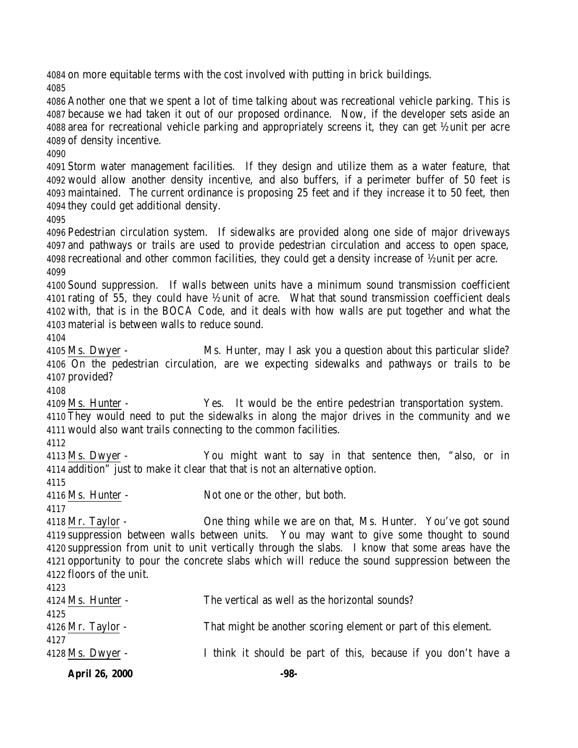on more equitable terms with the cost involved with putting in brick buildings.

Another one that we spent a lot of time talking about was recreational vehicle parking. This is because we had taken it out of our proposed ordinance. Now, if the developer sets aside an area for recreational vehicle parking and appropriately screens it, they can get ½ unit per acre of density incentive.

Storm water management facilities. If they design and utilize them as a water feature, that would allow another density incentive, and also buffers, if a perimeter buffer of 50 feet is maintained. The current ordinance is proposing 25 feet and if they increase it to 50 feet, then they could get additional density.

Pedestrian circulation system. If sidewalks are provided along one side of major driveways and pathways or trails are used to provide pedestrian circulation and access to open space, recreational and other common facilities, they could get a density increase of ½ unit per acre.

Sound suppression. If walls between units have a minimum sound transmission coefficient rating of 55, they could have ½ unit of acre. What that sound transmission coefficient deals with, that is in the BOCA Code, and it deals with how walls are put together and what the material is between walls to reduce sound.

Ms. Dwyer - Ms. Hunter, may I ask you a question about this particular slide? On the pedestrian circulation, are we expecting sidewalks and pathways or trails to be provided?

Ms. Hunter - Yes. It would be the entire pedestrian transportation system. They would need to put the sidewalks in along the major drives in the community and we would also want trails connecting to the common facilities.

Ms. Dwyer - You might want to say in that sentence then, "also, or in addition" just to make it clear that that is not an alternative option.

Ms. Hunter - Not one or the other, but both.

Mr. Taylor - One thing while we are on that, Ms. Hunter. You've got sound suppression between walls between units. You may want to give some thought to sound suppression from unit to unit vertically through the slabs. I know that some areas have the opportunity to pour the concrete slabs which will reduce the sound suppression between the floors of the unit.

Ms. Hunter - The vertical as well as the horizontal sounds?

Mr. Taylor - That might be another scoring element or part of this element.

Ms. Dwyer - I think it should be part of this, because if you don't have a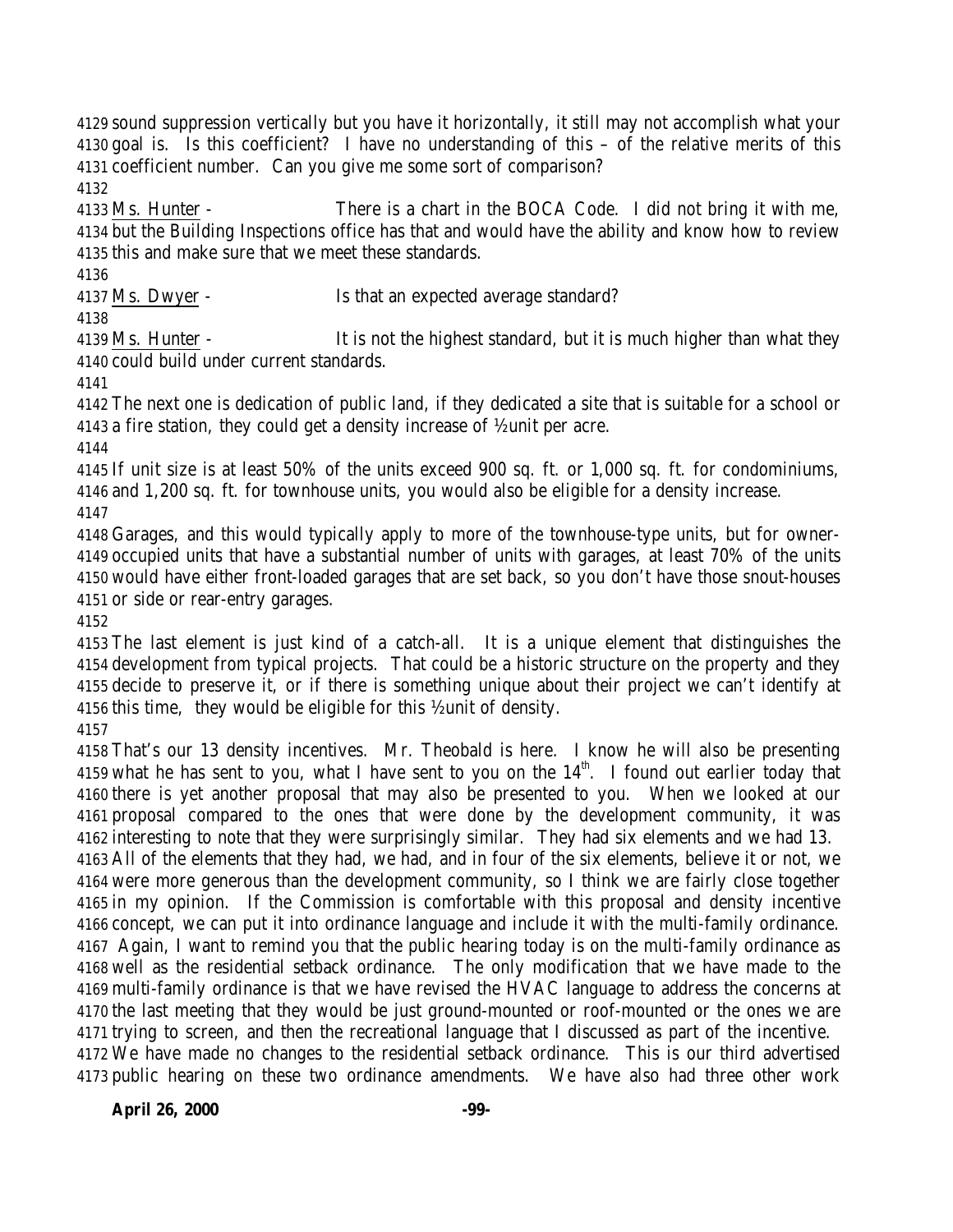sound suppression vertically but you have it horizontally, it still may not accomplish what your goal is. Is this coefficient? I have no understanding of this – of the relative merits of this coefficient number. Can you give me some sort of comparison?

Ms. Hunter - There is a chart in the BOCA Code. I did not bring it with me, but the Building Inspections office has that and would have the ability and know how to review this and make sure that we meet these standards.

Ms. Dwyer - Is that an expected average standard?

Ms. Hunter - It is not the highest standard, but it is much higher than what they could build under current standards.

The next one is dedication of public land, if they dedicated a site that is suitable for a school or a fire station, they could get a density increase of ½unit per acre.

If unit size is at least 50% of the units exceed 900 sq. ft. or 1,000 sq. ft. for condominiums, and 1,200 sq. ft. for townhouse units, you would also be eligible for a density increase.

Garages, and this would typically apply to more of the townhouse-type units, but for owner-occupied units that have a substantial number of units with garages, at least 70% of the units would have either front-loaded garages that are set back, so you don't have those snout-houses or side or rear-entry garages.

The last element is just kind of a catch-all. It is a unique element that distinguishes the development from typical projects. That could be a historic structure on the property and they decide to preserve it, or if there is something unique about their project we can't identify at this time, they would be eligible for this ½unit of density.

That's our 13 density incentives. Mr. Theobald is here. I know he will also be presenting what he has sent to you, what I have sent to you on the 14th. I found out earlier today that there is yet another proposal that may also be presented to you. When we looked at our proposal compared to the ones that were done by the development community, it was interesting to note that they were surprisingly similar. They had six elements and we had 13. All of the elements that they had, we had, and in four of the six elements, believe it or not, we were more generous than the development community, so I think we are fairly close together in my opinion. If the Commission is comfortable with this proposal and density incentive concept, we can put it into ordinance language and include it with the multi-family ordinance. Again, I want to remind you that the public hearing today is on the multi-family ordinance as well as the residential setback ordinance. The only modification that we have made to the multi-family ordinance is that we have revised the HVAC language to address the concerns at the last meeting that they would be just ground-mounted or roof-mounted or the ones we are trying to screen, and then the recreational language that I discussed as part of the incentive. We have made no changes to the residential setback ordinance. This is our third advertised public hearing on these two ordinance amendments. We have also had three other work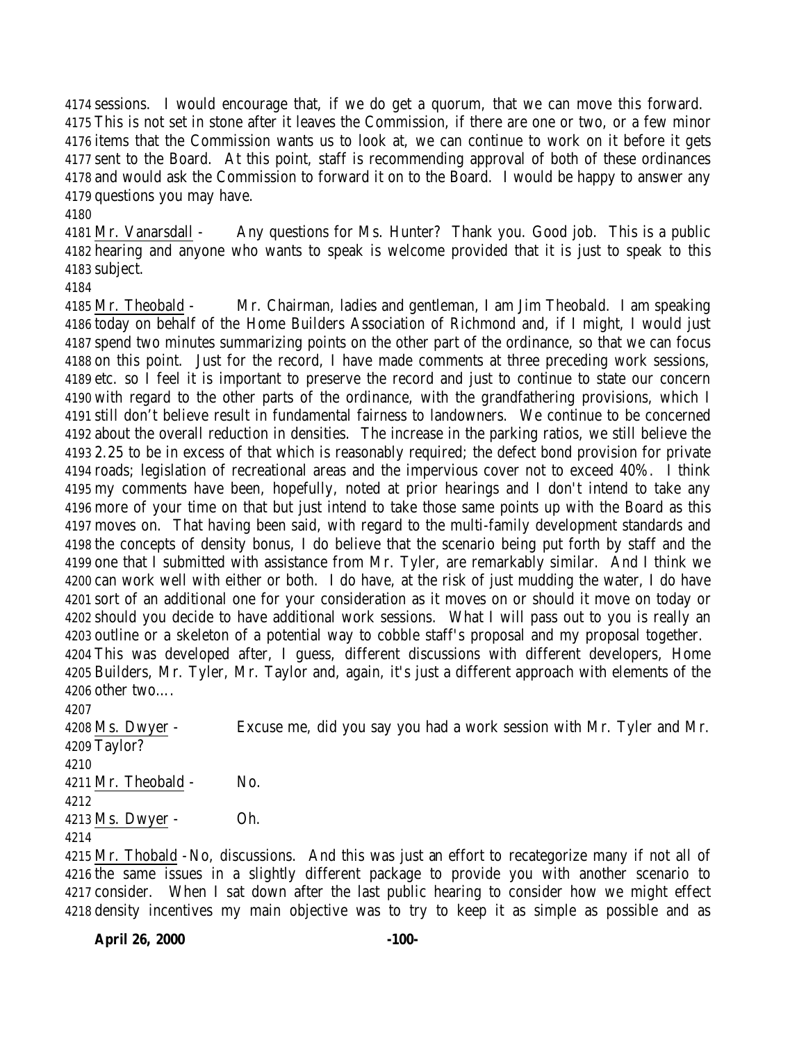sessions. I would encourage that, if we do get a quorum, that we can move this forward. This is not set in stone after it leaves the Commission, if there are one or two, or a few minor items that the Commission wants us to look at, we can continue to work on it before it gets sent to the Board. At this point, staff is recommending approval of both of these ordinances and would ask the Commission to forward it on to the Board. I would be happy to answer any questions you may have.

Mr. Vanarsdall - Any questions for Ms. Hunter? Thank you. Good job. This is a public hearing and anyone who wants to speak is welcome provided that it is just to speak to this subject.

Mr. Theobald - Mr. Chairman, ladies and gentleman, I am Jim Theobald. I am speaking today on behalf of the Home Builders Association of Richmond and, if I might, I would just spend two minutes summarizing points on the other part of the ordinance, so that we can focus on this point. Just for the record, I have made comments at three preceding work sessions, etc. so I feel it is important to preserve the record and just to continue to state our concern with regard to the other parts of the ordinance, with the grandfathering provisions, which I still don't believe result in fundamental fairness to landowners. We continue to be concerned about the overall reduction in densities. The increase in the parking ratios, we still believe the 2.25 to be in excess of that which is reasonably required; the defect bond provision for private roads; legislation of recreational areas and the impervious cover not to exceed 40%. I think my comments have been, hopefully, noted at prior hearings and I don't intend to take any more of your time on that but just intend to take those same points up with the Board as this moves on. That having been said, with regard to the multi-family development standards and the concepts of density bonus, I do believe that the scenario being put forth by staff and the one that I submitted with assistance from Mr. Tyler, are remarkably similar. And I think we can work well with either or both. I do have, at the risk of just mudding the water, I do have sort of an additional one for your consideration as it moves on or should it move on today or should you decide to have additional work sessions. What I will pass out to you is really an outline or a skeleton of a potential way to cobble staff's proposal and my proposal together. This was developed after, I guess, different discussions with different developers, Home Builders, Mr. Tyler, Mr. Taylor and, again, it's just a different approach with elements of the other two....

Ms. Dwyer - Excuse me, did you say you had a work session with Mr. Tyler and Mr. Taylor?

Mr. Theobald - No.

Ms. Dwyer - Oh.

Mr. Thobald - No, discussions. And this was just an effort to recategorize many if not all of the same issues in a slightly different package to provide you with another scenario to consider. When I sat down after the last public hearing to consider how we might effect density incentives my main objective was to try to keep it as simple as possible and as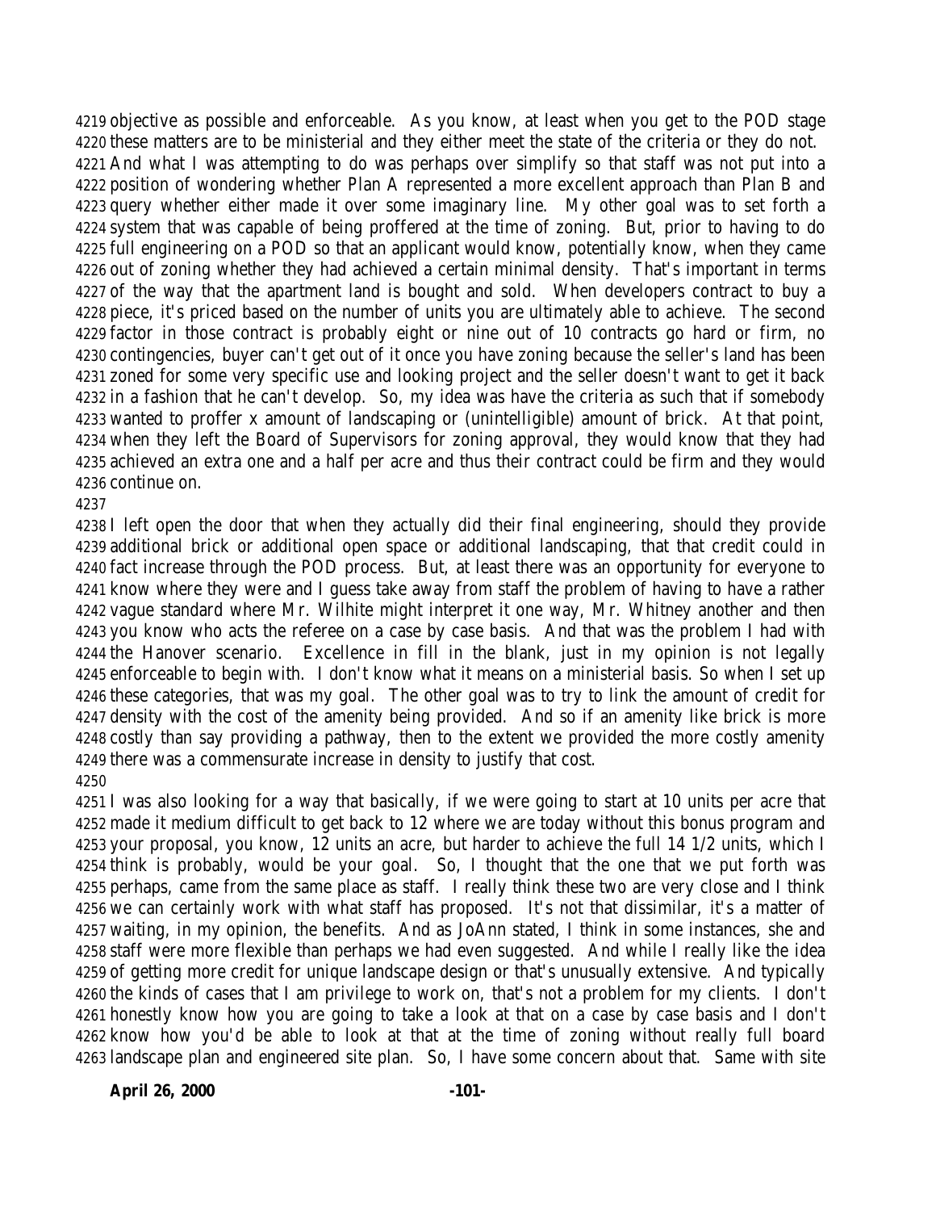objective as possible and enforceable. As you know, at least when you get to the POD stage these matters are to be ministerial and they either meet the state of the criteria or they do not. And what I was attempting to do was perhaps over simplify so that staff was not put into a position of wondering whether Plan A represented a more excellent approach than Plan B and query whether either made it over some imaginary line. My other goal was to set forth a system that was capable of being proffered at the time of zoning. But, prior to having to do full engineering on a POD so that an applicant would know, potentially know, when they came out of zoning whether they had achieved a certain minimal density. That's important in terms of the way that the apartment land is bought and sold. When developers contract to buy a piece, it's priced based on the number of units you are ultimately able to achieve. The second factor in those contract is probably eight or nine out of 10 contracts go hard or firm, no contingencies, buyer can't get out of it once you have zoning because the seller's land has been zoned for some very specific use and looking project and the seller doesn't want to get it back in a fashion that he can't develop. So, my idea was have the criteria as such that if somebody wanted to proffer x amount of landscaping or (unintelligible) amount of brick. At that point, when they left the Board of Supervisors for zoning approval, they would know that they had achieved an extra one and a half per acre and thus their contract could be firm and they would continue on.

I left open the door that when they actually did their final engineering, should they provide additional brick or additional open space or additional landscaping, that that credit could in fact increase through the POD process. But, at least there was an opportunity for everyone to know where they were and I guess take away from staff the problem of having to have a rather vague standard where Mr. Wilhite might interpret it one way, Mr. Whitney another and then you know who acts the referee on a case by case basis. And that was the problem I had with the Hanover scenario. Excellence in fill in the blank, just in my opinion is not legally enforceable to begin with. I don't know what it means on a ministerial basis. So when I set up these categories, that was my goal. The other goal was to try to link the amount of credit for density with the cost of the amenity being provided. And so if an amenity like brick is more costly than say providing a pathway, then to the extent we provided the more costly amenity there was a commensurate increase in density to justify that cost.

I was also looking for a way that basically, if we were going to start at 10 units per acre that made it medium difficult to get back to 12 where we are today without this bonus program and your proposal, you know, 12 units an acre, but harder to achieve the full 14 1/2 units, which I think is probably, would be your goal. So, I thought that the one that we put forth was perhaps, came from the same place as staff. I really think these two are very close and I think we can certainly work with what staff has proposed. It's not that dissimilar, it's a matter of waiting, in my opinion, the benefits. And as JoAnn stated, I think in some instances, she and staff were more flexible than perhaps we had even suggested. And while I really like the idea of getting more credit for unique landscape design or that's unusually extensive. And typically the kinds of cases that I am privilege to work on, that's not a problem for my clients. I don't honestly know how you are going to take a look at that on a case by case basis and I don't know how you'd be able to look at that at the time of zoning without really full board landscape plan and engineered site plan. So, I have some concern about that. Same with site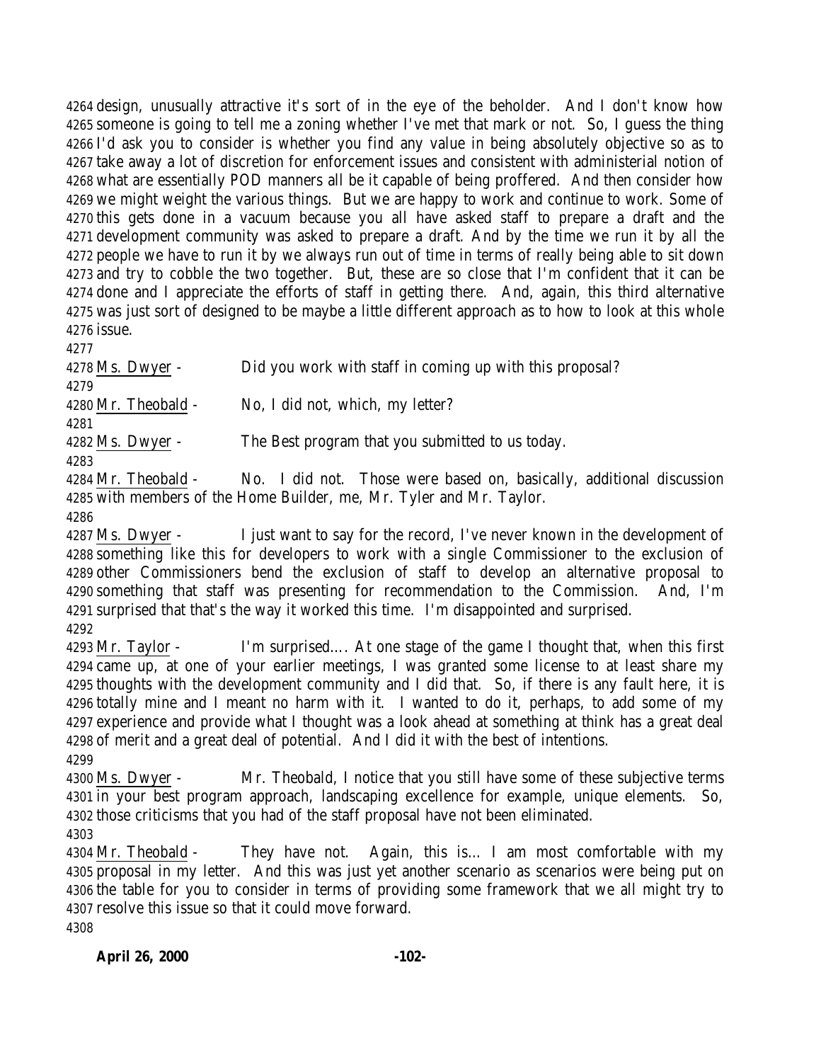design, unusually attractive it's sort of in the eye of the beholder. And I don't know how someone is going to tell me a zoning whether I've met that mark or not. So, I guess the thing I'd ask you to consider is whether you find any value in being absolutely objective so as to take away a lot of discretion for enforcement issues and consistent with administerial notion of what are essentially POD manners all be it capable of being proffered. And then consider how we might weight the various things. But we are happy to work and continue to work. Some of this gets done in a vacuum because you all have asked staff to prepare a draft and the development community was asked to prepare a draft. And by the time we run it by all the people we have to run it by we always run out of time in terms of really being able to sit down and try to cobble the two together. But, these are so close that I'm confident that it can be done and I appreciate the efforts of staff in getting there. And, again, this third alternative was just sort of designed to be maybe a little different approach as to how to look at this whole issue.

Ms. Dwyer - Did you work with staff in coming up with this proposal?

Mr. Theobald - No, I did not, which, my letter?

Ms. Dwyer - The Best program that you submitted to us today.

Mr. Theobald - No. I did not. Those were based on, basically, additional discussion with members of the Home Builder, me, Mr. Tyler and Mr. Taylor.

Ms. Dwyer - I just want to say for the record, I've never known in the development of something like this for developers to work with a single Commissioner to the exclusion of other Commissioners bend the exclusion of staff to develop an alternative proposal to something that staff was presenting for recommendation to the Commission. And, I'm surprised that that's the way it worked this time. I'm disappointed and surprised.

Mr. Taylor - I'm surprised…. At one stage of the game I thought that, when this first came up, at one of your earlier meetings, I was granted some license to at least share my thoughts with the development community and I did that. So, if there is any fault here, it is totally mine and I meant no harm with it. I wanted to do it, perhaps, to add some of my experience and provide what I thought was a look ahead at something at think has a great deal of merit and a great deal of potential. And I did it with the best of intentions.

Ms. Dwyer - Mr. Theobald, I notice that you still have some of these subjective terms in your best program approach, landscaping excellence for example, unique elements. So, those criticisms that you had of the staff proposal have not been eliminated.

Mr. Theobald - They have not. Again, this is… I am most comfortable with my proposal in my letter. And this was just yet another scenario as scenarios were being put on the table for you to consider in terms of providing some framework that we all might try to resolve this issue so that it could move forward.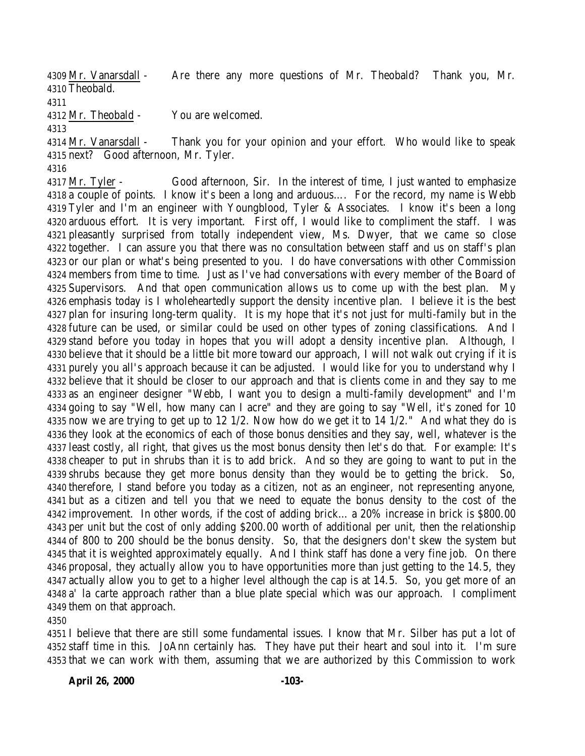4309 Mr. Vanarsdall - Are there any more questions of Mr. Theobald? Thank you, Mr.
4310 Theobald.
4311
4312 Mr. Theobald - You are welcomed.
4313
4314 Mr. Vanarsdall - Thank you for your opinion and your effort. Who would like to speak
4315 next? Good afternoon, Mr. Tyler.
4316
4317 Mr. Tyler - Good afternoon, Sir. In the interest of time, I just wanted to emphasize
4318 a couple of points. I know it's been a long and arduous…. For the record, my name is Webb
4319 Tyler and I'm an engineer with Youngblood, Tyler & Associates. I know it's been a long
4320 arduous effort. It is very important. First off, I would like to compliment the staff. I was
4321 pleasantly surprised from totally independent view, Ms. Dwyer, that we came so close
4322 together. I can assure you that there was no consultation between staff and us on staff's plan
4323 or our plan or what's being presented to you. I do have conversations with other Commission
4324 members from time to time. Just as I've had conversations with every member of the Board of
4325 Supervisors. And that open communication allows us to come up with the best plan. My
4326 emphasis today is I wholeheartedly support the density incentive plan. I believe it is the best
4327 plan for insuring long-term quality. It is my hope that it's not just for multi-family but in the
4328 future can be used, or similar could be used on other types of zoning classifications. And I
4329 stand before you today in hopes that you will adopt a density incentive plan. Although, I
4330 believe that it should be a little bit more toward our approach, I will not walk out crying if it is
4331 purely you all's approach because it can be adjusted. I would like for you to understand why I
4332 believe that it should be closer to our approach and that is clients come in and they say to me
4333 as an engineer designer "Webb, I want you to design a multi-family development" and I'm
4334 going to say "Well, how many can I acre" and they are going to say "Well, it's zoned for 10
4335 now we are trying to get up to 12 1/2. Now how do we get it to 14 1/2." And what they do is
4336 they look at the economics of each of those bonus densities and they say, well, whatever is the
4337 least costly, all right, that gives us the most bonus density then let's do that. For example: It's
4338 cheaper to put in shrubs than it is to add brick. And so they are going to want to put in the
4339 shrubs because they get more bonus density than they would be to getting the brick. So,
4340 therefore, I stand before you today as a citizen, not as an engineer, not representing anyone,
4341 but as a citizen and tell you that we need to equate the bonus density to the cost of the
4342 improvement. In other words, if the cost of adding brick… a 20% increase in brick is $800.00
4343 per unit but the cost of only adding $200.00 worth of additional per unit, then the relationship
4344 of 800 to 200 should be the bonus density. So, that the designers don't skew the system but
4345 that it is weighted approximately equally. And I think staff has done a very fine job. On there
4346 proposal, they actually allow you to have opportunities more than just getting to the 14.5, they
4347 actually allow you to get to a higher level although the cap is at 14.5. So, you get more of an
4348 a' la carte approach rather than a blue plate special which was our approach. I compliment
4349 them on that approach.
4350
4351 I believe that there are still some fundamental issues. I know that Mr. Silber has put a lot of
4352 staff time in this. JoAnn certainly has. They have put their heart and soul into it. I'm sure
4353 that we can work with them, assuming that we are authorized by this Commission to work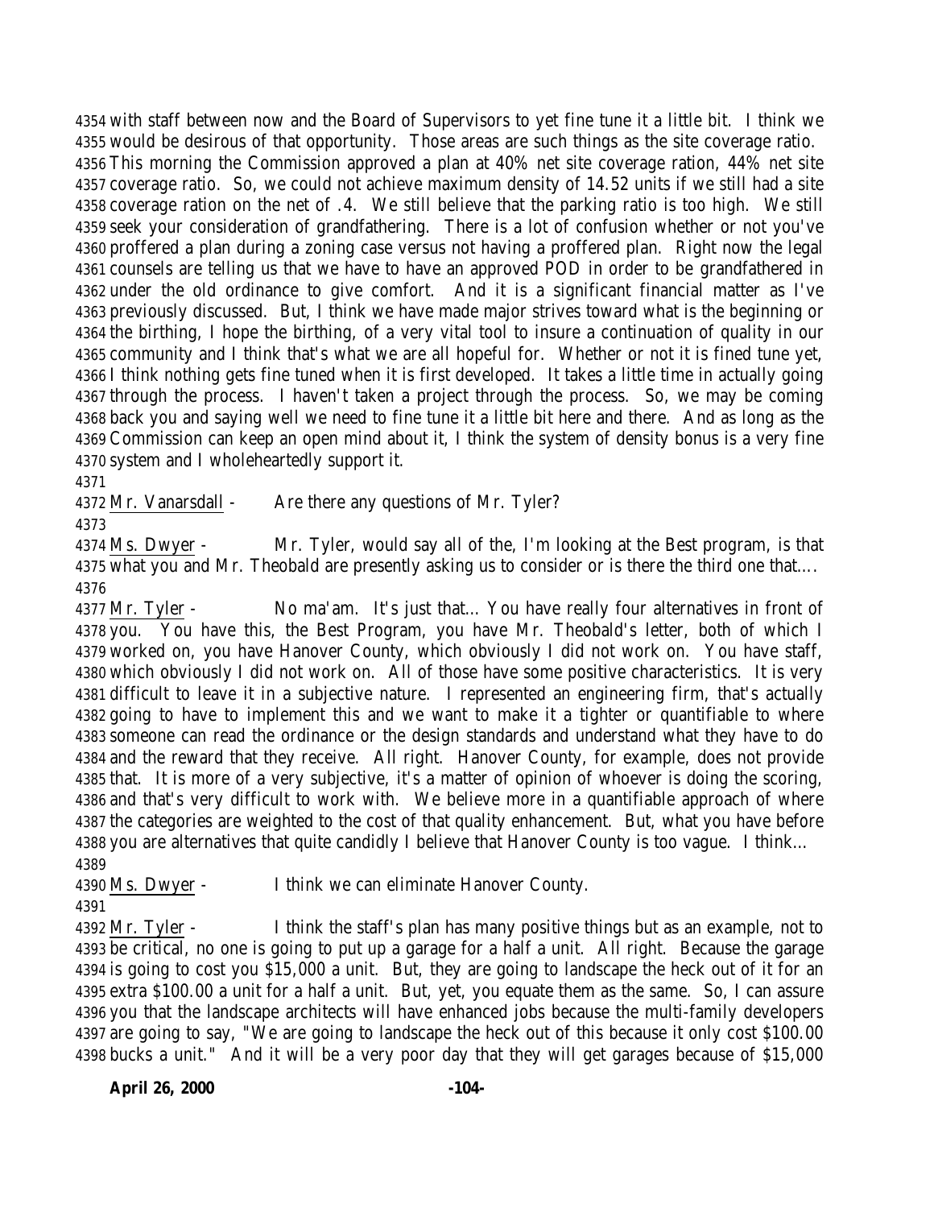4354 with staff between now and the Board of Supervisors to yet fine tune it a little bit. I think we
4355 would be desirous of that opportunity. Those areas are such things as the site coverage ratio.
4356 This morning the Commission approved a plan at 40% net site coverage ration, 44% net site
4357 coverage ratio. So, we could not achieve maximum density of 14.52 units if we still had a site
4358 coverage ration on the net of .4. We still believe that the parking ratio is too high. We still
4359 seek your consideration of grandfathering. There is a lot of confusion whether or not you've
4360 proffered a plan during a zoning case versus not having a proffered plan. Right now the legal
4361 counsels are telling us that we have to have an approved POD in order to be grandfathered in
4362 under the old ordinance to give comfort. And it is a significant financial matter as I've
4363 previously discussed. But, I think we have made major strives toward what is the beginning or
4364 the birthing, I hope the birthing, of a very vital tool to insure a continuation of quality in our
4365 community and I think that's what we are all hopeful for. Whether or not it is fined tune yet,
4366 I think nothing gets fine tuned when it is first developed. It takes a little time in actually going
4367 through the process. I haven't taken a project through the process. So, we may be coming
4368 back you and saying well we need to fine tune it a little bit here and there. And as long as the
4369 Commission can keep an open mind about it, I think the system of density bonus is a very fine
4370 system and I wholeheartedly support it.
4371
4372 Mr. Vanarsdall - Are there any questions of Mr. Tyler?
4373
4374 Ms. Dwyer - Mr. Tyler, would say all of the, I'm looking at the Best program, is that
4375 what you and Mr. Theobald are presently asking us to consider or is there the third one that....
4376
4377 Mr. Tyler - No ma'am. It's just that... You have really four alternatives in front of
4378 you. You have this, the Best Program, you have Mr. Theobald's letter, both of which I
4379 worked on, you have Hanover County, which obviously I did not work on. You have staff,
4380 which obviously I did not work on. All of those have some positive characteristics. It is very
4381 difficult to leave it in a subjective nature. I represented an engineering firm, that's actually
4382 going to have to implement this and we want to make it a tighter or quantifiable to where
4383 someone can read the ordinance or the design standards and understand what they have to do
4384 and the reward that they receive. All right. Hanover County, for example, does not provide
4385 that. It is more of a very subjective, it's a matter of opinion of whoever is doing the scoring,
4386 and that's very difficult to work with. We believe more in a quantifiable approach of where
4387 the categories are weighted to the cost of that quality enhancement. But, what you have before
4388 you are alternatives that quite candidly I believe that Hanover County is too vague. I think...
4389
4390 Ms. Dwyer - I think we can eliminate Hanover County.
4391
4392 Mr. Tyler - I think the staff's plan has many positive things but as an example, not to
4393 be critical, no one is going to put up a garage for a half a unit. All right. Because the garage
4394 is going to cost you $15,000 a unit. But, they are going to landscape the heck out of it for an
4395 extra $100.00 a unit for a half a unit. But, yet, you equate them as the same. So, I can assure
4396 you that the landscape architects will have enhanced jobs because the multi-family developers
4397 are going to say, "We are going to landscape the heck out of this because it only cost $100.00
4398 bucks a unit." And it will be a very poor day that they will get garages because of $15,000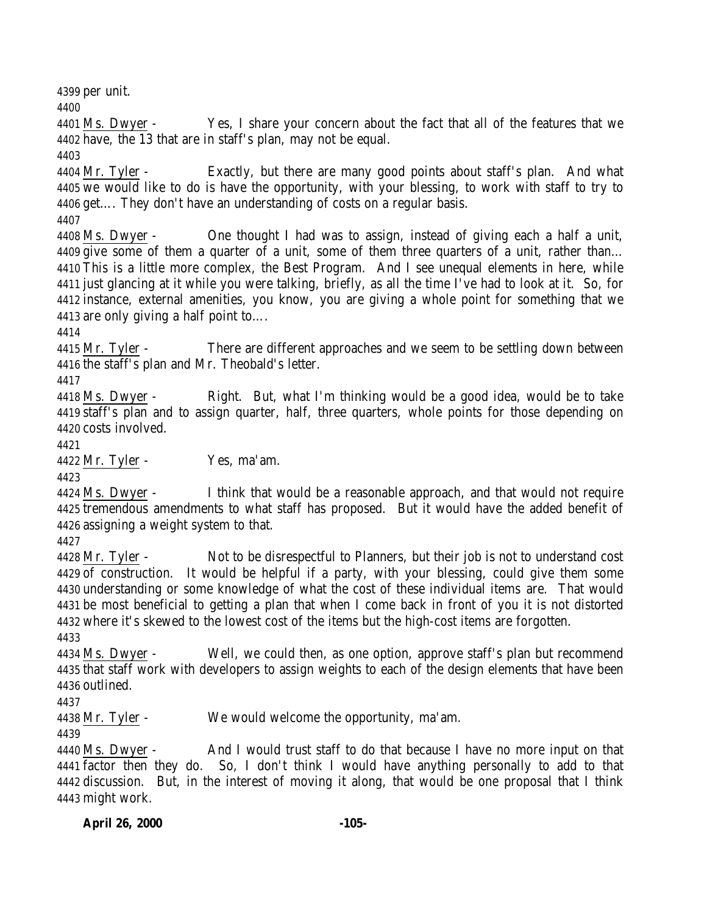per unit.

Ms. Dwyer - Yes, I share your concern about the fact that all of the features that we have, the 13 that are in staff's plan, may not be equal.

Mr. Tyler - Exactly, but there are many good points about staff's plan. And what we would like to do is have the opportunity, with your blessing, to work with staff to try to get.... They don't have an understanding of costs on a regular basis.

Ms. Dwyer - One thought I had was to assign, instead of giving each a half a unit, give some of them a quarter of a unit, some of them three quarters of a unit, rather than... This is a little more complex, the Best Program. And I see unequal elements in here, while just glancing at it while you were talking, briefly, as all the time I've had to look at it. So, for instance, external amenities, you know, you are giving a whole point for something that we are only giving a half point to....

Mr. Tyler - There are different approaches and we seem to be settling down between the staff's plan and Mr. Theobald's letter.

Ms. Dwyer - Right. But, what I'm thinking would be a good idea, would be to take staff's plan and to assign quarter, half, three quarters, whole points for those depending on costs involved.

Mr. Tyler - Yes, ma'am.

Ms. Dwyer - I think that would be a reasonable approach, and that would not require tremendous amendments to what staff has proposed. But it would have the added benefit of assigning a weight system to that.

Mr. Tyler - Not to be disrespectful to Planners, but their job is not to understand cost of construction. It would be helpful if a party, with your blessing, could give them some understanding or some knowledge of what the cost of these individual items are. That would be most beneficial to getting a plan that when I come back in front of you it is not distorted where it's skewed to the lowest cost of the items but the high-cost items are forgotten.

Ms. Dwyer - Well, we could then, as one option, approve staff's plan but recommend that staff work with developers to assign weights to each of the design elements that have been outlined.

Mr. Tyler - We would welcome the opportunity, ma'am.

Ms. Dwyer - And I would trust staff to do that because I have no more input on that factor then they do. So, I don't think I would have anything personally to add to that discussion. But, in the interest of moving it along, that would be one proposal that I think might work.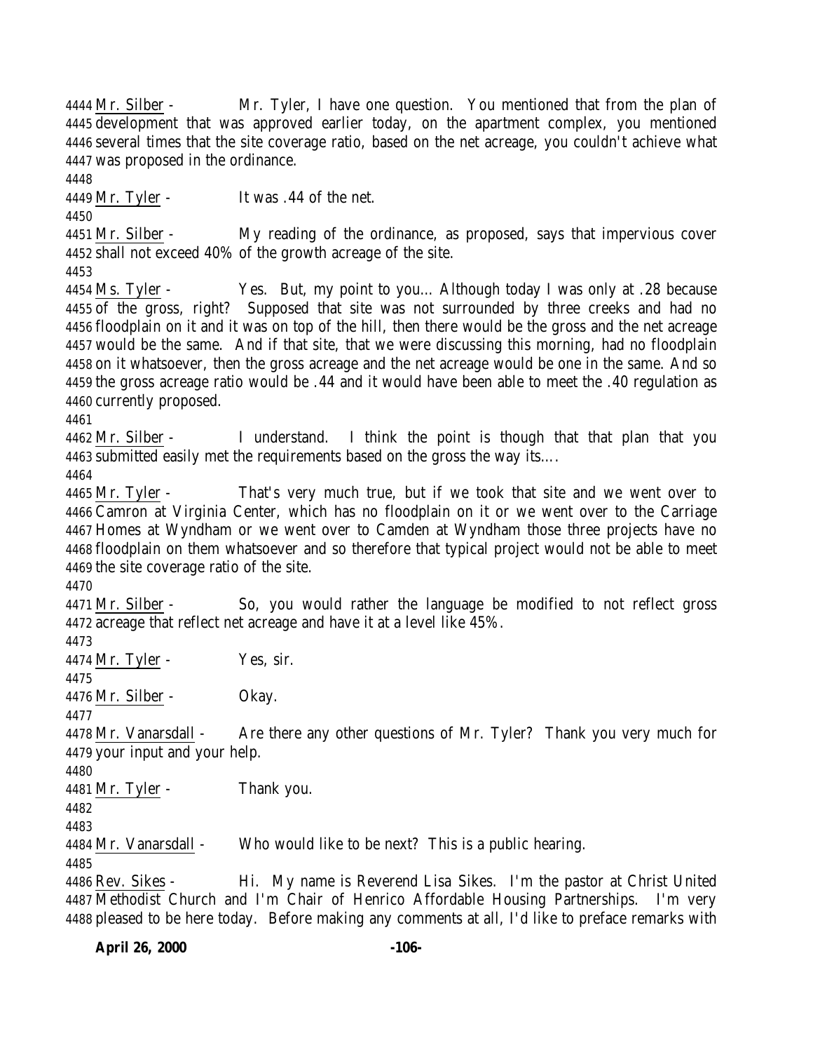4444 Mr. Silber - Mr. Tyler, I have one question. You mentioned that from the plan of
4445 development that was approved earlier today, on the apartment complex, you mentioned
4446 several times that the site coverage ratio, based on the net acreage, you couldn't achieve what
4447 was proposed in the ordinance.
4448
4449 Mr. Tyler - It was .44 of the net.
4450
4451 Mr. Silber - My reading of the ordinance, as proposed, says that impervious cover
4452 shall not exceed 40% of the growth acreage of the site.
4453
4454 Ms. Tyler - Yes. But, my point to you… Although today I was only at .28 because
4455 of the gross, right? Supposed that site was not surrounded by three creeks and had no
4456 floodplain on it and it was on top of the hill, then there would be the gross and the net acreage
4457 would be the same. And if that site, that we were discussing this morning, had no floodplain
4458 on it whatsoever, then the gross acreage and the net acreage would be one in the same. And so
4459 the gross acreage ratio would be .44 and it would have been able to meet the .40 regulation as
4460 currently proposed.
4461
4462 Mr. Silber - I understand. I think the point is though that that plan that you
4463 submitted easily met the requirements based on the gross the way its….
4464
4465 Mr. Tyler - That's very much true, but if we took that site and we went over to
4466 Camron at Virginia Center, which has no floodplain on it or we went over to the Carriage
4467 Homes at Wyndham or we went over to Camden at Wyndham those three projects have no
4468 floodplain on them whatsoever and so therefore that typical project would not be able to meet
4469 the site coverage ratio of the site.
4470
4471 Mr. Silber - So, you would rather the language be modified to not reflect gross
4472 acreage that reflect net acreage and have it at a level like 45%.
4473
4474 Mr. Tyler - Yes, sir.
4475
4476 Mr. Silber - Okay.
4477
4478 Mr. Vanarsdall - Are there any other questions of Mr. Tyler? Thank you very much for
4479 your input and your help.
4480
4481 Mr. Tyler - Thank you.
4482
4483
4484 Mr. Vanarsdall - Who would like to be next? This is a public hearing.
4485
4486 Rev. Sikes - Hi. My name is Reverend Lisa Sikes. I'm the pastor at Christ United
4487 Methodist Church and I'm Chair of Henrico Affordable Housing Partnerships. I'm very
4488 pleased to be here today. Before making any comments at all, I'd like to preface remarks with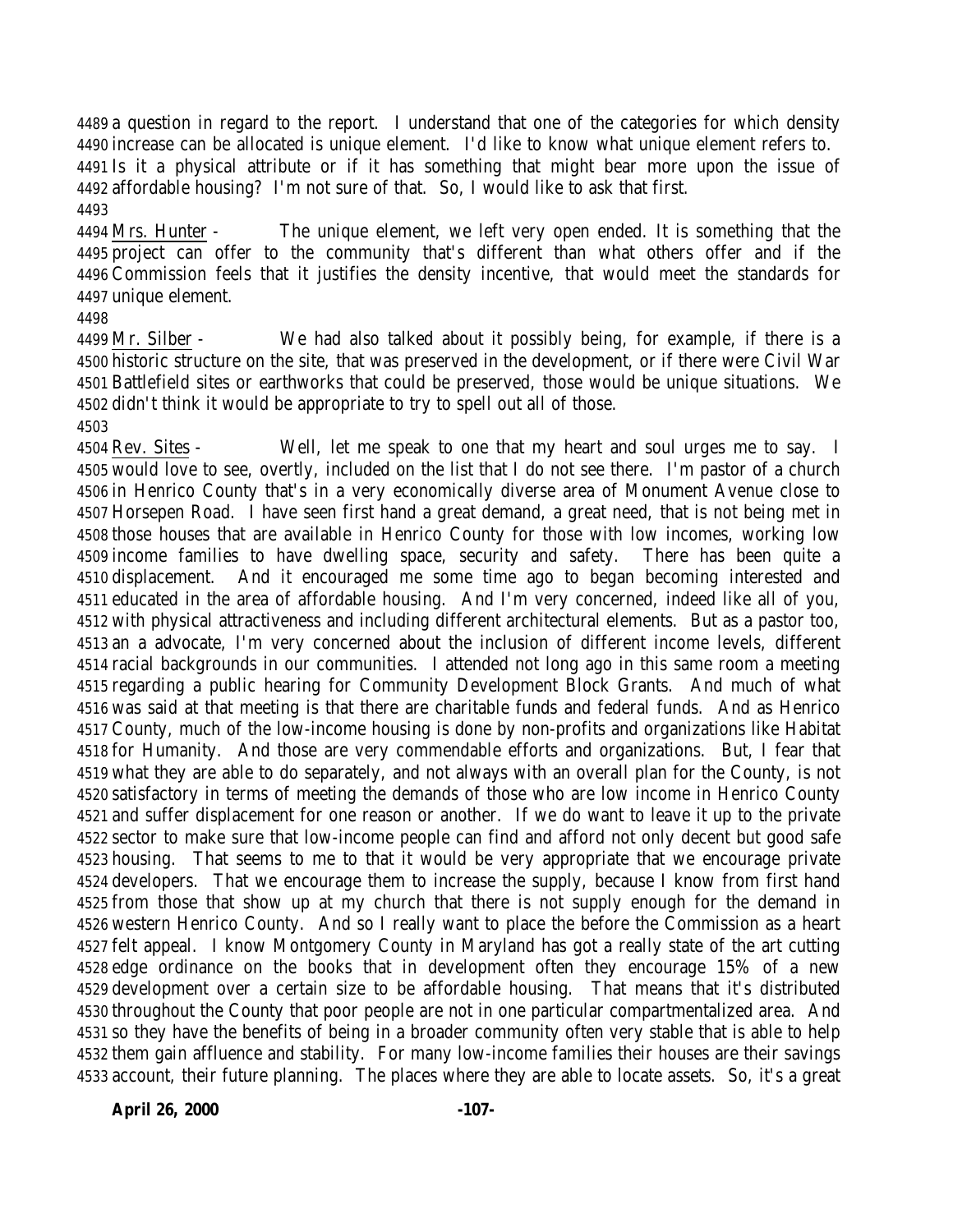a question in regard to the report. I understand that one of the categories for which density increase can be allocated is unique element. I'd like to know what unique element refers to. Is it a physical attribute or if it has something that might bear more upon the issue of affordable housing? I'm not sure of that. So, I would like to ask that first.

Mrs. Hunter - The unique element, we left very open ended. It is something that the project can offer to the community that's different than what others offer and if the Commission feels that it justifies the density incentive, that would meet the standards for unique element.

Mr. Silber - We had also talked about it possibly being, for example, if there is a historic structure on the site, that was preserved in the development, or if there were Civil War Battlefield sites or earthworks that could be preserved, those would be unique situations. We didn't think it would be appropriate to try to spell out all of those.

Rev. Sites - Well, let me speak to one that my heart and soul urges me to say. I would love to see, overtly, included on the list that I do not see there. I'm pastor of a church in Henrico County that's in a very economically diverse area of Monument Avenue close to Horsepen Road. I have seen first hand a great demand, a great need, that is not being met in those houses that are available in Henrico County for those with low incomes, working low income families to have dwelling space, security and safety. There has been quite a displacement. And it encouraged me some time ago to began becoming interested and educated in the area of affordable housing. And I'm very concerned, indeed like all of you, with physical attractiveness and including different architectural elements. But as a pastor too, an a advocate, I'm very concerned about the inclusion of different income levels, different racial backgrounds in our communities. I attended not long ago in this same room a meeting regarding a public hearing for Community Development Block Grants. And much of what was said at that meeting is that there are charitable funds and federal funds. And as Henrico County, much of the low-income housing is done by non-profits and organizations like Habitat for Humanity. And those are very commendable efforts and organizations. But, I fear that what they are able to do separately, and not always with an overall plan for the County, is not satisfactory in terms of meeting the demands of those who are low income in Henrico County and suffer displacement for one reason or another. If we do want to leave it up to the private sector to make sure that low-income people can find and afford not only decent but good safe housing. That seems to me to that it would be very appropriate that we encourage private developers. That we encourage them to increase the supply, because I know from first hand from those that show up at my church that there is not supply enough for the demand in western Henrico County. And so I really want to place the before the Commission as a heart felt appeal. I know Montgomery County in Maryland has got a really state of the art cutting edge ordinance on the books that in development often they encourage 15% of a new development over a certain size to be affordable housing. That means that it's distributed throughout the County that poor people are not in one particular compartmentalized area. And so they have the benefits of being in a broader community often very stable that is able to help them gain affluence and stability. For many low-income families their houses are their savings account, their future planning. The places where they are able to locate assets. So, it's a great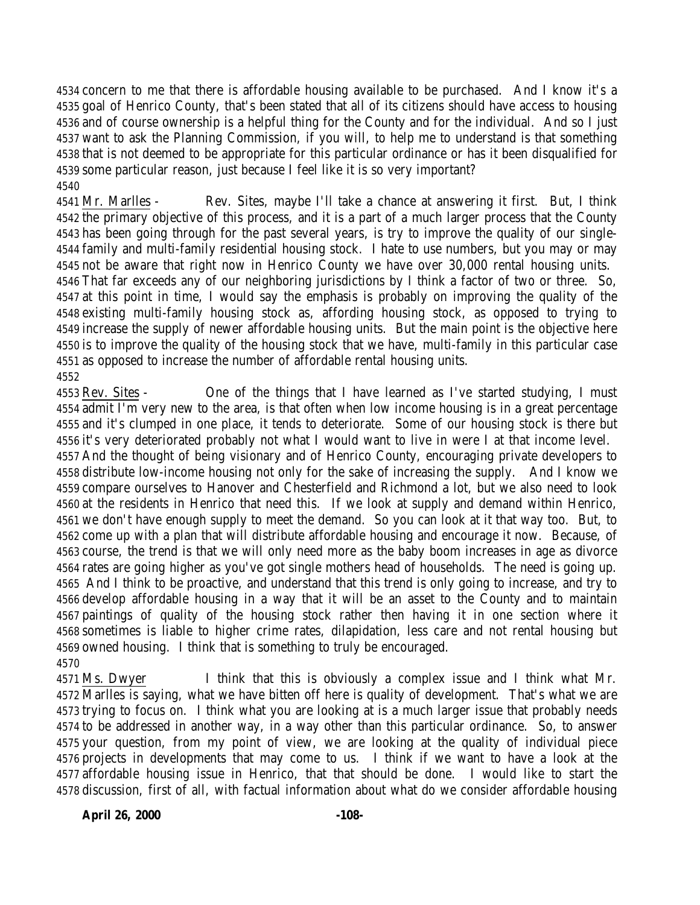concern to me that there is affordable housing available to be purchased. And I know it's a goal of Henrico County, that's been stated that all of its citizens should have access to housing and of course ownership is a helpful thing for the County and for the individual. And so I just want to ask the Planning Commission, if you will, to help me to understand is that something that is not deemed to be appropriate for this particular ordinance or has it been disqualified for some particular reason, just because I feel like it is so very important?

Mr. Marlles - Rev. Sites, maybe I'll take a chance at answering it first. But, I think the primary objective of this process, and it is a part of a much larger process that the County has been going through for the past several years, is try to improve the quality of our single-family and multi-family residential housing stock. I hate to use numbers, but you may or may not be aware that right now in Henrico County we have over 30,000 rental housing units. That far exceeds any of our neighboring jurisdictions by I think a factor of two or three. So, at this point in time, I would say the emphasis is probably on improving the quality of the existing multi-family housing stock as, affording housing stock, as opposed to trying to increase the supply of newer affordable housing units. But the main point is the objective here is to improve the quality of the housing stock that we have, multi-family in this particular case as opposed to increase the number of affordable rental housing units.

Rev. Sites - One of the things that I have learned as I've started studying, I must admit I'm very new to the area, is that often when low income housing is in a great percentage and it's clumped in one place, it tends to deteriorate. Some of our housing stock is there but it's very deteriorated probably not what I would want to live in were I at that income level. And the thought of being visionary and of Henrico County, encouraging private developers to distribute low-income housing not only for the sake of increasing the supply. And I know we compare ourselves to Hanover and Chesterfield and Richmond a lot, but we also need to look at the residents in Henrico that need this. If we look at supply and demand within Henrico, we don't have enough supply to meet the demand. So you can look at it that way too. But, to come up with a plan that will distribute affordable housing and encourage it now. Because, of course, the trend is that we will only need more as the baby boom increases in age as divorce rates are going higher as you've got single mothers head of households. The need is going up. And I think to be proactive, and understand that this trend is only going to increase, and try to develop affordable housing in a way that it will be an asset to the County and to maintain paintings of quality of the housing stock rather then having it in one section where it sometimes is liable to higher crime rates, dilapidation, less care and not rental housing but owned housing. I think that is something to truly be encouraged.

Ms. Dwyer I think that this is obviously a complex issue and I think what Mr. Marlles is saying, what we have bitten off here is quality of development. That's what we are trying to focus on. I think what you are looking at is a much larger issue that probably needs to be addressed in another way, in a way other than this particular ordinance. So, to answer your question, from my point of view, we are looking at the quality of individual piece projects in developments that may come to us. I think if we want to have a look at the affordable housing issue in Henrico, that that should be done. I would like to start the discussion, first of all, with factual information about what do we consider affordable housing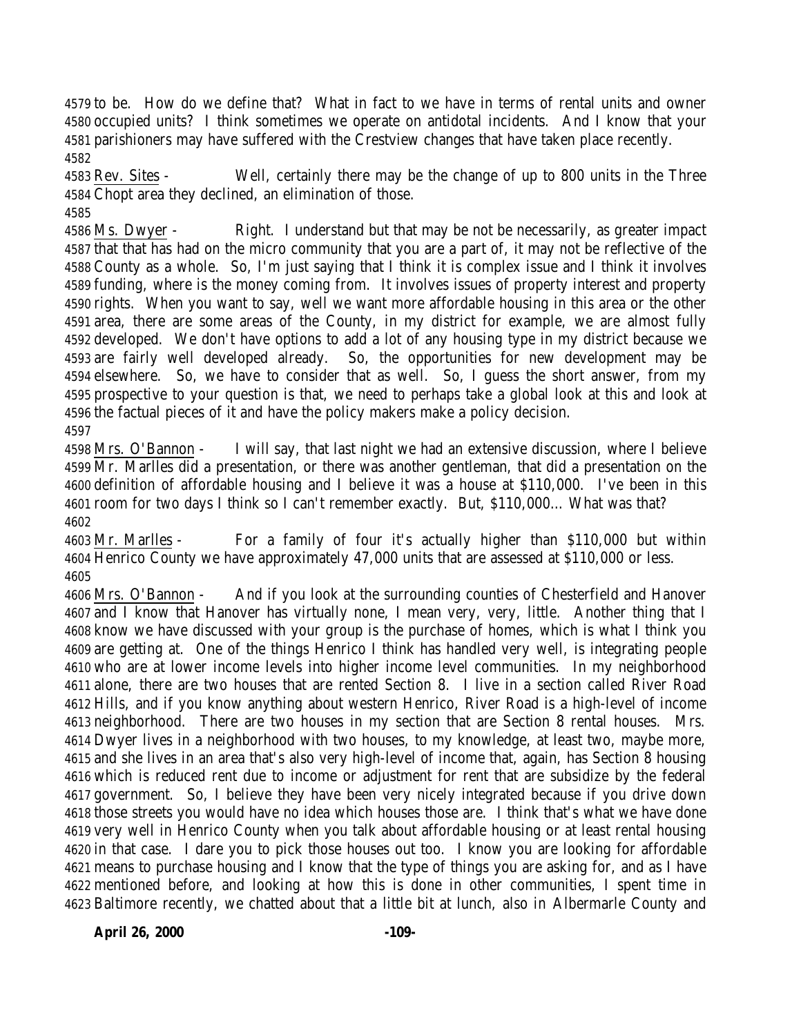to be. How do we define that? What in fact to we have in terms of rental units and owner occupied units? I think sometimes we operate on antidotal incidents. And I know that your parishioners may have suffered with the Crestview changes that have taken place recently.

Rev. Sites - Well, certainly there may be the change of up to 800 units in the Three Chopt area they declined, an elimination of those.

Ms. Dwyer - Right. I understand but that may be not be necessarily, as greater impact that that has had on the micro community that you are a part of, it may not be reflective of the County as a whole. So, I'm just saying that I think it is complex issue and I think it involves funding, where is the money coming from. It involves issues of property interest and property rights. When you want to say, well we want more affordable housing in this area or the other area, there are some areas of the County, in my district for example, we are almost fully developed. We don't have options to add a lot of any housing type in my district because we are fairly well developed already. So, the opportunities for new development may be elsewhere. So, we have to consider that as well. So, I guess the short answer, from my prospective to your question is that, we need to perhaps take a global look at this and look at the factual pieces of it and have the policy makers make a policy decision.

Mrs. O'Bannon - I will say, that last night we had an extensive discussion, where I believe Mr. Marlles did a presentation, or there was another gentleman, that did a presentation on the definition of affordable housing and I believe it was a house at $110,000. I've been in this room for two days I think so I can't remember exactly. But, $110,000... What was that?

Mr. Marlles - For a family of four it's actually higher than $110,000 but within Henrico County we have approximately 47,000 units that are assessed at $110,000 or less.

Mrs. O'Bannon - And if you look at the surrounding counties of Chesterfield and Hanover and I know that Hanover has virtually none, I mean very, very, little. Another thing that I know we have discussed with your group is the purchase of homes, which is what I think you are getting at. One of the things Henrico I think has handled very well, is integrating people who are at lower income levels into higher income level communities. In my neighborhood alone, there are two houses that are rented Section 8. I live in a section called River Road Hills, and if you know anything about western Henrico, River Road is a high-level of income neighborhood. There are two houses in my section that are Section 8 rental houses. Mrs. Dwyer lives in a neighborhood with two houses, to my knowledge, at least two, maybe more, and she lives in an area that's also very high-level of income that, again, has Section 8 housing which is reduced rent due to income or adjustment for rent that are subsidize by the federal government. So, I believe they have been very nicely integrated because if you drive down those streets you would have no idea which houses those are. I think that's what we have done very well in Henrico County when you talk about affordable housing or at least rental housing in that case. I dare you to pick those houses out too. I know you are looking for affordable means to purchase housing and I know that the type of things you are asking for, and as I have mentioned before, and looking at how this is done in other communities, I spent time in Baltimore recently, we chatted about that a little bit at lunch, also in Albermarle County and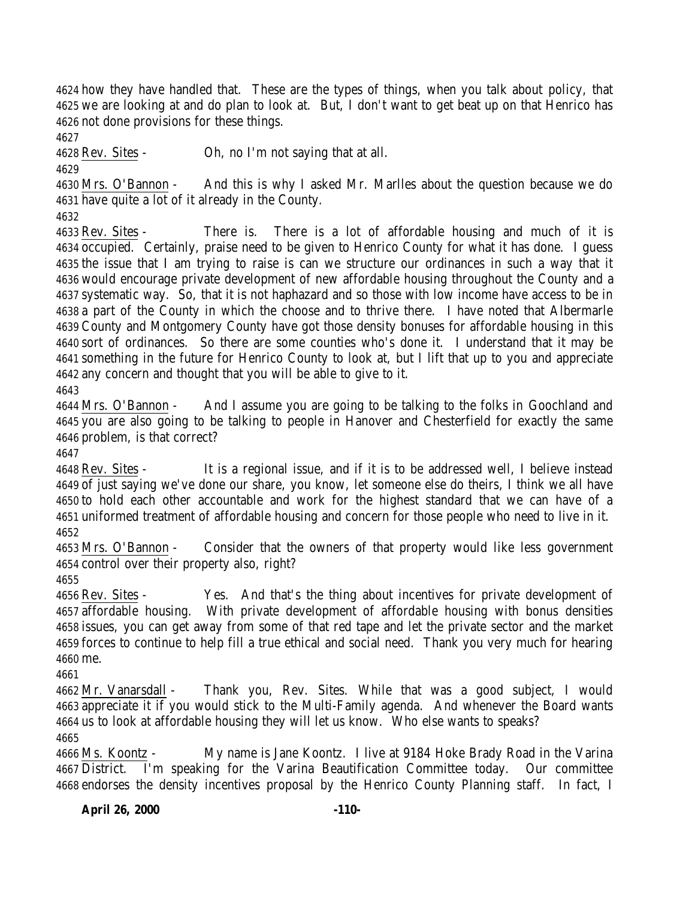4624 how they have handled that. These are the types of things, when you talk about policy, that
4625 we are looking at and do plan to look at. But, I don't want to get beat up on that Henrico has
4626 not done provisions for these things.
4627
4628 Rev. Sites - Oh, no I'm not saying that at all.
4629
4630 Mrs. O'Bannon - And this is why I asked Mr. Marlles about the question because we do
4631 have quite a lot of it already in the County.
4632
4633 Rev. Sites - There is. There is a lot of affordable housing and much of it is
4634 occupied. Certainly, praise need to be given to Henrico County for what it has done. I guess
4635 the issue that I am trying to raise is can we structure our ordinances in such a way that it
4636 would encourage private development of new affordable housing throughout the County and a
4637 systematic way. So, that it is not haphazard and so those with low income have access to be in
4638 a part of the County in which the choose and to thrive there. I have noted that Albermarle
4639 County and Montgomery County have got those density bonuses for affordable housing in this
4640 sort of ordinances. So there are some counties who's done it. I understand that it may be
4641 something in the future for Henrico County to look at, but I lift that up to you and appreciate
4642 any concern and thought that you will be able to give to it.
4643
4644 Mrs. O'Bannon - And I assume you are going to be talking to the folks in Goochland and
4645 you are also going to be talking to people in Hanover and Chesterfield for exactly the same
4646 problem, is that correct?
4647
4648 Rev. Sites - It is a regional issue, and if it is to be addressed well, I believe instead
4649 of just saying we've done our share, you know, let someone else do theirs, I think we all have
4650 to hold each other accountable and work for the highest standard that we can have of a
4651 uniformed treatment of affordable housing and concern for those people who need to live in it.
4652
4653 Mrs. O'Bannon - Consider that the owners of that property would like less government
4654 control over their property also, right?
4655
4656 Rev. Sites - Yes. And that's the thing about incentives for private development of
4657 affordable housing. With private development of affordable housing with bonus densities
4658 issues, you can get away from some of that red tape and let the private sector and the market
4659 forces to continue to help fill a true ethical and social need. Thank you very much for hearing
4660 me.
4661
4662 Mr. Vanarsdall - Thank you, Rev. Sites. While that was a good subject, I would
4663 appreciate it if you would stick to the Multi-Family agenda. And whenever the Board wants
4664 us to look at affordable housing they will let us know. Who else wants to speaks?
4665
4666 Ms. Koontz - My name is Jane Koontz. I live at 9184 Hoke Brady Road in the Varina
4667 District. I'm speaking for the Varina Beautification Committee today. Our committee
4668 endorses the density incentives proposal by the Henrico County Planning staff. In fact, I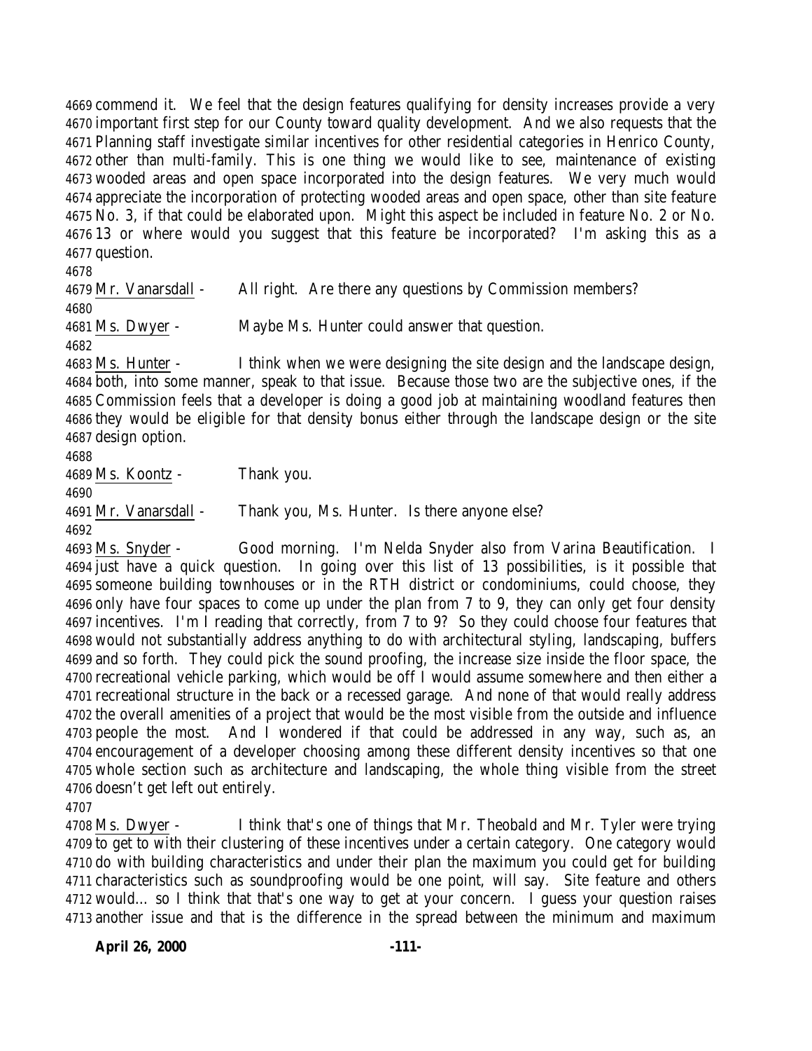commend it. We feel that the design features qualifying for density increases provide a very important first step for our County toward quality development. And we also requests that the Planning staff investigate similar incentives for other residential categories in Henrico County, other than multi-family. This is one thing we would like to see, maintenance of existing wooded areas and open space incorporated into the design features. We very much would appreciate the incorporation of protecting wooded areas and open space, other than site feature No. 3, if that could be elaborated upon. Might this aspect be included in feature No. 2 or No. 13 or where would you suggest that this feature be incorporated? I'm asking this as a question.

Mr. Vanarsdall - All right. Are there any questions by Commission members?

Ms. Dwyer - Maybe Ms. Hunter could answer that question.

Ms. Hunter - I think when we were designing the site design and the landscape design, both, into some manner, speak to that issue. Because those two are the subjective ones, if the Commission feels that a developer is doing a good job at maintaining woodland features then they would be eligible for that density bonus either through the landscape design or the site design option.

Ms. Koontz - Thank you.

Mr. Vanarsdall - Thank you, Ms. Hunter. Is there anyone else?

Ms. Snyder - Good morning. I'm Nelda Snyder also from Varina Beautification. I just have a quick question. In going over this list of 13 possibilities, is it possible that someone building townhouses or in the RTH district or condominiums, could choose, they only have four spaces to come up under the plan from 7 to 9, they can only get four density incentives. I'm I reading that correctly, from 7 to 9? So they could choose four features that would not substantially address anything to do with architectural styling, landscaping, buffers and so forth. They could pick the sound proofing, the increase size inside the floor space, the recreational vehicle parking, which would be off I would assume somewhere and then either a recreational structure in the back or a recessed garage. And none of that would really address the overall amenities of a project that would be the most visible from the outside and influence people the most. And I wondered if that could be addressed in any way, such as, an encouragement of a developer choosing among these different density incentives so that one whole section such as architecture and landscaping, the whole thing visible from the street doesn't get left out entirely.

Ms. Dwyer - I think that's one of things that Mr. Theobald and Mr. Tyler were trying to get to with their clustering of these incentives under a certain category. One category would do with building characteristics and under their plan the maximum you could get for building characteristics such as soundproofing would be one point, will say. Site feature and others would… so I think that that's one way to get at your concern. I guess your question raises another issue and that is the difference in the spread between the minimum and maximum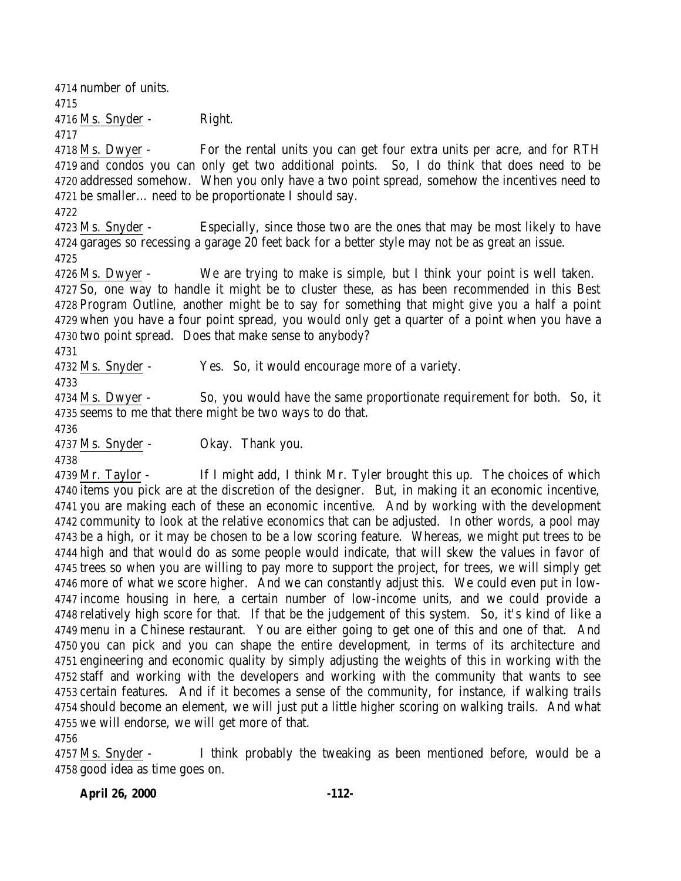4714 number of units.
4715
4716 Ms. Snyder - Right.
4717
4718 Ms. Dwyer - For the rental units you can get four extra units per acre, and for RTH
4719 and condos you can only get two additional points. So, I do think that does need to be
4720 addressed somehow. When you only have a two point spread, somehow the incentives need to
4721 be smaller… need to be proportionate I should say.
4722
4723 Ms. Snyder - Especially, since those two are the ones that may be most likely to have
4724 garages so recessing a garage 20 feet back for a better style may not be as great an issue.
4725
4726 Ms. Dwyer - We are trying to make is simple, but I think your point is well taken.
4727 So, one way to handle it might be to cluster these, as has been recommended in this Best
4728 Program Outline, another might be to say for something that might give you a half a point
4729 when you have a four point spread, you would only get a quarter of a point when you have a
4730 two point spread. Does that make sense to anybody?
4731
4732 Ms. Snyder - Yes. So, it would encourage more of a variety.
4733
4734 Ms. Dwyer - So, you would have the same proportionate requirement for both. So, it
4735 seems to me that there might be two ways to do that.
4736
4737 Ms. Snyder - Okay. Thank you.
4738
4739 Mr. Taylor - If I might add, I think Mr. Tyler brought this up. The choices of which
4740 items you pick are at the discretion of the designer. But, in making it an economic incentive,
4741 you are making each of these an economic incentive. And by working with the development
4742 community to look at the relative economics that can be adjusted. In other words, a pool may
4743 be a high, or it may be chosen to be a low scoring feature. Whereas, we might put trees to be
4744 high and that would do as some people would indicate, that will skew the values in favor of
4745 trees so when you are willing to pay more to support the project, for trees, we will simply get
4746 more of what we score higher. And we can constantly adjust this. We could even put in low-
4747 income housing in here, a certain number of low-income units, and we could provide a
4748 relatively high score for that. If that be the judgement of this system. So, it's kind of like a
4749 menu in a Chinese restaurant. You are either going to get one of this and one of that. And
4750 you can pick and you can shape the entire development, in terms of its architecture and
4751 engineering and economic quality by simply adjusting the weights of this in working with the
4752 staff and working with the developers and working with the community that wants to see
4753 certain features. And if it becomes a sense of the community, for instance, if walking trails
4754 should become an element, we will just put a little higher scoring on walking trails. And what
4755 we will endorse, we will get more of that.
4756
4757 Ms. Snyder - I think probably the tweaking as been mentioned before, would be a
4758 good idea as time goes on.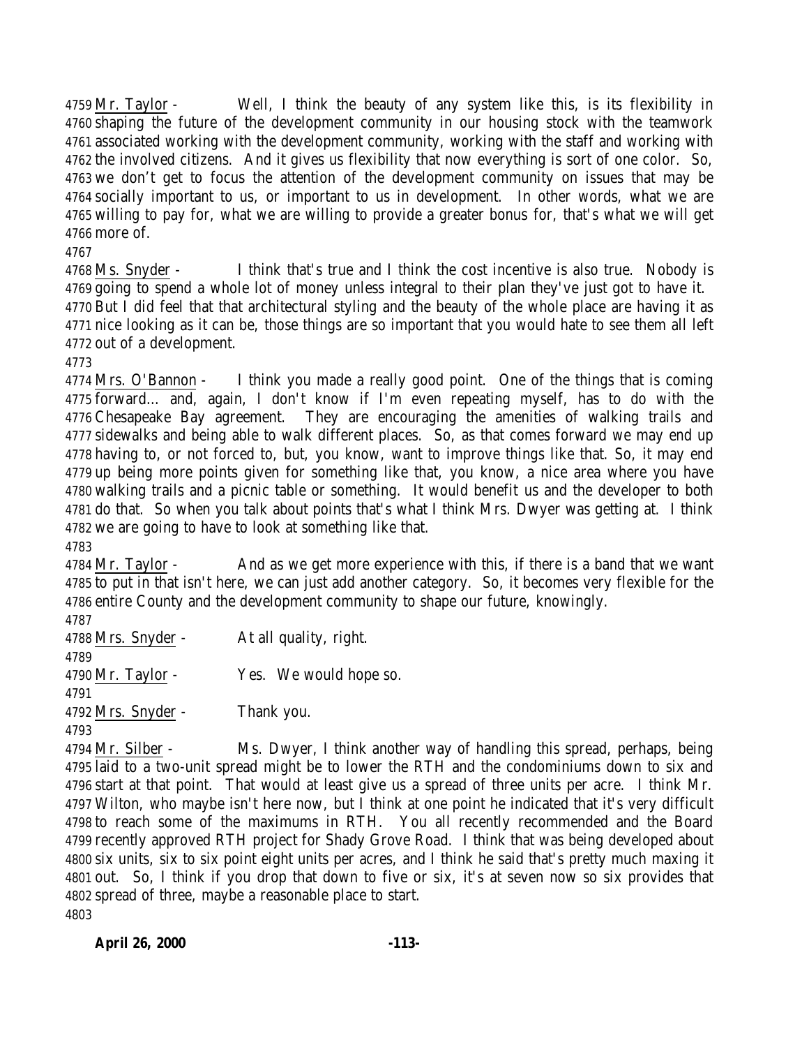Mr. Taylor - Well, I think the beauty of any system like this, is its flexibility in shaping the future of the development community in our housing stock with the teamwork associated working with the development community, working with the staff and working with the involved citizens. And it gives us flexibility that now everything is sort of one color. So, we don't get to focus the attention of the development community on issues that may be socially important to us, or important to us in development. In other words, what we are willing to pay for, what we are willing to provide a greater bonus for, that's what we will get more of.

Ms. Snyder - I think that's true and I think the cost incentive is also true. Nobody is going to spend a whole lot of money unless integral to their plan they've just got to have it. But I did feel that that architectural styling and the beauty of the whole place are having it as nice looking as it can be, those things are so important that you would hate to see them all left out of a development.

Mrs. O'Bannon - I think you made a really good point. One of the things that is coming forward… and, again, I don't know if I'm even repeating myself, has to do with the Chesapeake Bay agreement. They are encouraging the amenities of walking trails and sidewalks and being able to walk different places. So, as that comes forward we may end up having to, or not forced to, but, you know, want to improve things like that. So, it may end up being more points given for something like that, you know, a nice area where you have walking trails and a picnic table or something. It would benefit us and the developer to both do that. So when you talk about points that's what I think Mrs. Dwyer was getting at. I think we are going to have to look at something like that.

Mr. Taylor - And as we get more experience with this, if there is a band that we want to put in that isn't here, we can just add another category. So, it becomes very flexible for the entire County and the development community to shape our future, knowingly.

Mrs. Snyder - At all quality, right.

Mr. Taylor - Yes. We would hope so.

Mrs. Snyder - Thank you.

Mr. Silber - Ms. Dwyer, I think another way of handling this spread, perhaps, being laid to a two-unit spread might be to lower the RTH and the condominiums down to six and start at that point. That would at least give us a spread of three units per acre. I think Mr. Wilton, who maybe isn't here now, but I think at one point he indicated that it's very difficult to reach some of the maximums in RTH. You all recently recommended and the Board recently approved RTH project for Shady Grove Road. I think that was being developed about six units, six to six point eight units per acres, and I think he said that's pretty much maxing it out. So, I think if you drop that down to five or six, it's at seven now so six provides that spread of three, maybe a reasonable place to start.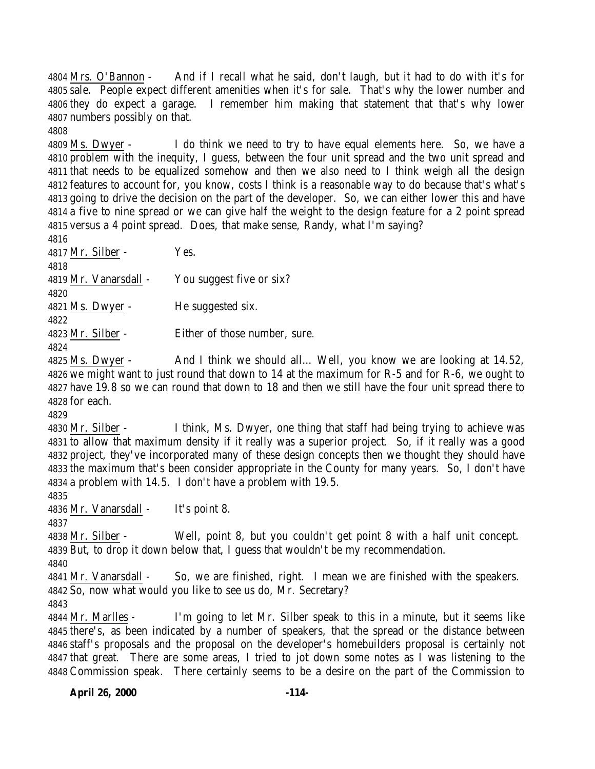Mrs. O'Bannon - And if I recall what he said, don't laugh, but it had to do with it's for sale. People expect different amenities when it's for sale. That's why the lower number and they do expect a garage. I remember him making that statement that that's why lower numbers possibly on that.

Ms. Dwyer - I do think we need to try to have equal elements here. So, we have a problem with the inequity, I guess, between the four unit spread and the two unit spread and that needs to be equalized somehow and then we also need to I think weigh all the design features to account for, you know, costs I think is a reasonable way to do because that's what's going to drive the decision on the part of the developer. So, we can either lower this and have a five to nine spread or we can give half the weight to the design feature for a 2 point spread versus a 4 point spread. Does, that make sense, Randy, what I'm saying?

Mr. Silber - Yes.

Mr. Vanarsdall - You suggest five or six?

Ms. Dwyer - He suggested six.

Mr. Silber - Either of those number, sure.

Ms. Dwyer - And I think we should all… Well, you know we are looking at 14.52, we might want to just round that down to 14 at the maximum for R-5 and for R-6, we ought to have 19.8 so we can round that down to 18 and then we still have the four unit spread there to for each.

Mr. Silber - I think, Ms. Dwyer, one thing that staff had being trying to achieve was to allow that maximum density if it really was a superior project. So, if it really was a good project, they've incorporated many of these design concepts then we thought they should have the maximum that's been consider appropriate in the County for many years. So, I don't have a problem with 14.5. I don't have a problem with 19.5.

Mr. Vanarsdall - It's point 8.

Mr. Silber - Well, point 8, but you couldn't get point 8 with a half unit concept. But, to drop it down below that, I guess that wouldn't be my recommendation.

Mr. Vanarsdall - So, we are finished, right. I mean we are finished with the speakers. So, now what would you like to see us do, Mr. Secretary?

Mr. Marlles - I'm going to let Mr. Silber speak to this in a minute, but it seems like there's, as been indicated by a number of speakers, that the spread or the distance between staff's proposals and the proposal on the developer's homebuilders proposal is certainly not that great. There are some areas, I tried to jot down some notes as I was listening to the Commission speak. There certainly seems to be a desire on the part of the Commission to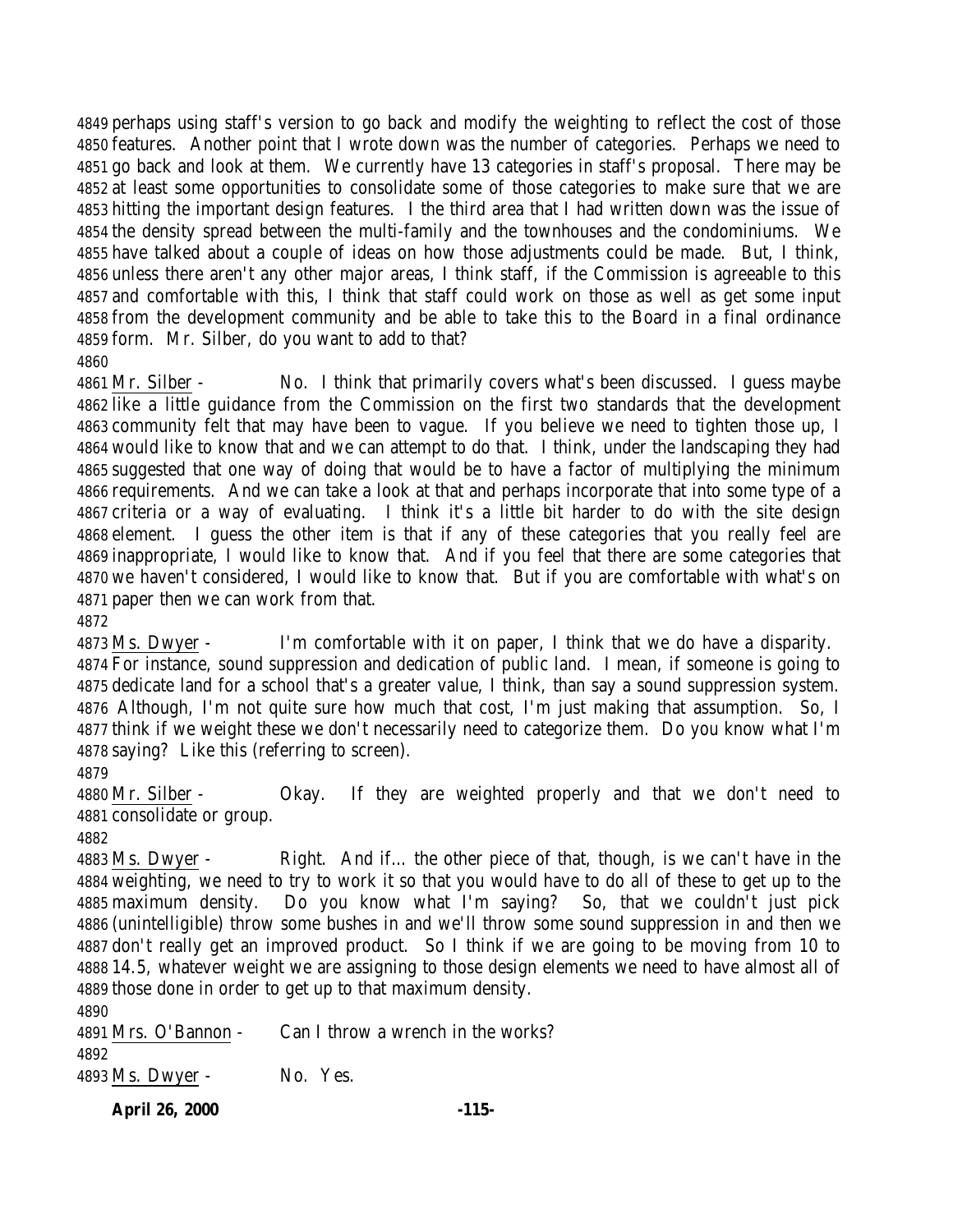perhaps using staff's version to go back and modify the weighting to reflect the cost of those features. Another point that I wrote down was the number of categories. Perhaps we need to go back and look at them. We currently have 13 categories in staff's proposal. There may be at least some opportunities to consolidate some of those categories to make sure that we are hitting the important design features. I the third area that I had written down was the issue of the density spread between the multi-family and the townhouses and the condominiums. We have talked about a couple of ideas on how those adjustments could be made. But, I think, unless there aren't any other major areas, I think staff, if the Commission is agreeable to this and comfortable with this, I think that staff could work on those as well as get some input from the development community and be able to take this to the Board in a final ordinance form. Mr. Silber, do you want to add to that?

Mr. Silber - No. I think that primarily covers what's been discussed. I guess maybe like a little guidance from the Commission on the first two standards that the development community felt that may have been to vague. If you believe we need to tighten those up, I would like to know that and we can attempt to do that. I think, under the landscaping they had suggested that one way of doing that would be to have a factor of multiplying the minimum requirements. And we can take a look at that and perhaps incorporate that into some type of a criteria or a way of evaluating. I think it's a little bit harder to do with the site design element. I guess the other item is that if any of these categories that you really feel are inappropriate, I would like to know that. And if you feel that there are some categories that we haven't considered, I would like to know that. But if you are comfortable with what's on paper then we can work from that.

Ms. Dwyer - I'm comfortable with it on paper, I think that we do have a disparity. For instance, sound suppression and dedication of public land. I mean, if someone is going to dedicate land for a school that's a greater value, I think, than say a sound suppression system. Although, I'm not quite sure how much that cost, I'm just making that assumption. So, I think if we weight these we don't necessarily need to categorize them. Do you know what I'm saying? Like this (referring to screen).

Mr. Silber - Okay. If they are weighted properly and that we don't need to consolidate or group.

Ms. Dwyer - Right. And if… the other piece of that, though, is we can't have in the weighting, we need to try to work it so that you would have to do all of these to get up to the maximum density. Do you know what I'm saying? So, that we couldn't just pick (unintelligible) throw some bushes in and we'll throw some sound suppression in and then we don't really get an improved product. So I think if we are going to be moving from 10 to 14.5, whatever weight we are assigning to those design elements we need to have almost all of those done in order to get up to that maximum density.

Mrs. O'Bannon - Can I throw a wrench in the works?

Ms. Dwyer - No. Yes.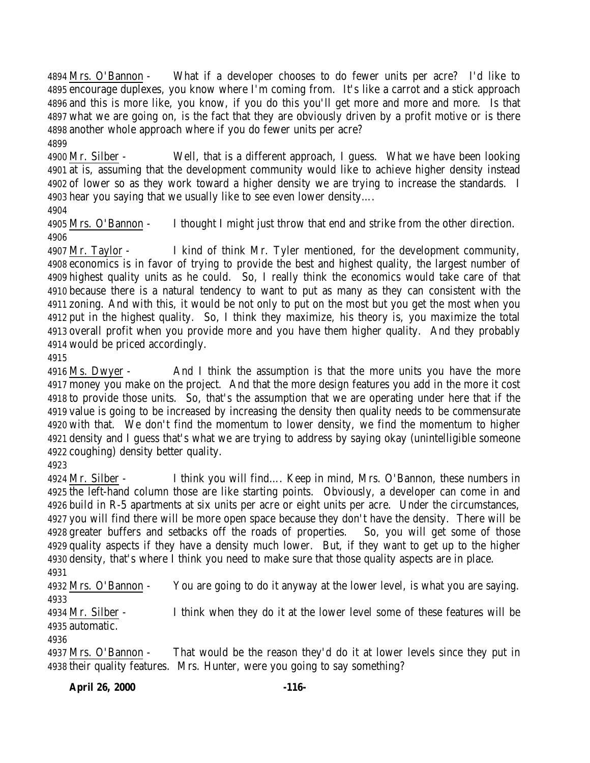Mrs. O'Bannon - What if a developer chooses to do fewer units per acre? I'd like to encourage duplexes, you know where I'm coming from. It's like a carrot and a stick approach and this is more like, you know, if you do this you'll get more and more and more. Is that what we are going on, is the fact that they are obviously driven by a profit motive or is there another whole approach where if you do fewer units per acre?

Mr. Silber - Well, that is a different approach, I guess. What we have been looking at is, assuming that the development community would like to achieve higher density instead of lower so as they work toward a higher density we are trying to increase the standards. I hear you saying that we usually like to see even lower density....

Mrs. O'Bannon - I thought I might just throw that end and strike from the other direction.

Mr. Taylor - I kind of think Mr. Tyler mentioned, for the development community, economics is in favor of trying to provide the best and highest quality, the largest number of highest quality units as he could. So, I really think the economics would take care of that because there is a natural tendency to want to put as many as they can consistent with the zoning. And with this, it would be not only to put on the most but you get the most when you put in the highest quality. So, I think they maximize, his theory is, you maximize the total overall profit when you provide more and you have them higher quality. And they probably would be priced accordingly.

Ms. Dwyer - And I think the assumption is that the more units you have the more money you make on the project. And that the more design features you add in the more it cost to provide those units. So, that's the assumption that we are operating under here that if the value is going to be increased by increasing the density then quality needs to be commensurate with that. We don't find the momentum to lower density, we find the momentum to higher density and I guess that's what we are trying to address by saying okay (unintelligible someone coughing) density better quality.

Mr. Silber - I think you will find.... Keep in mind, Mrs. O'Bannon, these numbers in the left-hand column those are like starting points. Obviously, a developer can come in and build in R-5 apartments at six units per acre or eight units per acre. Under the circumstances, you will find there will be more open space because they don't have the density. There will be greater buffers and setbacks off the roads of properties. So, you will get some of those quality aspects if they have a density much lower. But, if they want to get up to the higher density, that's where I think you need to make sure that those quality aspects are in place.

Mrs. O'Bannon - You are going to do it anyway at the lower level, is what you are saying.

Mr. Silber - I think when they do it at the lower level some of these features will be automatic.

Mrs. O'Bannon - That would be the reason they'd do it at lower levels since they put in their quality features. Mrs. Hunter, were you going to say something?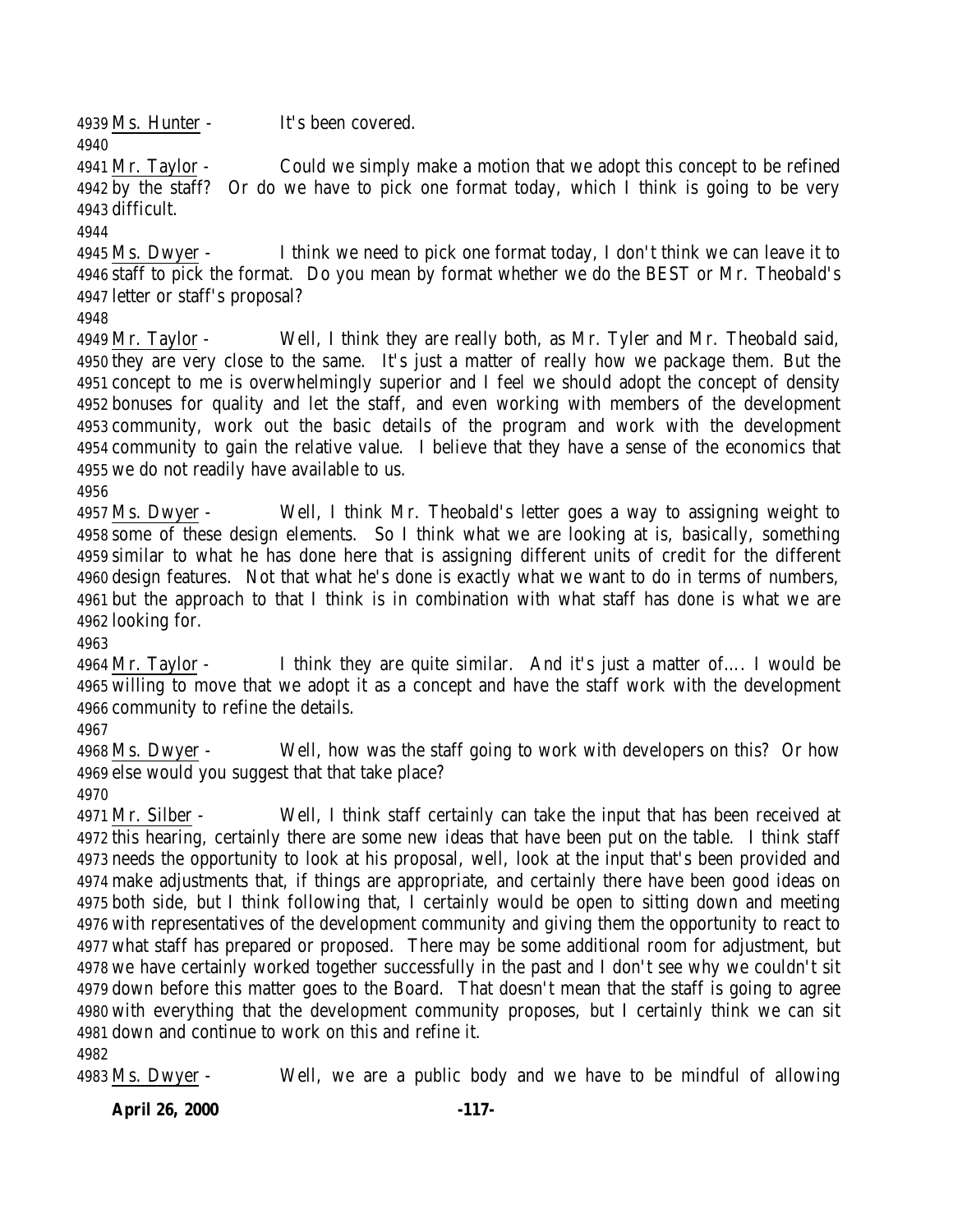Ms. Hunter - It's been covered.

Mr. Taylor - Could we simply make a motion that we adopt this concept to be refined by the staff? Or do we have to pick one format today, which I think is going to be very difficult.

Ms. Dwyer - I think we need to pick one format today, I don't think we can leave it to staff to pick the format. Do you mean by format whether we do the BEST or Mr. Theobald's letter or staff's proposal?

Mr. Taylor - Well, I think they are really both, as Mr. Tyler and Mr. Theobald said, they are very close to the same. It's just a matter of really how we package them. But the concept to me is overwhelmingly superior and I feel we should adopt the concept of density bonuses for quality and let the staff, and even working with members of the development community, work out the basic details of the program and work with the development community to gain the relative value. I believe that they have a sense of the economics that we do not readily have available to us.

Ms. Dwyer - Well, I think Mr. Theobald's letter goes a way to assigning weight to some of these design elements. So I think what we are looking at is, basically, something similar to what he has done here that is assigning different units of credit for the different design features. Not that what he's done is exactly what we want to do in terms of numbers, but the approach to that I think is in combination with what staff has done is what we are looking for.

Mr. Taylor - I think they are quite similar. And it's just a matter of…. I would be willing to move that we adopt it as a concept and have the staff work with the development community to refine the details.

Ms. Dwyer - Well, how was the staff going to work with developers on this? Or how else would you suggest that that take place?

Mr. Silber - Well, I think staff certainly can take the input that has been received at this hearing, certainly there are some new ideas that have been put on the table. I think staff needs the opportunity to look at his proposal, well, look at the input that's been provided and make adjustments that, if things are appropriate, and certainly there have been good ideas on both side, but I think following that, I certainly would be open to sitting down and meeting with representatives of the development community and giving them the opportunity to react to what staff has prepared or proposed. There may be some additional room for adjustment, but we have certainly worked together successfully in the past and I don't see why we couldn't sit down before this matter goes to the Board. That doesn't mean that the staff is going to agree with everything that the development community proposes, but I certainly think we can sit down and continue to work on this and refine it.

Ms. Dwyer - Well, we are a public body and we have to be mindful of allowing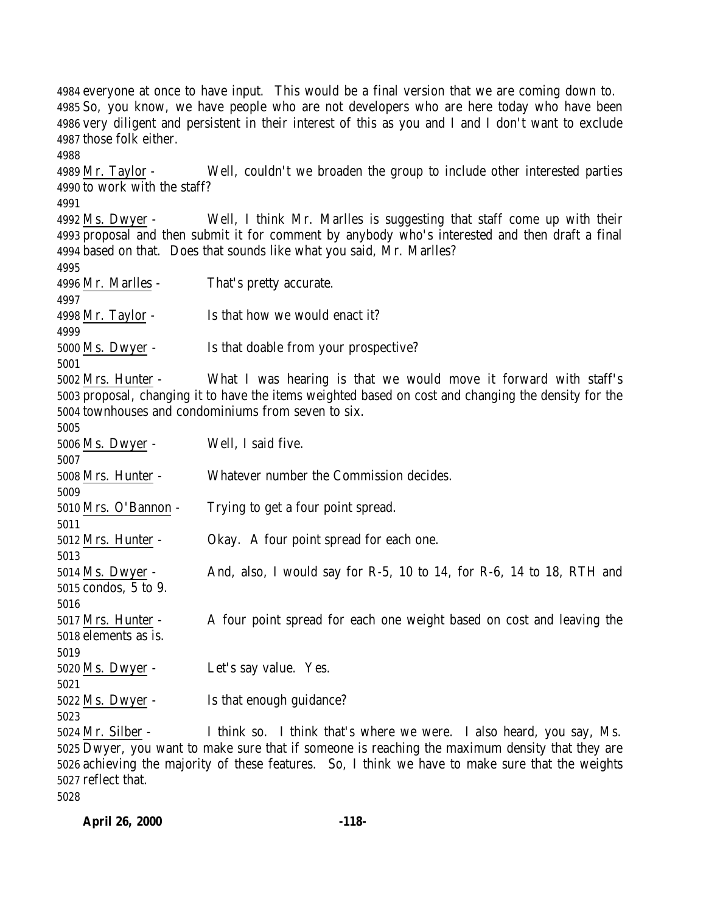everyone at once to have input. This would be a final version that we are coming down to. So, you know, we have people who are not developers who are here today who have been very diligent and persistent in their interest of this as you and I and I don't want to exclude those folk either.

Mr. Taylor - Well, couldn't we broaden the group to include other interested parties to work with the staff?

Ms. Dwyer - Well, I think Mr. Marlles is suggesting that staff come up with their proposal and then submit it for comment by anybody who's interested and then draft a final based on that. Does that sounds like what you said, Mr. Marlles?

Mr. Marlles - That's pretty accurate.

Mr. Taylor - Is that how we would enact it?

Ms. Dwyer - Is that doable from your prospective?

Mrs. Hunter - What I was hearing is that we would move it forward with staff's proposal, changing it to have the items weighted based on cost and changing the density for the townhouses and condominiums from seven to six.

Ms. Dwyer - Well, I said five.

Mrs. Hunter - Whatever number the Commission decides.

Mrs. O'Bannon - Trying to get a four point spread.

Mrs. Hunter - Okay. A four point spread for each one.

Ms. Dwyer - And, also, I would say for R-5, 10 to 14, for R-6, 14 to 18, RTH and condos, 5 to 9.

Mrs. Hunter - A four point spread for each one weight based on cost and leaving the elements as is.

Ms. Dwyer - Let's say value. Yes.

Ms. Dwyer - Is that enough guidance?

Mr. Silber - I think so. I think that's where we were. I also heard, you say, Ms. Dwyer, you want to make sure that if someone is reaching the maximum density that they are achieving the majority of these features. So, I think we have to make sure that the weights reflect that.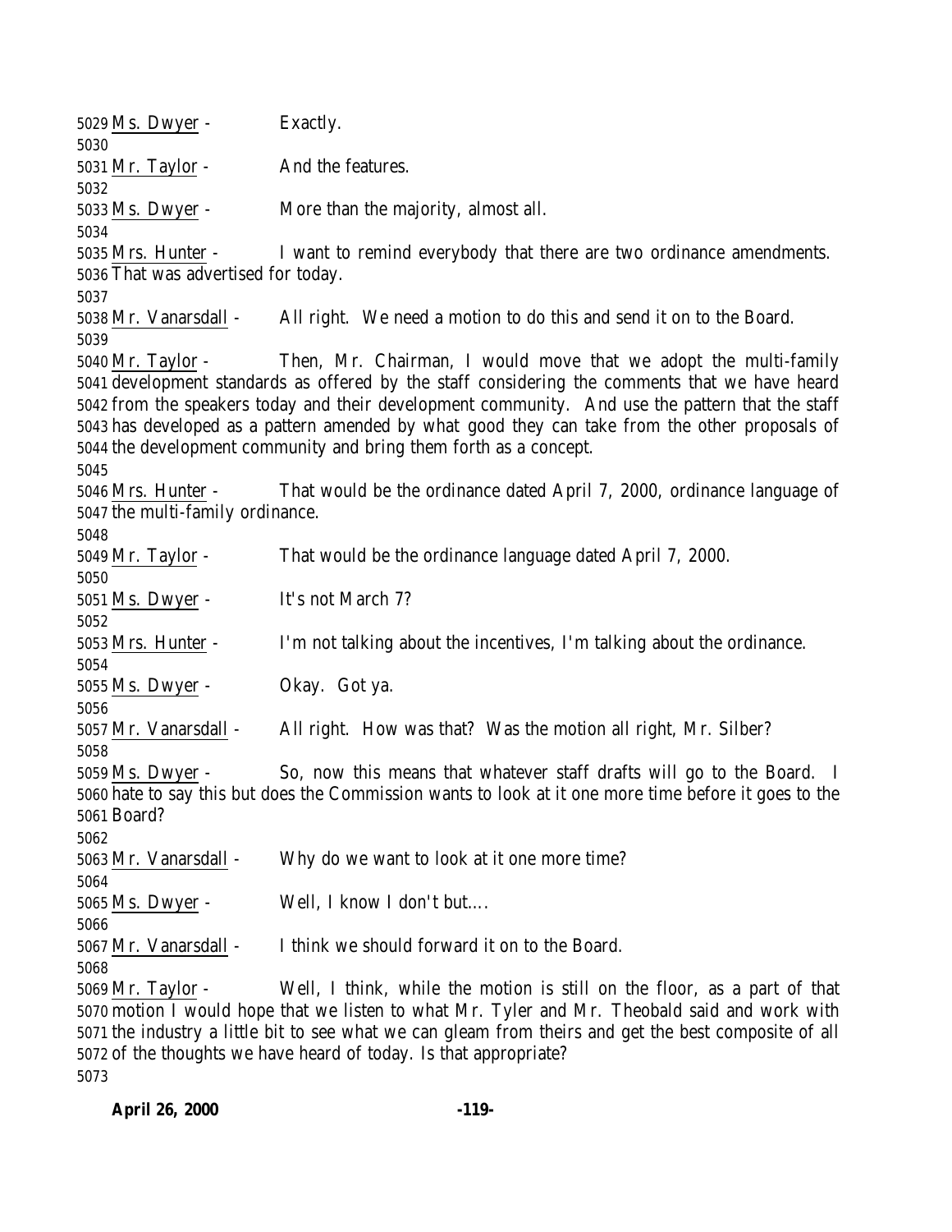Ms. Dwyer - Exactly.

Mr. Taylor - And the features.

Ms. Dwyer - More than the majority, almost all.

Mrs. Hunter - I want to remind everybody that there are two ordinance amendments. That was advertised for today.

Mr. Vanarsdall - All right. We need a motion to do this and send it on to the Board.

Mr. Taylor - Then, Mr. Chairman, I would move that we adopt the multi-family development standards as offered by the staff considering the comments that we have heard from the speakers today and their development community. And use the pattern that the staff has developed as a pattern amended by what good they can take from the other proposals of the development community and bring them forth as a concept.

Mrs. Hunter - That would be the ordinance dated April 7, 2000, ordinance language of the multi-family ordinance.

Mr. Taylor - That would be the ordinance language dated April 7, 2000.

Ms. Dwyer - It's not March 7?

Mrs. Hunter - I'm not talking about the incentives, I'm talking about the ordinance.

Ms. Dwyer - Okay. Got ya.

Mr. Vanarsdall - All right. How was that? Was the motion all right, Mr. Silber?

Ms. Dwyer - So, now this means that whatever staff drafts will go to the Board. I hate to say this but does the Commission wants to look at it one more time before it goes to the Board?

Mr. Vanarsdall - Why do we want to look at it one more time?

Ms. Dwyer - Well, I know I don't but....

Mr. Vanarsdall - I think we should forward it on to the Board.

Mr. Taylor - Well, I think, while the motion is still on the floor, as a part of that motion I would hope that we listen to what Mr. Tyler and Mr. Theobald said and work with the industry a little bit to see what we can gleam from theirs and get the best composite of all of the thoughts we have heard of today. Is that appropriate?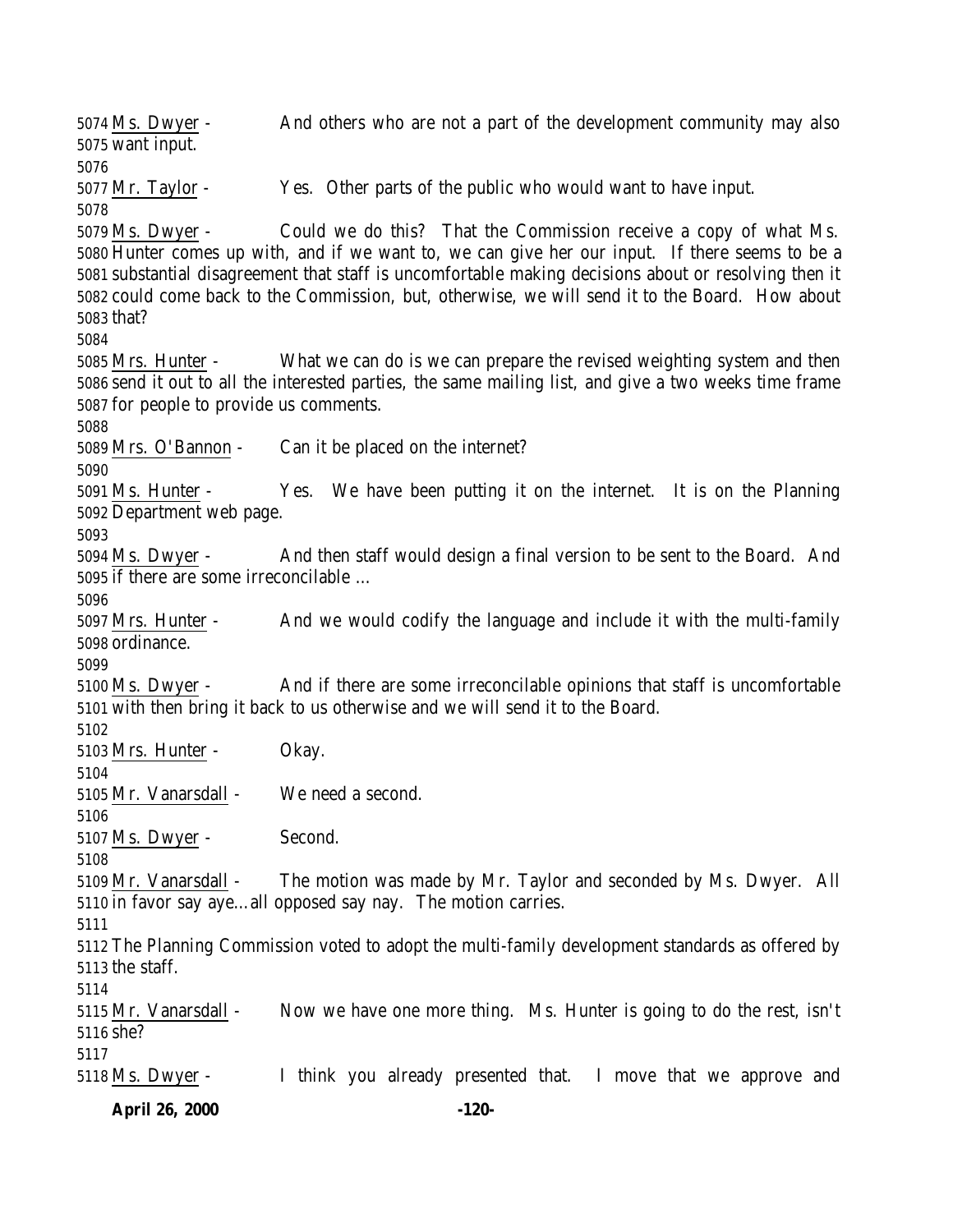Ms. Dwyer - And others who are not a part of the development community may also want input.

Mr. Taylor - Yes. Other parts of the public who would want to have input.

Ms. Dwyer - Could we do this? That the Commission receive a copy of what Ms. Hunter comes up with, and if we want to, we can give her our input. If there seems to be a substantial disagreement that staff is uncomfortable making decisions about or resolving then it could come back to the Commission, but, otherwise, we will send it to the Board. How about that?

Mrs. Hunter - What we can do is we can prepare the revised weighting system and then send it out to all the interested parties, the same mailing list, and give a two weeks time frame for people to provide us comments.

Mrs. O'Bannon - Can it be placed on the internet?

Ms. Hunter - Yes. We have been putting it on the internet. It is on the Planning Department web page.

Ms. Dwyer - And then staff would design a final version to be sent to the Board. And if there are some irreconcilable …

Mrs. Hunter - And we would codify the language and include it with the multi-family ordinance.

Ms. Dwyer - And if there are some irreconcilable opinions that staff is uncomfortable with then bring it back to us otherwise and we will send it to the Board.

Mrs. Hunter - Okay.

Mr. Vanarsdall - We need a second.

Ms. Dwyer - Second.

Mr. Vanarsdall - The motion was made by Mr. Taylor and seconded by Ms. Dwyer. All in favor say aye…all opposed say nay. The motion carries.

The Planning Commission voted to adopt the multi-family development standards as offered by the staff.

Mr. Vanarsdall - Now we have one more thing. Ms. Hunter is going to do the rest, isn't she?

Ms. Dwyer - I think you already presented that. I move that we approve and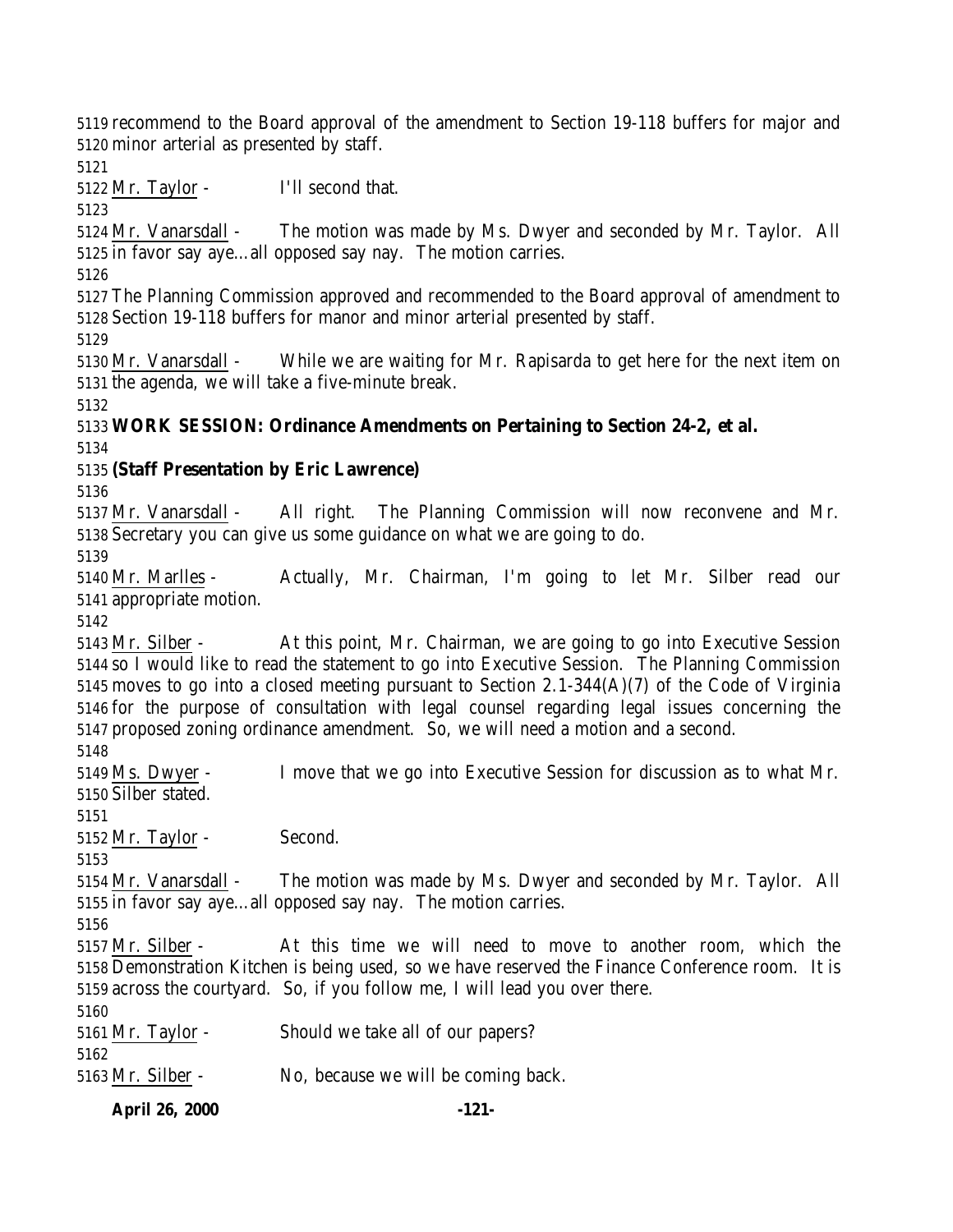recommend to the Board approval of the amendment to Section 19-118 buffers for major and minor arterial as presented by staff.

Mr. Taylor - I'll second that.

Mr. Vanarsdall - The motion was made by Ms. Dwyer and seconded by Mr. Taylor. All in favor say aye…all opposed say nay. The motion carries.

The Planning Commission approved and recommended to the Board approval of amendment to Section 19-118 buffers for manor and minor arterial presented by staff.

Mr. Vanarsdall - While we are waiting for Mr. Rapisarda to get here for the next item on the agenda, we will take a five-minute break.

**WORK SESSION: Ordinance Amendments on Pertaining to Section 24-2, et al.**

**(Staff Presentation by Eric Lawrence)**

Mr. Vanarsdall - All right. The Planning Commission will now reconvene and Mr. Secretary you can give us some guidance on what we are going to do.

Mr. Marlles - Actually, Mr. Chairman, I'm going to let Mr. Silber read our appropriate motion.

Mr. Silber - At this point, Mr. Chairman, we are going to go into Executive Session so I would like to read the statement to go into Executive Session. The Planning Commission moves to go into a closed meeting pursuant to Section 2.1-344(A)(7) of the Code of Virginia for the purpose of consultation with legal counsel regarding legal issues concerning the proposed zoning ordinance amendment. So, we will need a motion and a second.

Ms. Dwyer - I move that we go into Executive Session for discussion as to what Mr. Silber stated.

Mr. Taylor - Second.

Mr. Vanarsdall - The motion was made by Ms. Dwyer and seconded by Mr. Taylor. All in favor say aye…all opposed say nay. The motion carries.

Mr. Silber - At this time we will need to move to another room, which the Demonstration Kitchen is being used, so we have reserved the Finance Conference room. It is across the courtyard. So, if you follow me, I will lead you over there.

Mr. Taylor - Should we take all of our papers?

Mr. Silber - No, because we will be coming back.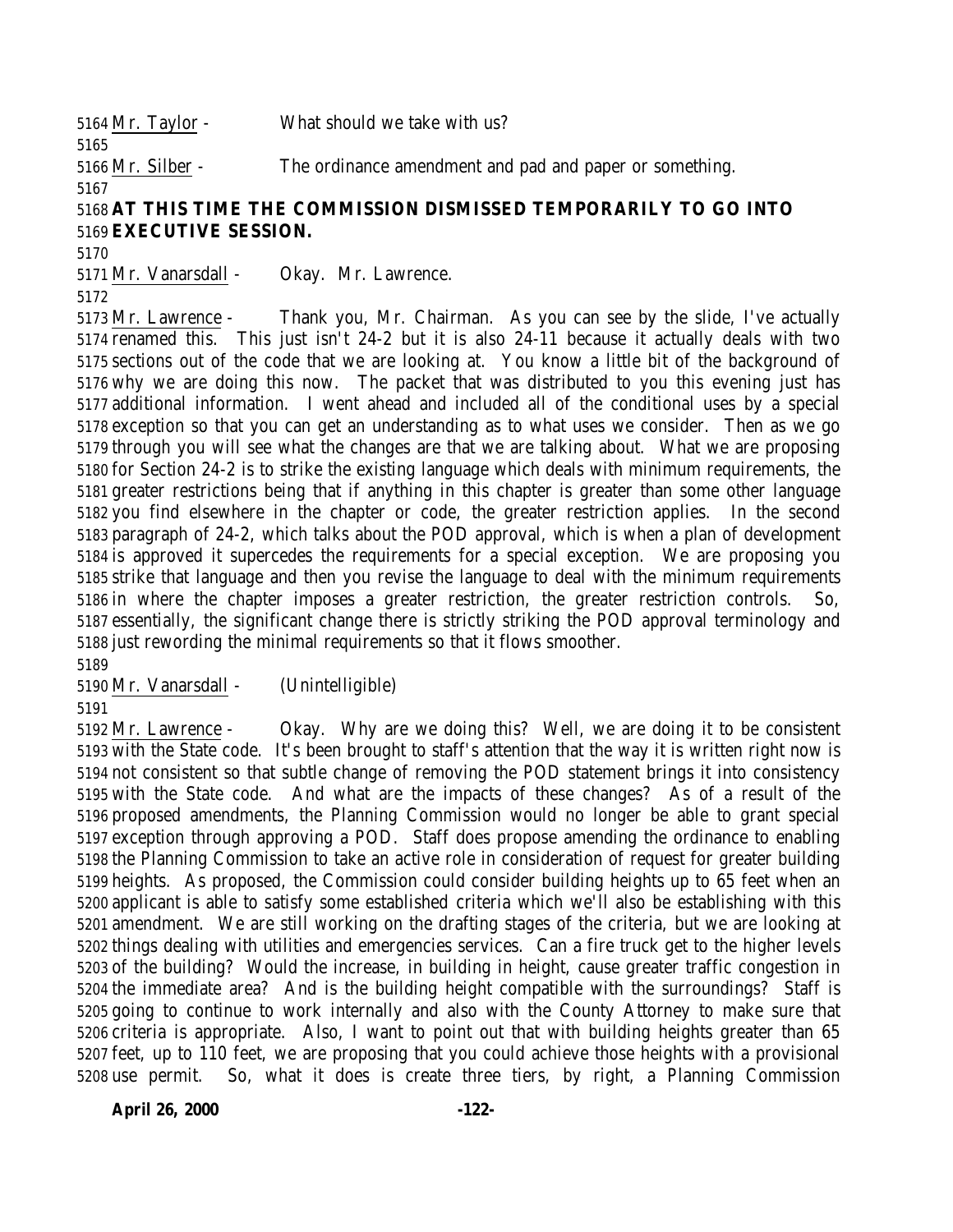Mr. Taylor - What should we take with us?

Mr. Silber - The ordinance amendment and pad and paper or something.

**AT THIS TIME THE COMMISSION DISMISSED TEMPORARILY TO GO INTO EXECUTIVE SESSION.**

Mr. Vanarsdall - Okay. Mr. Lawrence.

Mr. Lawrence - Thank you, Mr. Chairman. As you can see by the slide, I've actually renamed this. This just isn't 24-2 but it is also 24-11 because it actually deals with two sections out of the code that we are looking at. You know a little bit of the background of why we are doing this now. The packet that was distributed to you this evening just has additional information. I went ahead and included all of the conditional uses by a special exception so that you can get an understanding as to what uses we consider. Then as we go through you will see what the changes are that we are talking about. What we are proposing for Section 24-2 is to strike the existing language which deals with minimum requirements, the greater restrictions being that if anything in this chapter is greater than some other language you find elsewhere in the chapter or code, the greater restriction applies. In the second paragraph of 24-2, which talks about the POD approval, which is when a plan of development is approved it supercedes the requirements for a special exception. We are proposing you strike that language and then you revise the language to deal with the minimum requirements in where the chapter imposes a greater restriction, the greater restriction controls. So, essentially, the significant change there is strictly striking the POD approval terminology and just rewording the minimal requirements so that it flows smoother.

Mr. Vanarsdall - (Unintelligible)

Mr. Lawrence - Okay. Why are we doing this? Well, we are doing it to be consistent with the State code. It's been brought to staff's attention that the way it is written right now is not consistent so that subtle change of removing the POD statement brings it into consistency with the State code. And what are the impacts of these changes? As of a result of the proposed amendments, the Planning Commission would no longer be able to grant special exception through approving a POD. Staff does propose amending the ordinance to enabling the Planning Commission to take an active role in consideration of request for greater building heights. As proposed, the Commission could consider building heights up to 65 feet when an applicant is able to satisfy some established criteria which we'll also be establishing with this amendment. We are still working on the drafting stages of the criteria, but we are looking at things dealing with utilities and emergencies services. Can a fire truck get to the higher levels of the building? Would the increase, in building in height, cause greater traffic congestion in the immediate area? And is the building height compatible with the surroundings? Staff is going to continue to work internally and also with the County Attorney to make sure that criteria is appropriate. Also, I want to point out that with building heights greater than 65 feet, up to 110 feet, we are proposing that you could achieve those heights with a provisional use permit. So, what it does is create three tiers, by right, a Planning Commission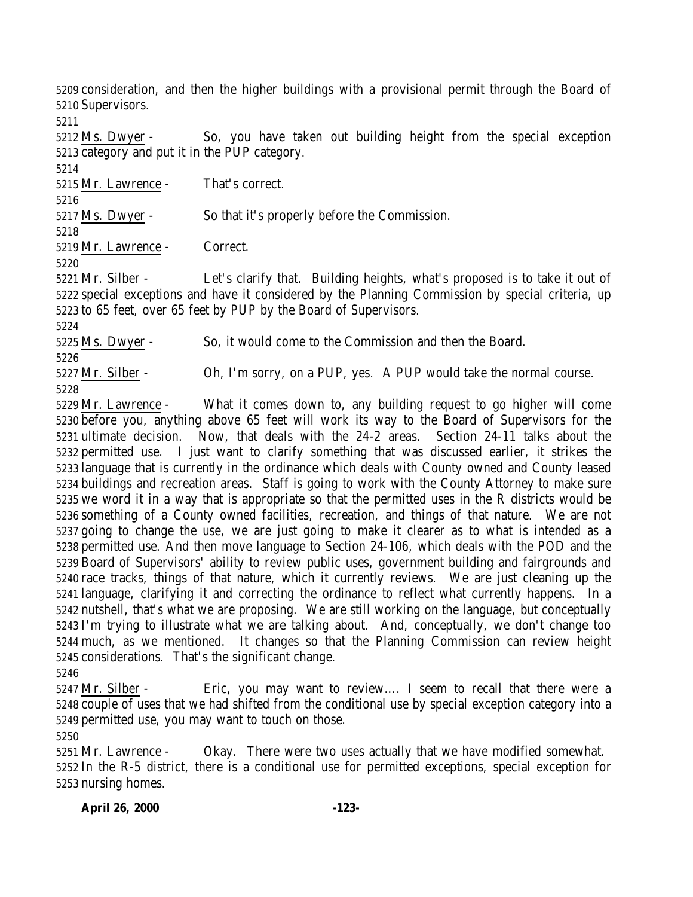consideration, and then the higher buildings with a provisional permit through the Board of Supervisors.

Ms. Dwyer - So, you have taken out building height from the special exception category and put it in the PUP category.

Mr. Lawrence - That's correct.

Ms. Dwyer - So that it's properly before the Commission.

Mr. Lawrence - Correct.

Mr. Silber - Let's clarify that. Building heights, what's proposed is to take it out of special exceptions and have it considered by the Planning Commission by special criteria, up to 65 feet, over 65 feet by PUP by the Board of Supervisors.

Ms. Dwyer - So, it would come to the Commission and then the Board.

Mr. Silber - Oh, I'm sorry, on a PUP, yes. A PUP would take the normal course.

Mr. Lawrence - What it comes down to, any building request to go higher will come before you, anything above 65 feet will work its way to the Board of Supervisors for the ultimate decision. Now, that deals with the 24-2 areas. Section 24-11 talks about the permitted use. I just want to clarify something that was discussed earlier, it strikes the language that is currently in the ordinance which deals with County owned and County leased buildings and recreation areas. Staff is going to work with the County Attorney to make sure we word it in a way that is appropriate so that the permitted uses in the R districts would be something of a County owned facilities, recreation, and things of that nature. We are not going to change the use, we are just going to make it clearer as to what is intended as a permitted use. And then move language to Section 24-106, which deals with the POD and the Board of Supervisors' ability to review public uses, government building and fairgrounds and race tracks, things of that nature, which it currently reviews. We are just cleaning up the language, clarifying it and correcting the ordinance to reflect what currently happens. In a nutshell, that's what we are proposing. We are still working on the language, but conceptually I'm trying to illustrate what we are talking about. And, conceptually, we don't change too much, as we mentioned. It changes so that the Planning Commission can review height considerations. That's the significant change.

Mr. Silber - Eric, you may want to review…. I seem to recall that there were a couple of uses that we had shifted from the conditional use by special exception category into a permitted use, you may want to touch on those.

Mr. Lawrence - Okay. There were two uses actually that we have modified somewhat. In the R-5 district, there is a conditional use for permitted exceptions, special exception for nursing homes.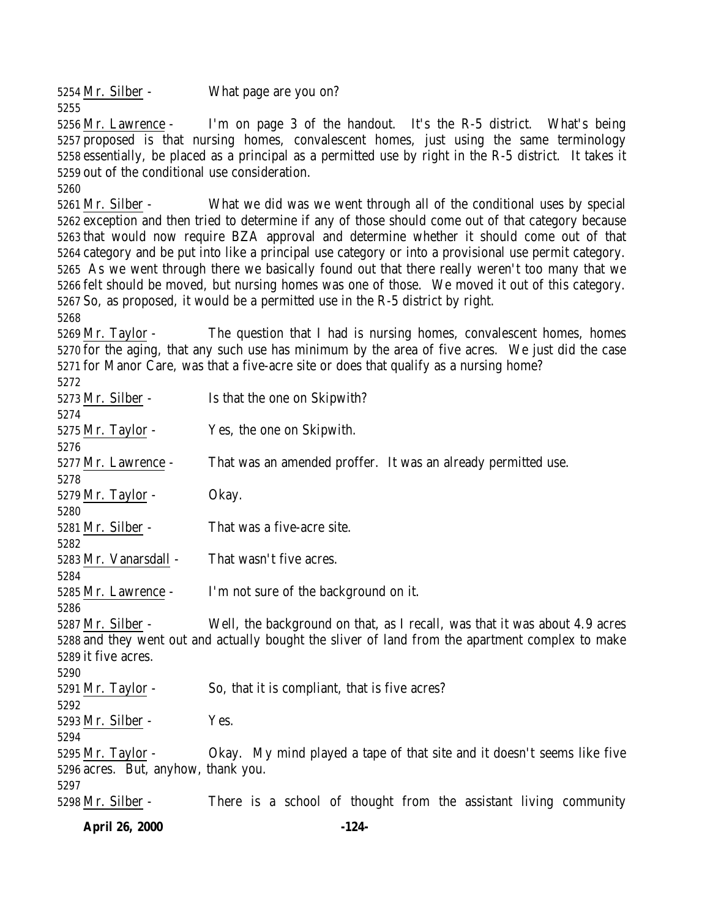5254 Mr. Silber - What page are you on?
5255
5256 Mr. Lawrence - I'm on page 3 of the handout. It's the R-5 district. What's being
5257 proposed is that nursing homes, convalescent homes, just using the same terminology
5258 essentially, be placed as a principal as a permitted use by right in the R-5 district. It takes it
5259 out of the conditional use consideration.
5260
5261 Mr. Silber - What we did was we went through all of the conditional uses by special
5262 exception and then tried to determine if any of those should come out of that category because
5263 that would now require BZA approval and determine whether it should come out of that
5264 category and be put into like a principal use category or into a provisional use permit category.
5265 As we went through there we basically found out that there really weren't too many that we
5266 felt should be moved, but nursing homes was one of those. We moved it out of this category.
5267 So, as proposed, it would be a permitted use in the R-5 district by right.
5268
5269 Mr. Taylor - The question that I had is nursing homes, convalescent homes, homes
5270 for the aging, that any such use has minimum by the area of five acres. We just did the case
5271 for Manor Care, was that a five-acre site or does that qualify as a nursing home?
5272
5273 Mr. Silber - Is that the one on Skipwith?
5274
5275 Mr. Taylor - Yes, the one on Skipwith.
5276
5277 Mr. Lawrence - That was an amended proffer. It was an already permitted use.
5278
5279 Mr. Taylor - Okay.
5280
5281 Mr. Silber - That was a five-acre site.
5282
5283 Mr. Vanarsdall - That wasn't five acres.
5284
5285 Mr. Lawrence - I'm not sure of the background on it.
5286
5287 Mr. Silber - Well, the background on that, as I recall, was that it was about 4.9 acres
5288 and they went out and actually bought the sliver of land from the apartment complex to make
5289 it five acres.
5290
5291 Mr. Taylor - So, that it is compliant, that is five acres?
5292
5293 Mr. Silber - Yes.
5294
5295 Mr. Taylor - Okay. My mind played a tape of that site and it doesn't seems like five
5296 acres. But, anyhow, thank you.
5297
5298 Mr. Silber - There is a school of thought from the assistant living community

**April 26, 2000**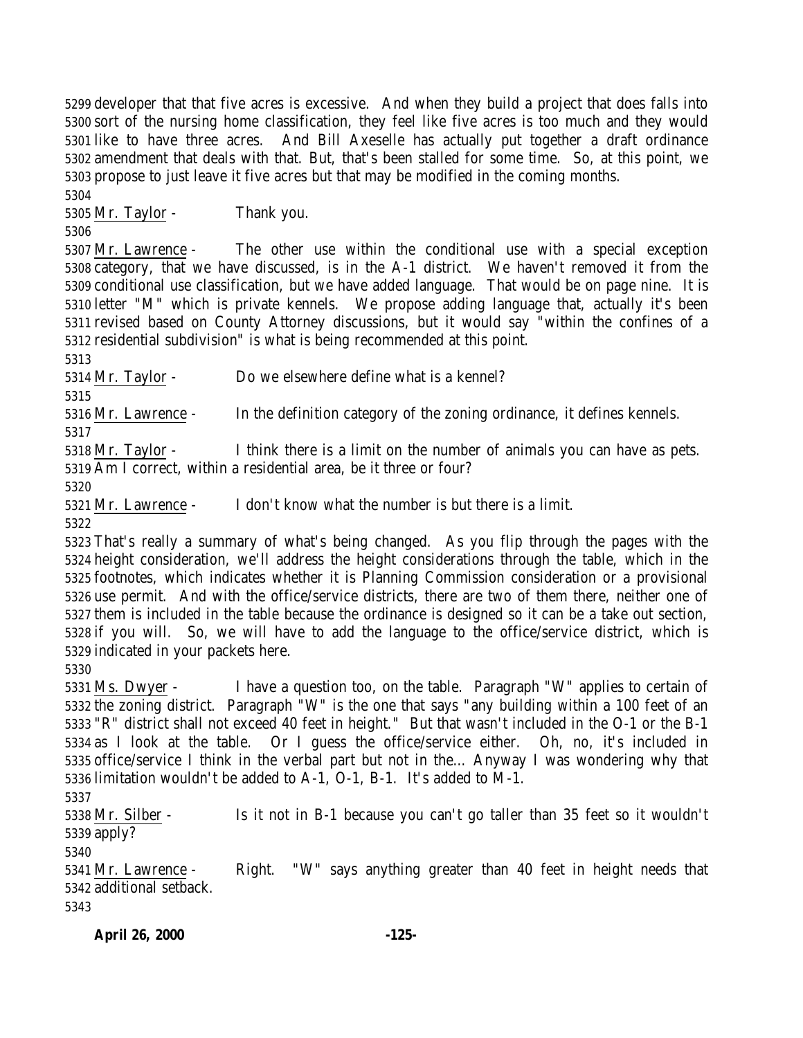developer that that five acres is excessive. And when they build a project that does falls into sort of the nursing home classification, they feel like five acres is too much and they would like to have three acres. And Bill Axeselle has actually put together a draft ordinance amendment that deals with that. But, that's been stalled for some time. So, at this point, we propose to just leave it five acres but that may be modified in the coming months.

Mr. Taylor - Thank you.

Mr. Lawrence - The other use within the conditional use with a special exception category, that we have discussed, is in the A-1 district. We haven't removed it from the conditional use classification, but we have added language. That would be on page nine. It is letter "M" which is private kennels. We propose adding language that, actually it's been revised based on County Attorney discussions, but it would say "within the confines of a residential subdivision" is what is being recommended at this point.

Mr. Taylor - Do we elsewhere define what is a kennel?

Mr. Lawrence - In the definition category of the zoning ordinance, it defines kennels.

Mr. Taylor - I think there is a limit on the number of animals you can have as pets. Am I correct, within a residential area, be it three or four?

Mr. Lawrence - I don't know what the number is but there is a limit.

That's really a summary of what's being changed. As you flip through the pages with the height consideration, we'll address the height considerations through the table, which in the footnotes, which indicates whether it is Planning Commission consideration or a provisional use permit. And with the office/service districts, there are two of them there, neither one of them is included in the table because the ordinance is designed so it can be a take out section, if you will. So, we will have to add the language to the office/service district, which is indicated in your packets here.

Ms. Dwyer - I have a question too, on the table. Paragraph "W" applies to certain of the zoning district. Paragraph "W" is the one that says "any building within a 100 feet of an "R" district shall not exceed 40 feet in height." But that wasn't included in the O-1 or the B-1 as I look at the table. Or I guess the office/service either. Oh, no, it's included in office/service I think in the verbal part but not in the... Anyway I was wondering why that limitation wouldn't be added to A-1, O-1, B-1. It's added to M-1.

Mr. Silber - Is it not in B-1 because you can't go taller than 35 feet so it wouldn't apply?

Mr. Lawrence - Right. "W" says anything greater than 40 feet in height needs that additional setback.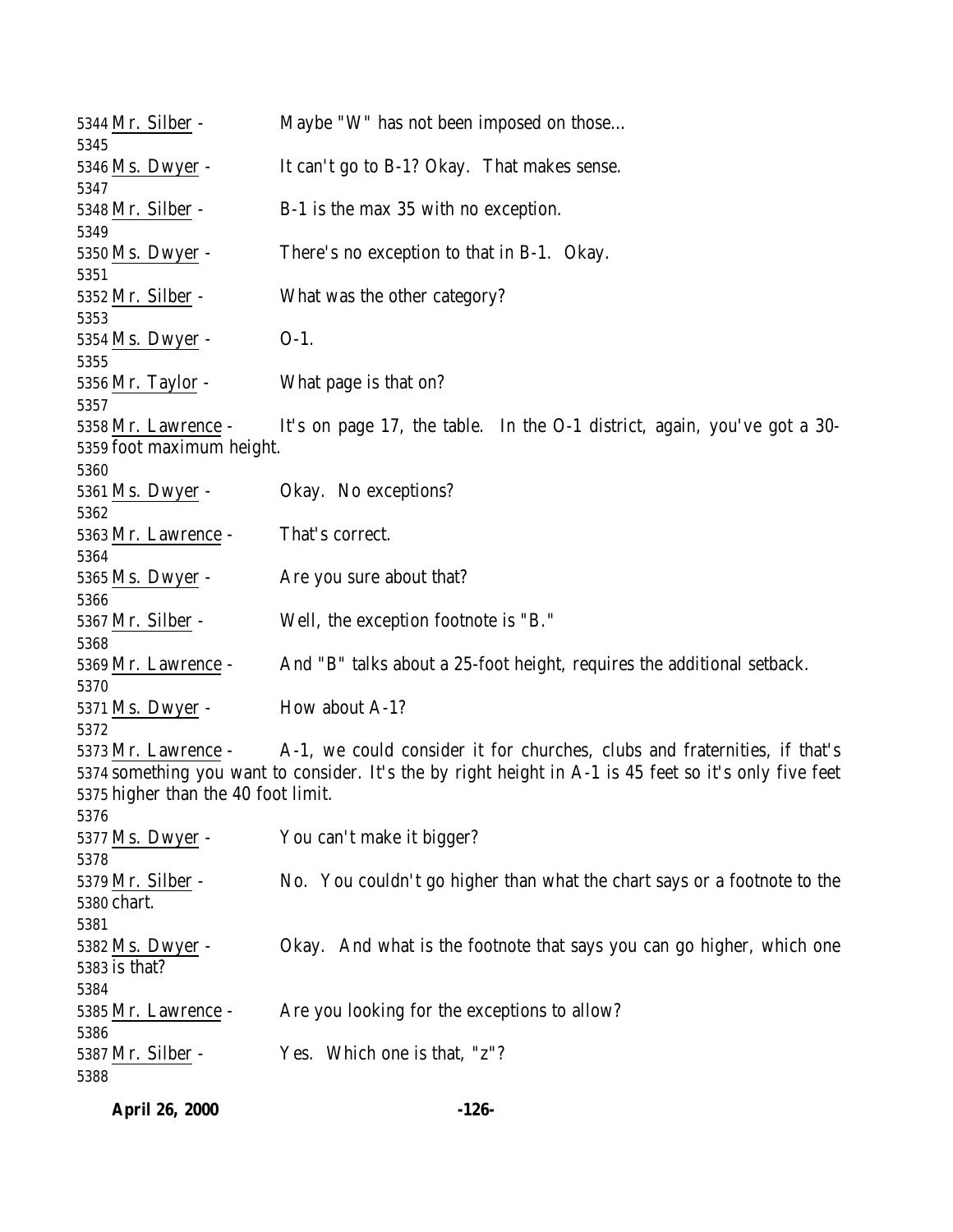5344 Mr. Silber - Maybe "W" has not been imposed on those…
5345
5346 Ms. Dwyer - It can't go to B-1? Okay. That makes sense.
5347
5348 Mr. Silber - B-1 is the max 35 with no exception.
5349
5350 Ms. Dwyer - There's no exception to that in B-1. Okay.
5351
5352 Mr. Silber - What was the other category?
5353
5354 Ms. Dwyer - O-1.
5355
5356 Mr. Taylor - What page is that on?
5357
5358 Mr. Lawrence - It's on page 17, the table. In the O-1 district, again, you've got a 30-
5359 foot maximum height.
5360
5361 Ms. Dwyer - Okay. No exceptions?
5362
5363 Mr. Lawrence - That's correct.
5364
5365 Ms. Dwyer - Are you sure about that?
5366
5367 Mr. Silber - Well, the exception footnote is "B."
5368
5369 Mr. Lawrence - And "B" talks about a 25-foot height, requires the additional setback.
5370
5371 Ms. Dwyer - How about A-1?
5372
5373 Mr. Lawrence - A-1, we could consider it for churches, clubs and fraternities, if that's
5374 something you want to consider. It's the by right height in A-1 is 45 feet so it's only five feet
5375 higher than the 40 foot limit.
5376
5377 Ms. Dwyer - You can't make it bigger?
5378
5379 Mr. Silber - No. You couldn't go higher than what the chart says or a footnote to the
5380 chart.
5381
5382 Ms. Dwyer - Okay. And what is the footnote that says you can go higher, which one
5383 is that?
5384
5385 Mr. Lawrence - Are you looking for the exceptions to allow?
5386
5387 Mr. Silber - Yes. Which one is that, "z"?
5388

**April 26, 2000**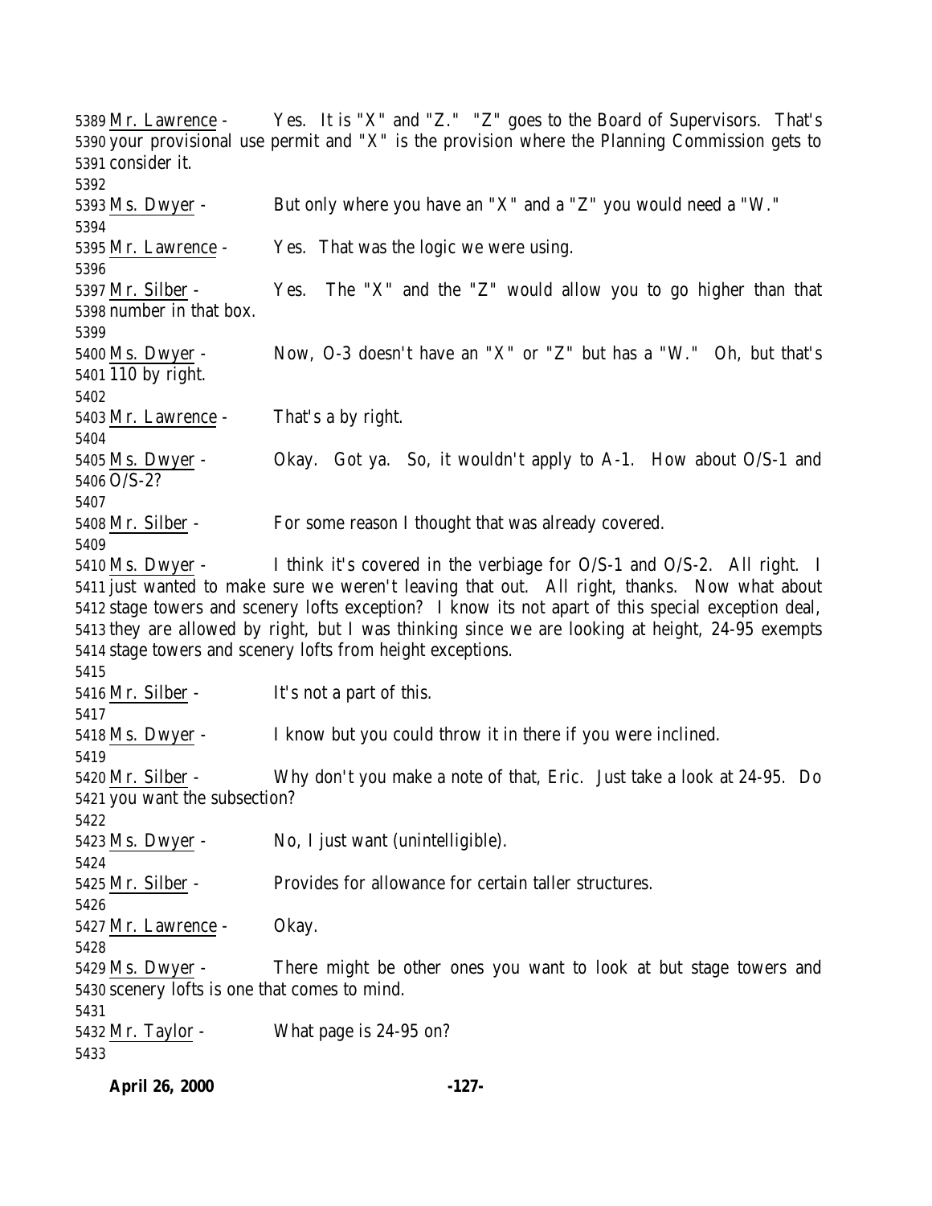Mr. Lawrence - Yes. It is "X" and "Z." "Z" goes to the Board of Supervisors. That's your provisional use permit and "X" is the provision where the Planning Commission gets to consider it.

Ms. Dwyer - But only where you have an "X" and a "Z" you would need a "W."

Mr. Lawrence - Yes. That was the logic we were using.

Mr. Silber - Yes. The "X" and the "Z" would allow you to go higher than that number in that box.

Ms. Dwyer - Now, O-3 doesn't have an "X" or "Z" but has a "W." Oh, but that's 110 by right.

Mr. Lawrence - That's a by right.

Ms. Dwyer - Okay. Got ya. So, it wouldn't apply to A-1. How about O/S-1 and O/S-2?

Mr. Silber - For some reason I thought that was already covered.

Ms. Dwyer - I think it's covered in the verbiage for O/S-1 and O/S-2. All right. I just wanted to make sure we weren't leaving that out. All right, thanks. Now what about stage towers and scenery lofts exception? I know its not apart of this special exception deal, they are allowed by right, but I was thinking since we are looking at height, 24-95 exempts stage towers and scenery lofts from height exceptions.

Mr. Silber - It's not a part of this.

Ms. Dwyer - I know but you could throw it in there if you were inclined.

Mr. Silber - Why don't you make a note of that, Eric. Just take a look at 24-95. Do you want the subsection?

Ms. Dwyer - No, I just want (unintelligible).

Mr. Silber - Provides for allowance for certain taller structures.

Mr. Lawrence - Okay.

Ms. Dwyer - There might be other ones you want to look at but stage towers and scenery lofts is one that comes to mind.

Mr. Taylor - What page is 24-95 on?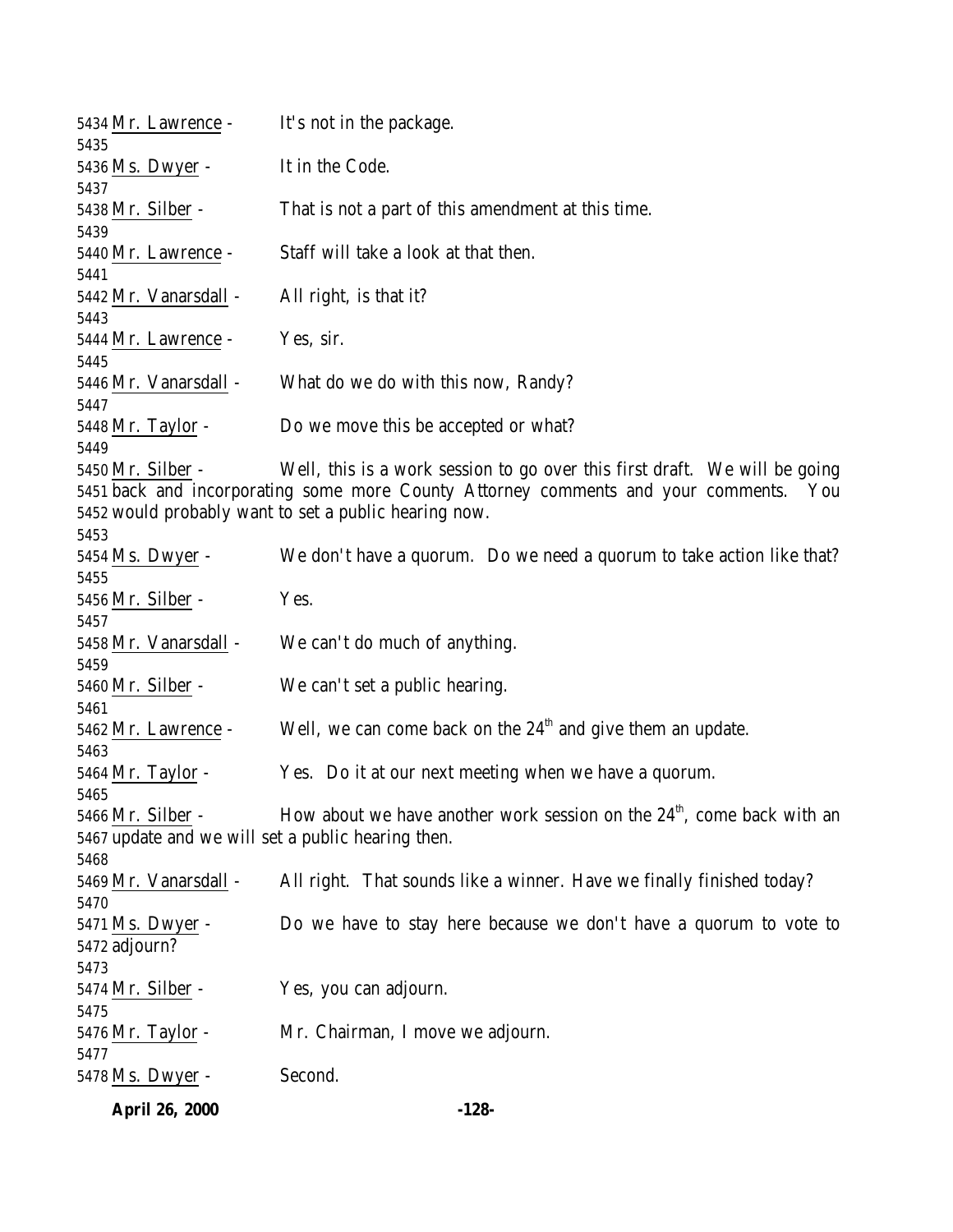5434 Mr. Lawrence - It's not in the package.
5435
5436 Ms. Dwyer - It in the Code.
5437
5438 Mr. Silber - That is not a part of this amendment at this time.
5439
5440 Mr. Lawrence - Staff will take a look at that then.
5441
5442 Mr. Vanarsdall - All right, is that it?
5443
5444 Mr. Lawrence - Yes, sir.
5445
5446 Mr. Vanarsdall - What do we do with this now, Randy?
5447
5448 Mr. Taylor - Do we move this be accepted or what?
5449
5450 Mr. Silber - Well, this is a work session to go over this first draft. We will be going
5451 back and incorporating some more County Attorney comments and your comments. You
5452 would probably want to set a public hearing now.
5453
5454 Ms. Dwyer - We don't have a quorum. Do we need a quorum to take action like that?
5455
5456 Mr. Silber - Yes.
5457
5458 Mr. Vanarsdall - We can't do much of anything.
5459
5460 Mr. Silber - We can't set a public hearing.
5461
5462 Mr. Lawrence - Well, we can come back on the 24th and give them an update.
5463
5464 Mr. Taylor - Yes. Do it at our next meeting when we have a quorum.
5465
5466 Mr. Silber - How about we have another work session on the 24th, come back with an
5467 update and we will set a public hearing then.
5468
5469 Mr. Vanarsdall - All right. That sounds like a winner. Have we finally finished today?
5470
5471 Ms. Dwyer - Do we have to stay here because we don't have a quorum to vote to
5472 adjourn?
5473
5474 Mr. Silber - Yes, you can adjourn.
5475
5476 Mr. Taylor - Mr. Chairman, I move we adjourn.
5477
5478 Ms. Dwyer - Second.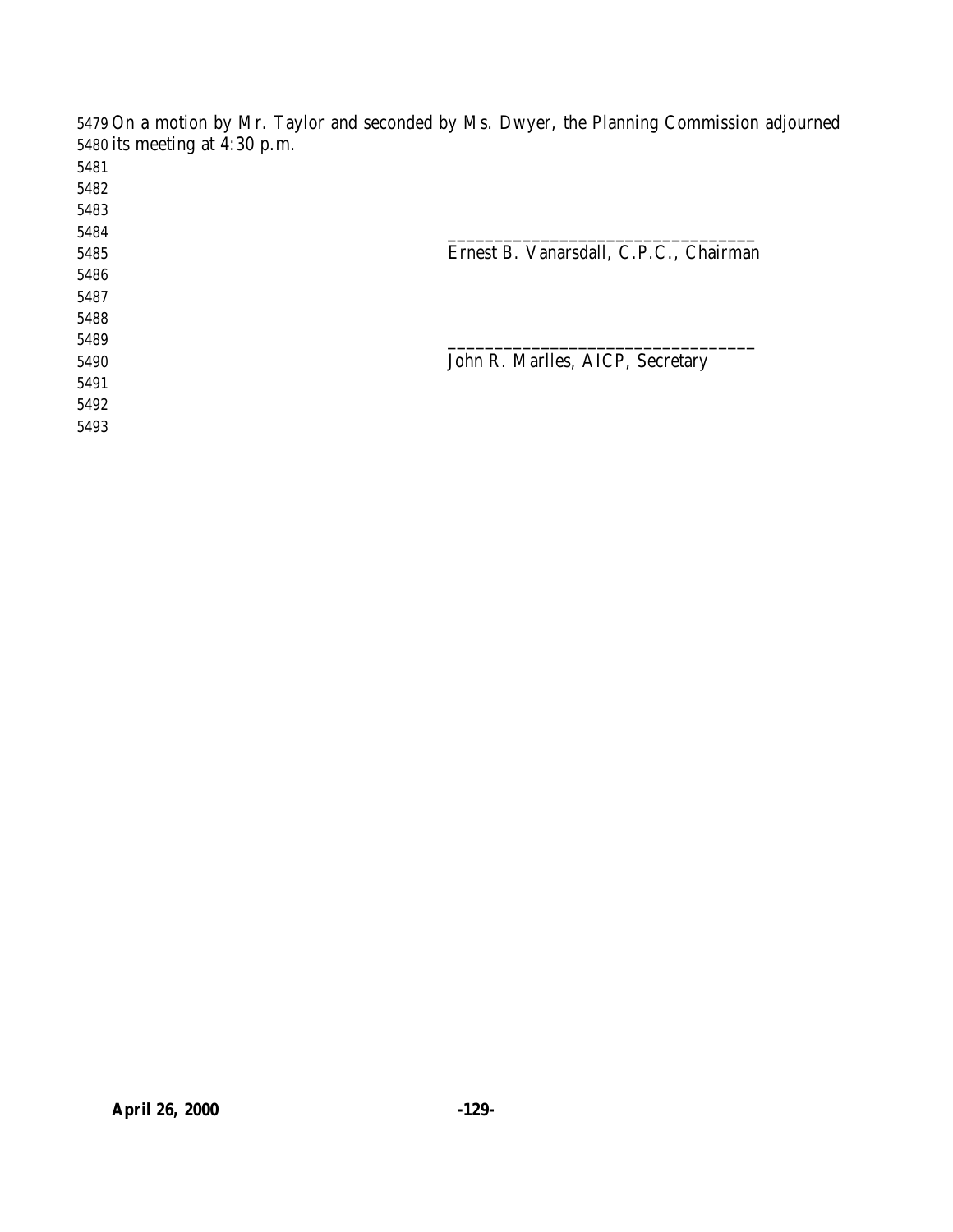On a motion by Mr. Taylor and seconded by Ms. Dwyer, the Planning Commission adjourned its meeting at 4:30 p.m.

\_\_\_\_\_\_\_\_\_\_\_\_\_\_\_\_\_\_\_\_\_\_\_\_\_\_\_\_\_\_\_\_\_\_

Ernest B. Vanarsdall, C.P.C., Chairman

\_\_\_\_\_\_\_\_\_\_\_\_\_\_\_\_\_\_\_\_\_\_\_\_\_\_\_\_\_\_\_\_\_\_

John R. Marlles, AICP, Secretary